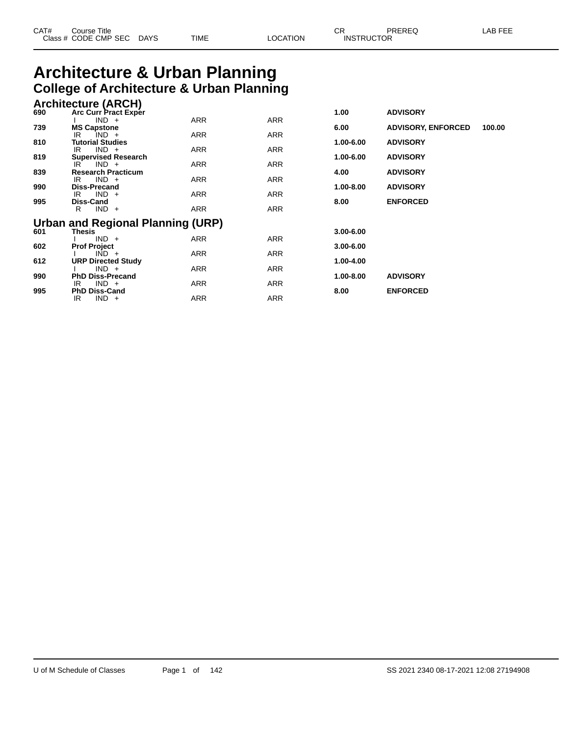# Architecture & Urban Planning

## College of Architecture & Urban Planning

### Architecture (ARCH)

| CAT# | Course Title / Class # CODE CMP SEC | DAYS | TIME | LOCATION | CR / INSTRUCTOR | PREREQ | LAB FEE |
|---|---|---|---|---|---|---|---|
| 690 | **Arc Curr Pract Exper** | | | | **1.00** | **ADVISORY** | |
| | I IND + | | ARR | ARR | | | |
| 739 | **MS Capstone** | | | | **6.00** | **ADVISORY, ENFORCED** | **100.00** |
| | IR IND + | | ARR | ARR | | | |
| 810 | **Tutorial Studies** | | | | **1.00-6.00** | **ADVISORY** | |
| | IR IND + | | ARR | ARR | | | |
| 819 | **Supervised Research** | | | | **1.00-6.00** | **ADVISORY** | |
| | IR IND + | | ARR | ARR | | | |
| 839 | **Research Practicum** | | | | **4.00** | **ADVISORY** | |
| | IR IND + | | ARR | ARR | | | |
| 990 | **Diss-Precand** | | | | **1.00-8.00** | **ADVISORY** | |
| | IR IND + | | ARR | ARR | | | |
| 995 | **Diss-Cand** | | | | **8.00** | **ENFORCED** | |
| | R IND + | | ARR | ARR | | | |

### Urban and Regional Planning (URP)

| CAT# | Course Title / Class # CODE CMP SEC | DAYS | TIME | LOCATION | CR / INSTRUCTOR | PREREQ | LAB FEE |
|---|---|---|---|---|---|---|---|
| 601 | **Thesis** | | | | **3.00-6.00** | | |
| | I IND + | | ARR | ARR | | | |
| 602 | **Prof Project** | | | | **3.00-6.00** | | |
| | I IND + | | ARR | ARR | | | |
| 612 | **URP Directed Study** | | | | **1.00-4.00** | | |
| | I IND + | | ARR | ARR | | | |
| 990 | **PhD Diss-Precand** | | | | **1.00-8.00** | **ADVISORY** | |
| | IR IND + | | ARR | ARR | | | |
| 995 | **PhD Diss-Cand** | | | | **8.00** | **ENFORCED** | |
| | IR IND + | | ARR | ARR | | | |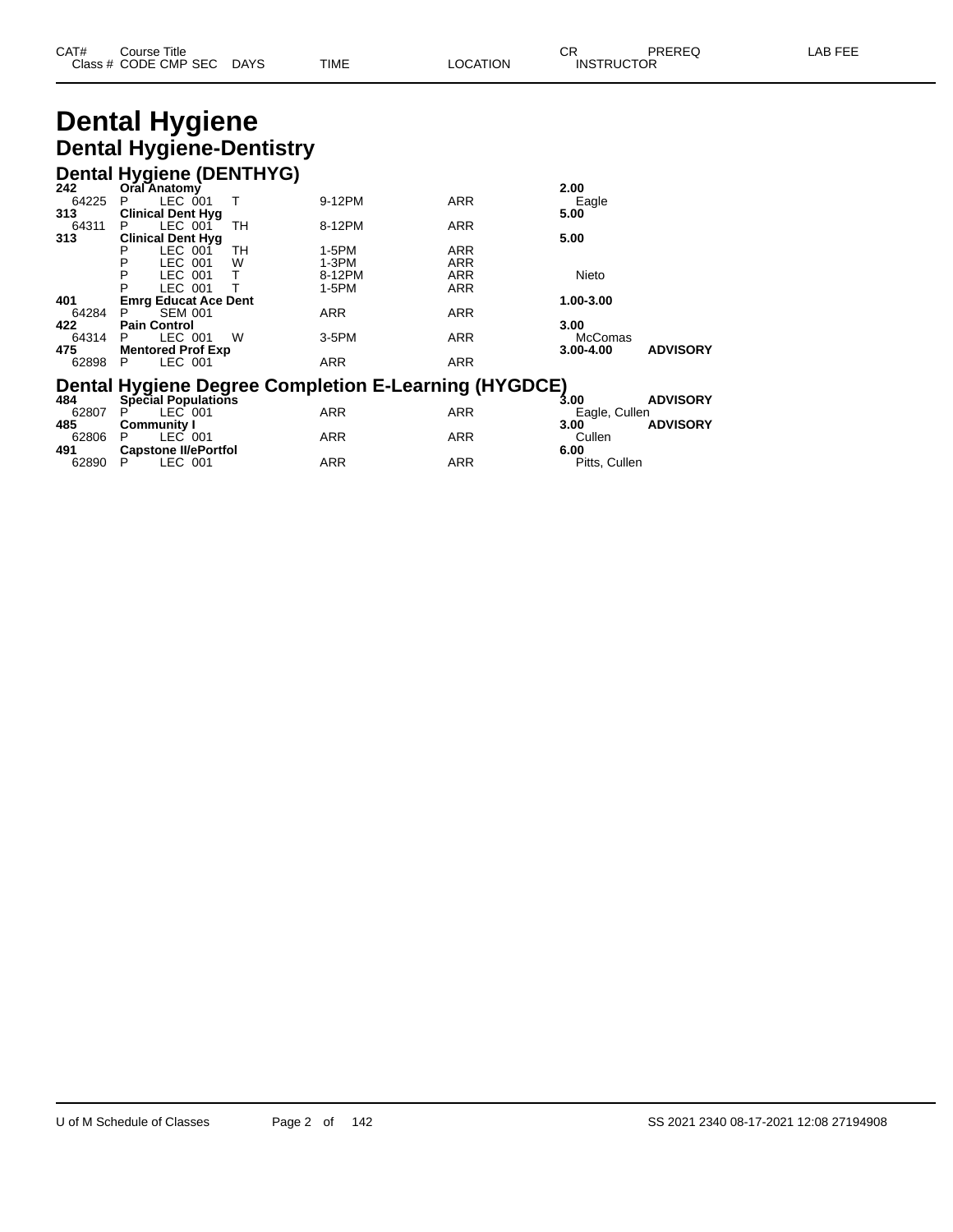# Dental Hygiene

## Dental Hygiene-Dentistry

### Dental Hygiene (DENTHYG)

| CAT# / Class # | Course Title / CODE CMP SEC | DAYS | TIME | LOCATION | CR / INSTRUCTOR | PREREQ | LAB FEE |
|---|---|---|---|---|---|---|---|
| **242** | **Oral Anatomy** | | | | **2.00** | | |
| 64225 | P LEC 001 | T | 9-12PM | ARR | Eagle | | |
| **313** | **Clinical Dent Hyg** | | | | **5.00** | | |
| 64311 | P LEC 001 | TH | 8-12PM | ARR | | | |
| **313** | **Clinical Dent Hyg** | | | | **5.00** | | |
| | P LEC 001 | TH | 1-5PM | ARR | | | |
| | P LEC 001 | W | 1-3PM | ARR | | | |
| | P LEC 001 | T | 8-12PM | ARR | Nieto | | |
| | P LEC 001 | T | 1-5PM | ARR | | | |
| **401** | **Emrg Educat Ace Dent** | | | | **1.00-3.00** | | |
| 64284 | P SEM 001 | | ARR | ARR | | | |
| **422** | **Pain Control** | | | | **3.00** | | |
| 64314 | P LEC 001 | W | 3-5PM | ARR | McComas | | |
| **475** | **Mentored Prof Exp** | | | | **3.00-4.00** | **ADVISORY** | |
| 62898 | P LEC 001 | | ARR | ARR | | | |

### Dental Hygiene Degree Completion E-Learning (HYGDCE)

| CAT# / Class # | Course Title / CODE CMP SEC | DAYS | TIME | LOCATION | CR / INSTRUCTOR | PREREQ | LAB FEE |
|---|---|---|---|---|---|---|---|
| **484** | **Special Populations** | | | | **3.00** | **ADVISORY** | |
| 62807 | P LEC 001 | | ARR | ARR | Eagle, Cullen | | |
| **485** | **Community I** | | | | **3.00** | **ADVISORY** | |
| 62806 | P LEC 001 | | ARR | ARR | Cullen | | |
| **491** | **Capstone II/ePortfol** | | | | **6.00** | | |
| 62890 | P LEC 001 | | ARR | ARR | Pitts, Cullen | | |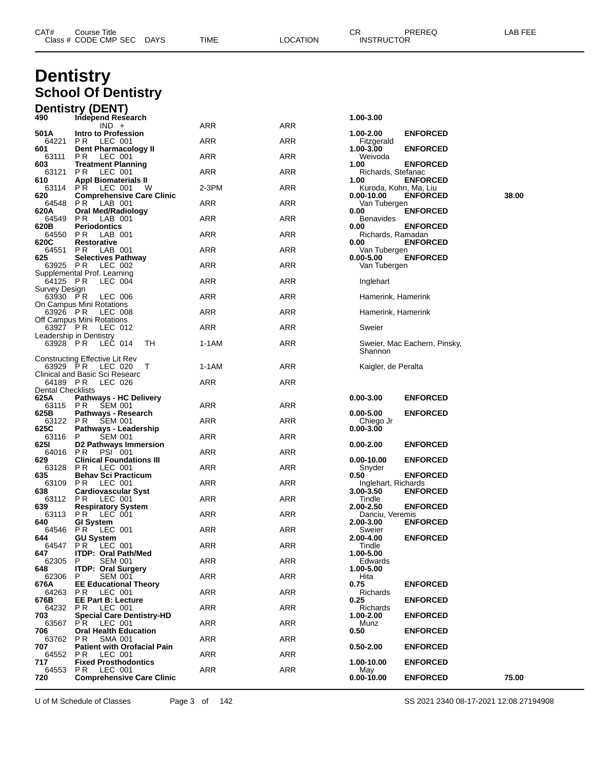# Dentistry

## School Of Dentistry

### Dentistry (DENT)

| CAT# / Class # | Course Title / CODE CMP SEC | DAYS | TIME | LOCATION | CR / INSTRUCTOR | PREREQ | LAB FEE |
|---|---|---|---|---|---|---|---|
| **490** | **Independ Research** | | | | **1.00-3.00** | | |
| | IND + | | ARR | ARR | | | |
| **501A** | **Intro to Profession** | | | | **1.00-2.00** | **ENFORCED** | |
| 64221 | P R LEC 001 | | ARR | ARR | Fitzgerald | | |
| **601** | **Dent Pharmacology II** | | | | **1.00-3.00** | **ENFORCED** | |
| 63111 | P R LEC 001 | | ARR | ARR | Weivoda | | |
| **603** | **Treatment Planning** | | | | **1.00** | **ENFORCED** | |
| 63121 | P R LEC 001 | | ARR | ARR | Richards, Stefanac | | |
| **610** | **Appl Biomaterials II** | | | | **1.00** | **ENFORCED** | |
| 63114 | P R LEC 001 | W | 2-3PM | ARR | Kuroda, Kohn, Ma, Liu | | |
| **620** | **Comprehensive Care Clinic** | | | | **0.00-10.00** | **ENFORCED** | **38.00** |
| 64548 | P R LAB 001 | | ARR | ARR | Van Tubergen | | |
| **620A** | **Oral Med/Radiology** | | | | **0.00** | **ENFORCED** | |
| 64549 | P R LAB 001 | | ARR | ARR | Benavides | | |
| **620B** | **Periodontics** | | | | **0.00** | **ENFORCED** | |
| 64550 | P R LAB 001 | | ARR | ARR | Richards, Ramadan | | |
| **620C** | **Restorative** | | | | **0.00** | **ENFORCED** | |
| 64551 | P R LAB 001 | | ARR | ARR | Van Tubergen | | |
| **625** | **Selectives Pathway** | | | | **0.00-5.00** | **ENFORCED** | |
| 63925 | P R LEC 002 | | ARR | ARR | Van Tubergen | | |
| | Supplemental Prof. Learning | | | | | | |
| 64125 | P R LEC 004 | | ARR | ARR | Inglehart | | |
| | Survey Design | | | | | | |
| 63930 | P R LEC 006 | | ARR | ARR | Hamerink, Hamerink | | |
| | On Campus Mini Rotations | | | | | | |
| 63926 | P R LEC 008 | | ARR | ARR | Hamerink, Hamerink | | |
| | Off Campus Mini Rotations | | | | | | |
| 63927 | P R LEC 012 | | ARR | ARR | Sweier | | |
| | Leadership in Dentistry | | | | | | |
| 63928 | P R LEC 014 | TH | 1-1AM | ARR | Sweier, Mac Eachern, Pinsky, Shannon | | |
| | Constructing Effective Lit Rev | | | | | | |
| 63929 | P R LEC 020 | T | 1-1AM | ARR | Kaigler, de Peralta | | |
| | Clinical and Basic Sci Researc | | | | | | |
| 64189 | P R LEC 026 | | ARR | ARR | | | |
| | Dental Checklists | | | | | | |
| **625A** | **Pathways - HC Delivery** | | | | **0.00-3.00** | **ENFORCED** | |
| 63115 | P R SEM 001 | | ARR | ARR | | | |
| **625B** | **Pathways - Research** | | | | **0.00-5.00** | **ENFORCED** | |
| 63122 | P R SEM 001 | | ARR | ARR | Chiego Jr | | |
| **625C** | **Pathways - Leadership** | | | | **0.00-3.00** | | |
| 63116 | P SEM 001 | | ARR | ARR | | | |
| **625I** | **D2 Pathways Immersion** | | | | **0.00-2.00** | **ENFORCED** | |
| 64016 | P R PSI 001 | | ARR | ARR | | | |
| **629** | **Clinical Foundations III** | | | | **0.00-10.00** | **ENFORCED** | |
| 63128 | P R LEC 001 | | ARR | ARR | Snyder | | |
| **635** | **Behav Sci Practicum** | | | | **0.50** | **ENFORCED** | |
| 63109 | P R LEC 001 | | ARR | ARR | Inglehart, Richards | | |
| **638** | **Cardiovascular Syst** | | | | **3.00-3.50** | **ENFORCED** | |
| 63112 | P R LEC 001 | | ARR | ARR | Tindle | | |
| **639** | **Respiratory System** | | | | **2.00-2.50** | **ENFORCED** | |
| 63113 | P R LEC 001 | | ARR | ARR | Danciu, Veremis | | |
| **640** | **GI System** | | | | **2.00-3.00** | **ENFORCED** | |
| 64546 | P R LEC 001 | | ARR | ARR | Sweier | | |
| **644** | **GU System** | | | | **2.00-4.00** | **ENFORCED** | |
| 64547 | P R LEC 001 | | ARR | ARR | Tindle | | |
| **647** | **ITDP: Oral Path/Med** | | | | **1.00-5.00** | | |
| 62305 | P SEM 001 | | ARR | ARR | Edwards | | |
| **648** | **ITDP: Oral Surgery** | | | | **1.00-5.00** | | |
| 62306 | P SEM 001 | | ARR | ARR | Hita | | |
| **676A** | **EE Educational Theory** | | | | **0.75** | **ENFORCED** | |
| 64263 | P R LEC 001 | | ARR | ARR | Richards | | |
| **676B** | **EE Part B: Lecture** | | | | **0.25** | **ENFORCED** | |
| 64232 | P R LEC 001 | | ARR | ARR | Richards | | |
| **703** | **Special Care Dentistry-HD** | | | | **1.00-2.00** | **ENFORCED** | |
| 63567 | P R LEC 001 | | ARR | ARR | Munz | | |
| **706** | **Oral Health Education** | | | | **0.50** | **ENFORCED** | |
| 63762 | P R SMA 001 | | ARR | ARR | | | |
| **707** | **Patient with Orofacial Pain** | | | | **0.50-2.00** | **ENFORCED** | |
| 64552 | P R LEC 001 | | ARR | ARR | | | |
| **717** | **Fixed Prosthodontics** | | | | **1.00-10.00** | **ENFORCED** | |
| 64553 | P R LEC 001 | | ARR | ARR | May | | |
| **720** | **Comprehensive Care Clinic** | | | | **0.00-10.00** | **ENFORCED** | **75.00** |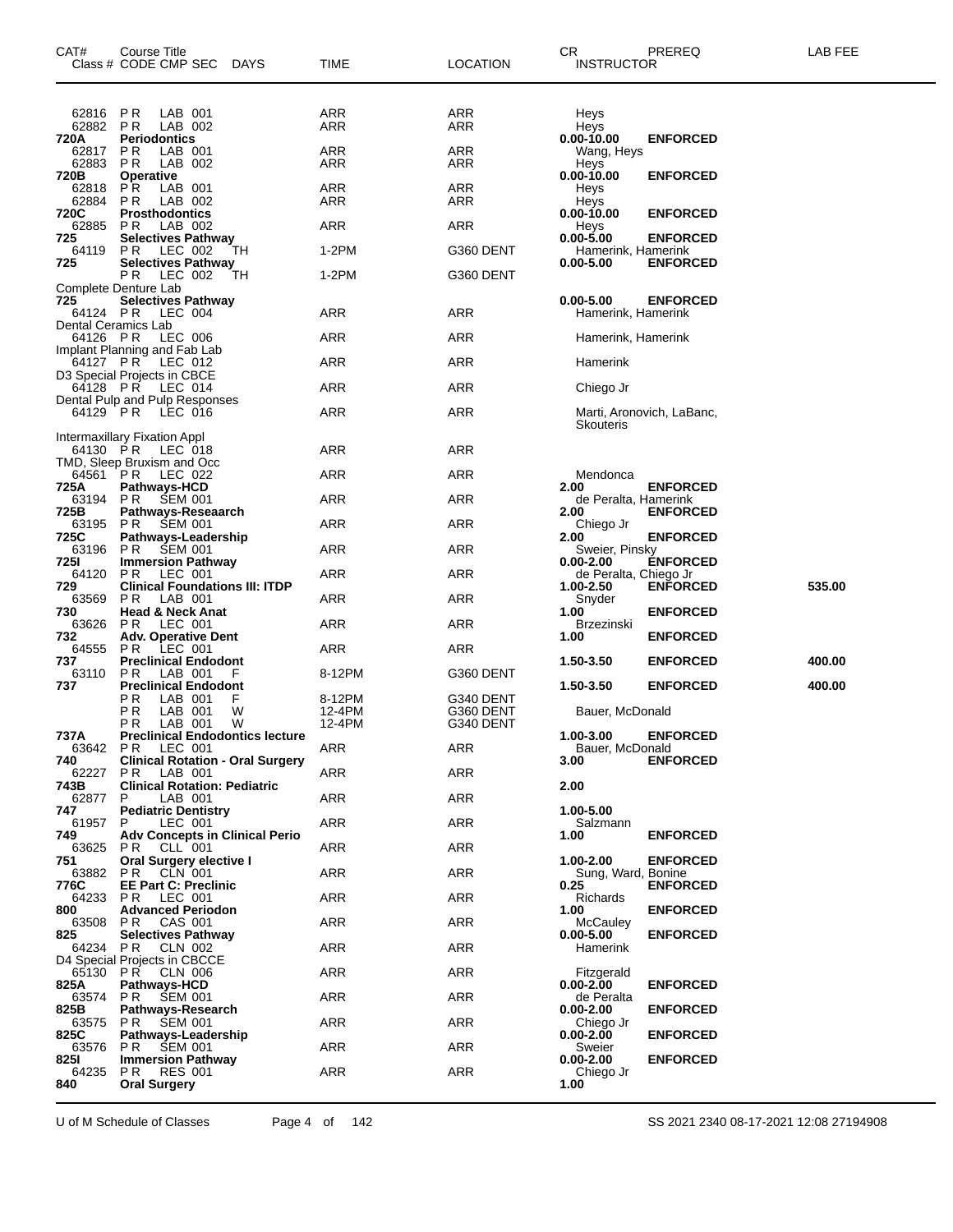| CAT# | Course Title<br>Class # CODE CMP SEC DAYS | TIME | LOCATION | CR<br>INSTRUCTOR | PREREQ | LAB FEE |
|---|---|---|---|---|---|---|
| 62816 | P R LAB 001 | ARR | ARR | Heys | | |
| 62882 | P R LAB 002 | ARR | ARR | Heys | | |
| **720A** | **Periodontics** | | | **0.00-10.00** | **ENFORCED** | |
| 62817 | P R LAB 001 | ARR | ARR | Wang, Heys | | |
| 62883 | P R LAB 002 | ARR | ARR | Heys | | |
| **720B** | **Operative** | | | **0.00-10.00** | **ENFORCED** | |
| 62818 | P R LAB 001 | ARR | ARR | Heys | | |
| 62884 | P R LAB 002 | ARR | ARR | Heys | | |
| **720C** | **Prosthodontics** | | | **0.00-10.00** | **ENFORCED** | |
| 62885 | P R LAB 002 | ARR | ARR | Heys | | |
| **725** | **Selectives Pathway** | | | **0.00-5.00** | **ENFORCED** | |
| 64119 | P R LEC 002 TH | 1-2PM | G360 DENT | Hamerink, Hamerink | | |
| **725** | **Selectives Pathway** | | | **0.00-5.00** | **ENFORCED** | |
| | P R LEC 002 TH | 1-2PM | G360 DENT | | | |
| Complete Denture Lab | | | | | | |
| **725** | **Selectives Pathway** | | | **0.00-5.00** | **ENFORCED** | |
| 64124 | P R LEC 004 | ARR | ARR | Hamerink, Hamerink | | |
| Dental Ceramics Lab | | | | | | |
| 64126 | P R LEC 006 | ARR | ARR | Hamerink, Hamerink | | |
| Implant Planning and Fab Lab | | | | | | |
| 64127 | P R LEC 012 | ARR | ARR | Hamerink | | |
| D3 Special Projects in CBCE | | | | | | |
| 64128 | P R LEC 014 | ARR | ARR | Chiego Jr | | |
| Dental Pulp and Pulp Responses | | | | | | |
| 64129 | P R LEC 016 | ARR | ARR | Marti, Aronovich, LaBanc, Skouteris | | |
| Intermaxillary Fixation Appl | | | | | | |
| 64130 | P R LEC 018 | ARR | ARR | | | |
| TMD, Sleep Bruxism and Occ | | | | | | |
| 64561 | P R LEC 022 | ARR | ARR | Mendonca | | |
| **725A** | **Pathways-HCD** | | | **2.00** | **ENFORCED** | |
| 63194 | P R SEM 001 | ARR | ARR | de Peralta, Hamerink | | |
| **725B** | **Pathways-Reseaarch** | | | **2.00** | **ENFORCED** | |
| 63195 | P R SEM 001 | ARR | ARR | Chiego Jr | | |
| **725C** | **Pathways-Leadership** | | | **2.00** | **ENFORCED** | |
| 63196 | P R SEM 001 | ARR | ARR | Sweier, Pinsky | | |
| **725I** | **Immersion Pathway** | | | **0.00-2.00** | **ENFORCED** | |
| 64120 | P R LEC 001 | ARR | ARR | de Peralta, Chiego Jr | | |
| **729** | **Clinical Foundations III: ITDP** | | | **1.00-2.50** | **ENFORCED** | **535.00** |
| 63569 | P R LAB 001 | ARR | ARR | Snyder | | |
| **730** | **Head & Neck Anat** | | | **1.00** | **ENFORCED** | |
| 63626 | P R LEC 001 | ARR | ARR | Brzezinski | | |
| **732** | **Adv. Operative Dent** | | | **1.00** | **ENFORCED** | |
| 64555 | P R LEC 001 | ARR | ARR | | | |
| **737** | **Preclinical Endodont** | | | **1.50-3.50** | **ENFORCED** | **400.00** |
| 63110 | P R LAB 001 F | 8-12PM | G360 DENT | | | |
| **737** | **Preclinical Endodont** | | | **1.50-3.50** | **ENFORCED** | **400.00** |
| | P R LAB 001 F | 8-12PM | G340 DENT | | | |
| | P R LAB 001 W | 12-4PM | G360 DENT | Bauer, McDonald | | |
| | P R LAB 001 W | 12-4PM | G340 DENT | | | |
| **737A** | **Preclinical Endodontics lecture** | | | **1.00-3.00** | **ENFORCED** | |
| 63642 | P R LEC 001 | ARR | ARR | Bauer, McDonald | | |
| **740** | **Clinical Rotation - Oral Surgery** | | | **3.00** | **ENFORCED** | |
| 62227 | P R LAB 001 | ARR | ARR | | | |
| **743B** | **Clinical Rotation: Pediatric** | | | **2.00** | | |
| 62877 | P LAB 001 | ARR | ARR | | | |
| **747** | **Pediatric Dentistry** | | | **1.00-5.00** | | |
| 61957 | P LEC 001 | ARR | ARR | Salzmann | | |
| **749** | **Adv Concepts in Clinical Perio** | | | **1.00** | **ENFORCED** | |
| 63625 | P R CLL 001 | ARR | ARR | | | |
| **751** | **Oral Surgery elective I** | | | **1.00-2.00** | **ENFORCED** | |
| 63882 | P R CLN 001 | ARR | ARR | Sung, Ward, Bonine | | |
| **776C** | **EE Part C: Preclinic** | | | **0.25** | **ENFORCED** | |
| 64233 | P R LEC 001 | ARR | ARR | Richards | | |
| **800** | **Advanced Periodon** | | | **1.00** | **ENFORCED** | |
| 63508 | P R CAS 001 | ARR | ARR | McCauley | | |
| **825** | **Selectives Pathway** | | | **0.00-5.00** | **ENFORCED** | |
| 64234 | P R CLN 002 | ARR | ARR | Hamerink | | |
| D4 Special Projects in CBCCE | | | | | | |
| 65130 | P R CLN 006 | ARR | ARR | Fitzgerald | | |
| **825A** | **Pathways-HCD** | | | **0.00-2.00** | **ENFORCED** | |
| 63574 | P R SEM 001 | ARR | ARR | de Peralta | | |
| **825B** | **Pathways-Research** | | | **0.00-2.00** | **ENFORCED** | |
| 63575 | P R SEM 001 | ARR | ARR | Chiego Jr | | |
| **825C** | **Pathways-Leadership** | | | **0.00-2.00** | **ENFORCED** | |
| 63576 | P R SEM 001 | ARR | ARR | Sweier | | |
| **825I** | **Immersion Pathway** | | | **0.00-2.00** | **ENFORCED** | |
| 64235 | P R RES 001 | ARR | ARR | Chiego Jr | | |
| **840** | **Oral Surgery** | | | **1.00** | | |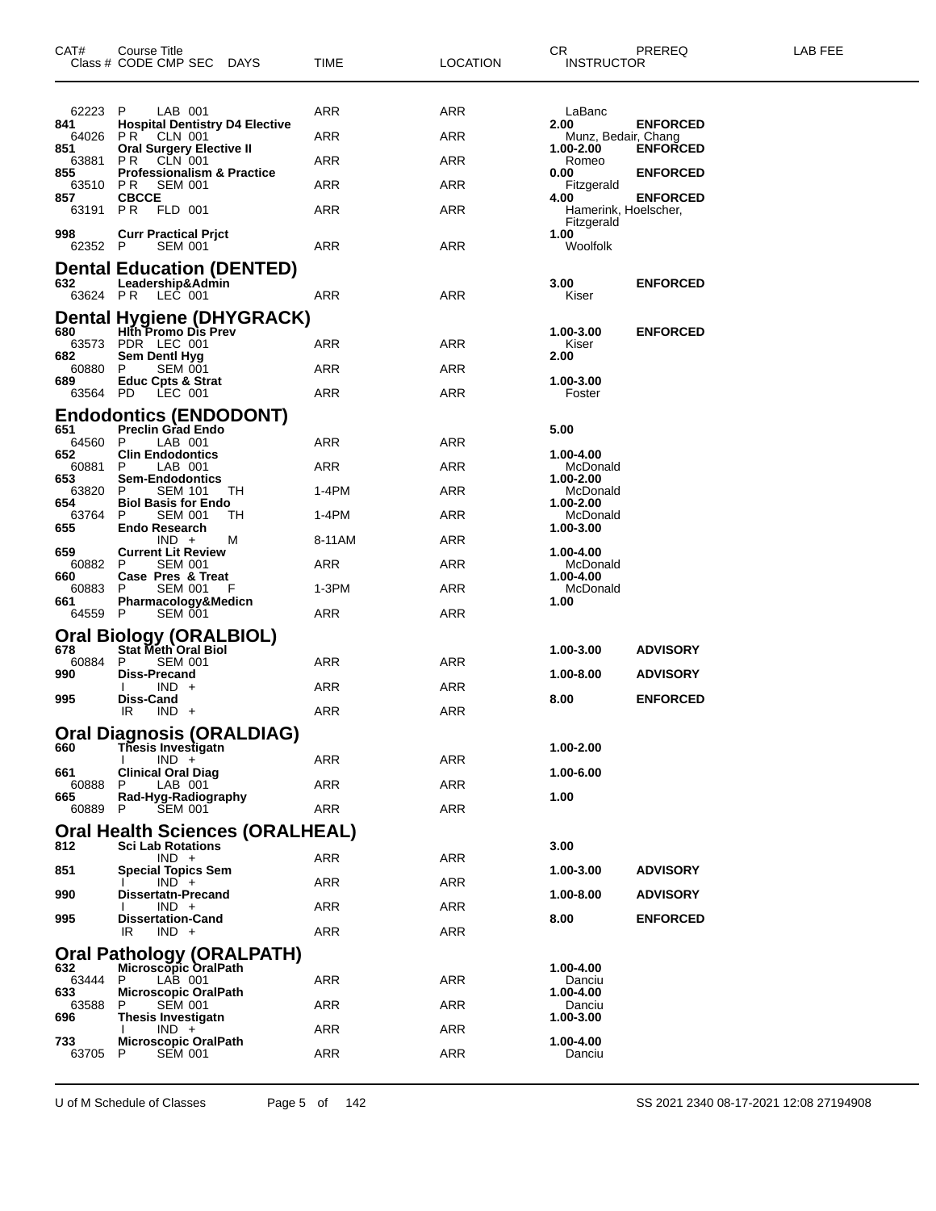| CAT# | Course Title / Class # CODE CMP SEC DAYS | TIME | LOCATION | CR / INSTRUCTOR | PREREQ | LAB FEE |
|---|---|---|---|---|---|---|
| | 62223 P LAB 001 | ARR | ARR | LaBanc | | |
| 841 | **Hospital Dentistry D4 Elective** | | | 2.00 | ENFORCED | |
| | 64026 PR CLN 001 | ARR | ARR | Munz, Bedair, Chang | | |
| 851 | **Oral Surgery Elective II** | | | 1.00-2.00 | ENFORCED | |
| | 63881 PR CLN 001 | ARR | ARR | Romeo | | |
| 855 | **Professionalism & Practice** | | | 0.00 | ENFORCED | |
| | 63510 PR SEM 001 | ARR | ARR | Fitzgerald | | |
| 857 | **CBCCE** | | | 4.00 | ENFORCED | |
| | 63191 PR FLD 001 | ARR | ARR | Hamerink, Hoelscher, Fitzgerald | | |
| 998 | **Curr Practical Prjct** | | | 1.00 | | |
| | 62352 P SEM 001 | ARR | ARR | Woolfolk | | |

## Dental Education (DENTED)

| CAT# | Course Title / Class # CODE CMP SEC DAYS | TIME | LOCATION | CR / INSTRUCTOR | PREREQ | LAB FEE |
|---|---|---|---|---|---|---|
| 632 | **Leadership&Admin** | | | 3.00 | ENFORCED | |
| | 63624 PR LEC 001 | ARR | ARR | Kiser | | |

## Dental Hygiene (DHYGRACK)

| CAT# | Course Title / Class # CODE CMP SEC DAYS | TIME | LOCATION | CR / INSTRUCTOR | PREREQ | LAB FEE |
|---|---|---|---|---|---|---|
| 680 | **Hlth Promo Dis Prev** | | | 1.00-3.00 | ENFORCED | |
| | 63573 PDR LEC 001 | ARR | ARR | Kiser | | |
| 682 | **Sem Dentl Hyg** | | | 2.00 | | |
| | 60880 P SEM 001 | ARR | ARR | | | |
| 689 | **Educ Cpts & Strat** | | | 1.00-3.00 | | |
| | 63564 PD LEC 001 | ARR | ARR | Foster | | |

## Endodontics (ENDODONT)

| CAT# | Course Title / Class # CODE CMP SEC DAYS | TIME | LOCATION | CR / INSTRUCTOR | PREREQ | LAB FEE |
|---|---|---|---|---|---|---|
| 651 | **Preclin Grad Endo** | | | 5.00 | | |
| | 64560 P LAB 001 | ARR | ARR | | | |
| 652 | **Clin Endodontics** | | | 1.00-4.00 | | |
| | 60881 P LAB 001 | ARR | ARR | McDonald | | |
| 653 | **Sem-Endodontics** | | | 1.00-2.00 | | |
| | 63820 P SEM 101 TH | 1-4PM | ARR | McDonald | | |
| 654 | **Biol Basis for Endo** | | | 1.00-2.00 | | |
| | 63764 P SEM 001 TH | 1-4PM | ARR | McDonald | | |
| 655 | **Endo Research** | | | 1.00-3.00 | | |
| | IND + M | 8-11AM | ARR | | | |
| 659 | **Current Lit Review** | | | 1.00-4.00 | | |
| | 60882 P SEM 001 | ARR | ARR | McDonald | | |
| 660 | **Case Pres & Treat** | | | 1.00-4.00 | | |
| | 60883 P SEM 001 F | 1-3PM | ARR | McDonald | | |
| 661 | **Pharmacology&Medicn** | | | 1.00 | | |
| | 64559 P SEM 001 | ARR | ARR | | | |

## Oral Biology (ORALBIOL)

| CAT# | Course Title / Class # CODE CMP SEC DAYS | TIME | LOCATION | CR / INSTRUCTOR | PREREQ | LAB FEE |
|---|---|---|---|---|---|---|
| 678 | **Stat Meth Oral Biol** | | | 1.00-3.00 | ADVISORY | |
| | 60884 P SEM 001 | ARR | ARR | | | |
| 990 | **Diss-Precand** | | | 1.00-8.00 | ADVISORY | |
| | I IND + | ARR | ARR | | | |
| 995 | **Diss-Cand** | | | 8.00 | ENFORCED | |
| | IR IND + | ARR | ARR | | | |

## Oral Diagnosis (ORALDIAG)

| CAT# | Course Title / Class # CODE CMP SEC DAYS | TIME | LOCATION | CR / INSTRUCTOR | PREREQ | LAB FEE |
|---|---|---|---|---|---|---|
| 660 | **Thesis Investigatn** | | | 1.00-2.00 | | |
| | I IND + | ARR | ARR | | | |
| 661 | **Clinical Oral Diag** | | | 1.00-6.00 | | |
| | 60888 P LAB 001 | ARR | ARR | | | |
| 665 | **Rad-Hyg-Radiography** | | | 1.00 | | |
| | 60889 P SEM 001 | ARR | ARR | | | |

## Oral Health Sciences (ORALHEAL)

| CAT# | Course Title / Class # CODE CMP SEC DAYS | TIME | LOCATION | CR / INSTRUCTOR | PREREQ | LAB FEE |
|---|---|---|---|---|---|---|
| 812 | **Sci Lab Rotations** | | | 3.00 | | |
| | IND + | ARR | ARR | | | |
| 851 | **Special Topics Sem** | | | 1.00-3.00 | ADVISORY | |
| | I IND + | ARR | ARR | | | |
| 990 | **Dissertatn-Precand** | | | 1.00-8.00 | ADVISORY | |
| | I IND + | ARR | ARR | | | |
| 995 | **Dissertation-Cand** | | | 8.00 | ENFORCED | |
| | IR IND + | ARR | ARR | | | |

## Oral Pathology (ORALPATH)

| CAT# | Course Title / Class # CODE CMP SEC DAYS | TIME | LOCATION | CR / INSTRUCTOR | PREREQ | LAB FEE |
|---|---|---|---|---|---|---|
| 632 | **Microscopic OralPath** | | | 1.00-4.00 | | |
| | 63444 P LAB 001 | ARR | ARR | Danciu | | |
| 633 | **Microscopic OralPath** | | | 1.00-4.00 | | |
| | 63588 P SEM 001 | ARR | ARR | Danciu | | |
| 696 | **Thesis Investigatn** | | | 1.00-3.00 | | |
| | I IND + | ARR | ARR | | | |
| 733 | **Microscopic OralPath** | | | 1.00-4.00 | | |
| | 63705 P SEM 001 | ARR | ARR | Danciu | | |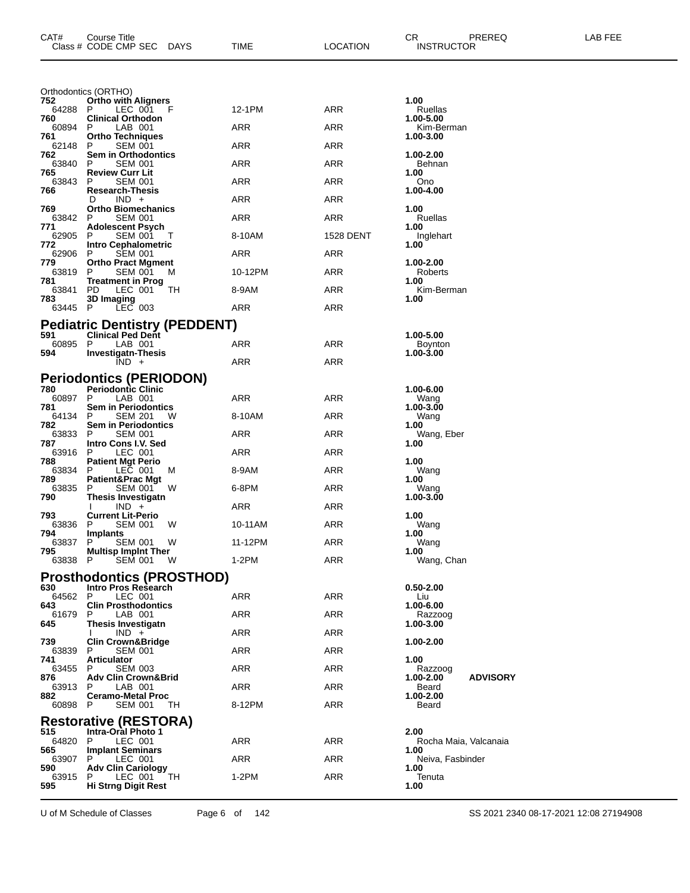| CAT# | Course Title | | | | | | | CR | PREREQ | LAB FEE |
|---|---|---|---|---|---|---|---|---|---|---|
| Class # | CODE | CMP | SEC | DAYS | TIME | LOCATION | INSTRUCTOR | | | |

Orthodontics (ORTHO)

| CAT# / Class # | CODE | CMP | SEC | DAYS | TIME | LOCATION | CR / INSTRUCTOR |
|---|---|---|---|---|---|---|---|
| **752** | **Ortho with Aligners** | | | | | | **1.00** |
| 64288 | P | LEC | 001 | F | 12-1PM | ARR | Ruellas |
| **760** | **Clinical Orthodon** | | | | | | **1.00-5.00** |
| 60894 | P | LAB | 001 | | ARR | ARR | Kim-Berman |
| **761** | **Ortho Techniques** | | | | | | **1.00-3.00** |
| 62148 | P | SEM | 001 | | ARR | ARR | |
| **762** | **Sem in Orthodontics** | | | | | | **1.00-2.00** |
| 63840 | P | SEM | 001 | | ARR | ARR | Behnan |
| **765** | **Review Curr Lit** | | | | | | **1.00** |
| 63843 | P | SEM | 001 | | ARR | ARR | Ono |
| **766** | **Research-Thesis** | | | | | | **1.00-4.00** |
| | D | IND | + | | ARR | ARR | |
| **769** | **Ortho Biomechanics** | | | | | | **1.00** |
| 63842 | P | SEM | 001 | | ARR | ARR | Ruellas |
| **771** | **Adolescent Psych** | | | | | | **1.00** |
| 62905 | P | SEM | 001 | T | 8-10AM | 1528 DENT | Inglehart |
| **772** | **Intro Cephalometric** | | | | | | **1.00** |
| 62906 | P | SEM | 001 | | ARR | ARR | |
| **779** | **Ortho Pract Mgment** | | | | | | **1.00-2.00** |
| 63819 | P | SEM | 001 | M | 10-12PM | ARR | Roberts |
| **781** | **Treatment in Prog** | | | | | | **1.00** |
| 63841 | PD | LEC | 001 | TH | 8-9AM | ARR | Kim-Berman |
| **783** | **3D Imaging** | | | | | | **1.00** |
| 63445 | P | LEC | 003 | | ARR | ARR | |

## Pediatric Dentistry (PEDDENT)

| CAT# / Class # | CODE | CMP | SEC | DAYS | TIME | LOCATION | CR / INSTRUCTOR |
|---|---|---|---|---|---|---|---|
| **591** | **Clinical Ped Dent** | | | | | | **1.00-5.00** |
| 60895 | P | LAB | 001 | | ARR | ARR | Boynton |
| **594** | **Investigatn-Thesis** | | | | | | **1.00-3.00** |
| | | IND | + | | ARR | ARR | |

## Periodontics (PERIODON)

| CAT# / Class # | CODE | CMP | SEC | DAYS | TIME | LOCATION | CR / INSTRUCTOR |
|---|---|---|---|---|---|---|---|
| **780** | **Periodontic Clinic** | | | | | | **1.00-6.00** |
| 60897 | P | LAB | 001 | | ARR | ARR | Wang |
| **781** | **Sem in Periodontics** | | | | | | **1.00-3.00** |
| 64134 | P | SEM | 201 | W | 8-10AM | ARR | Wang |
| **782** | **Sem in Periodontics** | | | | | | **1.00** |
| 63833 | P | SEM | 001 | | ARR | ARR | Wang, Eber |
| **787** | **Intro Cons I.V. Sed** | | | | | | **1.00** |
| 63916 | P | LEC | 001 | | ARR | ARR | |
| **788** | **Patient Mgt Perio** | | | | | | **1.00** |
| 63834 | P | LEC | 001 | M | 8-9AM | ARR | Wang |
| **789** | **Patient&Prac Mgt** | | | | | | **1.00** |
| 63835 | P | SEM | 001 | W | 6-8PM | ARR | Wang |
| **790** | **Thesis Investigatn** | | | | | | **1.00-3.00** |
| | I | IND | + | | ARR | ARR | |
| **793** | **Current Lit-Perio** | | | | | | **1.00** |
| 63836 | P | SEM | 001 | W | 10-11AM | ARR | Wang |
| **794** | **Implants** | | | | | | **1.00** |
| 63837 | P | SEM | 001 | W | 11-12PM | ARR | Wang |
| **795** | **Multisp Implnt Ther** | | | | | | **1.00** |
| 63838 | P | SEM | 001 | W | 1-2PM | ARR | Wang, Chan |

## Prosthodontics (PROSTHOD)

| CAT# / Class # | CODE | CMP | SEC | DAYS | TIME | LOCATION | CR / INSTRUCTOR |
|---|---|---|---|---|---|---|---|
| **630** | **Intro Pros Research** | | | | | | **0.50-2.00** |
| 64562 | P | LEC | 001 | | ARR | ARR | Liu |
| **643** | **Clin Prosthodontics** | | | | | | **1.00-6.00** |
| 61679 | P | LAB | 001 | | ARR | ARR | Razzoog |
| **645** | **Thesis Investigatn** | | | | | | **1.00-3.00** |
| | I | IND | + | | ARR | ARR | |
| **739** | **Clin Crown&Bridge** | | | | | | **1.00-2.00** |
| 63839 | P | SEM | 001 | | ARR | ARR | |
| **741** | **Articulator** | | | | | | **1.00** |
| 63455 | P | SEM | 003 | | ARR | ARR | Razzoog |
| **876** | **Adv Clin Crown&Brid** | | | | | | **1.00-2.00** **ADVISORY** |
| 63913 | P | LAB | 001 | | ARR | ARR | Beard |
| **882** | **Ceramo-Metal Proc** | | | | | | **1.00-2.00** |
| 60898 | P | SEM | 001 | TH | 8-12PM | ARR | Beard |

## Restorative (RESTORA)

| CAT# / Class # | CODE | CMP | SEC | DAYS | TIME | LOCATION | CR / INSTRUCTOR |
|---|---|---|---|---|---|---|---|
| **515** | **Intra-Oral Photo 1** | | | | | | **2.00** |
| 64820 | P | LEC | 001 | | ARR | ARR | Rocha Maia, Valcanaia |
| **565** | **Implant Seminars** | | | | | | **1.00** |
| 63907 | P | LEC | 001 | | ARR | ARR | Neiva, Fasbinder |
| **590** | **Adv Clin Cariology** | | | | | | **1.00** |
| 63915 | P | LEC | 001 | TH | 1-2PM | ARR | Tenuta |
| **595** | **Hi Strng Digit Rest** | | | | | | **1.00** |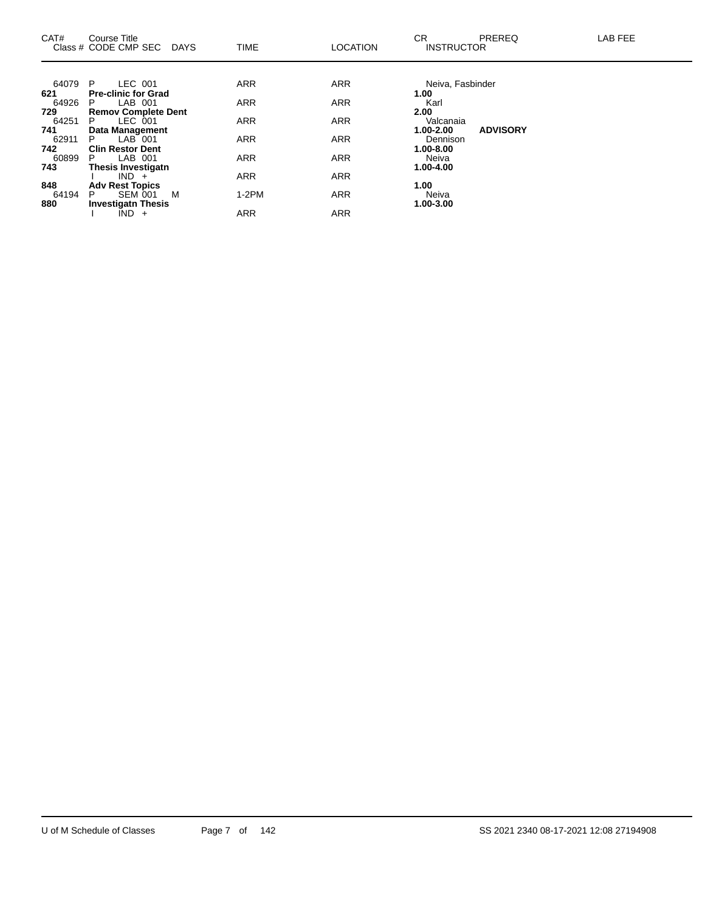| CAT# | Course Title<br>Class # CODE CMP SEC DAYS | TIME | LOCATION | CR<br>INSTRUCTOR | PREREQ | LAB FEE |
|---|---|---|---|---|---|---|
| 64079 | P LEC 001 | ARR | ARR | Neiva, Fasbinder | | |
| **621** | **Pre-clinic for Grad** | | | **1.00** | | |
| 64926 | P LAB 001 | ARR | ARR | Karl | | |
| **729** | **Remov Complete Dent** | | | **2.00** | | |
| 64251 | P LEC 001 | ARR | ARR | Valcanaia | | |
| **741** | **Data Management** | | | **1.00-2.00** | **ADVISORY** | |
| 62911 | P LAB 001 | ARR | ARR | Dennison | | |
| **742** | **Clin Restor Dent** | | | **1.00-8.00** | | |
| 60899 | P LAB 001 | ARR | ARR | Neiva | | |
| **743** | **Thesis Investigatn** | | | **1.00-4.00** | | |
| | I IND + | ARR | ARR | | | |
| **848** | **Adv Rest Topics** | | | **1.00** | | |
| 64194 | P SEM 001 M | 1-2PM | ARR | Neiva | | |
| **880** | **Investigatn Thesis** | | | **1.00-3.00** | | |
| | I IND + | ARR | ARR | | | |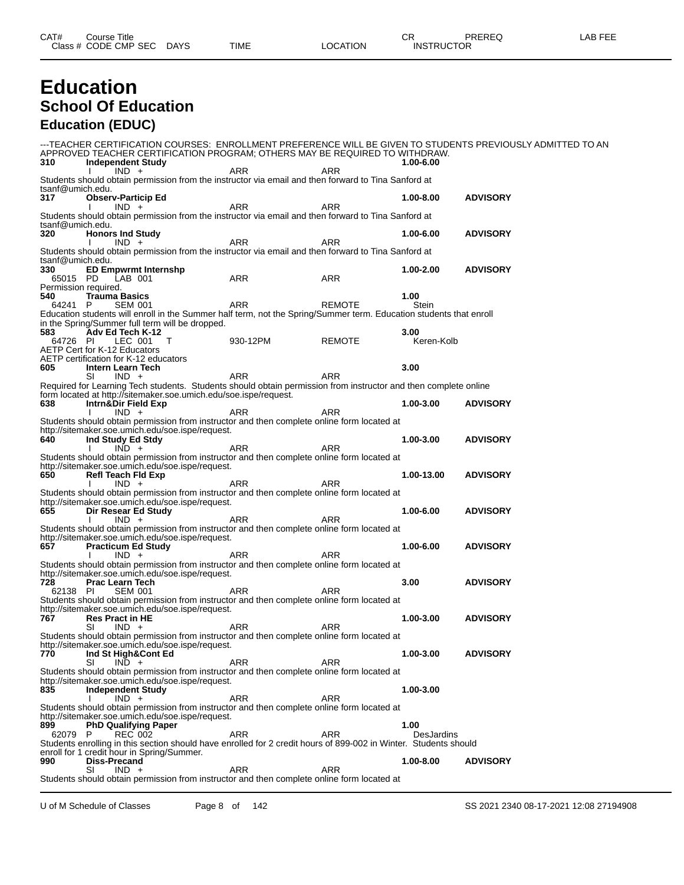| CAT# | Course Title | | | | | | CR | PREREQ | LAB FEE |
|---|---|---|---|---|---|---|---|---|---|
| Class # | CODE | CMP | SEC | DAYS | TIME | LOCATION | INSTRUCTOR | | |

# Education

## School Of Education

### Education (EDUC)

---TEACHER CERTIFICATION COURSES: ENROLLMENT PREFERENCE WILL BE GIVEN TO STUDENTS PREVIOUSLY ADMITTED TO AN APPROVED TEACHER CERTIFICATION PROGRAM; OTHERS MAY BE REQUIRED TO WITHDRAW.

**310 Independent Study** **1.00-6.00**
I IND + ARR ARR
Students should obtain permission from the instructor via email and then forward to Tina Sanford at tsanf@umich.edu.

**317 Observ-Particip Ed** **1.00-8.00** **ADVISORY**
I IND + ARR ARR
Students should obtain permission from the instructor via email and then forward to Tina Sanford at tsanf@umich.edu.

**320 Honors Ind Study** **1.00-6.00** **ADVISORY**
I IND + ARR ARR
Students should obtain permission from the instructor via email and then forward to Tina Sanford at tsanf@umich.edu.

**330 ED Empwrmt Internshp** **1.00-2.00** **ADVISORY**
65015 PD LAB 001 ARR ARR
Permission required.

**540 Trauma Basics** **1.00**
64241 P SEM 001 ARR REMOTE Stein
Education students will enroll in the Summer half term, not the Spring/Summer term. Education students that enroll in the Spring/Summer full term will be dropped.

**583 Adv Ed Tech K-12** **3.00**
64726 PI LEC 001 T 930-12PM REMOTE Keren-Kolb
AETP Cert for K-12 Educators
AETP certification for K-12 educators

**605 Intern Learn Tech** **3.00**
SI IND + ARR ARR
Required for Learning Tech students. Students should obtain permission from instructor and then complete online form located at http://sitemaker.soe.umich.edu/soe.ispe/request.

**638 Intrn&Dir Field Exp** **1.00-3.00** **ADVISORY**
I IND + ARR ARR
Students should obtain permission from instructor and then complete online form located at http://sitemaker.soe.umich.edu/soe.ispe/request.

**640 Ind Study Ed Stdy** **1.00-3.00** **ADVISORY**
I IND + ARR ARR
Students should obtain permission from instructor and then complete online form located at http://sitemaker.soe.umich.edu/soe.ispe/request.

**650 Refl Teach Fld Exp** **1.00-13.00** **ADVISORY**
I IND + ARR ARR
Students should obtain permission from instructor and then complete online form located at http://sitemaker.soe.umich.edu/soe.ispe/request.

**655 Dir Resear Ed Study** **1.00-6.00** **ADVISORY**
I IND + ARR ARR
Students should obtain permission from instructor and then complete online form located at http://sitemaker.soe.umich.edu/soe.ispe/request.

**657 Practicum Ed Study** **1.00-6.00** **ADVISORY**
I IND + ARR ARR
Students should obtain permission from instructor and then complete online form located at http://sitemaker.soe.umich.edu/soe.ispe/request.

**728 Prac Learn Tech** **3.00** **ADVISORY**
62138 PI SEM 001 ARR ARR
Students should obtain permission from instructor and then complete online form located at http://sitemaker.soe.umich.edu/soe.ispe/request.

**767 Res Pract in HE** **1.00-3.00** **ADVISORY**
SI IND + ARR ARR
Students should obtain permission from instructor and then complete online form located at http://sitemaker.soe.umich.edu/soe.ispe/request.

**770 Ind St High&Cont Ed** **1.00-3.00** **ADVISORY**
SI IND + ARR ARR
Students should obtain permission from instructor and then complete online form located at http://sitemaker.soe.umich.edu/soe.ispe/request.

**835 Independent Study** **1.00-3.00**
I IND + ARR ARR
Students should obtain permission from instructor and then complete online form located at http://sitemaker.soe.umich.edu/soe.ispe/request.

**899 PhD Qualifying Paper** **1.00**
62079 P REC 002 ARR ARR DesJardins
Students enrolling in this section should have enrolled for 2 credit hours of 899-002 in Winter. Students should enroll for 1 credit hour in Spring/Summer.

**990 Diss-Precand** **1.00-8.00** **ADVISORY**
SI IND + ARR ARR
Students should obtain permission from instructor and then complete online form located at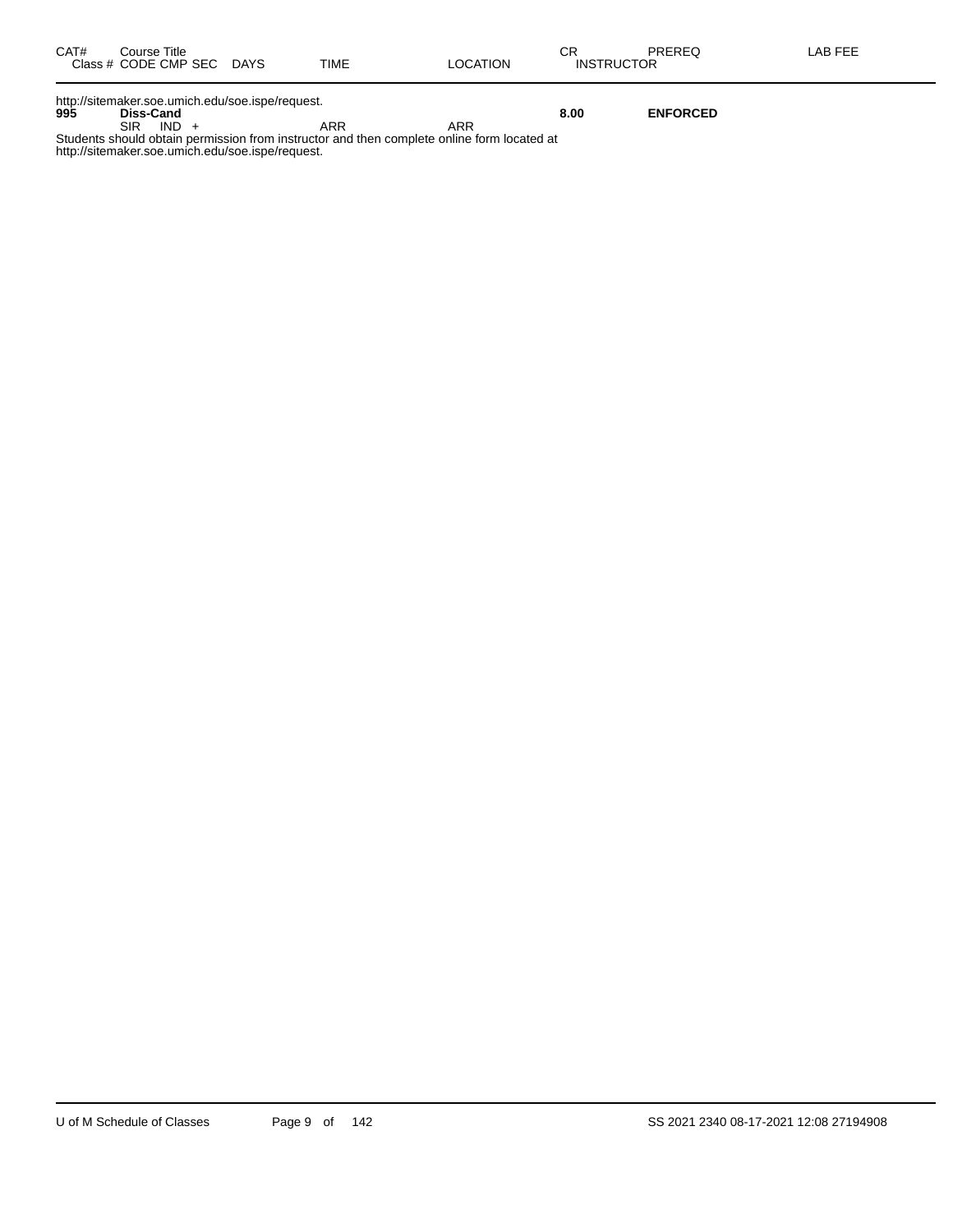| CAT# | Course Title<br>Class # CODE CMP SEC DAYS | TIME | LOCATION | CR<br>INSTRUCTOR | PREREQ | LAB FEE |
|---|---|---|---|---|---|---|

http://sitemaker.soe.umich.edu/soe.ispe/request.

| | | | | | | |
|---|---|---|---|---|---|---|
| **995** | **Diss-Cand** | | | **8.00** | **ENFORCED** | |
| | SIR IND + | ARR | ARR | | | |

Students should obtain permission from instructor and then complete online form located at http://sitemaker.soe.umich.edu/soe.ispe/request.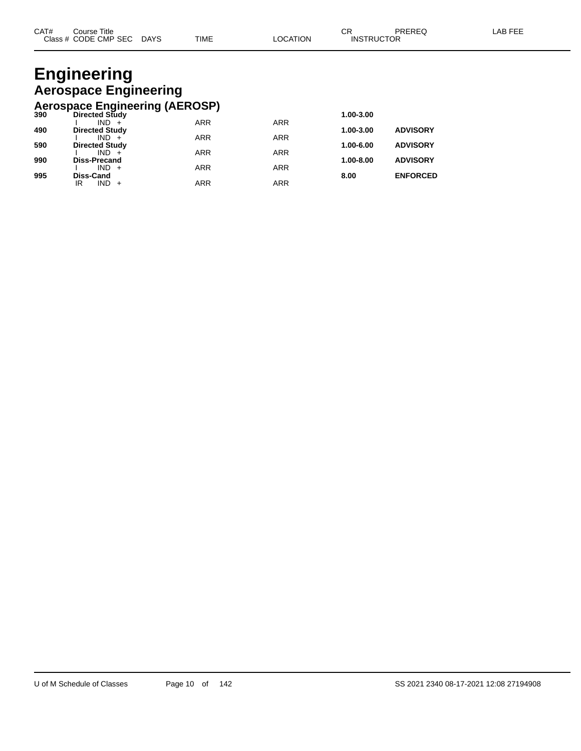| CAT# | Course Title Class # CODE CMP SEC DAYS | TIME | LOCATION | CR INSTRUCTOR | PREREQ | LAB FEE |
|---|---|---|---|---|---|---|

# Engineering

## Aerospace Engineering

### Aerospace Engineering (AEROSP)

| CAT# | Course Title / Class # CODE CMP SEC DAYS | TIME | LOCATION | CR / INSTRUCTOR | PREREQ | LAB FEE |
|---|---|---|---|---|---|---|
| **390** | **Directed Study** | | | **1.00-3.00** | | |
| | I IND + | ARR | ARR | | | |
| **490** | **Directed Study** | | | **1.00-3.00** | **ADVISORY** | |
| | I IND + | ARR | ARR | | | |
| **590** | **Directed Study** | | | **1.00-6.00** | **ADVISORY** | |
| | I IND + | ARR | ARR | | | |
| **990** | **Diss-Precand** | | | **1.00-8.00** | **ADVISORY** | |
| | I IND + | ARR | ARR | | | |
| **995** | **Diss-Cand** | | | **8.00** | **ENFORCED** | |
| | IR IND + | ARR | ARR | | | |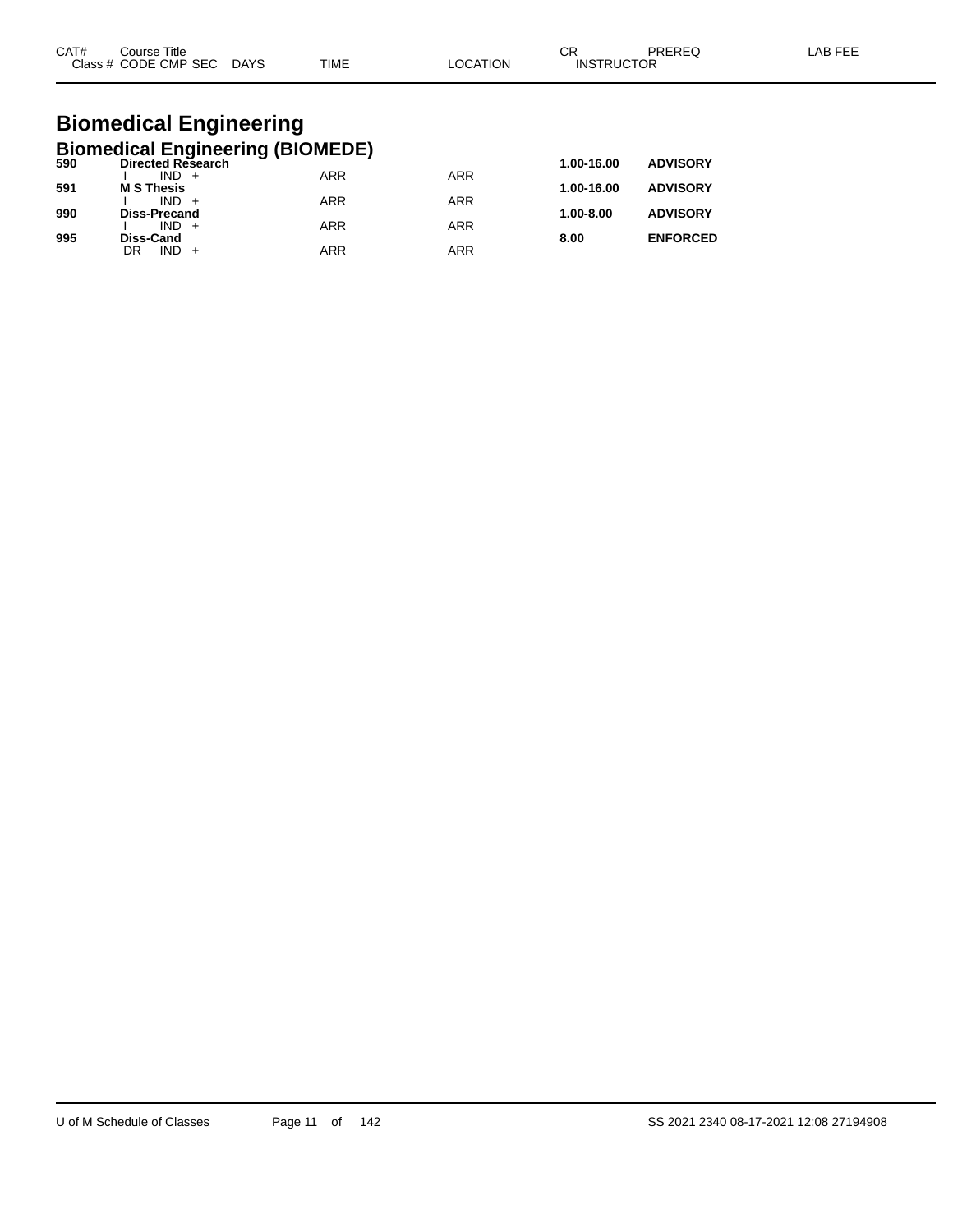| CAT# | Course Title<br>Class # CODE CMP SEC DAYS | TIME | LOCATION | CR<br>INSTRUCTOR | PREREQ | LAB FEE |
|---|---|---|---|---|---|---|

# Biomedical Engineering

## Biomedical Engineering (BIOMEDE)

| CAT# | Course Title / Class # CODE CMP SEC DAYS | TIME | LOCATION | CR / INSTRUCTOR | PREREQ | LAB FEE |
|---|---|---|---|---|---|---|
| **590** | **Directed Research** | | | **1.00-16.00** | **ADVISORY** | |
| | I IND + | ARR | ARR | | | |
| **591** | **M S Thesis** | | | **1.00-16.00** | **ADVISORY** | |
| | I IND + | ARR | ARR | | | |
| **990** | **Diss-Precand** | | | **1.00-8.00** | **ADVISORY** | |
| | I IND + | ARR | ARR | | | |
| **995** | **Diss-Cand** | | | **8.00** | **ENFORCED** | |
| | DR IND + | ARR | ARR | | | |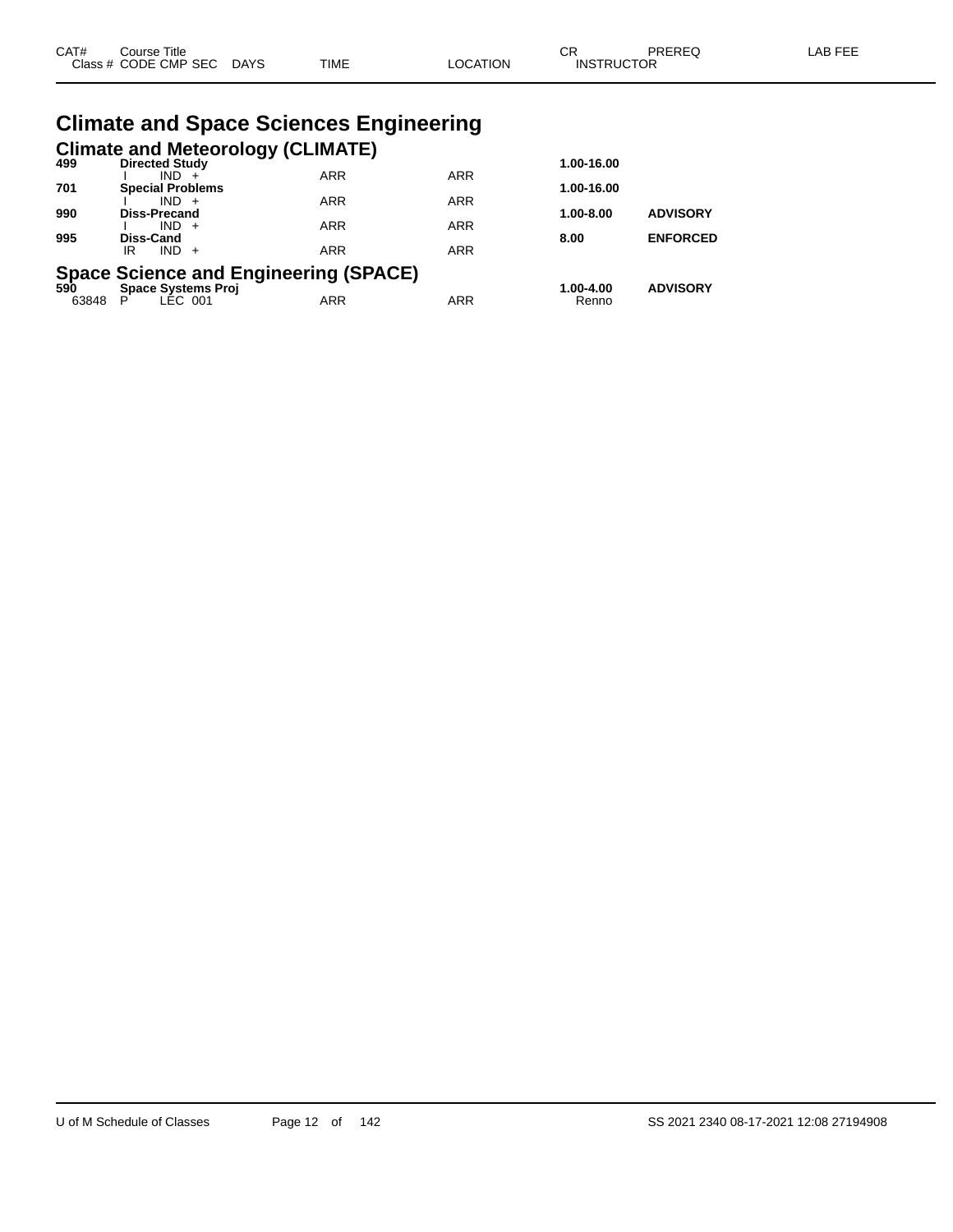| CAT# | Course Title | | | | CR | PREREQ | LAB FEE |
|---|---|---|---|---|---|---|---|
| Class # | CODE CMP SEC | DAYS | TIME | LOCATION | INSTRUCTOR | | |

# Climate and Space Sciences Engineering

## Climate and Meteorology (CLIMATE)

| CAT# | Course Title | | TIME | LOCATION | CR | PREREQ |
|---|---|---|---|---|---|---|
| **499** | **Directed Study** | | | | **1.00-16.00** | |
| | I | IND + | ARR | ARR | | |
| **701** | **Special Problems** | | | | **1.00-16.00** | |
| | I | IND + | ARR | ARR | | |
| **990** | **Diss-Precand** | | | | **1.00-8.00** | **ADVISORY** |
| | I | IND + | ARR | ARR | | |
| **995** | **Diss-Cand** | | | | **8.00** | **ENFORCED** |
| | IR | IND + | ARR | ARR | | |

## Space Science and Engineering (SPACE)

| CAT# | Course Title | | TIME | LOCATION | CR / INSTRUCTOR | PREREQ |
|---|---|---|---|---|---|---|
| **590** | **Space Systems Proj** | | | | **1.00-4.00** | **ADVISORY** |
| 63848 | P | LEC 001 | ARR | ARR | Renno | |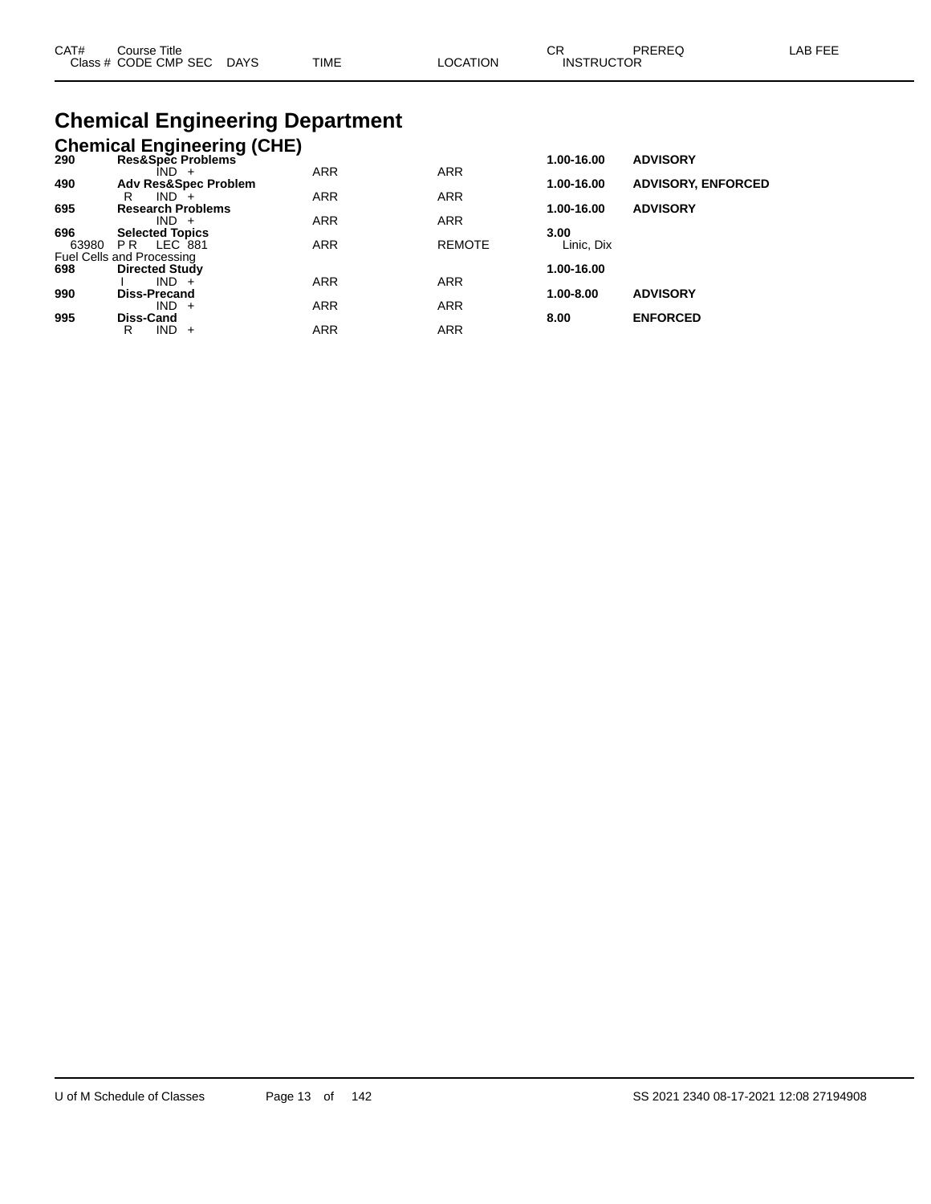# Chemical Engineering Department

## Chemical Engineering (CHE)

| CAT# / Class # | Course Title / CODE CMP SEC | DAYS | TIME | LOCATION | CR / INSTRUCTOR | PREREQ | LAB FEE |
|---|---|---|---|---|---|---|---|
| **290** | **Res&Spec Problems** | | | | **1.00-16.00** | **ADVISORY** | |
| | IND + | | ARR | ARR | | | |
| **490** | **Adv Res&Spec Problem** | | | | **1.00-16.00** | **ADVISORY, ENFORCED** | |
| | R IND + | | ARR | ARR | | | |
| **695** | **Research Problems** | | | | **1.00-16.00** | **ADVISORY** | |
| | IND + | | ARR | ARR | | | |
| **696** | **Selected Topics** | | | | **3.00** | | |
| 63980 | P R LEC 881 | | ARR | REMOTE | Linic, Dix | | |
| Fuel Cells and Processing | | | | | | | |
| **698** | **Directed Study** | | | | **1.00-16.00** | | |
| | I IND + | | ARR | ARR | | | |
| **990** | **Diss-Precand** | | | | **1.00-8.00** | **ADVISORY** | |
| | IND + | | ARR | ARR | | | |
| **995** | **Diss-Cand** | | | | **8.00** | **ENFORCED** | |
| | R IND + | | ARR | ARR | | | |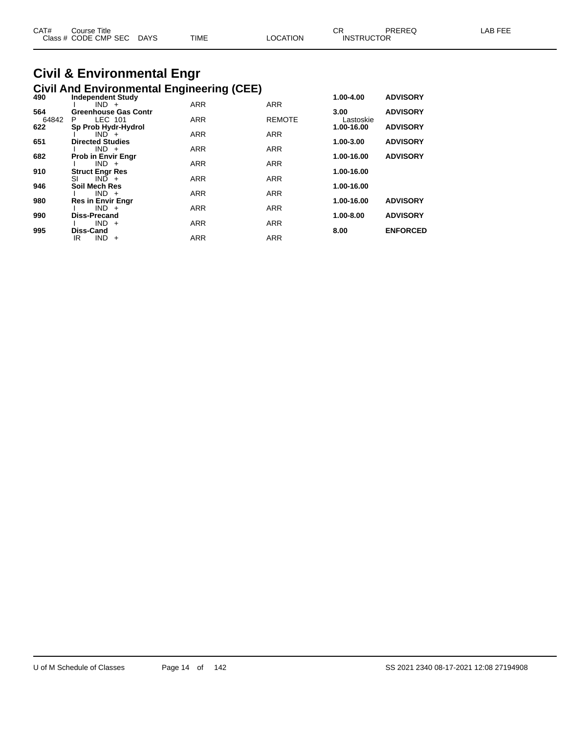# Civil & Environmental Engr

## Civil And Environmental Engineering (CEE)

| CAT# / Class # | Course Title / CODE CMP SEC | DAYS | TIME | LOCATION | CR / INSTRUCTOR | PREREQ | LAB FEE |
|---|---|---|---|---|---|---|---|
| **490** | **Independent Study** | | | | **1.00-4.00** | **ADVISORY** | |
| | I IND + | | ARR | ARR | | | |
| **564** | **Greenhouse Gas Contr** | | | | **3.00** | **ADVISORY** | |
| 64842 | P LEC 101 | | ARR | REMOTE | Lastoskie | | |
| **622** | **Sp Prob Hydr-Hydrol** | | | | **1.00-16.00** | **ADVISORY** | |
| | I IND + | | ARR | ARR | | | |
| **651** | **Directed Studies** | | | | **1.00-3.00** | **ADVISORY** | |
| | I IND + | | ARR | ARR | | | |
| **682** | **Prob in Envir Engr** | | | | **1.00-16.00** | **ADVISORY** | |
| | I IND + | | ARR | ARR | | | |
| **910** | **Struct Engr Res** | | | | **1.00-16.00** | | |
| | SI IND + | | ARR | ARR | | | |
| **946** | **Soil Mech Res** | | | | **1.00-16.00** | | |
| | I IND + | | ARR | ARR | | | |
| **980** | **Res in Envir Engr** | | | | **1.00-16.00** | **ADVISORY** | |
| | I IND + | | ARR | ARR | | | |
| **990** | **Diss-Precand** | | | | **1.00-8.00** | **ADVISORY** | |
| | I IND + | | ARR | ARR | | | |
| **995** | **Diss-Cand** | | | | **8.00** | **ENFORCED** | |
| | IR IND + | | ARR | ARR | | | |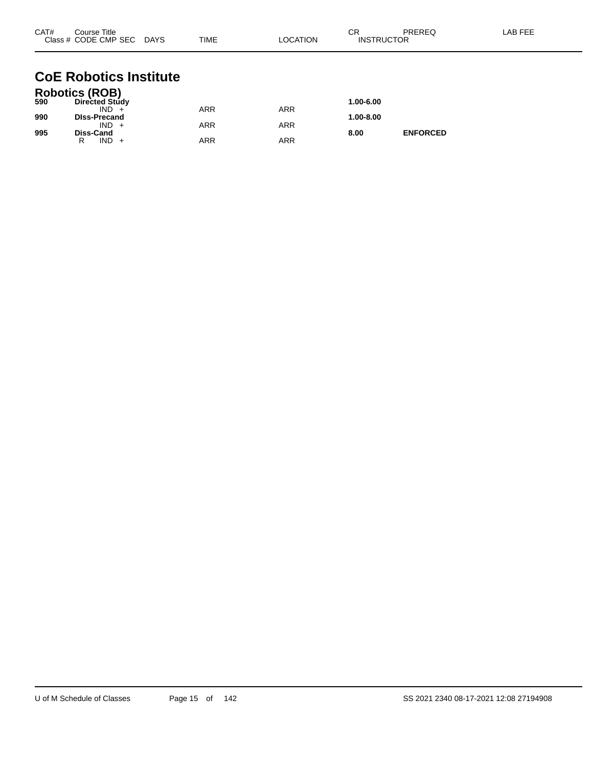| CAT# | Course Title<br>Class # CODE CMP SEC DAYS | TIME | LOCATION | CR<br>INSTRUCTOR | PREREQ | LAB FEE |
|---|---|---|---|---|---|---|

# CoE Robotics Institute

## Robotics (ROB)

| CAT# | Course Title / Class # CODE CMP SEC DAYS | TIME | LOCATION | CR / INSTRUCTOR | PREREQ | LAB FEE |
|---|---|---|---|---|---|---|
| **590** | **Directed Study** | | | **1.00-6.00** | | |
| | IND + | ARR | ARR | | | |
| **990** | **DIss-Precand** | | | **1.00-8.00** | | |
| | IND + | ARR | ARR | | | |
| **995** | **Diss-Cand** | | | **8.00** | **ENFORCED** | |
| | R IND + | ARR | ARR | | | |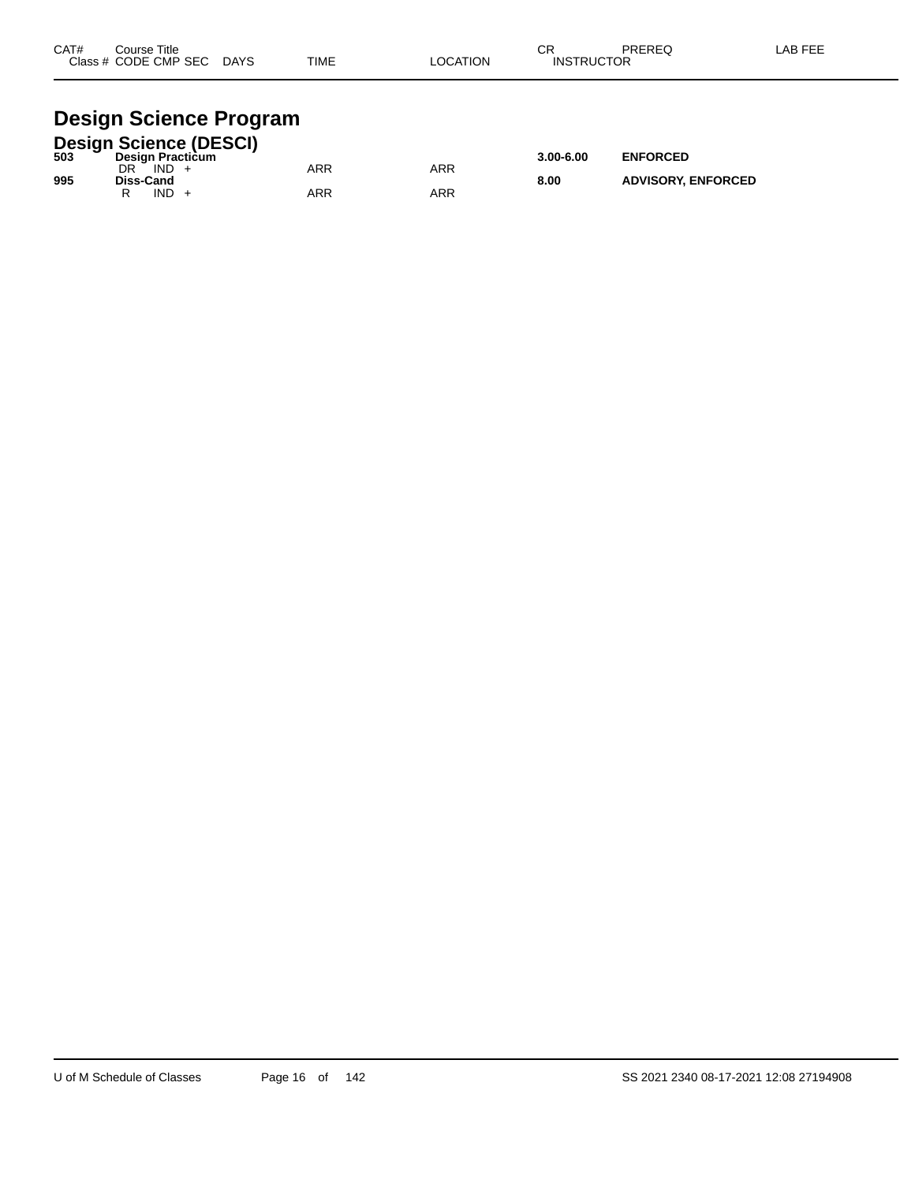| CAT# | Course Title<br>Class # CODE CMP SEC DAYS | TIME | LOCATION | CR<br>INSTRUCTOR | PREREQ | LAB FEE |
|---|---|---|---|---|---|---|

# Design Science Program

## Design Science (DESCI)

| CAT# | Course Title<br>Class # CODE CMP SEC DAYS | TIME | LOCATION | CR<br>INSTRUCTOR | PREREQ | LAB FEE |
|---|---|---|---|---|---|---|
| **503** | **Design Practicum** | | | **3.00-6.00** | **ENFORCED** | |
| | DR IND + | ARR | ARR | | | |
| **995** | **Diss-Cand** | | | **8.00** | **ADVISORY, ENFORCED** | |
| | R IND + | ARR | ARR | | | |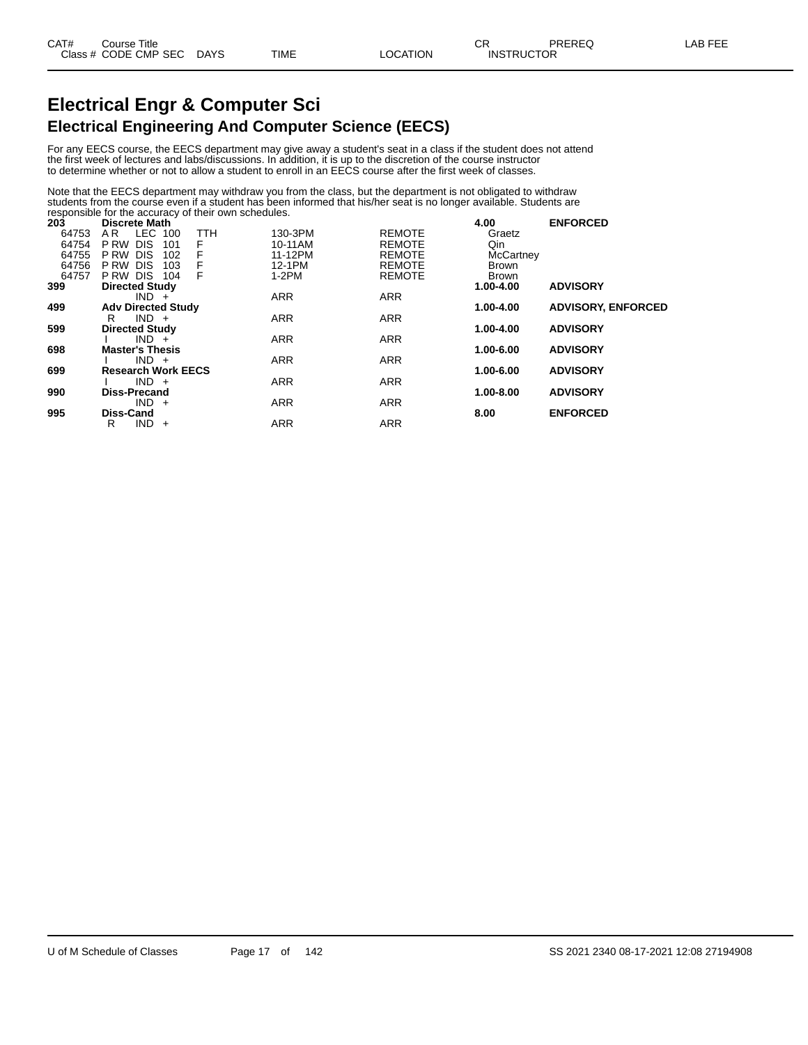# Electrical Engr & Computer Sci

## Electrical Engineering And Computer Science (EECS)

For any EECS course, the EECS department may give away a student's seat in a class if the student does not attend the first week of lectures and labs/discussions. In addition, it is up to the discretion of the course instructor to determine whether or not to allow a student to enroll in an EECS course after the first week of classes.

Note that the EECS department may withdraw you from the class, but the department is not obligated to withdraw students from the course even if a student has been informed that his/her seat is no longer available. Students are responsible for the accuracy of their own schedules.

| CAT# / Class # | Course Title / CODE CMP SEC | DAYS | TIME | LOCATION | CR / INSTRUCTOR | PREREQ | LAB FEE |
|---|---|---|---|---|---|---|---|
| **203** | **Discrete Math** | | | | **4.00** | **ENFORCED** | |
| 64753 | A R LEC 100 | TTH | 130-3PM | REMOTE | Graetz | | |
| 64754 | P RW DIS 101 | F | 10-11AM | REMOTE | Qin | | |
| 64755 | P RW DIS 102 | F | 11-12PM | REMOTE | McCartney | | |
| 64756 | P RW DIS 103 | F | 12-1PM | REMOTE | Brown | | |
| 64757 | P RW DIS 104 | F | 1-2PM | REMOTE | Brown | | |
| **399** | **Directed Study** | | | | **1.00-4.00** | **ADVISORY** | |
| | IND + | | ARR | ARR | | | |
| **499** | **Adv Directed Study** | | | | **1.00-4.00** | **ADVISORY, ENFORCED** | |
| | R IND + | | ARR | ARR | | | |
| **599** | **Directed Study** | | | | **1.00-4.00** | **ADVISORY** | |
| | I IND + | | ARR | ARR | | | |
| **698** | **Master's Thesis** | | | | **1.00-6.00** | **ADVISORY** | |
| | I IND + | | ARR | ARR | | | |
| **699** | **Research Work EECS** | | | | **1.00-6.00** | **ADVISORY** | |
| | I IND + | | ARR | ARR | | | |
| **990** | **Diss-Precand** | | | | **1.00-8.00** | **ADVISORY** | |
| | IND + | | ARR | ARR | | | |
| **995** | **Diss-Cand** | | | | **8.00** | **ENFORCED** | |
| | R IND + | | ARR | ARR | | | |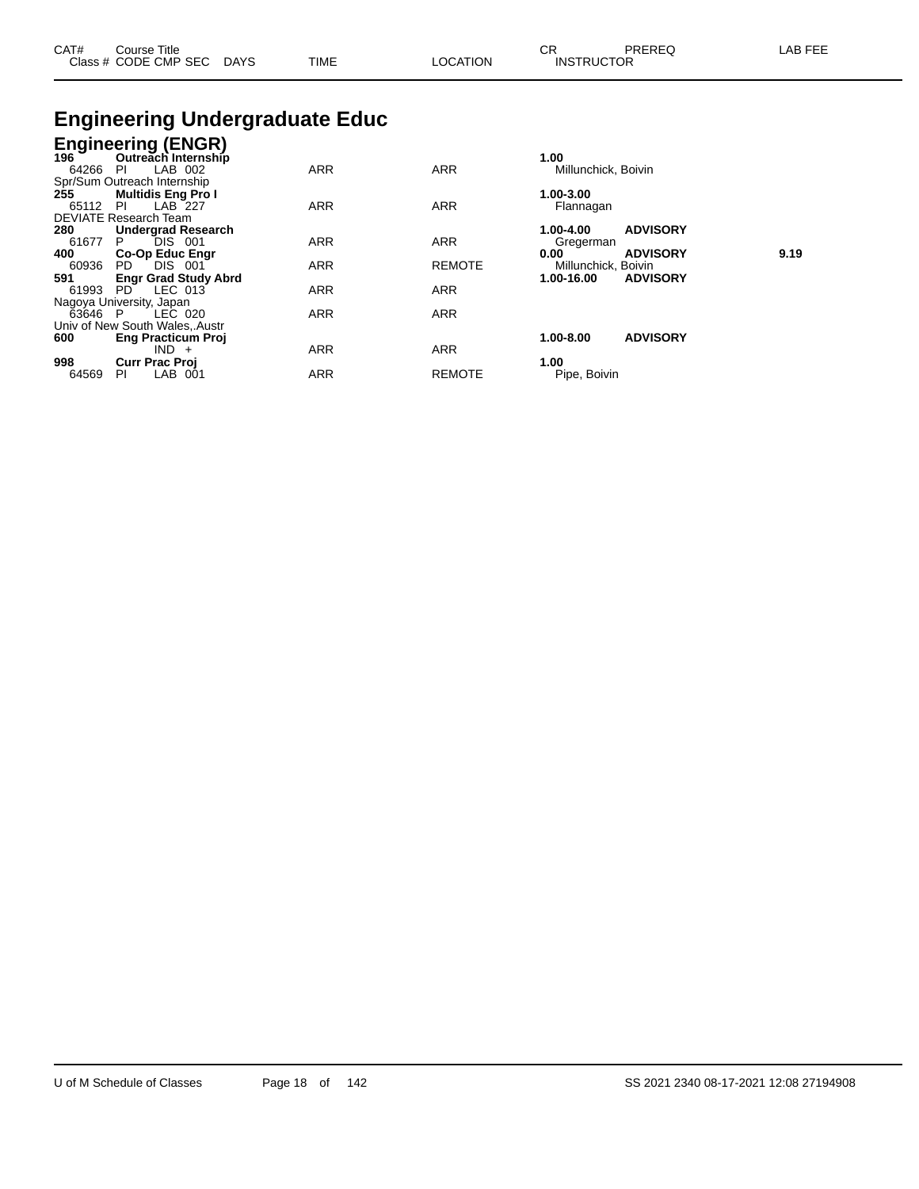| CAT# | Course Title | | | | | CR | PREREQ | LAB FEE |
|---|---|---|---|---|---|---|---|---|
| Class # | CODE | CMP | SEC | DAYS | TIME | LOCATION | INSTRUCTOR | |

# Engineering Undergraduate Educ

## Engineering (ENGR)

| CAT# / Class # | CODE | CMP SEC | TIME | LOCATION | CR / INSTRUCTOR | PREREQ | LAB FEE |
|---|---|---|---|---|---|---|---|
| **196** | **Outreach Internship** | | | | **1.00** | | |
| 64266 | PI | LAB 002 | ARR | ARR | Millunchick, Boivin | | |
| Spr/Sum Outreach Internship | | | | | | | |
| **255** | **Multidis Eng Pro I** | | | | **1.00-3.00** | | |
| 65112 | PI | LAB 227 | ARR | ARR | Flannagan | | |
| DEVIATE Research Team | | | | | | | |
| **280** | **Undergrad Research** | | | | **1.00-4.00** | **ADVISORY** | |
| 61677 | P | DIS 001 | ARR | ARR | Gregerman | | |
| **400** | **Co-Op Educ Engr** | | | | **0.00** | **ADVISORY** | **9.19** |
| 60936 | PD | DIS 001 | ARR | REMOTE | Millunchick, Boivin | | |
| **591** | **Engr Grad Study Abrd** | | | | **1.00-16.00** | **ADVISORY** | |
| 61993 | PD | LEC 013 | ARR | ARR | | | |
| Nagoya University, Japan | | | | | | | |
| 63646 | P | LEC 020 | ARR | ARR | | | |
| Univ of New South Wales,.Austr | | | | | | | |
| **600** | **Eng Practicum Proj** | | | | **1.00-8.00** | **ADVISORY** | |
| | | IND + | ARR | ARR | | | |
| **998** | **Curr Prac Proj** | | | | **1.00** | | |
| 64569 | PI | LAB 001 | ARR | REMOTE | Pipe, Boivin | | |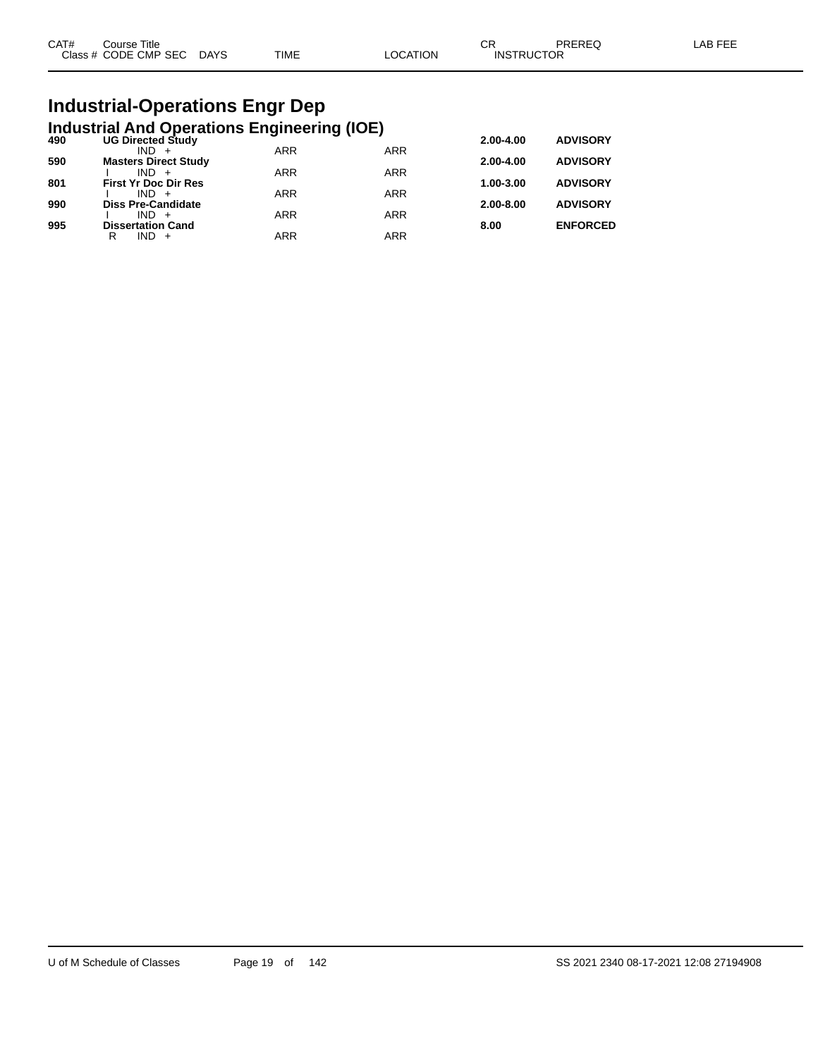| CAT# | Course Title | | | | CR | PREREQ | LAB FEE |
|---|---|---|---|---|---|---|---|
| Class # | CODE CMP SEC | DAYS | TIME | LOCATION | INSTRUCTOR | | |

# Industrial-Operations Engr Dep

## Industrial And Operations Engineering (IOE)

| CAT# | Course Title | | TIME | LOCATION | CR | PREREQ |
|---|---|---|---|---|---|---|
| **490** | **UG Directed Study** | | | | **2.00-4.00** | **ADVISORY** |
| | | IND + | ARR | ARR | | |
| **590** | **Masters Direct Study** | | | | **2.00-4.00** | **ADVISORY** |
| | I | IND + | ARR | ARR | | |
| **801** | **First Yr Doc Dir Res** | | | | **1.00-3.00** | **ADVISORY** |
| | I | IND + | ARR | ARR | | |
| **990** | **Diss Pre-Candidate** | | | | **2.00-8.00** | **ADVISORY** |
| | I | IND + | ARR | ARR | | |
| **995** | **Dissertation Cand** | | | | **8.00** | **ENFORCED** |
| | R | IND + | ARR | ARR | | |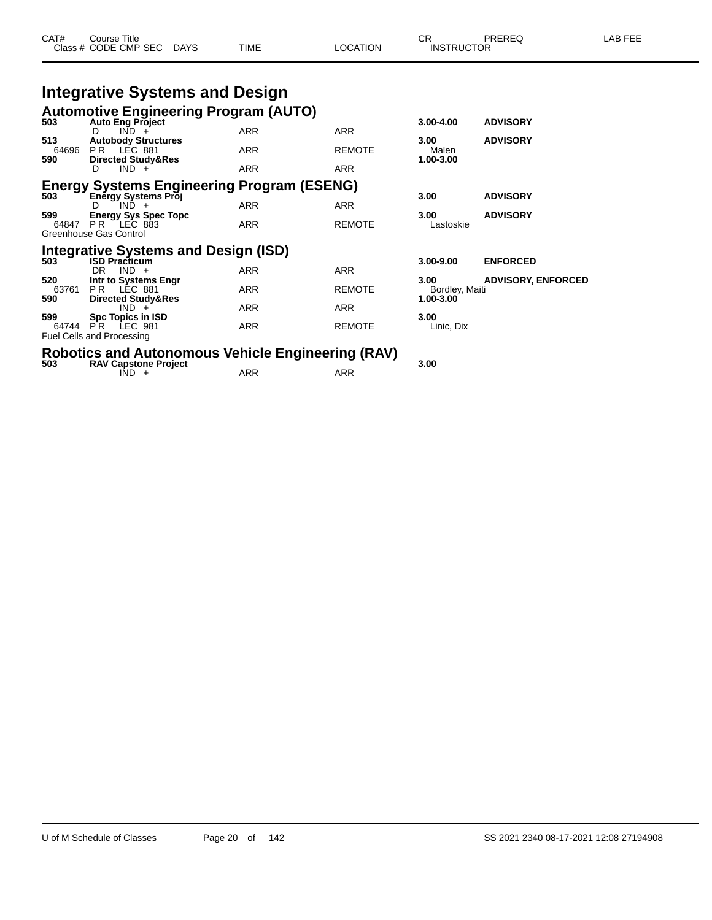# Integrative Systems and Design

## Automotive Engineering Program (AUTO)

| CAT# / Class # | Course Title / CODE CMP SEC | DAYS | TIME | LOCATION | CR / INSTRUCTOR | PREREQ | LAB FEE |
|---|---|---|---|---|---|---|---|
| **503** | **Auto Eng Project** | | | | **3.00-4.00** | **ADVISORY** | |
| | D IND + | | ARR | ARR | | | |
| **513** | **Autobody Structures** | | | | **3.00** | **ADVISORY** | |
| 64696 | P R LEC 881 | | ARR | REMOTE | Malen | | |
| **590** | **Directed Study&Res** | | | | **1.00-3.00** | | |
| | D IND + | | ARR | ARR | | | |

## Energy Systems Engineering Program (ESENG)

| CAT# / Class # | Course Title / CODE CMP SEC | DAYS | TIME | LOCATION | CR / INSTRUCTOR | PREREQ | LAB FEE |
|---|---|---|---|---|---|---|---|
| **503** | **Energy Systems Proj** | | | | **3.00** | **ADVISORY** | |
| | D IND + | | ARR | ARR | | | |
| **599** | **Energy Sys Spec Topc** | | | | **3.00** | **ADVISORY** | |
| 64847 | P R LEC 883 | | ARR | REMOTE | Lastoskie | | |

Greenhouse Gas Control

## Integrative Systems and Design (ISD)

| CAT# / Class # | Course Title / CODE CMP SEC | DAYS | TIME | LOCATION | CR / INSTRUCTOR | PREREQ | LAB FEE |
|---|---|---|---|---|---|---|---|
| **503** | **ISD Practicum** | | | | **3.00-9.00** | **ENFORCED** | |
| | DR IND + | | ARR | ARR | | | |
| **520** | **Intr to Systems Engr** | | | | **3.00** | **ADVISORY, ENFORCED** | |
| 63761 | P R LEC 881 | | ARR | REMOTE | Bordley, Maiti | | |
| **590** | **Directed Study&Res** | | | | **1.00-3.00** | | |
| | IND + | | ARR | ARR | | | |
| **599** | **Spc Topics in ISD** | | | | **3.00** | | |
| 64744 | P R LEC 981 | | ARR | REMOTE | Linic, Dix | | |

Fuel Cells and Processing

## Robotics and Autonomous Vehicle Engineering (RAV)

| CAT# / Class # | Course Title / CODE CMP SEC | DAYS | TIME | LOCATION | CR / INSTRUCTOR | PREREQ | LAB FEE |
|---|---|---|---|---|---|---|---|
| **503** | **RAV Capstone Project** | | | | **3.00** | | |
| | IND + | | ARR | ARR | | | |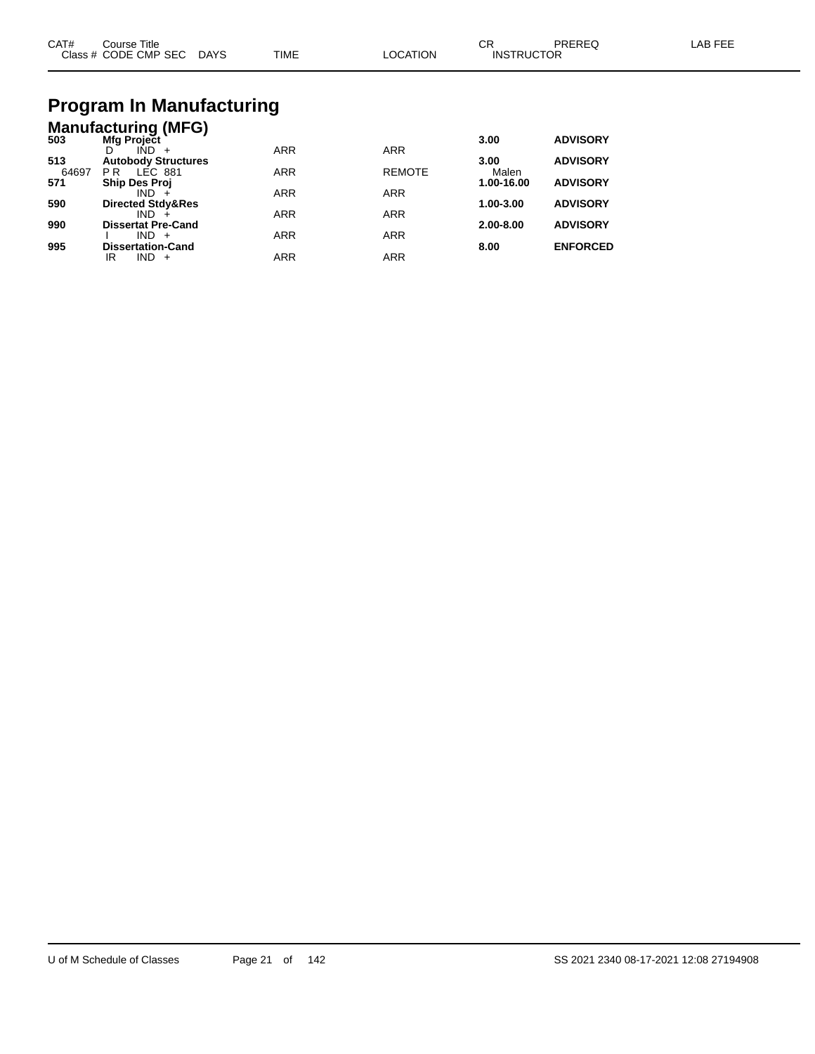| CAT# | Course Title<br>Class # CODE CMP SEC DAYS | TIME | LOCATION | CR<br>INSTRUCTOR | PREREQ | LAB FEE |
|---|---|---|---|---|---|---|

# Program In Manufacturing

## Manufacturing (MFG)

| CAT# | Course Title / Class # CODE CMP SEC DAYS | TIME | LOCATION | CR / INSTRUCTOR | PREREQ | LAB FEE |
|---|---|---|---|---|---|---|
| **503** | **Mfg Project** | | | **3.00** | **ADVISORY** | |
| | D IND + | ARR | ARR | | | |
| **513** | **Autobody Structures** | | | **3.00** | **ADVISORY** | |
| 64697 | P R LEC 881 | ARR | REMOTE | Malen | | |
| **571** | **Ship Des Proj** | | | **1.00-16.00** | **ADVISORY** | |
| | IND + | ARR | ARR | | | |
| **590** | **Directed Stdy&Res** | | | **1.00-3.00** | **ADVISORY** | |
| | IND + | ARR | ARR | | | |
| **990** | **Dissertat Pre-Cand** | | | **2.00-8.00** | **ADVISORY** | |
| | I IND + | ARR | ARR | | | |
| **995** | **Dissertation-Cand** | | | **8.00** | **ENFORCED** | |
| | IR IND + | ARR | ARR | | | |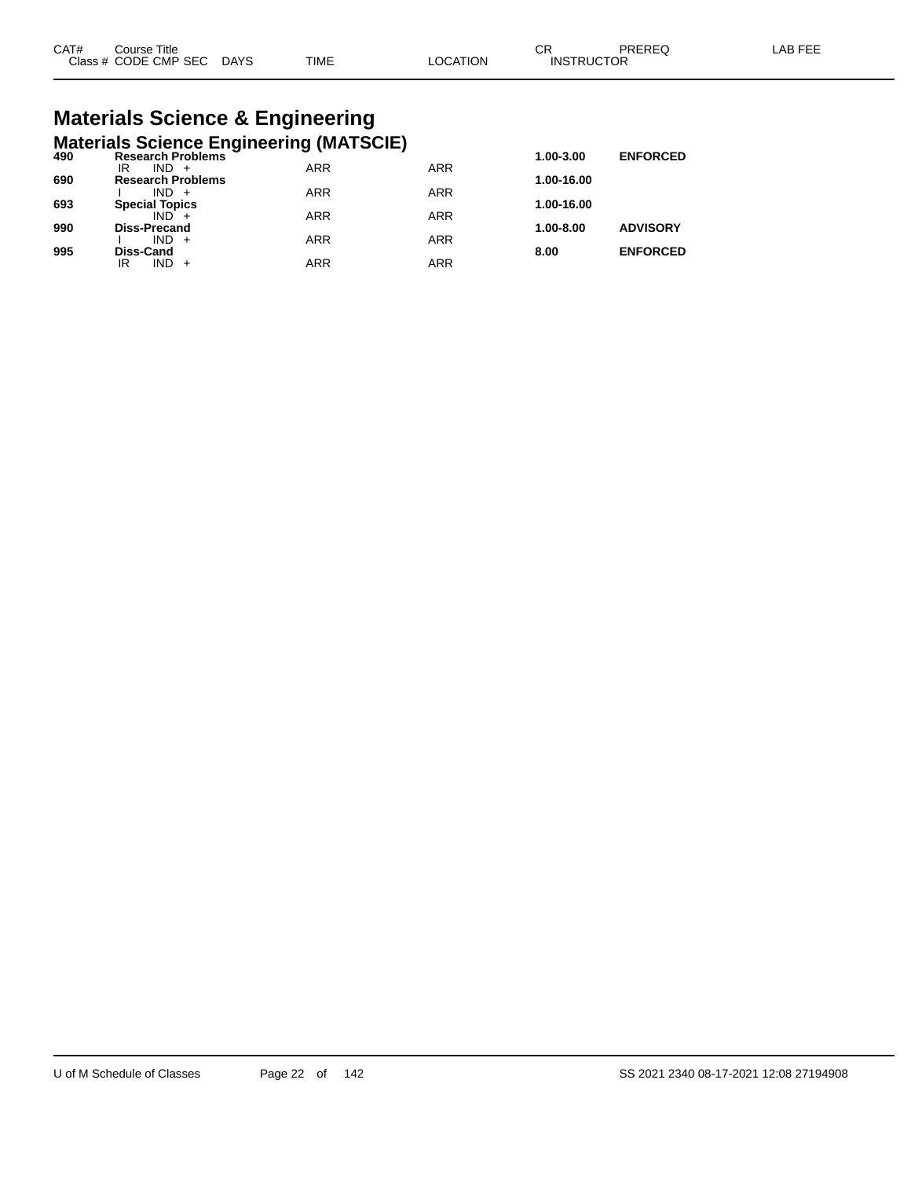# Materials Science & Engineering

## Materials Science Engineering (MATSCIE)

| CAT# | Course Title | | | | | CR | PREREQ | LAB FEE |
|---|---|---|---|---|---|---|---|---|
| Class # | CODE | CMP SEC | DAYS | TIME | LOCATION | INSTRUCTOR | | |
| **490** | **Research Problems** | | | | | **1.00-3.00** | **ENFORCED** | |
| | IR | IND + | | ARR | ARR | | | |
| **690** | **Research Problems** | | | | | **1.00-16.00** | | |
| | I | IND + | | ARR | ARR | | | |
| **693** | **Special Topics** | | | | | **1.00-16.00** | | |
| | | IND + | | ARR | ARR | | | |
| **990** | **Diss-Precand** | | | | | **1.00-8.00** | **ADVISORY** | |
| | I | IND + | | ARR | ARR | | | |
| **995** | **Diss-Cand** | | | | | **8.00** | **ENFORCED** | |
| | IR | IND + | | ARR | ARR | | | |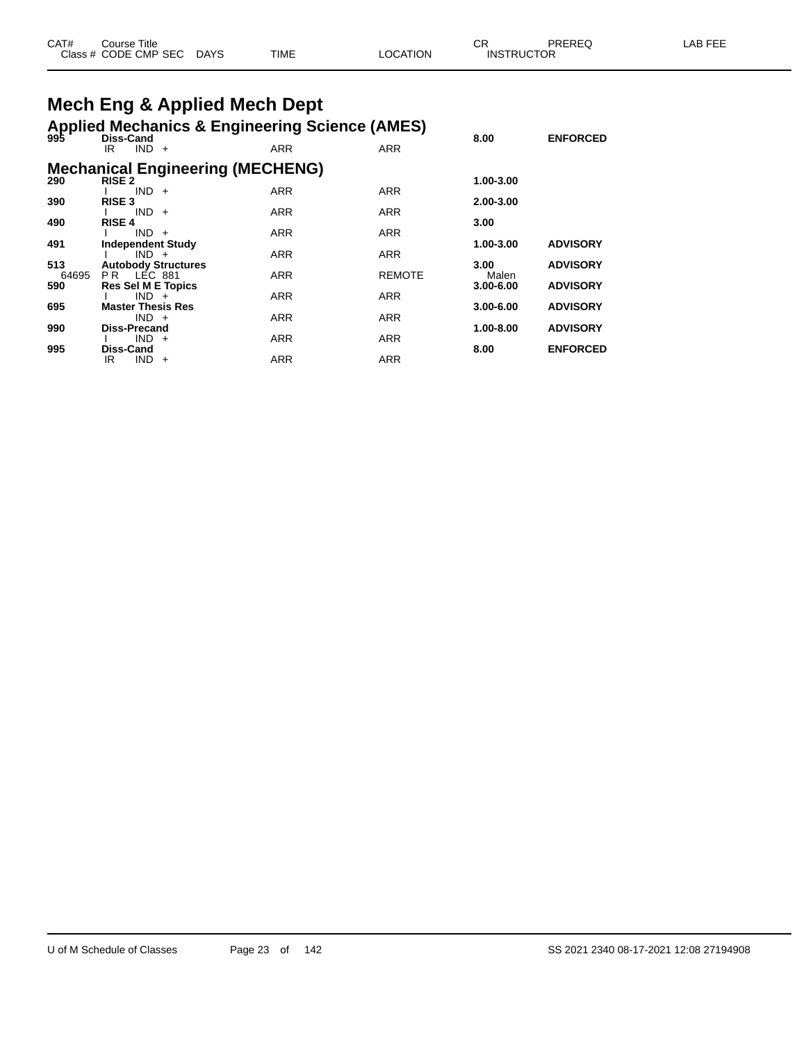| CAT# | Course Title |  |  |  | CR | PREREQ | LAB FEE |
|---|---|---|---|---|---|---|---|
| Class # | CODE CMP SEC | DAYS | TIME | LOCATION | INSTRUCTOR |  |  |

# Mech Eng & Applied Mech Dept

## Applied Mechanics & Engineering Science (AMES)

| CAT# | Course Title |  |  |  | CR | PREREQ | LAB FEE |
|---|---|---|---|---|---|---|---|
| 995 | **Diss-Cand** |  |  |  | 8.00 | ENFORCED |  |
|  | IR IND + |  | ARR | ARR |  |  |  |

## Mechanical Engineering (MECHENG)

| CAT# | Course Title |  |  |  | CR | PREREQ | LAB FEE |
|---|---|---|---|---|---|---|---|
| 290 | **RISE 2** |  |  |  | 1.00-3.00 |  |  |
|  | I IND + |  | ARR | ARR |  |  |  |
| 390 | **RISE 3** |  |  |  | 2.00-3.00 |  |  |
|  | I IND + |  | ARR | ARR |  |  |  |
| 490 | **RISE 4** |  |  |  | 3.00 |  |  |
|  | I IND + |  | ARR | ARR |  |  |  |
| 491 | **Independent Study** |  |  |  | 1.00-3.00 | ADVISORY |  |
|  | I IND + |  | ARR | ARR |  |  |  |
| 513 | **Autobody Structures** |  |  |  | 3.00 | ADVISORY |  |
| 64695 | P R LEC 881 |  | ARR | REMOTE | Malen |  |  |
| 590 | **Res Sel M E Topics** |  |  |  | 3.00-6.00 | ADVISORY |  |
|  | I IND + |  | ARR | ARR |  |  |  |
| 695 | **Master Thesis Res** |  |  |  | 3.00-6.00 | ADVISORY |  |
|  | IND + |  | ARR | ARR |  |  |  |
| 990 | **Diss-Precand** |  |  |  | 1.00-8.00 | ADVISORY |  |
|  | I IND + |  | ARR | ARR |  |  |  |
| 995 | **Diss-Cand** |  |  |  | 8.00 | ENFORCED |  |
|  | IR IND + |  | ARR | ARR |  |  |  |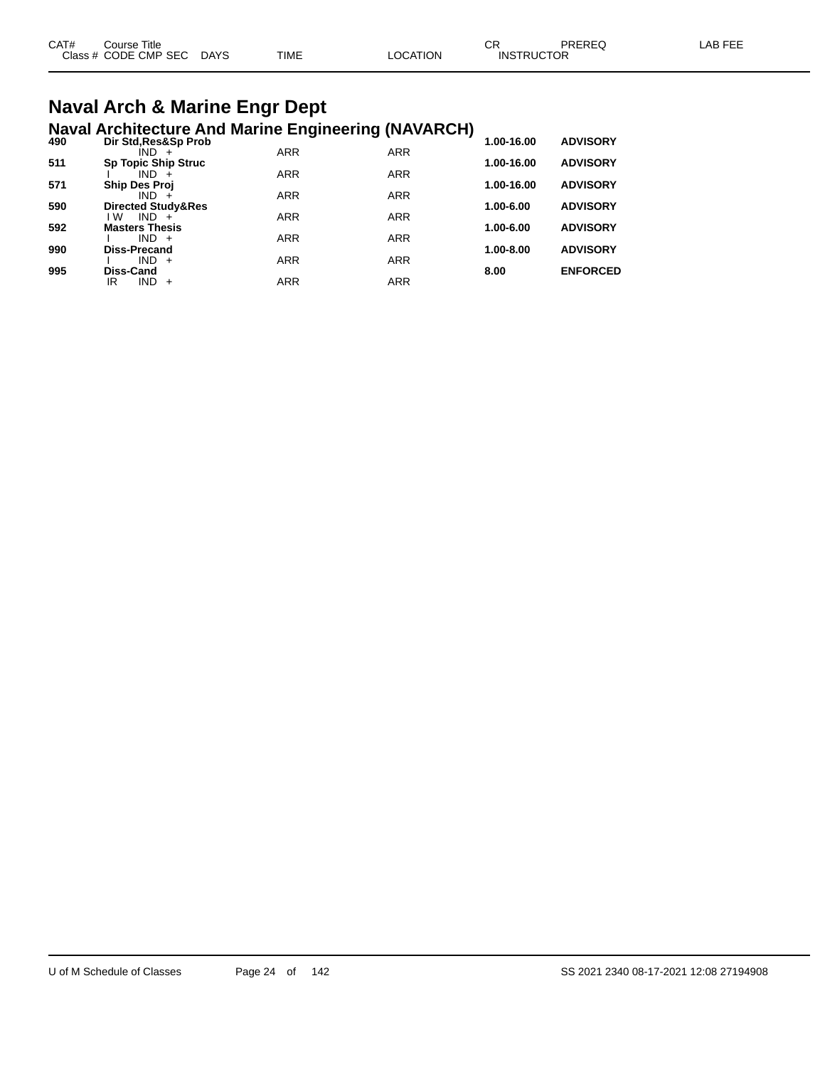| CAT# | Course Title | | | | | CR | PREREQ | LAB FEE |
|---|---|---|---|---|---|---|---|---|
| Class # | CODE CMP SEC | DAYS | TIME | LOCATION | INSTRUCTOR | | | |

# Naval Arch & Marine Engr Dept

## Naval Architecture And Marine Engineering (NAVARCH)

| CAT# | Course Title / Class # CODE CMP SEC | DAYS | TIME | LOCATION | CR | PREREQ |
|---|---|---|---|---|---|---|
| **490** | **Dir Std,Res&Sp Prob** | | | | **1.00-16.00** | **ADVISORY** |
| | IND + | | ARR | ARR | | |
| **511** | **Sp Topic Ship Struc** | | | | **1.00-16.00** | **ADVISORY** |
| | I IND + | | ARR | ARR | | |
| **571** | **Ship Des Proj** | | | | **1.00-16.00** | **ADVISORY** |
| | IND + | | ARR | ARR | | |
| **590** | **Directed Study&Res** | | | | **1.00-6.00** | **ADVISORY** |
| | I W IND + | | ARR | ARR | | |
| **592** | **Masters Thesis** | | | | **1.00-6.00** | **ADVISORY** |
| | I IND + | | ARR | ARR | | |
| **990** | **Diss-Precand** | | | | **1.00-8.00** | **ADVISORY** |
| | I IND + | | ARR | ARR | | |
| **995** | **Diss-Cand** | | | | **8.00** | **ENFORCED** |
| | IR IND + | | ARR | ARR | | |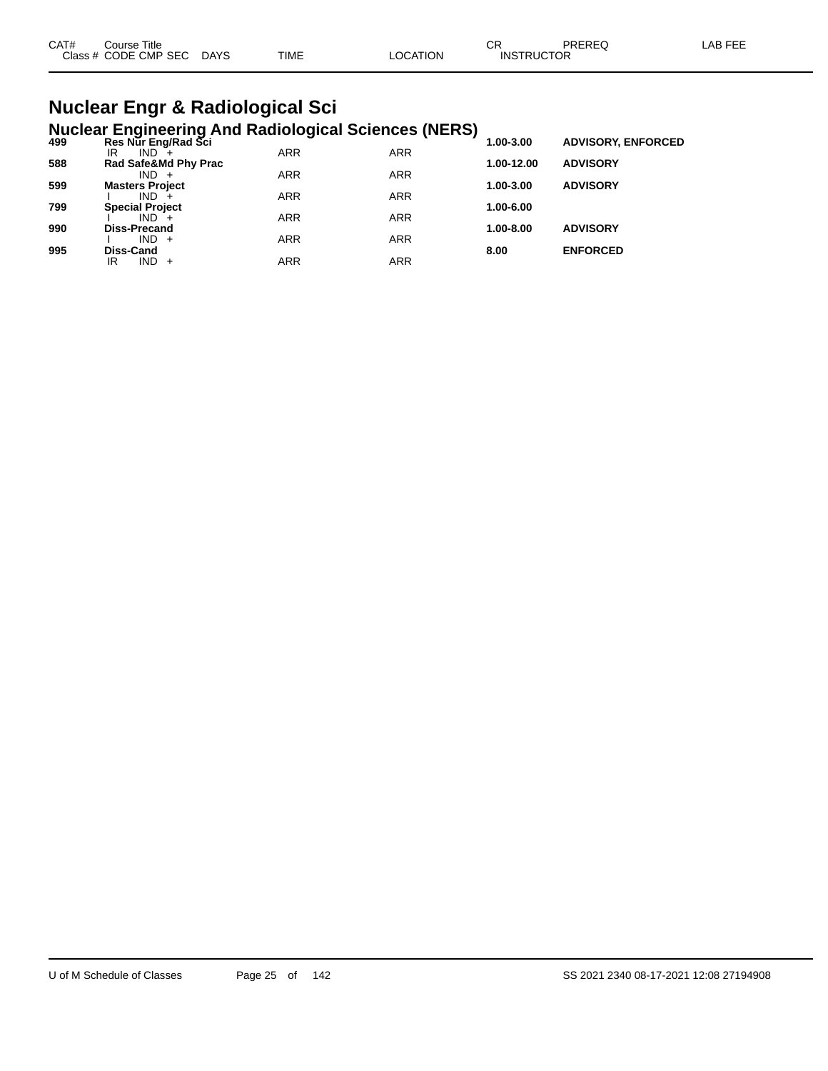| CAT# | Course Title | | | | | CR | PREREQ | LAB FEE |
|---|---|---|---|---|---|---|---|---|
| Class # | CODE CMP SEC | DAYS | TIME | LOCATION | INSTRUCTOR | | | |

# Nuclear Engr & Radiological Sci

## Nuclear Engineering And Radiological Sciences (NERS)

| CAT# | Course Title | | | | | CR | PREREQ | LAB FEE |
|---|---|---|---|---|---|---|---|---|
| **499** | **Res Nur Eng/Rad Sci** | | | | | **1.00-3.00** | **ADVISORY, ENFORCED** | |
| | IR IND + | | ARR | ARR | | | | |
| **588** | **Rad Safe&Md Phy Prac** | | | | | **1.00-12.00** | **ADVISORY** | |
| | IND + | | ARR | ARR | | | | |
| **599** | **Masters Project** | | | | | **1.00-3.00** | **ADVISORY** | |
| | I IND + | | ARR | ARR | | | | |
| **799** | **Special Project** | | | | | **1.00-6.00** | | |
| | I IND + | | ARR | ARR | | | | |
| **990** | **Diss-Precand** | | | | | **1.00-8.00** | **ADVISORY** | |
| | I IND + | | ARR | ARR | | | | |
| **995** | **Diss-Cand** | | | | | **8.00** | **ENFORCED** | |
| | IR IND + | | ARR | ARR | | | | |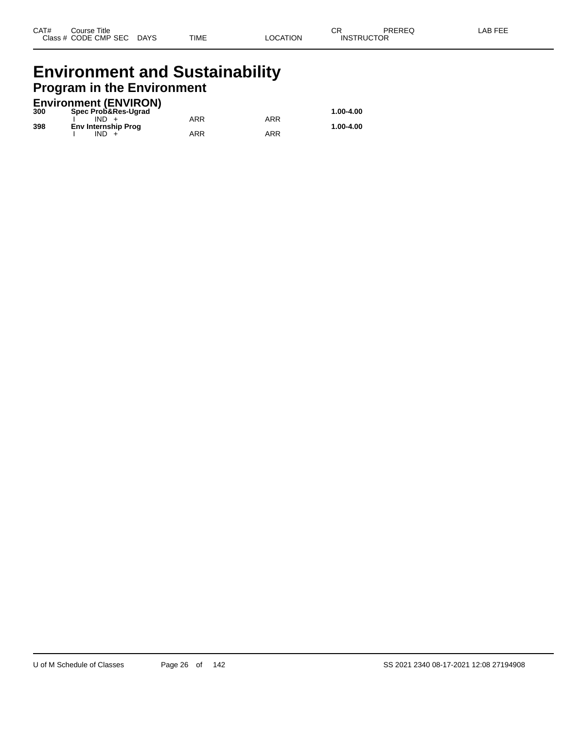| CAT# | Course Title |  |  |  | CR | PREREQ | LAB FEE |
|---|---|---|---|---|---|---|---|
| Class # | CODE CMP SEC | DAYS | TIME | LOCATION | INSTRUCTOR |  |  |

# Environment and Sustainability

## Program in the Environment

### Environment (ENVIRON)

| CAT# | Course Title | DAYS | TIME | LOCATION | CR |
|---|---|---|---|---|---|
| **300** | **Spec Prob&Res-Ugrad** |  |  |  | **1.00-4.00** |
|  | I IND + |  | ARR | ARR |  |
| **398** | **Env Internship Prog** |  |  |  | **1.00-4.00** |
|  | I IND + |  | ARR | ARR |  |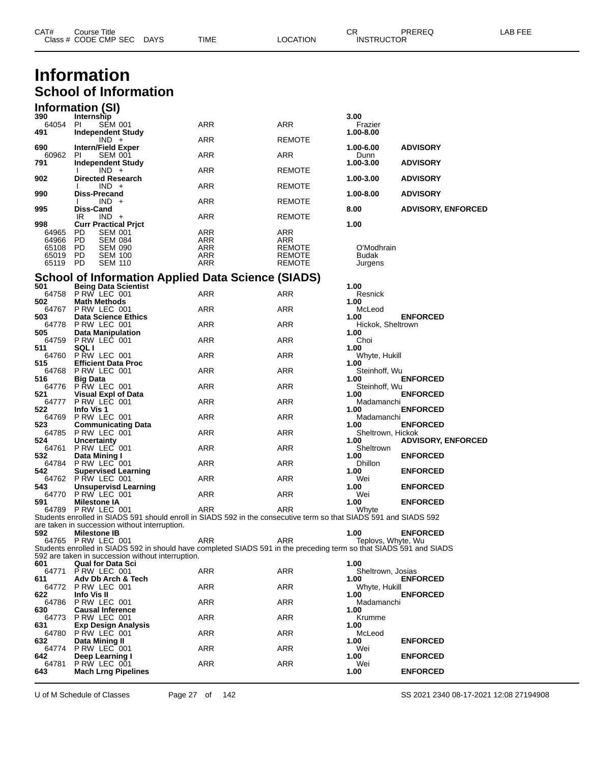# Information

## School of Information

### Information (SI)

| CAT# / Class # | Course Title / CODE CMP SEC | DAYS | TIME | LOCATION | CR / INSTRUCTOR | PREREQ | LAB FEE |
|---|---|---|---|---|---|---|---|
| **390** | **Internship** | | | | **3.00** | | |
| 64054 | PI SEM 001 | | ARR | ARR | Frazier | | |
| **491** | **Independent Study** | | | | **1.00-8.00** | | |
| | IND + | | ARR | REMOTE | | | |
| **690** | **Intern/Field Exper** | | | | **1.00-6.00** | **ADVISORY** | |
| 60962 | PI SEM 001 | | ARR | ARR | Dunn | | |
| **791** | **Independent Study** | | | | **1.00-3.00** | **ADVISORY** | |
| | I IND + | | ARR | REMOTE | | | |
| **902** | **Directed Research** | | | | **1.00-3.00** | **ADVISORY** | |
| | I IND + | | ARR | REMOTE | | | |
| **990** | **Diss-Precand** | | | | **1.00-8.00** | **ADVISORY** | |
| | I IND + | | ARR | REMOTE | | | |
| **995** | **Diss-Cand** | | | | **8.00** | **ADVISORY, ENFORCED** | |
| | IR IND + | | ARR | REMOTE | | | |
| **998** | **Curr Practical Prjct** | | | | **1.00** | | |
| 64965 | PD SEM 001 | | ARR | ARR | | | |
| 64966 | PD SEM 084 | | ARR | ARR | | | |
| 65108 | PD SEM 090 | | ARR | REMOTE | O'Modhrain | | |
| 65019 | PD SEM 100 | | ARR | REMOTE | Budak | | |
| 65119 | PD SEM 110 | | ARR | REMOTE | Jurgens | | |

### School of Information Applied Data Science (SIADS)

| CAT# / Class # | Course Title / CODE CMP SEC | DAYS | TIME | LOCATION | CR / INSTRUCTOR | PREREQ | LAB FEE |
|---|---|---|---|---|---|---|---|
| **501** | **Being Data Scientist** | | | | **1.00** | | |
| 64758 | P RW LEC 001 | | ARR | ARR | Resnick | | |
| **502** | **Math Methods** | | | | **1.00** | | |
| 64767 | P RW LEC 001 | | ARR | ARR | McLeod | | |
| **503** | **Data Science Ethics** | | | | **1.00** | **ENFORCED** | |
| 64778 | P RW LEC 001 | | ARR | ARR | Hickok, Sheltrown | | |
| **505** | **Data Manipulation** | | | | **1.00** | | |
| 64759 | P RW LEC 001 | | ARR | ARR | Choi | | |
| **511** | **SQL I** | | | | **1.00** | | |
| 64760 | P RW LEC 001 | | ARR | ARR | Whyte, Hukill | | |
| **515** | **Efficient Data Proc** | | | | **1.00** | | |
| 64768 | P RW LEC 001 | | ARR | ARR | Steinhoff, Wu | | |
| **516** | **Big Data** | | | | **1.00** | **ENFORCED** | |
| 64776 | P RW LEC 001 | | ARR | ARR | Steinhoff, Wu | | |
| **521** | **Visual Expl of Data** | | | | **1.00** | **ENFORCED** | |
| 64777 | P RW LEC 001 | | ARR | ARR | Madamanchi | | |
| **522** | **Info Vis 1** | | | | **1.00** | **ENFORCED** | |
| 64769 | P RW LEC 001 | | ARR | ARR | Madamanchi | | |
| **523** | **Communicating Data** | | | | **1.00** | **ENFORCED** | |
| 64785 | P RW LEC 001 | | ARR | ARR | Sheltrown, Hickok | | |
| **524** | **Uncertainty** | | | | **1.00** | **ADVISORY, ENFORCED** | |
| 64761 | P RW LEC 001 | | ARR | ARR | Sheltrown | | |
| **532** | **Data Mining I** | | | | **1.00** | **ENFORCED** | |
| 64784 | P RW LEC 001 | | ARR | ARR | Dhillon | | |
| **542** | **Supervised Learning** | | | | **1.00** | **ENFORCED** | |
| 64762 | P RW LEC 001 | | ARR | ARR | Wei | | |
| **543** | **Unsupervisd Learning** | | | | **1.00** | **ENFORCED** | |
| 64770 | P RW LEC 001 | | ARR | ARR | Wei | | |
| **591** | **Milestone IA** | | | | **1.00** | **ENFORCED** | |
| 64789 | P RW LEC 001 | | ARR | ARR | Whyte | | |

Students enrolled in SIADS 591 should enroll in SIADS 592 in the consecutive term so that SIADS 591 and SIADS 592 are taken in succession without interruption.

| CAT# / Class # | Course Title / CODE CMP SEC | DAYS | TIME | LOCATION | CR / INSTRUCTOR | PREREQ | LAB FEE |
|---|---|---|---|---|---|---|---|
| **592** | **Milestone IB** | | | | **1.00** | **ENFORCED** | |
| 64765 | P RW LEC 001 | | ARR | ARR | Teplovs, Whyte, Wu | | |

Students enrolled in SIADS 592 in should have completed SIADS 591 in the preceding term so that SIADS 591 and SIADS 592 are taken in succession without interruption.

| CAT# / Class # | Course Title / CODE CMP SEC | DAYS | TIME | LOCATION | CR / INSTRUCTOR | PREREQ | LAB FEE |
|---|---|---|---|---|---|---|---|
| **601** | **Qual for Data Sci** | | | | **1.00** | | |
| 64771 | P RW LEC 001 | | ARR | ARR | Sheltrown, Josias | | |
| **611** | **Adv Db Arch & Tech** | | | | **1.00** | **ENFORCED** | |
| 64772 | P RW LEC 001 | | ARR | ARR | Whyte, Hukill | | |
| **622** | **Info Vis II** | | | | **1.00** | **ENFORCED** | |
| 64786 | P RW LEC 001 | | ARR | ARR | Madamanchi | | |
| **630** | **Causal Inference** | | | | **1.00** | | |
| 64773 | P RW LEC 001 | | ARR | ARR | Krumme | | |
| **631** | **Exp Design Analysis** | | | | **1.00** | | |
| 64780 | P RW LEC 001 | | ARR | ARR | McLeod | | |
| **632** | **Data Mining II** | | | | **1.00** | **ENFORCED** | |
| 64774 | P RW LEC 001 | | ARR | ARR | Wei | | |
| **642** | **Deep Learning I** | | | | **1.00** | **ENFORCED** | |
| 64781 | P RW LEC 001 | | ARR | ARR | Wei | | |
| **643** | **Mach Lrng Pipelines** | | | | **1.00** | **ENFORCED** | |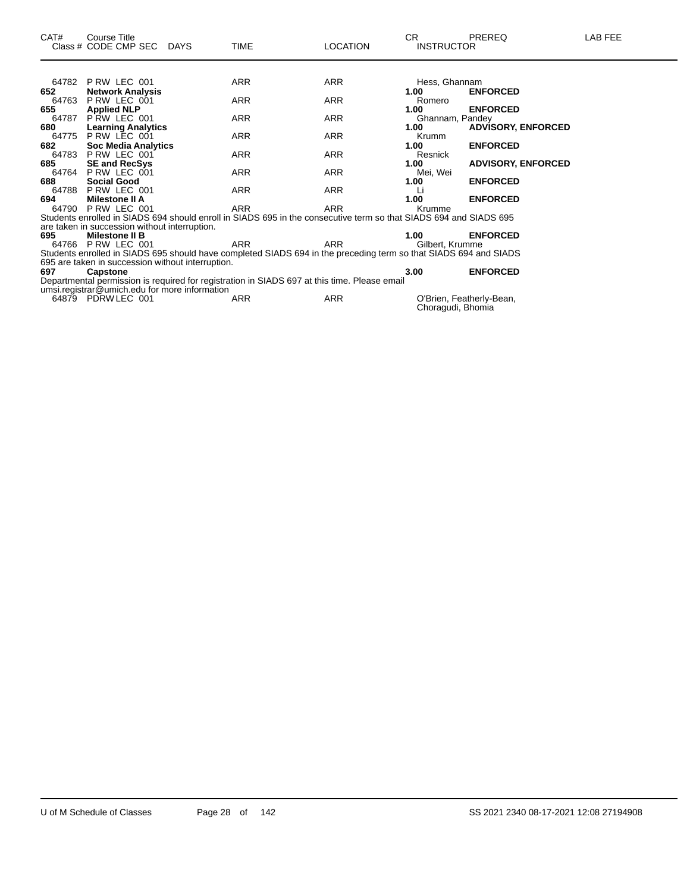| CAT# | Course Title<br>Class # CODE CMP SEC DAYS | TIME | LOCATION | CR<br>INSTRUCTOR | PREREQ | LAB FEE |
|---|---|---|---|---|---|---|
| 64782 | P RW LEC 001 | ARR | ARR | Hess, Ghannam | | |
| **652** | **Network Analysis** | | | **1.00** | **ENFORCED** | |
| 64763 | P RW LEC 001 | ARR | ARR | Romero | | |
| **655** | **Applied NLP** | | | **1.00** | **ENFORCED** | |
| 64787 | P RW LEC 001 | ARR | ARR | Ghannam, Pandey | | |
| **680** | **Learning Analytics** | | | **1.00** | **ADVISORY, ENFORCED** | |
| 64775 | P RW LEC 001 | ARR | ARR | Krumm | | |
| **682** | **Soc Media Analytics** | | | **1.00** | **ENFORCED** | |
| 64783 | P RW LEC 001 | ARR | ARR | Resnick | | |
| **685** | **SE and RecSys** | | | **1.00** | **ADVISORY, ENFORCED** | |
| 64764 | P RW LEC 001 | ARR | ARR | Mei, Wei | | |
| **688** | **Social Good** | | | **1.00** | **ENFORCED** | |
| 64788 | P RW LEC 001 | ARR | ARR | Li | | |
| **694** | **Milestone II A** | | | **1.00** | **ENFORCED** | |
| 64790 | P RW LEC 001 | ARR | ARR | Krumme | | |

Students enrolled in SIADS 694 should enroll in SIADS 695 in the consecutive term so that SIADS 694 and SIADS 695 are taken in succession without interruption.

| CAT# | Course Title<br>Class # CODE CMP SEC DAYS | TIME | LOCATION | CR<br>INSTRUCTOR | PREREQ | LAB FEE |
|---|---|---|---|---|---|---|
| **695** | **Milestone II B** | | | **1.00** | **ENFORCED** | |
| 64766 | P RW LEC 001 | ARR | ARR | Gilbert, Krumme | | |

Students enrolled in SIADS 695 should have completed SIADS 694 in the preceding term so that SIADS 694 and SIADS 695 are taken in succession without interruption.

| CAT# | Course Title<br>Class # CODE CMP SEC DAYS | TIME | LOCATION | CR<br>INSTRUCTOR | PREREQ | LAB FEE |
|---|---|---|---|---|---|---|
| **697** | **Capstone** | | | **3.00** | **ENFORCED** | |

Departmental permission is required for registration in SIADS 697 at this time. Please email umsi.registrar@umich.edu for more information

| CAT# | Course Title<br>Class # CODE CMP SEC DAYS | TIME | LOCATION | CR<br>INSTRUCTOR | PREREQ | LAB FEE |
|---|---|---|---|---|---|---|
| 64879 | PDRW LEC 001 | ARR | ARR | O'Brien, Featherly-Bean, Choragudi, Bhomia | | |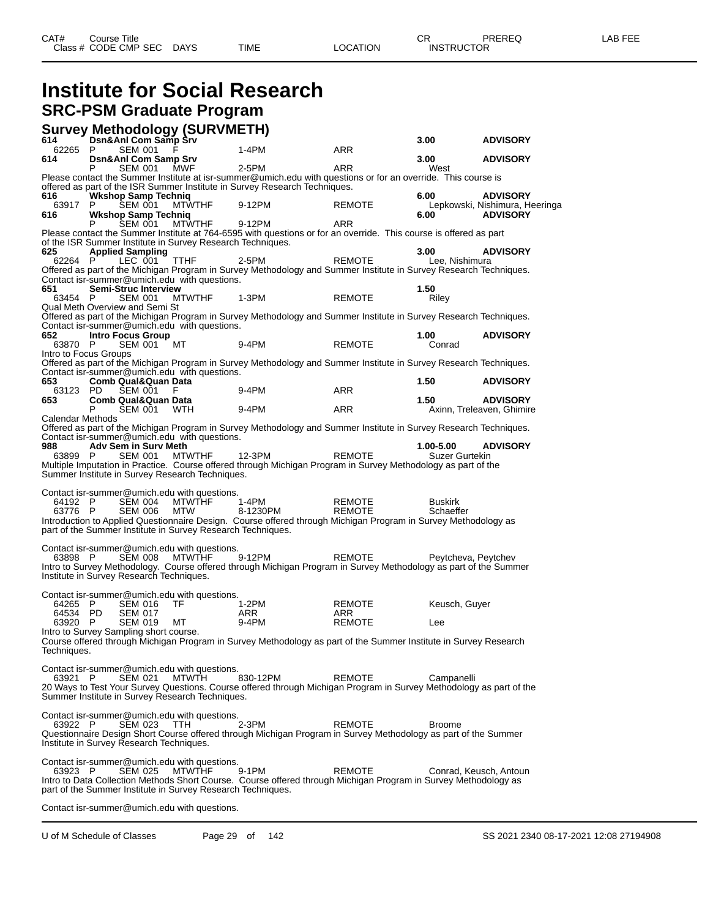# Institute for Social Research

## SRC-PSM Graduate Program

### Survey Methodology (SURVMETH)

| CAT# | Course Title | | | | | | CR | PREREQ | LAB FEE |
|---|---|---|---|---|---|---|---|---|---|
| Class # | CODE | CMP SEC | DAYS | TIME | LOCATION | INSTRUCTOR | | | |
| **614** | **Dsn&Anl Com Samp Srv** | | | | | | **3.00** | **ADVISORY** | |
| 62265 | P | SEM 001 | F | 1-4PM | ARR | | | | |
| **614** | **Dsn&Anl Com Samp Srv** | | | | | | **3.00** | **ADVISORY** | |
| | P | SEM 001 | MWF | 2-5PM | ARR | West | | | |

Please contact the Summer Institute at isr-summer@umich.edu with questions or for an override. This course is offered as part of the ISR Summer Institute in Survey Research Techniques.

| Class # | CODE | CMP SEC | DAYS | TIME | LOCATION | INSTRUCTOR | CR | PREREQ |
|---|---|---|---|---|---|---|---|---|
| **616** | **Wkshop Samp Techniq** | | | | | | **6.00** | **ADVISORY** |
| 63917 | P | SEM 001 | MTWTHF | 9-12PM | REMOTE | Lepkowski, Nishimura, Heeringa | | |
| **616** | **Wkshop Samp Techniq** | | | | | | **6.00** | **ADVISORY** |
| | P | SEM 001 | MTWTHF | 9-12PM | ARR | | | |

Please contact the Summer Institute at 764-6595 with questions or for an override. This course is offered as part of the ISR Summer Institute in Survey Research Techniques.

| Class # | CODE | CMP SEC | DAYS | TIME | LOCATION | INSTRUCTOR | CR | PREREQ |
|---|---|---|---|---|---|---|---|---|
| **625** | **Applied Sampling** | | | | | | **3.00** | **ADVISORY** |
| 62264 | P | LEC 001 | TTHF | 2-5PM | REMOTE | Lee, Nishimura | | |

Offered as part of the Michigan Program in Survey Methodology and Summer Institute in Survey Research Techniques. Contact isr-summer@umich.edu with questions.

| Class # | CODE | CMP SEC | DAYS | TIME | LOCATION | INSTRUCTOR | CR | PREREQ |
|---|---|---|---|---|---|---|---|---|
| **651** | **Semi-Struc Interview** | | | | | | **1.50** | |
| 63454 | P | SEM 001 | MTWTHF | 1-3PM | REMOTE | Riley | | |

Qual Meth Overview and Semi St

Offered as part of the Michigan Program in Survey Methodology and Summer Institute in Survey Research Techniques. Contact isr-summer@umich.edu with questions.

| Class # | CODE | CMP SEC | DAYS | TIME | LOCATION | INSTRUCTOR | CR | PREREQ |
|---|---|---|---|---|---|---|---|---|
| **652** | **Intro Focus Group** | | | | | | **1.00** | **ADVISORY** |
| 63870 | P | SEM 001 | MT | 9-4PM | REMOTE | Conrad | | |

Intro to Focus Groups

Offered as part of the Michigan Program in Survey Methodology and Summer Institute in Survey Research Techniques. Contact isr-summer@umich.edu with questions.

| Class # | CODE | CMP SEC | DAYS | TIME | LOCATION | INSTRUCTOR | CR | PREREQ |
|---|---|---|---|---|---|---|---|---|
| **653** | **Comb Qual&Quan Data** | | | | | | **1.50** | **ADVISORY** |
| 63123 | PD | SEM 001 | F | 9-4PM | ARR | | | |
| **653** | **Comb Qual&Quan Data** | | | | | | **1.50** | **ADVISORY** |
| | P | SEM 001 | WTH | 9-4PM | ARR | Axinn, Treleaven, Ghimire | | |

Calendar Methods

Offered as part of the Michigan Program in Survey Methodology and Summer Institute in Survey Research Techniques. Contact isr-summer@umich.edu with questions.

| Class # | CODE | CMP SEC | DAYS | TIME | LOCATION | INSTRUCTOR | CR | PREREQ |
|---|---|---|---|---|---|---|---|---|
| **988** | **Adv Sem in Surv Meth** | | | | | | **1.00-5.00** | **ADVISORY** |
| 63899 | P | SEM 001 | MTWTHF | 12-3PM | REMOTE | Suzer Gurtekin | | |

Multiple Imputation in Practice. Course offered through Michigan Program in Survey Methodology as part of the Summer Institute in Survey Research Techniques.

Contact isr-summer@umich.edu with questions.

| Class # | CODE | CMP SEC | DAYS | TIME | LOCATION | INSTRUCTOR |
|---|---|---|---|---|---|---|
| 64192 | P | SEM 004 | MTWTHF | 1-4PM | REMOTE | Buskirk |
| 63776 | P | SEM 006 | MTW | 8-1230PM | REMOTE | Schaeffer |

Introduction to Applied Questionnaire Design. Course offered through Michigan Program in Survey Methodology as part of the Summer Institute in Survey Research Techniques.

Contact isr-summer@umich.edu with questions.

| Class # | CODE | CMP SEC | DAYS | TIME | LOCATION | INSTRUCTOR |
|---|---|---|---|---|---|---|
| 63898 | P | SEM 008 | MTWTHF | 9-12PM | REMOTE | Peytcheva, Peytchev |

Intro to Survey Methodology. Course offered through Michigan Program in Survey Methodology as part of the Summer Institute in Survey Research Techniques.

Contact isr-summer@umich.edu with questions.

| Class # | CODE | CMP SEC | DAYS | TIME | LOCATION | INSTRUCTOR |
|---|---|---|---|---|---|---|
| 64265 | P | SEM 016 | TF | 1-2PM | REMOTE | Keusch, Guyer |
| 64534 | PD | SEM 017 | | ARR | ARR | |
| 63920 | P | SEM 019 | MT | 9-4PM | REMOTE | Lee |

Intro to Survey Sampling short course.

Course offered through Michigan Program in Survey Methodology as part of the Summer Institute in Survey Research Techniques.

Contact isr-summer@umich.edu with questions.

| Class # | CODE | CMP SEC | DAYS | TIME | LOCATION | INSTRUCTOR |
|---|---|---|---|---|---|---|
| 63921 | P | SEM 021 | MTWTH | 830-12PM | REMOTE | Campanelli |

20 Ways to Test Your Survey Questions. Course offered through Michigan Program in Survey Methodology as part of the Summer Institute in Survey Research Techniques.

Contact isr-summer@umich.edu with questions.

| Class # | CODE | CMP SEC | DAYS | TIME | LOCATION | INSTRUCTOR |
|---|---|---|---|---|---|---|
| 63922 | P | SEM 023 | TTH | 2-3PM | REMOTE | Broome |

Questionnaire Design Short Course offered through Michigan Program in Survey Methodology as part of the Summer Institute in Survey Research Techniques.

Contact isr-summer@umich.edu with questions.

| Class # | CODE | CMP SEC | DAYS | TIME | LOCATION | INSTRUCTOR |
|---|---|---|---|---|---|---|
| 63923 | P | SEM 025 | MTWTHF | 9-1PM | REMOTE | Conrad, Keusch, Antoun |

Intro to Data Collection Methods Short Course. Course offered through Michigan Program in Survey Methodology as part of the Summer Institute in Survey Research Techniques.

Contact isr-summer@umich.edu with questions.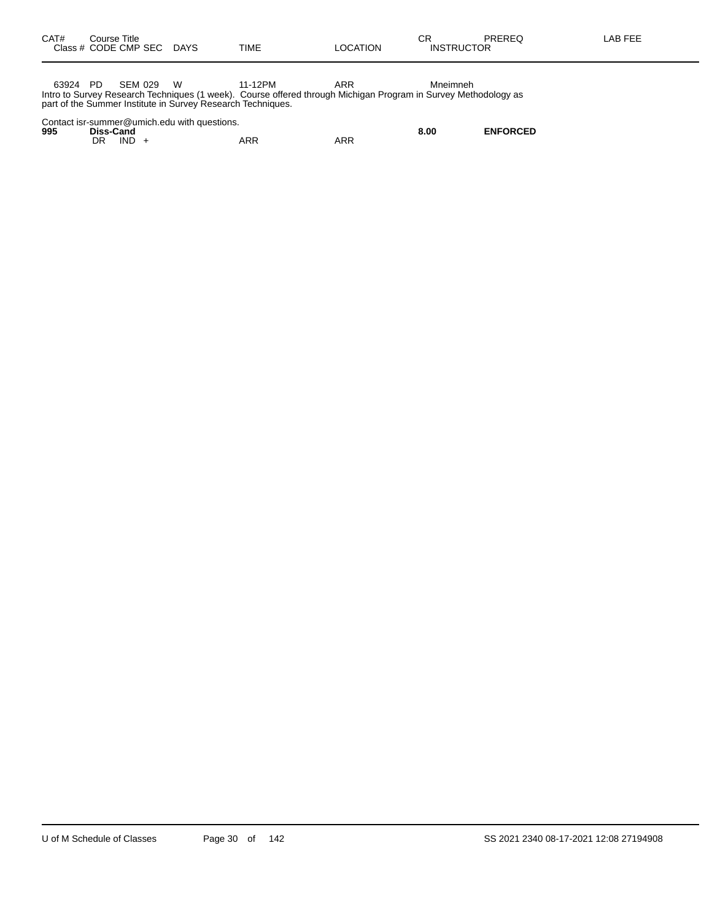| CAT# | Course Title<br>Class # CODE CMP SEC | DAYS | TIME | LOCATION | CR<br>INSTRUCTOR | PREREQ | LAB FEE |
|---|---|---|---|---|---|---|---|
| | 63924 PD SEM 029 | W | 11-12PM | ARR | Mneimneh | | |

Intro to Survey Research Techniques (1 week). Course offered through Michigan Program in Survey Methodology as part of the Summer Institute in Survey Research Techniques.

Contact isr-summer@umich.edu with questions.

| CAT# | Course Title<br>Class # CODE CMP SEC | DAYS | TIME | LOCATION | CR<br>INSTRUCTOR | PREREQ | LAB FEE |
|---|---|---|---|---|---|---|---|
| **995** | **Diss-Cand** | | | | **8.00** | **ENFORCED** | |
| | DR IND + | | ARR | ARR | | | |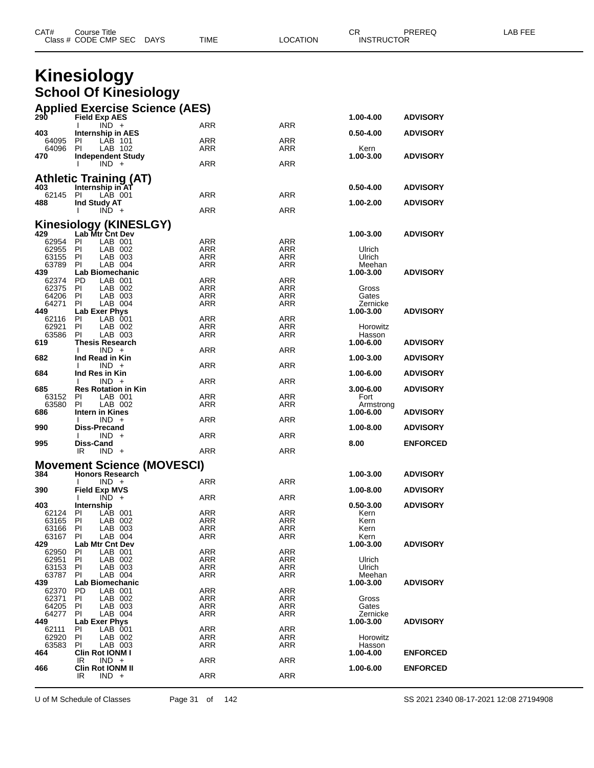# Kinesiology

## School Of Kinesiology

### Applied Exercise Science (AES)

| CAT# / Class # | Course Title / CODE CMP SEC | DAYS | TIME | LOCATION | CR / INSTRUCTOR | PREREQ | LAB FEE |
|---|---|---|---|---|---|---|---|
| **290** | **Field Exp AES** | | | | **1.00-4.00** | **ADVISORY** | |
| | I IND + | | ARR | ARR | | | |
| **403** | **Internship in AES** | | | | **0.50-4.00** | **ADVISORY** | |
| 64095 | PI LAB 101 | | ARR | ARR | | | |
| 64096 | PI LAB 102 | | ARR | ARR | Kern | | |
| **470** | **Independent Study** | | | | **1.00-3.00** | **ADVISORY** | |
| | I IND + | | ARR | ARR | | | |

### Athletic Training (AT)

| CAT# / Class # | Course Title / CODE CMP SEC | DAYS | TIME | LOCATION | CR / INSTRUCTOR | PREREQ | LAB FEE |
|---|---|---|---|---|---|---|---|
| **403** | **Internship in AT** | | | | **0.50-4.00** | **ADVISORY** | |
| 62145 | PI LAB 001 | | ARR | ARR | | | |
| **488** | **Ind Study AT** | | | | **1.00-2.00** | **ADVISORY** | |
| | I IND + | | ARR | ARR | | | |

### Kinesiology (KINESLGY)

| CAT# / Class # | Course Title / CODE CMP SEC | DAYS | TIME | LOCATION | CR / INSTRUCTOR | PREREQ | LAB FEE |
|---|---|---|---|---|---|---|---|
| **429** | **Lab Mtr Cnt Dev** | | | | **1.00-3.00** | **ADVISORY** | |
| 62954 | PI LAB 001 | | ARR | ARR | | | |
| 62955 | PI LAB 002 | | ARR | ARR | Ulrich | | |
| 63155 | PI LAB 003 | | ARR | ARR | Ulrich | | |
| 63789 | PI LAB 004 | | ARR | ARR | Meehan | | |
| **439** | **Lab Biomechanic** | | | | **1.00-3.00** | **ADVISORY** | |
| 62374 | PD LAB 001 | | ARR | ARR | | | |
| 62375 | PI LAB 002 | | ARR | ARR | Gross | | |
| 64206 | PI LAB 003 | | ARR | ARR | Gates | | |
| 64271 | PI LAB 004 | | ARR | ARR | Zernicke | | |
| **449** | **Lab Exer Phys** | | | | **1.00-3.00** | **ADVISORY** | |
| 62116 | PI LAB 001 | | ARR | ARR | | | |
| 62921 | PI LAB 002 | | ARR | ARR | Horowitz | | |
| 63586 | PI LAB 003 | | ARR | ARR | Hasson | | |
| **619** | **Thesis Research** | | | | **1.00-6.00** | **ADVISORY** | |
| | I IND + | | ARR | ARR | | | |
| **682** | **Ind Read in Kin** | | | | **1.00-3.00** | **ADVISORY** | |
| | I IND + | | ARR | ARR | | | |
| **684** | **Ind Res in Kin** | | | | **1.00-6.00** | **ADVISORY** | |
| | I IND + | | ARR | ARR | | | |
| **685** | **Res Rotation in Kin** | | | | **3.00-6.00** | **ADVISORY** | |
| 63152 | PI LAB 001 | | ARR | ARR | Fort | | |
| 63580 | PI LAB 002 | | ARR | ARR | Armstrong | | |
| **686** | **Intern in Kines** | | | | **1.00-6.00** | **ADVISORY** | |
| | I IND + | | ARR | ARR | | | |
| **990** | **Diss-Precand** | | | | **1.00-8.00** | **ADVISORY** | |
| | I IND + | | ARR | ARR | | | |
| **995** | **Diss-Cand** | | | | **8.00** | **ENFORCED** | |
| | IR IND + | | ARR | ARR | | | |

### Movement Science (MOVESCI)

| CAT# / Class # | Course Title / CODE CMP SEC | DAYS | TIME | LOCATION | CR / INSTRUCTOR | PREREQ | LAB FEE |
|---|---|---|---|---|---|---|---|
| **384** | **Honors Research** | | | | **1.00-3.00** | **ADVISORY** | |
| | I IND + | | ARR | ARR | | | |
| **390** | **Field Exp MVS** | | | | **1.00-8.00** | **ADVISORY** | |
| | I IND + | | ARR | ARR | | | |
| **403** | **Internship** | | | | **0.50-3.00** | **ADVISORY** | |
| 62124 | PI LAB 001 | | ARR | ARR | Kern | | |
| 63165 | PI LAB 002 | | ARR | ARR | Kern | | |
| 63166 | PI LAB 003 | | ARR | ARR | Kern | | |
| 63167 | PI LAB 004 | | ARR | ARR | Kern | | |
| **429** | **Lab Mtr Cnt Dev** | | | | **1.00-3.00** | **ADVISORY** | |
| 62950 | PI LAB 001 | | ARR | ARR | | | |
| 62951 | PI LAB 002 | | ARR | ARR | Ulrich | | |
| 63153 | PI LAB 003 | | ARR | ARR | Ulrich | | |
| 63787 | PI LAB 004 | | ARR | ARR | Meehan | | |
| **439** | **Lab Biomechanic** | | | | **1.00-3.00** | **ADVISORY** | |
| 62370 | PD LAB 001 | | ARR | ARR | | | |
| 62371 | PI LAB 002 | | ARR | ARR | Gross | | |
| 64205 | PI LAB 003 | | ARR | ARR | Gates | | |
| 64277 | PI LAB 004 | | ARR | ARR | Zernicke | | |
| **449** | **Lab Exer Phys** | | | | **1.00-3.00** | **ADVISORY** | |
| 62111 | PI LAB 001 | | ARR | ARR | | | |
| 62920 | PI LAB 002 | | ARR | ARR | Horowitz | | |
| 63583 | PI LAB 003 | | ARR | ARR | Hasson | | |
| **464** | **Clin Rot IONM I** | | | | **1.00-4.00** | **ENFORCED** | |
| | IR IND + | | ARR | ARR | | | |
| **466** | **Clin Rot IONM II** | | | | **1.00-6.00** | **ENFORCED** | |
| | IR IND + | | ARR | ARR | | | |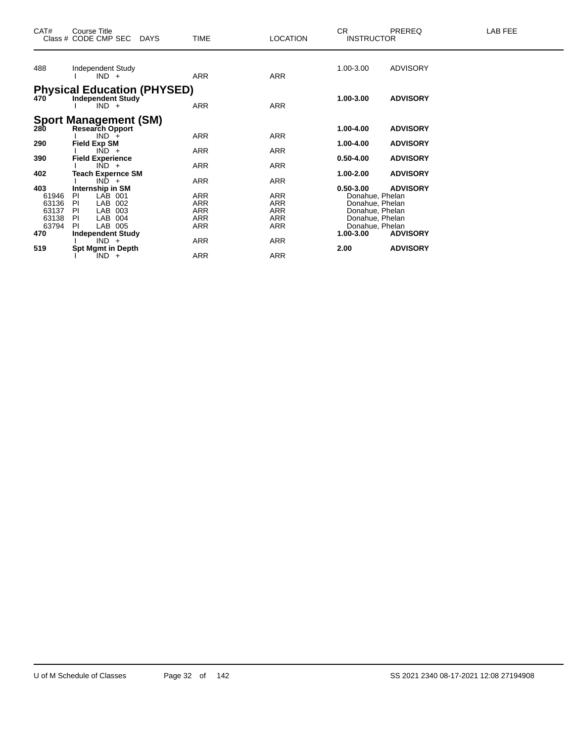| CAT# | Course Title<br>Class # CODE CMP SEC DAYS | TIME | LOCATION | CR<br>INSTRUCTOR | PREREQ | LAB FEE |
|---|---|---|---|---|---|---|
| 488 | Independent Study | | | 1.00-3.00 | ADVISORY | |
| | I IND + | ARR | ARR | | | |

## Physical Education (PHYSED)

| CAT# | Course Title<br>Class # CODE CMP SEC DAYS | TIME | LOCATION | CR<br>INSTRUCTOR | PREREQ | LAB FEE |
|---|---|---|---|---|---|---|
| **470** | **Independent Study** | | | **1.00-3.00** | **ADVISORY** | |
| | I IND + | ARR | ARR | | | |

## Sport Management (SM)

| CAT# | Course Title<br>Class # CODE CMP SEC DAYS | TIME | LOCATION | CR<br>INSTRUCTOR | PREREQ | LAB FEE |
|---|---|---|---|---|---|---|
| **280** | **Research Opport** | | | **1.00-4.00** | **ADVISORY** | |
| | I IND + | ARR | ARR | | | |
| **290** | **Field Exp SM** | | | **1.00-4.00** | **ADVISORY** | |
| | I IND + | ARR | ARR | | | |
| **390** | **Field Experience** | | | **0.50-4.00** | **ADVISORY** | |
| | I IND + | ARR | ARR | | | |
| **402** | **Teach Expernce SM** | | | **1.00-2.00** | **ADVISORY** | |
| | I IND + | ARR | ARR | | | |
| **403** | **Internship in SM** | | | **0.50-3.00** | **ADVISORY** | |
| 61946 | PI LAB 001 | ARR | ARR | Donahue, Phelan | | |
| 63136 | PI LAB 002 | ARR | ARR | Donahue, Phelan | | |
| 63137 | PI LAB 003 | ARR | ARR | Donahue, Phelan | | |
| 63138 | PI LAB 004 | ARR | ARR | Donahue, Phelan | | |
| 63794 | PI LAB 005 | ARR | ARR | Donahue, Phelan | | |
| **470** | **Independent Study** | | | **1.00-3.00** | **ADVISORY** | |
| | I IND + | ARR | ARR | | | |
| **519** | **Spt Mgmt in Depth** | | | **2.00** | **ADVISORY** | |
| | I IND + | ARR | ARR | | | |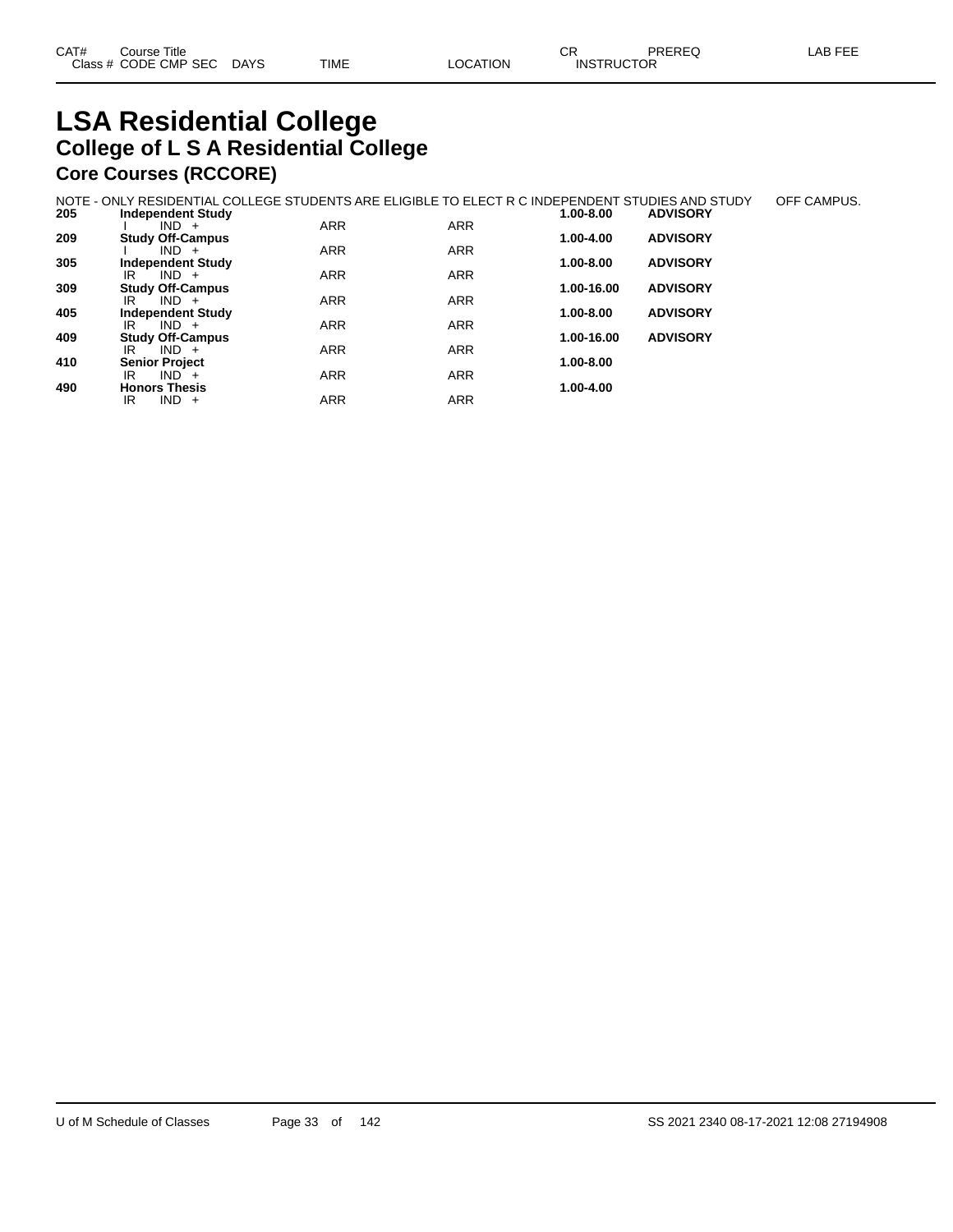# LSA Residential College

## College of L S A Residential College

### Core Courses (RCCORE)

NOTE - ONLY RESIDENTIAL COLLEGE STUDENTS ARE ELIGIBLE TO ELECT R C INDEPENDENT STUDIES AND STUDY OFF CAMPUS.

| CAT# | Course Title / Class # CODE CMP SEC | DAYS | TIME | LOCATION | CR / INSTRUCTOR | PREREQ | LAB FEE |
|---|---|---|---|---|---|---|---|
| **205** | **Independent Study** | | | | **1.00-8.00** | **ADVISORY** | |
| | I IND + | | ARR | ARR | | | |
| **209** | **Study Off-Campus** | | | | **1.00-4.00** | **ADVISORY** | |
| | I IND + | | ARR | ARR | | | |
| **305** | **Independent Study** | | | | **1.00-8.00** | **ADVISORY** | |
| | IR IND + | | ARR | ARR | | | |
| **309** | **Study Off-Campus** | | | | **1.00-16.00** | **ADVISORY** | |
| | IR IND + | | ARR | ARR | | | |
| **405** | **Independent Study** | | | | **1.00-8.00** | **ADVISORY** | |
| | IR IND + | | ARR | ARR | | | |
| **409** | **Study Off-Campus** | | | | **1.00-16.00** | **ADVISORY** | |
| | IR IND + | | ARR | ARR | | | |
| **410** | **Senior Project** | | | | **1.00-8.00** | | |
| | IR IND + | | ARR | ARR | | | |
| **490** | **Honors Thesis** | | | | **1.00-4.00** | | |
| | IR IND + | | ARR | ARR | | | |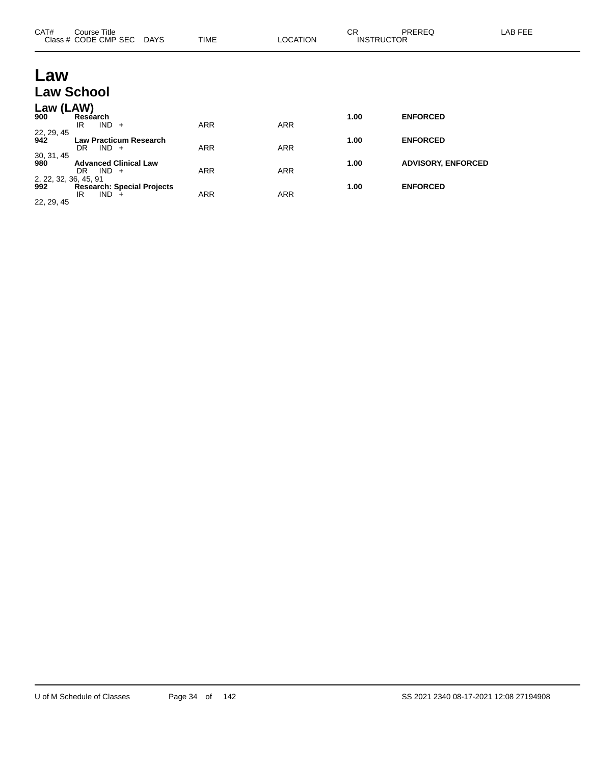| CAT# Class # | Course Title CODE CMP SEC DAYS | TIME | LOCATION | CR INSTRUCTOR | PREREQ | LAB FEE |
|---|---|---|---|---|---|---|

# Law

## Law School

### Law (LAW)

| CAT# Class # | Course Title CODE CMP SEC DAYS | TIME | LOCATION | CR INSTRUCTOR | PREREQ | LAB FEE |
|---|---|---|---|---|---|---|
| **900** | **Research** | | | **1.00** | **ENFORCED** | |
| | IR IND + | ARR | ARR | | | |
| 22, 29, 45 | | | | | | |
| **942** | **Law Practicum Research** | | | **1.00** | **ENFORCED** | |
| | DR IND + | ARR | ARR | | | |
| 30, 31, 45 | | | | | | |
| **980** | **Advanced Clinical Law** | | | **1.00** | **ADVISORY, ENFORCED** | |
| | DR IND + | ARR | ARR | | | |
| 2, 22, 32, 36, 45, 91 | | | | | | |
| **992** | **Research: Special Projects** | | | **1.00** | **ENFORCED** | |
| | IR IND + | ARR | ARR | | | |
| 22, 29, 45 | | | | | | |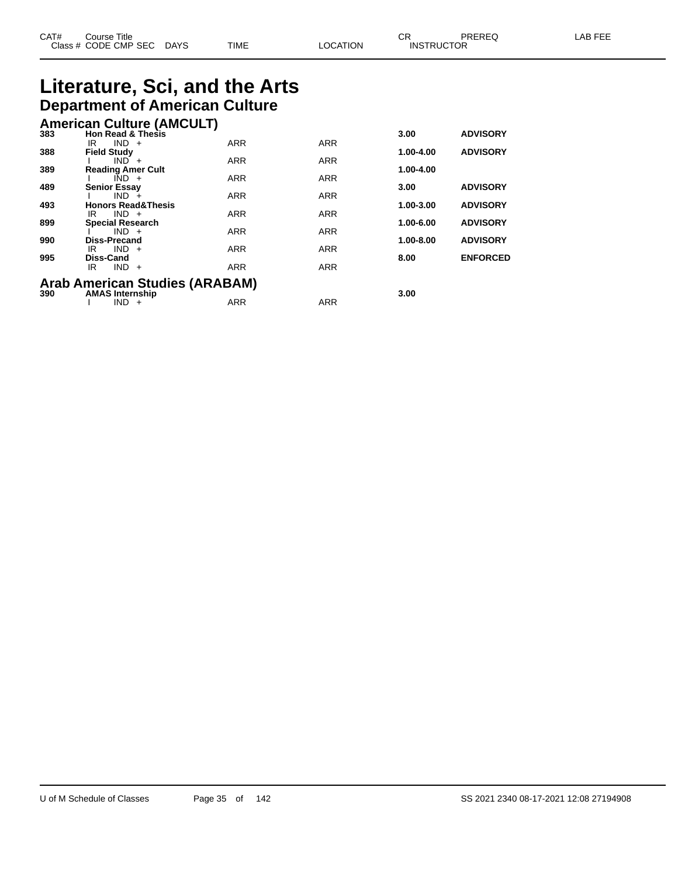| CAT# | Course Title | | | | | CR | PREREQ | LAB FEE |
|---|---|---|---|---|---|---|---|---|
| Class # | CODE CMP SEC | DAYS | TIME | LOCATION | INSTRUCTOR | | | |

# Literature, Sci, and the Arts

## Department of American Culture

### American Culture (AMCULT)

| CAT# | Course Title | TIME | LOCATION | CR | PREREQ |
|---|---|---|---|---|---|
| **383** | **Hon Read & Thesis** | | | **3.00** | **ADVISORY** |
| | IR IND + | ARR | ARR | | |
| **388** | **Field Study** | | | **1.00-4.00** | **ADVISORY** |
| | I IND + | ARR | ARR | | |
| **389** | **Reading Amer Cult** | | | **1.00-4.00** | |
| | I IND + | ARR | ARR | | |
| **489** | **Senior Essay** | | | **3.00** | **ADVISORY** |
| | I IND + | ARR | ARR | | |
| **493** | **Honors Read&Thesis** | | | **1.00-3.00** | **ADVISORY** |
| | IR IND + | ARR | ARR | | |
| **899** | **Special Research** | | | **1.00-6.00** | **ADVISORY** |
| | I IND + | ARR | ARR | | |
| **990** | **Diss-Precand** | | | **1.00-8.00** | **ADVISORY** |
| | IR IND + | ARR | ARR | | |
| **995** | **Diss-Cand** | | | **8.00** | **ENFORCED** |
| | IR IND + | ARR | ARR | | |

### Arab American Studies (ARABAM)

| CAT# | Course Title | TIME | LOCATION | CR | PREREQ |
|---|---|---|---|---|---|
| **390** | **AMAS Internship** | | | **3.00** | |
| | I IND + | ARR | ARR | | |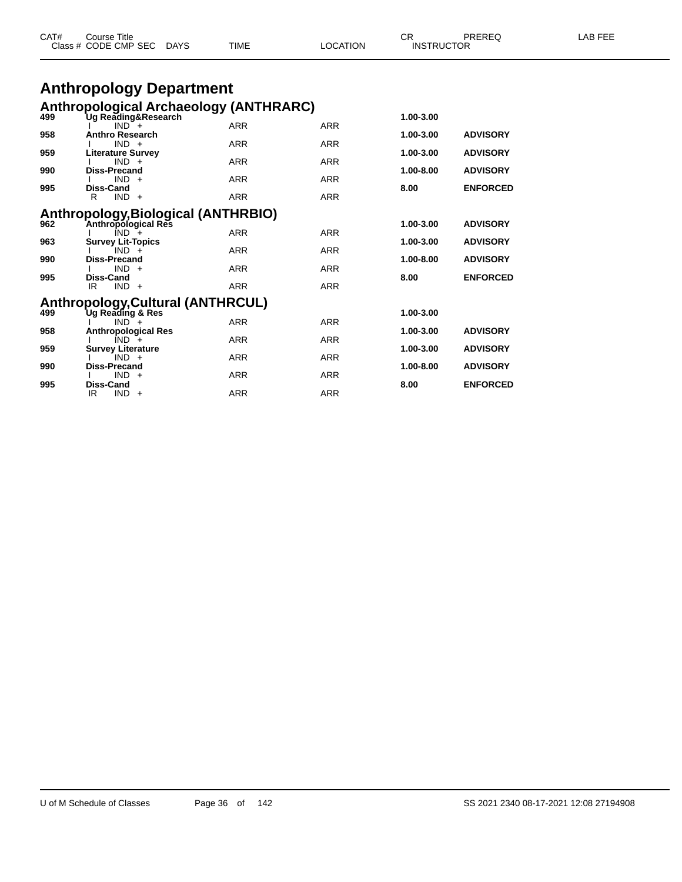| CAT# | Course Title<br>Class # CODE CMP SEC DAYS | TIME | LOCATION | CR<br>INSTRUCTOR | PREREQ | LAB FEE |
|---|---|---|---|---|---|---|

# Anthropology Department

## Anthropological Archaeology (ANTHRARC)

| CAT# | Course Title / Class # CODE CMP SEC DAYS | TIME | LOCATION | CR | PREREQ | LAB FEE |
|---|---|---|---|---|---|---|
| **499** | **Ug Reading&Research** | | | **1.00-3.00** | | |
| | I IND + | ARR | ARR | | | |
| **958** | **Anthro Research** | | | **1.00-3.00** | **ADVISORY** | |
| | I IND + | ARR | ARR | | | |
| **959** | **Literature Survey** | | | **1.00-3.00** | **ADVISORY** | |
| | I IND + | ARR | ARR | | | |
| **990** | **Diss-Precand** | | | **1.00-8.00** | **ADVISORY** | |
| | I IND + | ARR | ARR | | | |
| **995** | **Diss-Cand** | | | **8.00** | **ENFORCED** | |
| | R IND + | ARR | ARR | | | |

## Anthropology,Biological (ANTHRBIO)

| CAT# | Course Title / Class # CODE CMP SEC DAYS | TIME | LOCATION | CR | PREREQ | LAB FEE |
|---|---|---|---|---|---|---|
| **962** | **Anthropological Res** | | | **1.00-3.00** | **ADVISORY** | |
| | I IND + | ARR | ARR | | | |
| **963** | **Survey Lit-Topics** | | | **1.00-3.00** | **ADVISORY** | |
| | I IND + | ARR | ARR | | | |
| **990** | **Diss-Precand** | | | **1.00-8.00** | **ADVISORY** | |
| | I IND + | ARR | ARR | | | |
| **995** | **Diss-Cand** | | | **8.00** | **ENFORCED** | |
| | IR IND + | ARR | ARR | | | |

## Anthropology,Cultural (ANTHRCUL)

| CAT# | Course Title / Class # CODE CMP SEC DAYS | TIME | LOCATION | CR | PREREQ | LAB FEE |
|---|---|---|---|---|---|---|
| **499** | **Ug Reading & Res** | | | **1.00-3.00** | | |
| | I IND + | ARR | ARR | | | |
| **958** | **Anthropological Res** | | | **1.00-3.00** | **ADVISORY** | |
| | I IND + | ARR | ARR | | | |
| **959** | **Survey Literature** | | | **1.00-3.00** | **ADVISORY** | |
| | I IND + | ARR | ARR | | | |
| **990** | **Diss-Precand** | | | **1.00-8.00** | **ADVISORY** | |
| | I IND + | ARR | ARR | | | |
| **995** | **Diss-Cand** | | | **8.00** | **ENFORCED** | |
| | IR IND + | ARR | ARR | | | |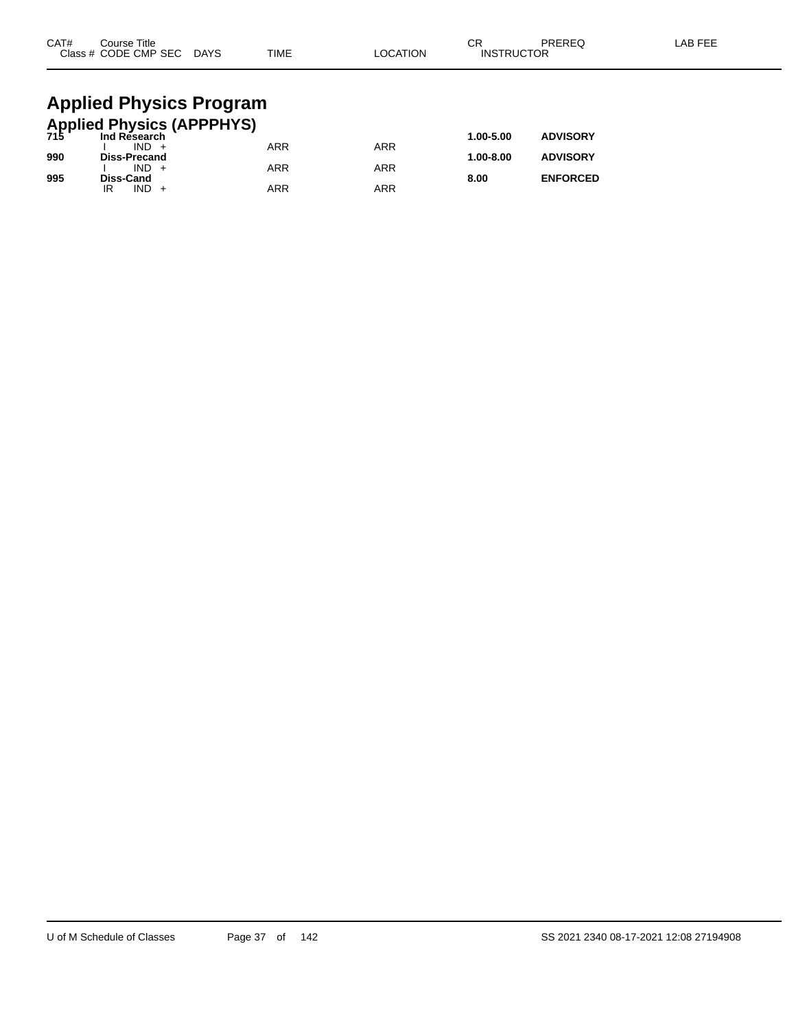# Applied Physics Program

## Applied Physics (APPPHYS)

| CAT# | Course Title / Class # CODE CMP SEC DAYS | TIME | LOCATION | CR / INSTRUCTOR | PREREQ | LAB FEE |
|---|---|---|---|---|---|---|
| **715** | **Ind Research** | | | **1.00-5.00** | **ADVISORY** | |
| | I IND + | ARR | ARR | | | |
| **990** | **Diss-Precand** | | | **1.00-8.00** | **ADVISORY** | |
| | I IND + | ARR | ARR | | | |
| **995** | **Diss-Cand** | | | **8.00** | **ENFORCED** | |
| | IR IND + | ARR | ARR | | | |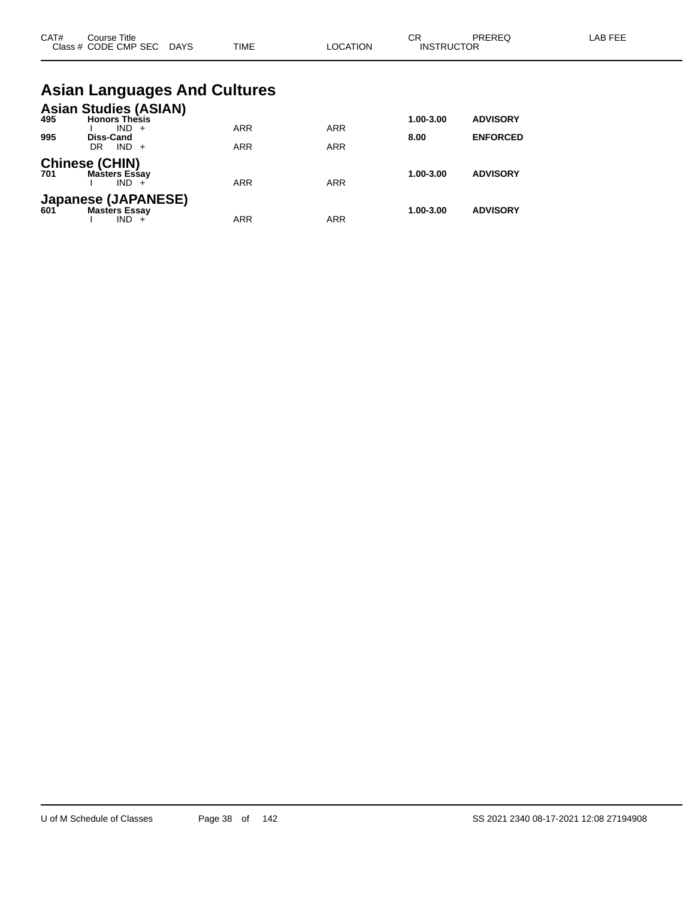| CAT# | Course Title Class # CODE CMP SEC | DAYS | TIME | LOCATION | CR INSTRUCTOR | PREREQ | LAB FEE |
|---|---|---|---|---|---|---|---|

# Asian Languages And Cultures

## Asian Studies (ASIAN)

| CAT# | Course Title / Class # CODE CMP SEC | DAYS | TIME | LOCATION | CR | PREREQ | LAB FEE |
|---|---|---|---|---|---|---|---|
| **495** | **Honors Thesis** | | | | **1.00-3.00** | **ADVISORY** | |
| | I IND + | | ARR | ARR | | | |
| **995** | **Diss-Cand** | | | | **8.00** | **ENFORCED** | |
| | DR IND + | | ARR | ARR | | | |

## Chinese (CHIN)

| CAT# | Course Title / Class # CODE CMP SEC | DAYS | TIME | LOCATION | CR | PREREQ | LAB FEE |
|---|---|---|---|---|---|---|---|
| **701** | **Masters Essay** | | | | **1.00-3.00** | **ADVISORY** | |
| | I IND + | | ARR | ARR | | | |

## Japanese (JAPANESE)

| CAT# | Course Title / Class # CODE CMP SEC | DAYS | TIME | LOCATION | CR | PREREQ | LAB FEE |
|---|---|---|---|---|---|---|---|
| **601** | **Masters Essay** | | | | **1.00-3.00** | **ADVISORY** | |
| | I IND + | | ARR | ARR | | | |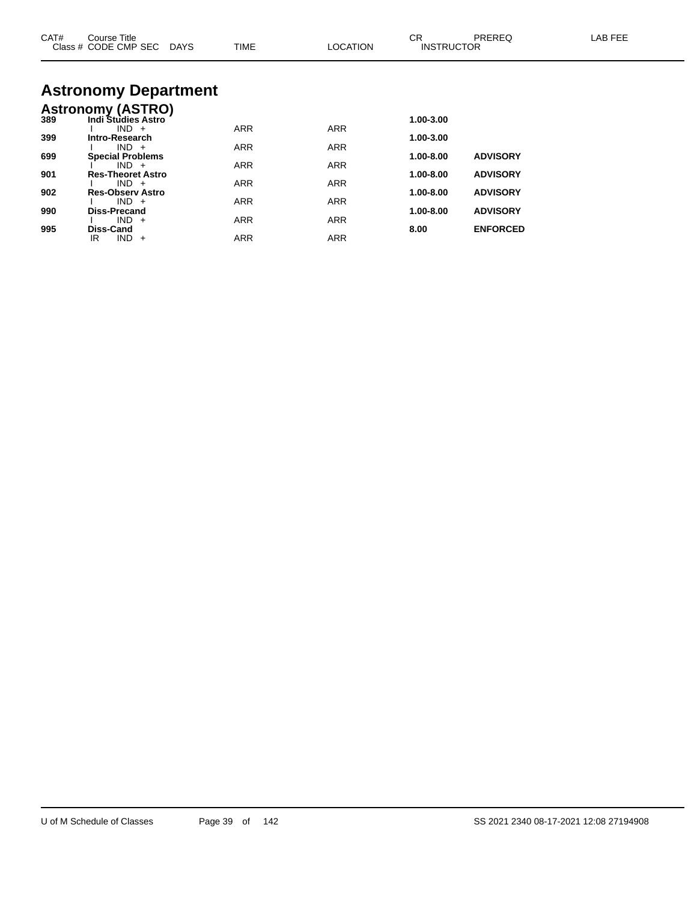# Astronomy Department

## Astronomy (ASTRO)

| CAT# | Course Title / Class # CODE CMP SEC DAYS | TIME | LOCATION | CR / INSTRUCTOR | PREREQ | LAB FEE |
|---|---|---|---|---|---|---|
| **389** | **Indi Studies Astro** | | | **1.00-3.00** | | |
| | I IND + | ARR | ARR | | | |
| **399** | **Intro-Research** | | | **1.00-3.00** | | |
| | I IND + | ARR | ARR | | | |
| **699** | **Special Problems** | | | **1.00-8.00** | **ADVISORY** | |
| | I IND + | ARR | ARR | | | |
| **901** | **Res-Theoret Astro** | | | **1.00-8.00** | **ADVISORY** | |
| | I IND + | ARR | ARR | | | |
| **902** | **Res-Observ Astro** | | | **1.00-8.00** | **ADVISORY** | |
| | I IND + | ARR | ARR | | | |
| **990** | **Diss-Precand** | | | **1.00-8.00** | **ADVISORY** | |
| | I IND + | ARR | ARR | | | |
| **995** | **Diss-Cand** | | | **8.00** | **ENFORCED** | |
| | IR IND + | ARR | ARR | | | |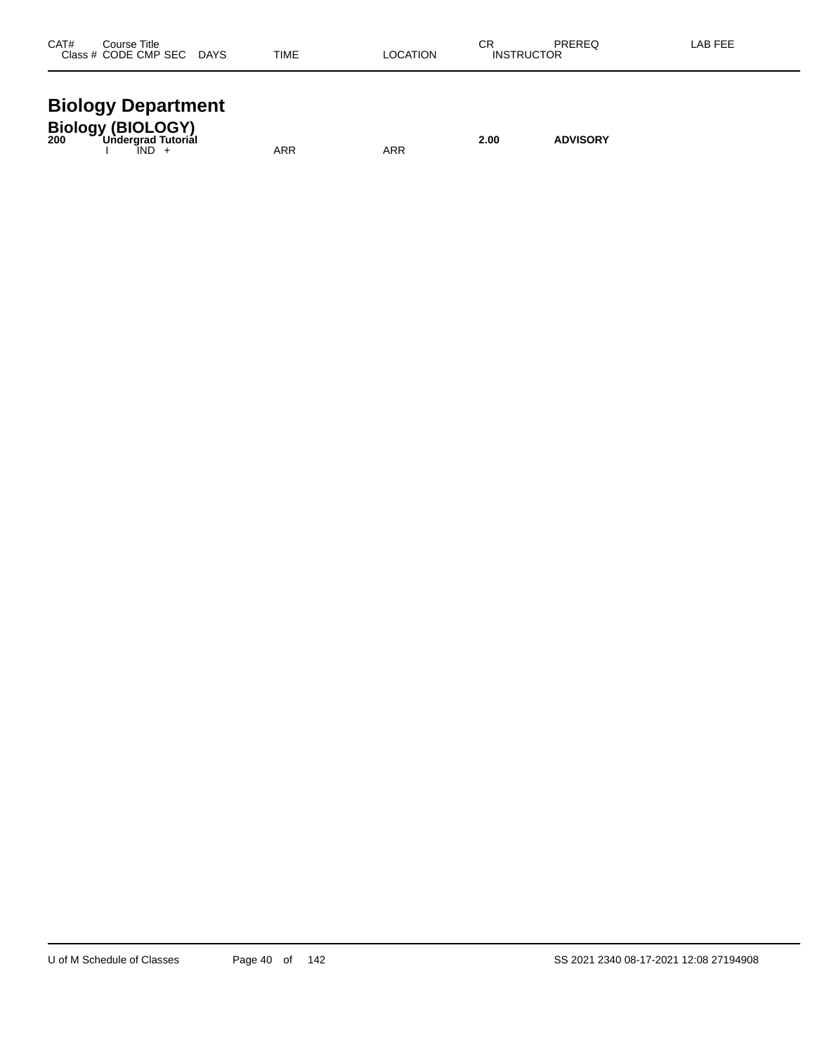| CAT# | Course Title Class # CODE CMP SEC | DAYS | TIME | LOCATION | CR INSTRUCTOR | PREREQ | LAB FEE |
|---|---|---|---|---|---|---|---|

# Biology Department

## Biology (BIOLOGY)

| CAT# | Course Title Class # CODE CMP SEC | DAYS | TIME | LOCATION | CR INSTRUCTOR | PREREQ | LAB FEE |
|---|---|---|---|---|---|---|---|
| **200** | **Undergrad Tutorial** | | | | **2.00** | **ADVISORY** | |
| | I IND + | | ARR | ARR | | | |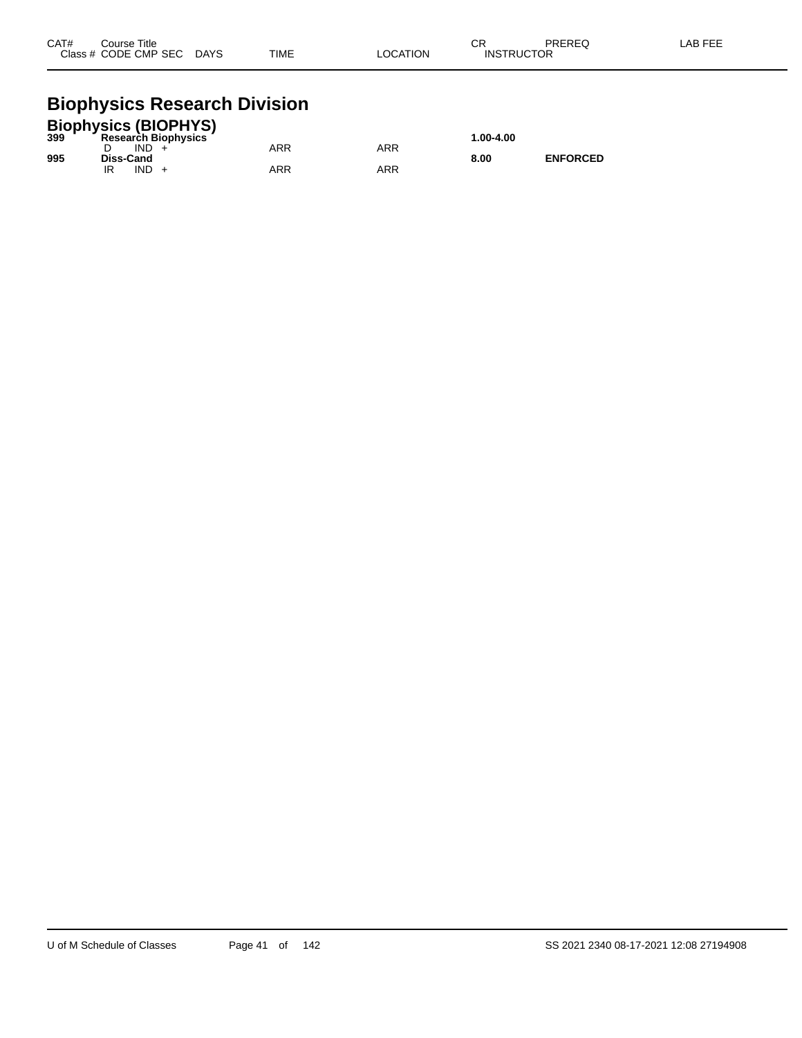| CAT# | Course Title / Class # CODE CMP SEC | DAYS | TIME | LOCATION | CR / INSTRUCTOR | PREREQ | LAB FEE |
|---|---|---|---|---|---|---|---|

# Biophysics Research Division

## Biophysics (BIOPHYS)

| CAT# | Course Title / Class # CODE CMP SEC | DAYS | TIME | LOCATION | CR / INSTRUCTOR | PREREQ | LAB FEE |
|---|---|---|---|---|---|---|---|
| **399** | **Research Biophysics** | | | | **1.00-4.00** | | |
| | D IND + | | ARR | ARR | | | |
| **995** | **Diss-Cand** | | | | **8.00** | **ENFORCED** | |
| | IR IND + | | ARR | ARR | | | |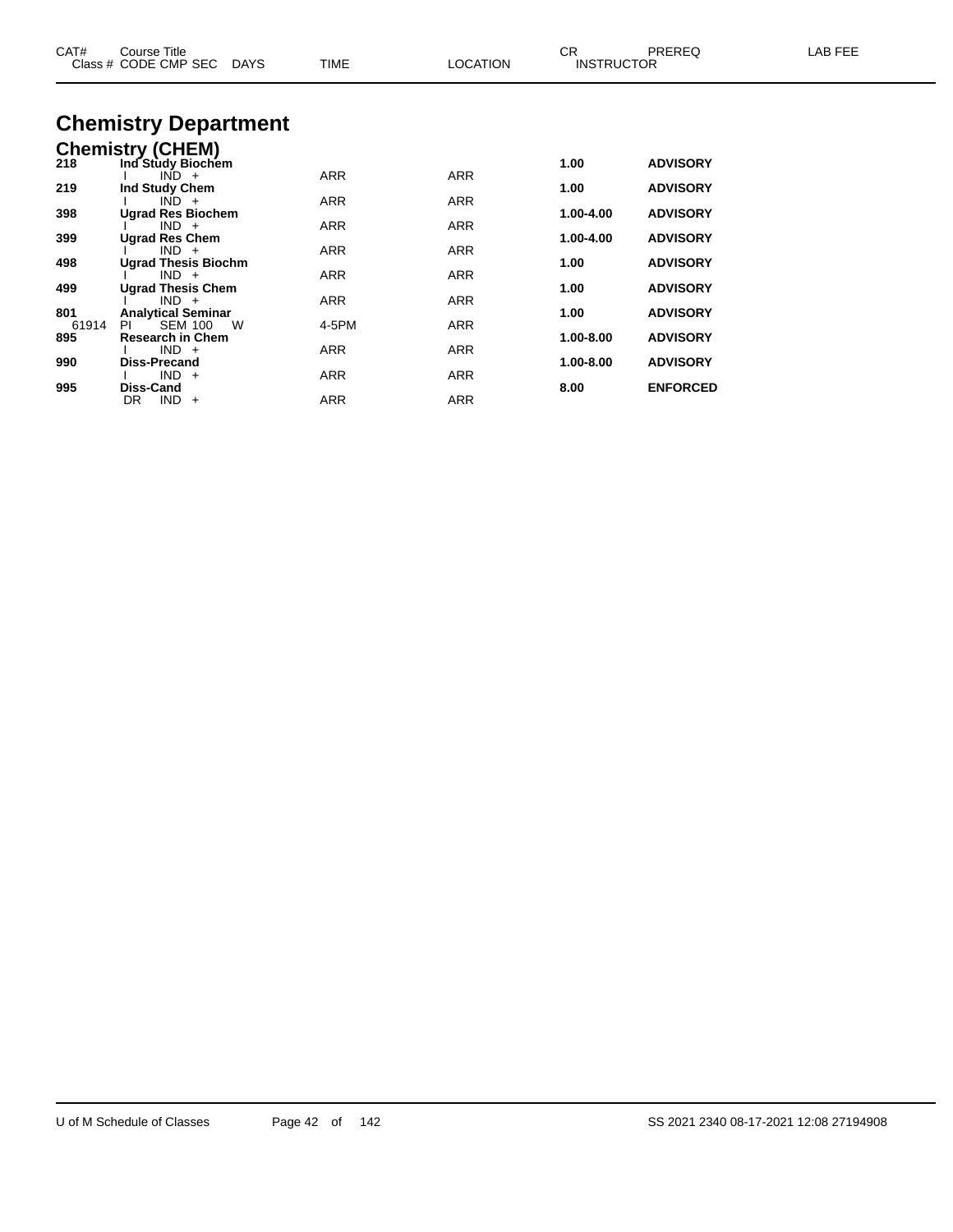# Chemistry Department

## Chemistry (CHEM)

| CAT# / Class # | Course Title / CODE CMP SEC DAYS | TIME | LOCATION | CR / INSTRUCTOR | PREREQ | LAB FEE |
|---|---|---|---|---|---|---|
| 218 | **Ind Study Biochem** | | | 1.00 | ADVISORY | |
| | I IND + | ARR | ARR | | | |
| 219 | **Ind Study Chem** | | | 1.00 | ADVISORY | |
| | I IND + | ARR | ARR | | | |
| 398 | **Ugrad Res Biochem** | | | 1.00-4.00 | ADVISORY | |
| | I IND + | ARR | ARR | | | |
| 399 | **Ugrad Res Chem** | | | 1.00-4.00 | ADVISORY | |
| | I IND + | ARR | ARR | | | |
| 498 | **Ugrad Thesis Biochm** | | | 1.00 | ADVISORY | |
| | I IND + | ARR | ARR | | | |
| 499 | **Ugrad Thesis Chem** | | | 1.00 | ADVISORY | |
| | I IND + | ARR | ARR | | | |
| 801 | **Analytical Seminar** | | | 1.00 | ADVISORY | |
| 61914 | PI SEM 100 W | 4-5PM | ARR | | | |
| 895 | **Research in Chem** | | | 1.00-8.00 | ADVISORY | |
| | I IND + | ARR | ARR | | | |
| 990 | **Diss-Precand** | | | 1.00-8.00 | ADVISORY | |
| | I IND + | ARR | ARR | | | |
| 995 | **Diss-Cand** | | | 8.00 | ENFORCED | |
| | DR IND + | ARR | ARR | | | |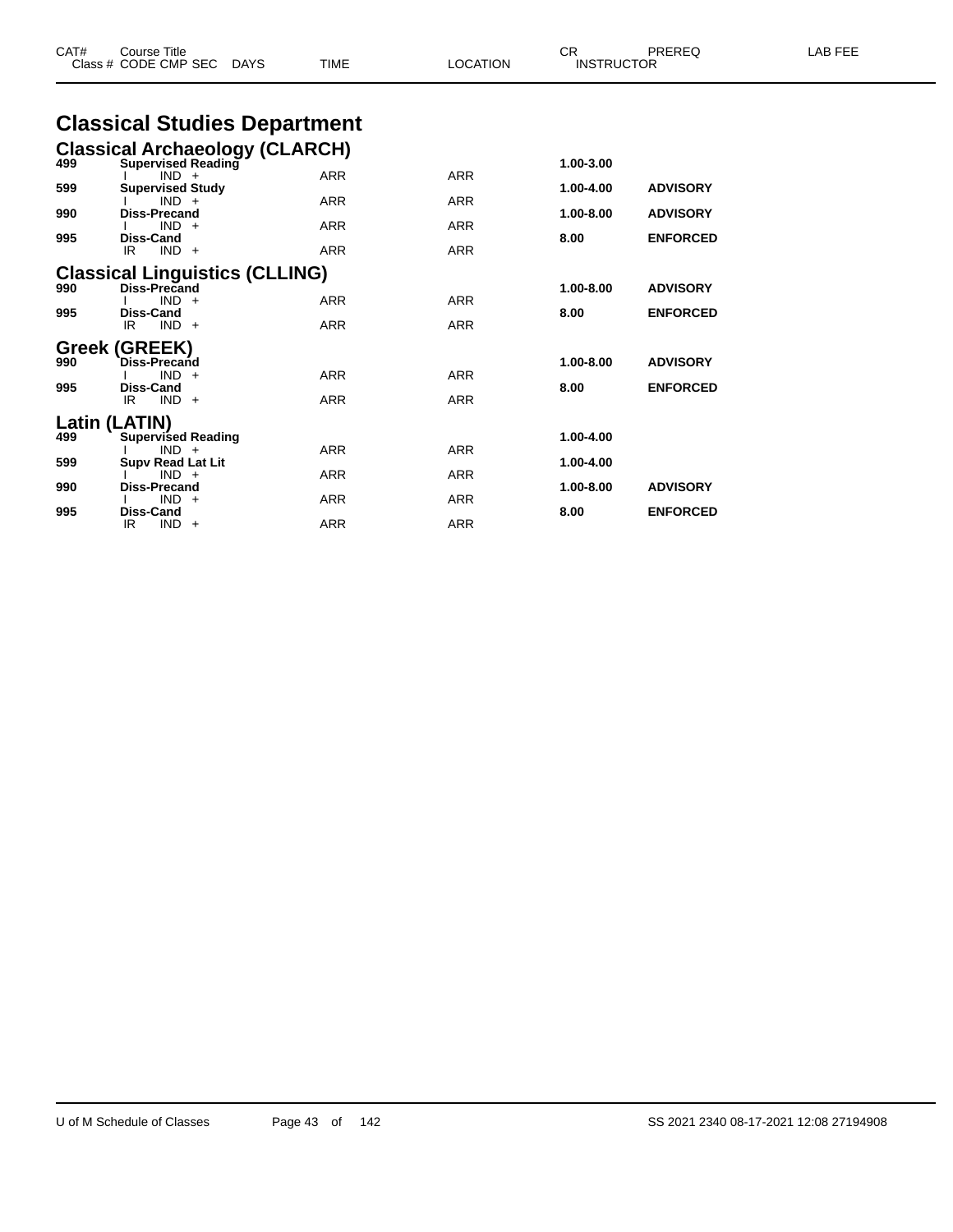| CAT# | Course Title<br>Class # CODE CMP SEC DAYS | TIME | LOCATION | CR<br>INSTRUCTOR | PREREQ | LAB FEE |
|---|---|---|---|---|---|---|

# Classical Studies Department

## Classical Archaeology (CLARCH)

| CAT# | Course Title / Class # CODE CMP SEC DAYS | TIME | LOCATION | CR | PREREQ |
|---|---|---|---|---|---|
| **499** | **Supervised Reading** | | | **1.00-3.00** | |
| | I IND + | ARR | ARR | | |
| **599** | **Supervised Study** | | | **1.00-4.00** | **ADVISORY** |
| | I IND + | ARR | ARR | | |
| **990** | **Diss-Precand** | | | **1.00-8.00** | **ADVISORY** |
| | I IND + | ARR | ARR | | |
| **995** | **Diss-Cand** | | | **8.00** | **ENFORCED** |
| | IR IND + | ARR | ARR | | |

## Classical Linguistics (CLLING)

| CAT# | Course Title / Class # CODE CMP SEC DAYS | TIME | LOCATION | CR | PREREQ |
|---|---|---|---|---|---|
| **990** | **Diss-Precand** | | | **1.00-8.00** | **ADVISORY** |
| | I IND + | ARR | ARR | | |
| **995** | **Diss-Cand** | | | **8.00** | **ENFORCED** |
| | IR IND + | ARR | ARR | | |

## Greek (GREEK)

| CAT# | Course Title / Class # CODE CMP SEC DAYS | TIME | LOCATION | CR | PREREQ |
|---|---|---|---|---|---|
| **990** | **Diss-Precand** | | | **1.00-8.00** | **ADVISORY** |
| | I IND + | ARR | ARR | | |
| **995** | **Diss-Cand** | | | **8.00** | **ENFORCED** |
| | IR IND + | ARR | ARR | | |

## Latin (LATIN)

| CAT# | Course Title / Class # CODE CMP SEC DAYS | TIME | LOCATION | CR | PREREQ |
|---|---|---|---|---|---|
| **499** | **Supervised Reading** | | | **1.00-4.00** | |
| | I IND + | ARR | ARR | | |
| **599** | **Supv Read Lat Lit** | | | **1.00-4.00** | |
| | I IND + | ARR | ARR | | |
| **990** | **Diss-Precand** | | | **1.00-8.00** | **ADVISORY** |
| | I IND + | ARR | ARR | | |
| **995** | **Diss-Cand** | | | **8.00** | **ENFORCED** |
| | IR IND + | ARR | ARR | | |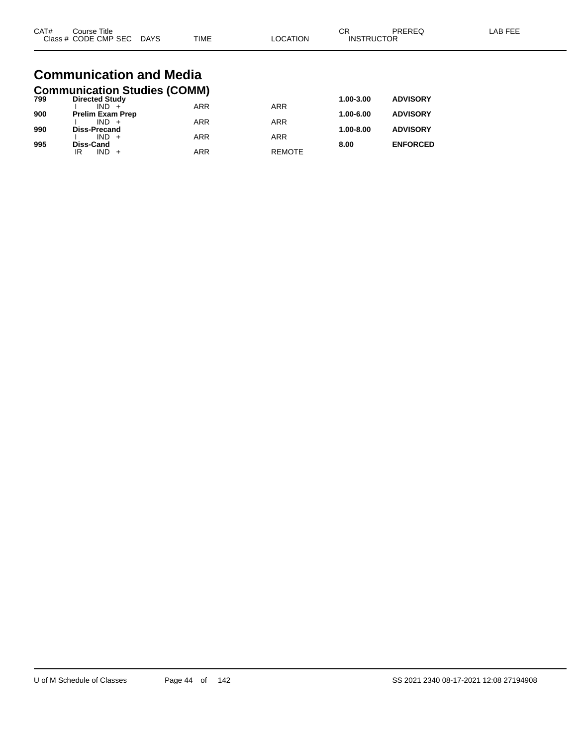| CAT# | Course Title<br>Class # CODE CMP SEC DAYS | TIME | LOCATION | CR<br>INSTRUCTOR | PREREQ | LAB FEE |
|---|---|---|---|---|---|---|

# Communication and Media

## Communication Studies (COMM)

| CAT# | Course Title<br>Class # CODE CMP SEC DAYS | TIME | LOCATION | CR<br>INSTRUCTOR | PREREQ | LAB FEE |
|---|---|---|---|---|---|---|
| **799** | **Directed Study** | | | **1.00-3.00** | **ADVISORY** | |
| | I IND + | ARR | ARR | | | |
| **900** | **Prelim Exam Prep** | | | **1.00-6.00** | **ADVISORY** | |
| | I IND + | ARR | ARR | | | |
| **990** | **Diss-Precand** | | | **1.00-8.00** | **ADVISORY** | |
| | I IND + | ARR | ARR | | | |
| **995** | **Diss-Cand** | | | **8.00** | **ENFORCED** | |
| | IR IND + | ARR | REMOTE | | | |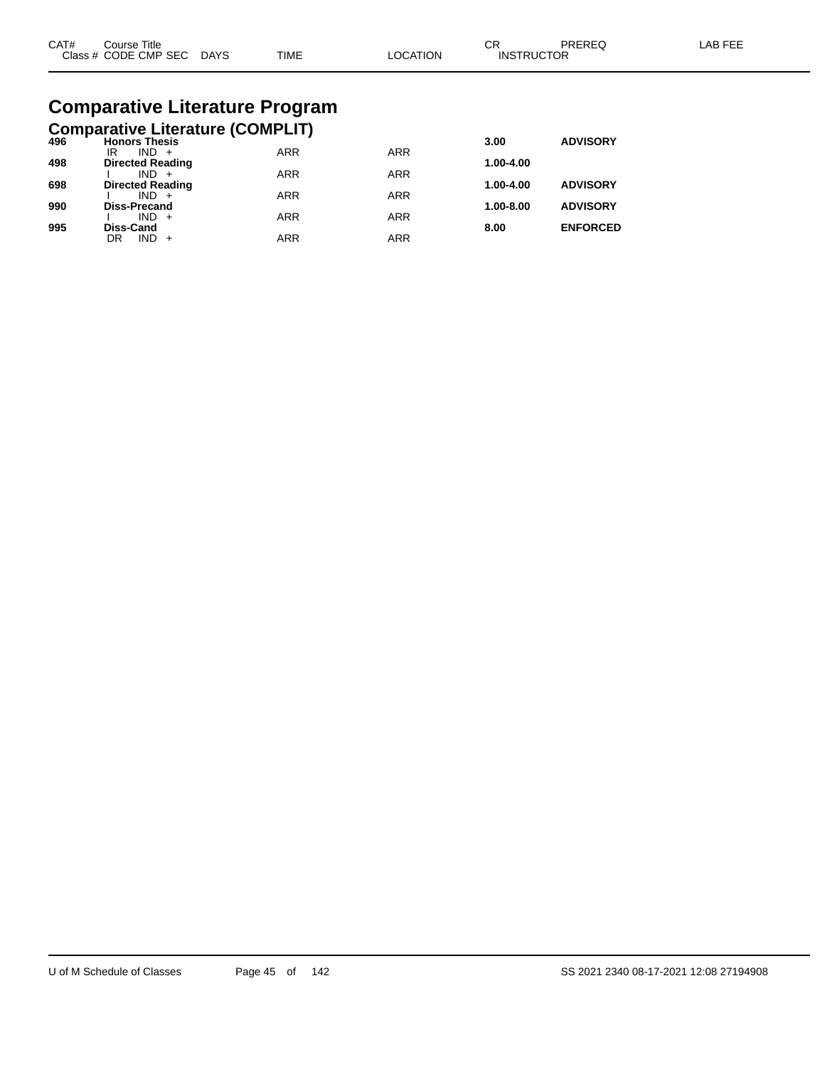# Comparative Literature Program

## Comparative Literature (COMPLIT)

| CAT# | Course Title / Class # CODE CMP SEC | DAYS | TIME | LOCATION | CR / INSTRUCTOR | PREREQ | LAB FEE |
|---|---|---|---|---|---|---|---|
| 496 | **Honors Thesis** | | | | 3.00 | ADVISORY | |
| | IR IND + | | ARR | ARR | | | |
| 498 | **Directed Reading** | | | | 1.00-4.00 | | |
| | I IND + | | ARR | ARR | | | |
| 698 | **Directed Reading** | | | | 1.00-4.00 | ADVISORY | |
| | I IND + | | ARR | ARR | | | |
| 990 | **Diss-Precand** | | | | 1.00-8.00 | ADVISORY | |
| | I IND + | | ARR | ARR | | | |
| 995 | **Diss-Cand** | | | | 8.00 | ENFORCED | |
| | DR IND + | | ARR | ARR | | | |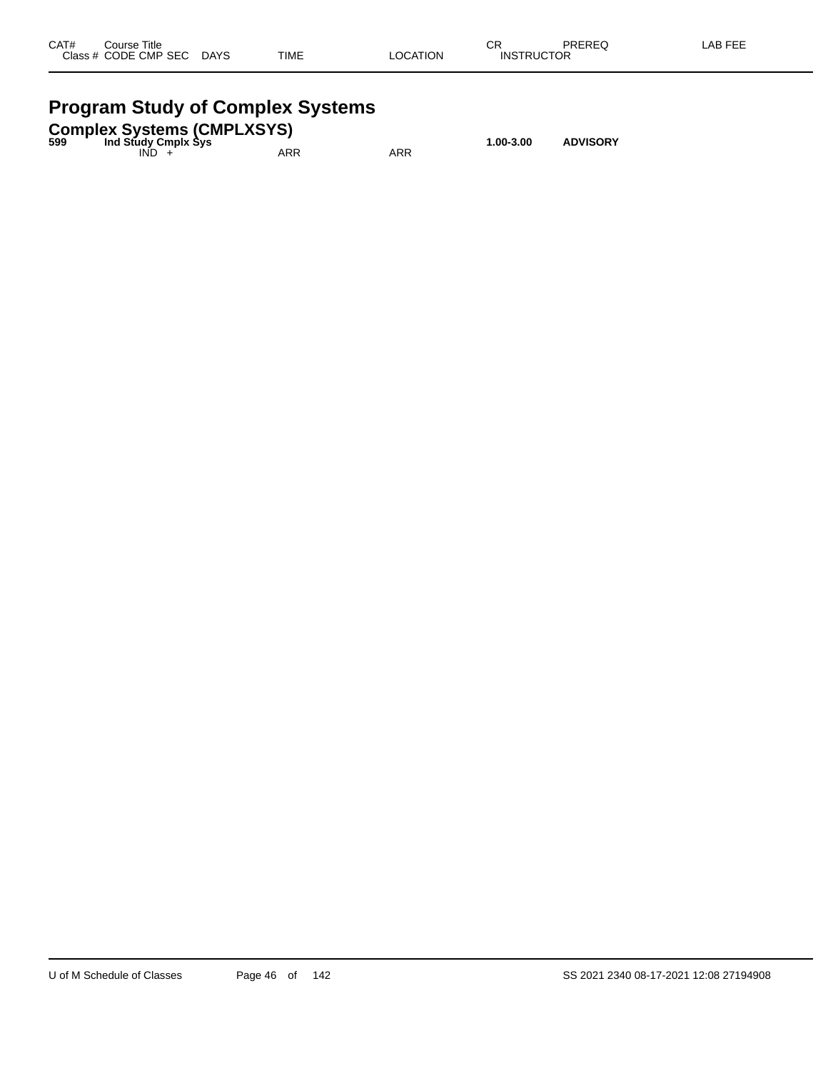| CAT# | Course Title | | | | CR | PREREQ | LAB FEE |
|---|---|---|---|---|---|---|---|
| Class # | CODE CMP SEC | DAYS | TIME | LOCATION | INSTRUCTOR | | |

# Program Study of Complex Systems

## Complex Systems (CMPLXSYS)

| CAT# | Course Title | | | | CR | PREREQ | LAB FEE |
|---|---|---|---|---|---|---|---|
| **599** | **Ind Study Cmplx Sys** | | | | **1.00-3.00** | **ADVISORY** | |
| | IND + | | ARR | ARR | | | |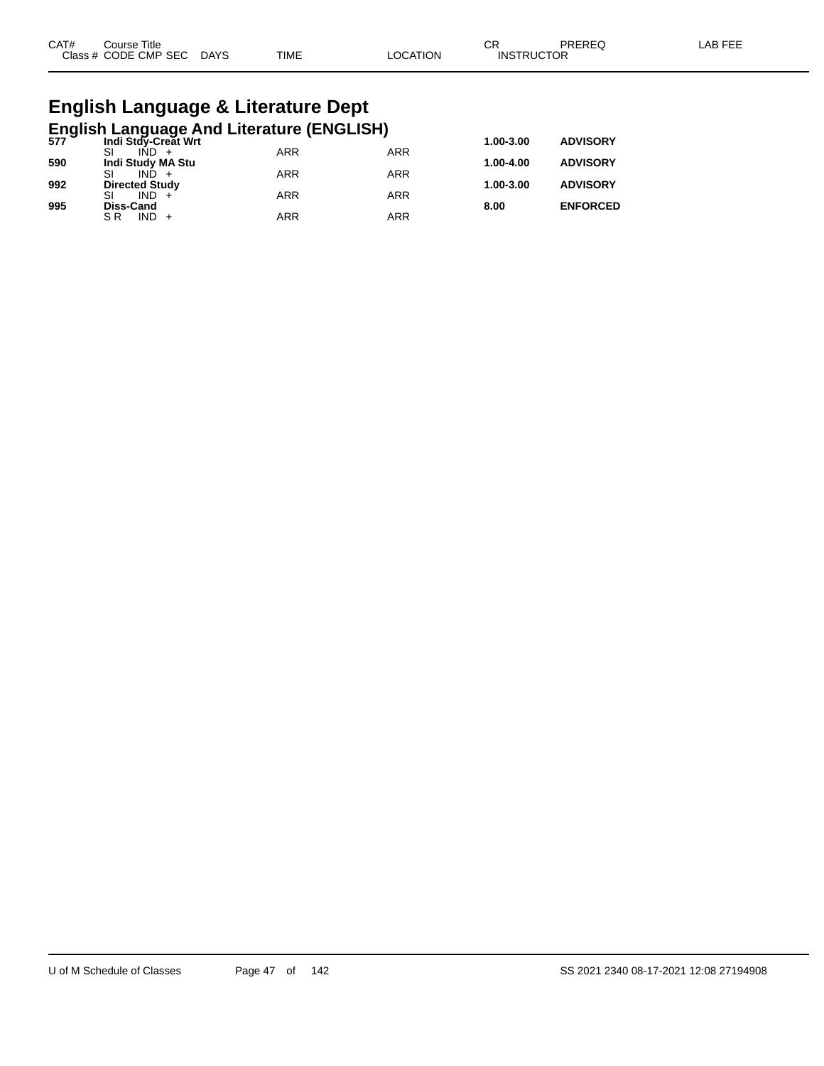| CAT# | Course Title | | | | | CR | PREREQ | LAB FEE |
|---|---|---|---|---|---|---|---|---|
| Class # | CODE CMP SEC | DAYS | TIME | LOCATION | | INSTRUCTOR | | |

# English Language & Literature Dept

## English Language And Literature (ENGLISH)

| CAT# | Course Title | | TIME | LOCATION | CR | PREREQ |
|---|---|---|---|---|---|---|
| **577** | **Indi Stdy-Creat Wrt** | | | | **1.00-3.00** | **ADVISORY** |
| | SI IND + | | ARR | ARR | | |
| **590** | **Indi Study MA Stu** | | | | **1.00-4.00** | **ADVISORY** |
| | SI IND + | | ARR | ARR | | |
| **992** | **Directed Study** | | | | **1.00-3.00** | **ADVISORY** |
| | SI IND + | | ARR | ARR | | |
| **995** | **Diss-Cand** | | | | **8.00** | **ENFORCED** |
| | S R IND + | | ARR | ARR | | |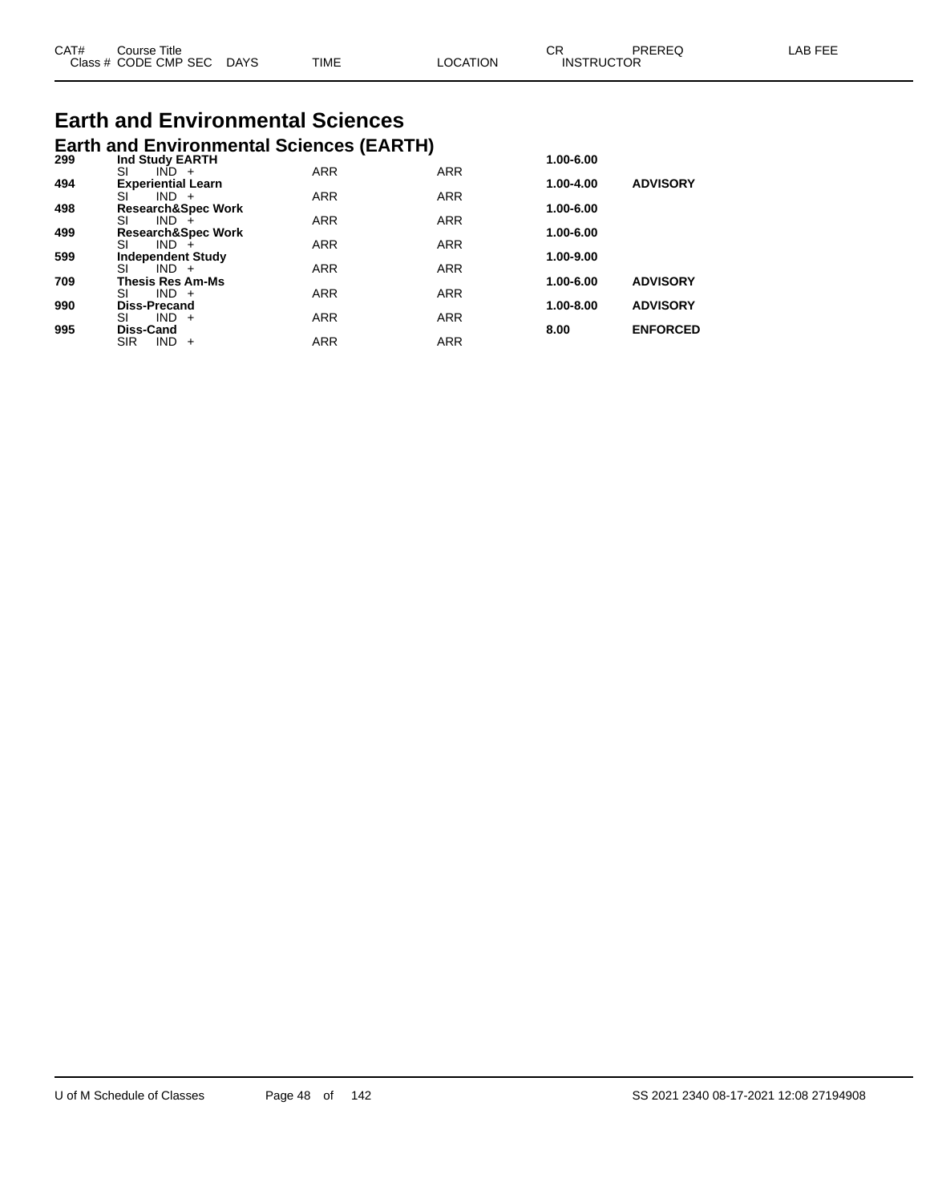| CAT# | Course Title<br>Class # CODE CMP SEC DAYS | TIME | LOCATION | CR<br>INSTRUCTOR | PREREQ | LAB FEE |
|---|---|---|---|---|---|---|

# Earth and Environmental Sciences

## Earth and Environmental Sciences (EARTH)

| CAT# | Course Title / CODE CMP SEC DAYS | TIME | LOCATION | CR | PREREQ | LAB FEE |
|---|---|---|---|---|---|---|
| **299** | **Ind Study EARTH** | | | **1.00-6.00** | | |
| | SI IND + | ARR | ARR | | | |
| **494** | **Experiential Learn** | | | **1.00-4.00** | **ADVISORY** | |
| | SI IND + | ARR | ARR | | | |
| **498** | **Research&Spec Work** | | | **1.00-6.00** | | |
| | SI IND + | ARR | ARR | | | |
| **499** | **Research&Spec Work** | | | **1.00-6.00** | | |
| | SI IND + | ARR | ARR | | | |
| **599** | **Independent Study** | | | **1.00-9.00** | | |
| | SI IND + | ARR | ARR | | | |
| **709** | **Thesis Res Am-Ms** | | | **1.00-6.00** | **ADVISORY** | |
| | SI IND + | ARR | ARR | | | |
| **990** | **Diss-Precand** | | | **1.00-8.00** | **ADVISORY** | |
| | SI IND + | ARR | ARR | | | |
| **995** | **Diss-Cand** | | | **8.00** | **ENFORCED** | |
| | SIR IND + | ARR | ARR | | | |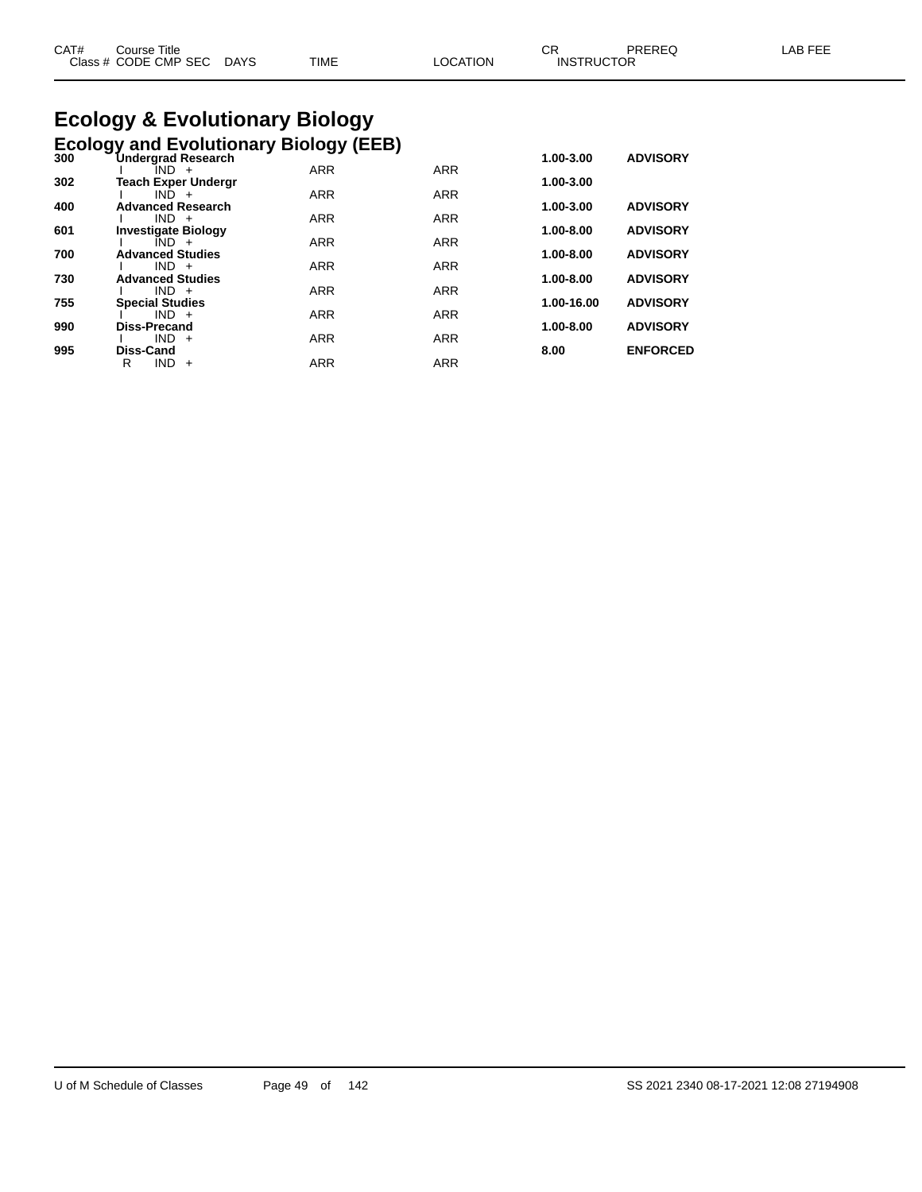# Ecology & Evolutionary Biology

## Ecology and Evolutionary Biology (EEB)

| CAT# | Course Title / Class # CODE CMP SEC | DAYS | TIME | LOCATION | CR / INSTRUCTOR | PREREQ | LAB FEE |
|---|---|---|---|---|---|---|---|
| **300** | **Undergrad Research** | | | | **1.00-3.00** | **ADVISORY** | |
| | I IND + | | ARR | ARR | | | |
| **302** | **Teach Exper Undergr** | | | | **1.00-3.00** | | |
| | I IND + | | ARR | ARR | | | |
| **400** | **Advanced Research** | | | | **1.00-3.00** | **ADVISORY** | |
| | I IND + | | ARR | ARR | | | |
| **601** | **Investigate Biology** | | | | **1.00-8.00** | **ADVISORY** | |
| | I IND + | | ARR | ARR | | | |
| **700** | **Advanced Studies** | | | | **1.00-8.00** | **ADVISORY** | |
| | I IND + | | ARR | ARR | | | |
| **730** | **Advanced Studies** | | | | **1.00-8.00** | **ADVISORY** | |
| | I IND + | | ARR | ARR | | | |
| **755** | **Special Studies** | | | | **1.00-16.00** | **ADVISORY** | |
| | I IND + | | ARR | ARR | | | |
| **990** | **Diss-Precand** | | | | **1.00-8.00** | **ADVISORY** | |
| | I IND + | | ARR | ARR | | | |
| **995** | **Diss-Cand** | | | | **8.00** | **ENFORCED** | |
| | R IND + | | ARR | ARR | | | |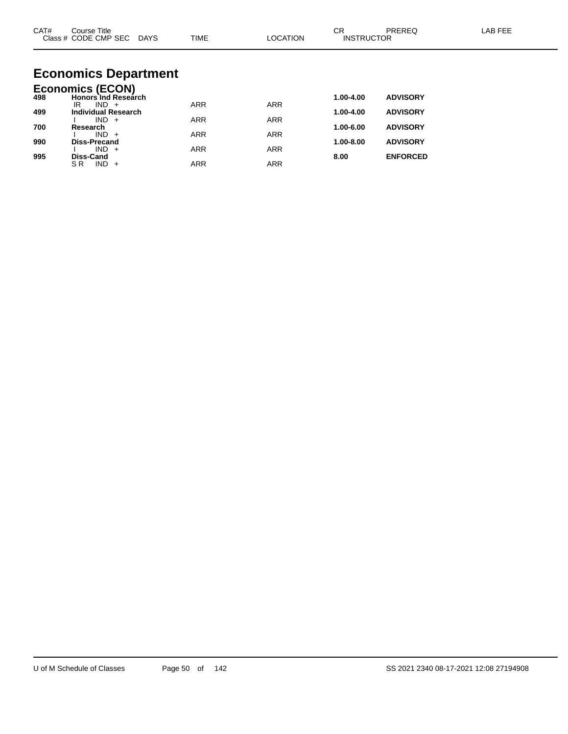| CAT# | Course Title<br>Class # CODE CMP SEC DAYS | TIME | LOCATION | CR<br>INSTRUCTOR | PREREQ | LAB FEE |
|---|---|---|---|---|---|---|

# Economics Department

## Economics (ECON)

| CAT# | Course Title<br>Class # CODE CMP SEC DAYS | TIME | LOCATION | CR<br>INSTRUCTOR | PREREQ | LAB FEE |
|---|---|---|---|---|---|---|
| **498** | **Honors Ind Research** | | | **1.00-4.00** | **ADVISORY** | |
| | IR IND + | ARR | ARR | | | |
| **499** | **Individual Research** | | | **1.00-4.00** | **ADVISORY** | |
| | I IND + | ARR | ARR | | | |
| **700** | **Research** | | | **1.00-6.00** | **ADVISORY** | |
| | I IND + | ARR | ARR | | | |
| **990** | **Diss-Precand** | | | **1.00-8.00** | **ADVISORY** | |
| | I IND + | ARR | ARR | | | |
| **995** | **Diss-Cand** | | | **8.00** | **ENFORCED** | |
| | S R IND + | ARR | ARR | | | |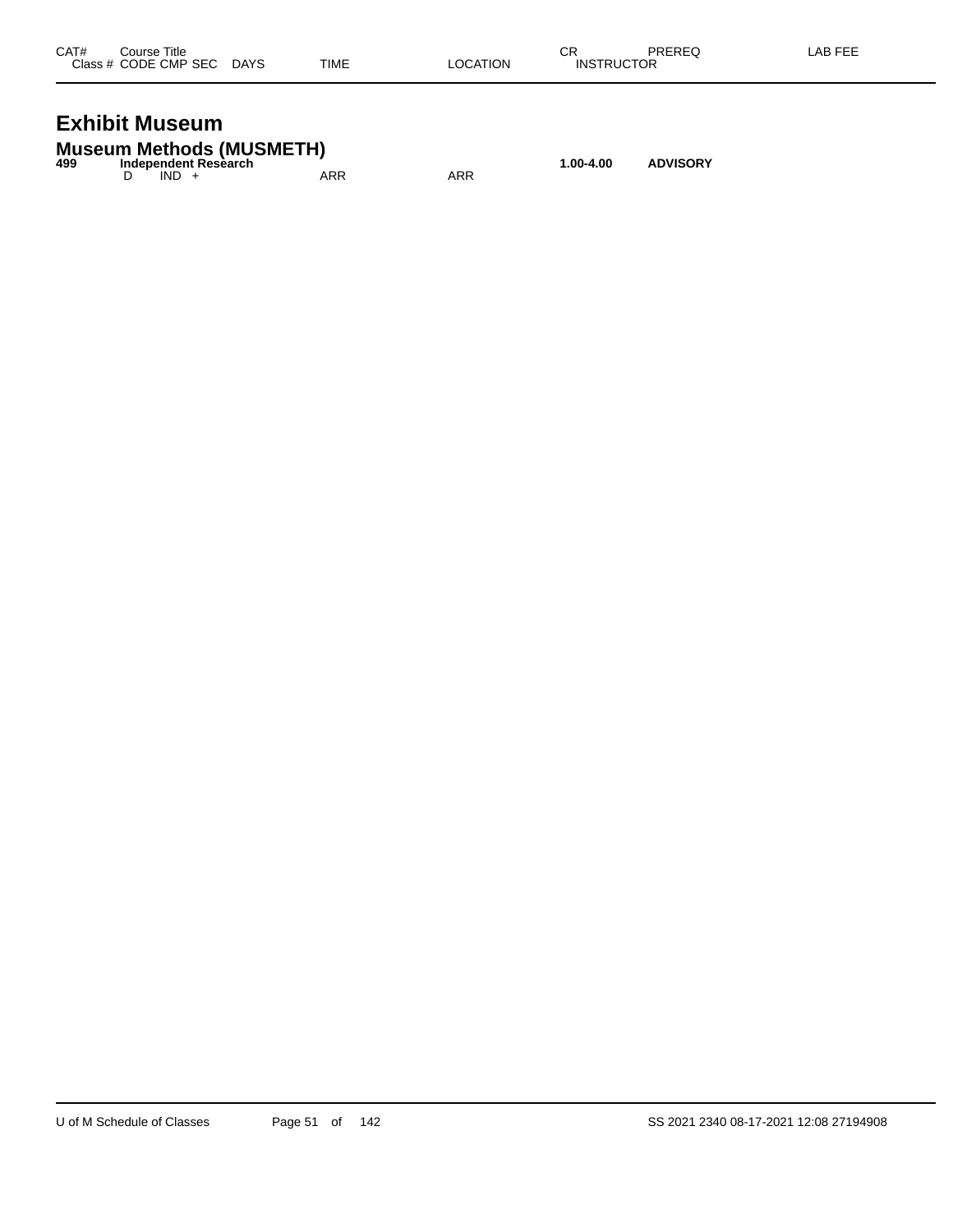| CAT# | Course Title<br>Class # CODE CMP SEC DAYS | TIME | LOCATION | CR<br>INSTRUCTOR | PREREQ | LAB FEE |
|---|---|---|---|---|---|---|

# Exhibit Museum

## Museum Methods (MUSMETH)

| CAT# | Course Title<br>Class # CODE CMP SEC DAYS | TIME | LOCATION | CR<br>INSTRUCTOR | PREREQ | LAB FEE |
|---|---|---|---|---|---|---|
| **499** | **Independent Research** | | | **1.00-4.00** | **ADVISORY** | |
| | D IND + | ARR | ARR | | | |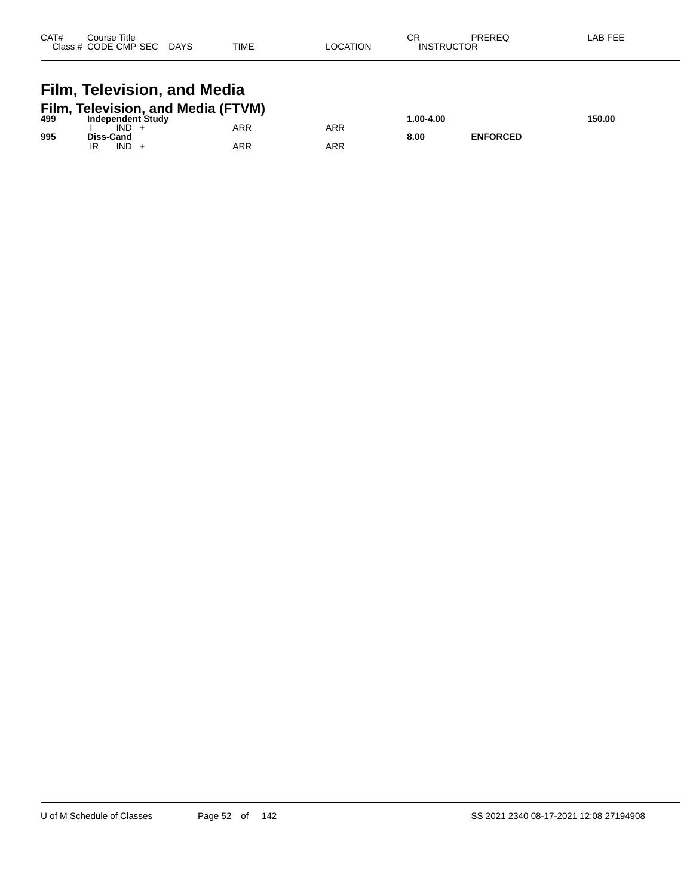| CAT# | Course Title<br>Class # CODE CMP SEC DAYS | TIME | LOCATION | CR<br>INSTRUCTOR | PREREQ | LAB FEE |
|---|---|---|---|---|---|---|

# Film, Television, and Media

## Film, Television, and Media (FTVM)

| CAT# | Course Title / Class # CODE CMP SEC DAYS | TIME | LOCATION | CR / INSTRUCTOR | PREREQ | LAB FEE |
|---|---|---|---|---|---|---|
| **499** | **Independent Study** | | | **1.00-4.00** | | **150.00** |
| | I IND + | ARR | ARR | | | |
| **995** | **Diss-Cand** | | | **8.00** | **ENFORCED** | |
| | IR IND + | ARR | ARR | | | |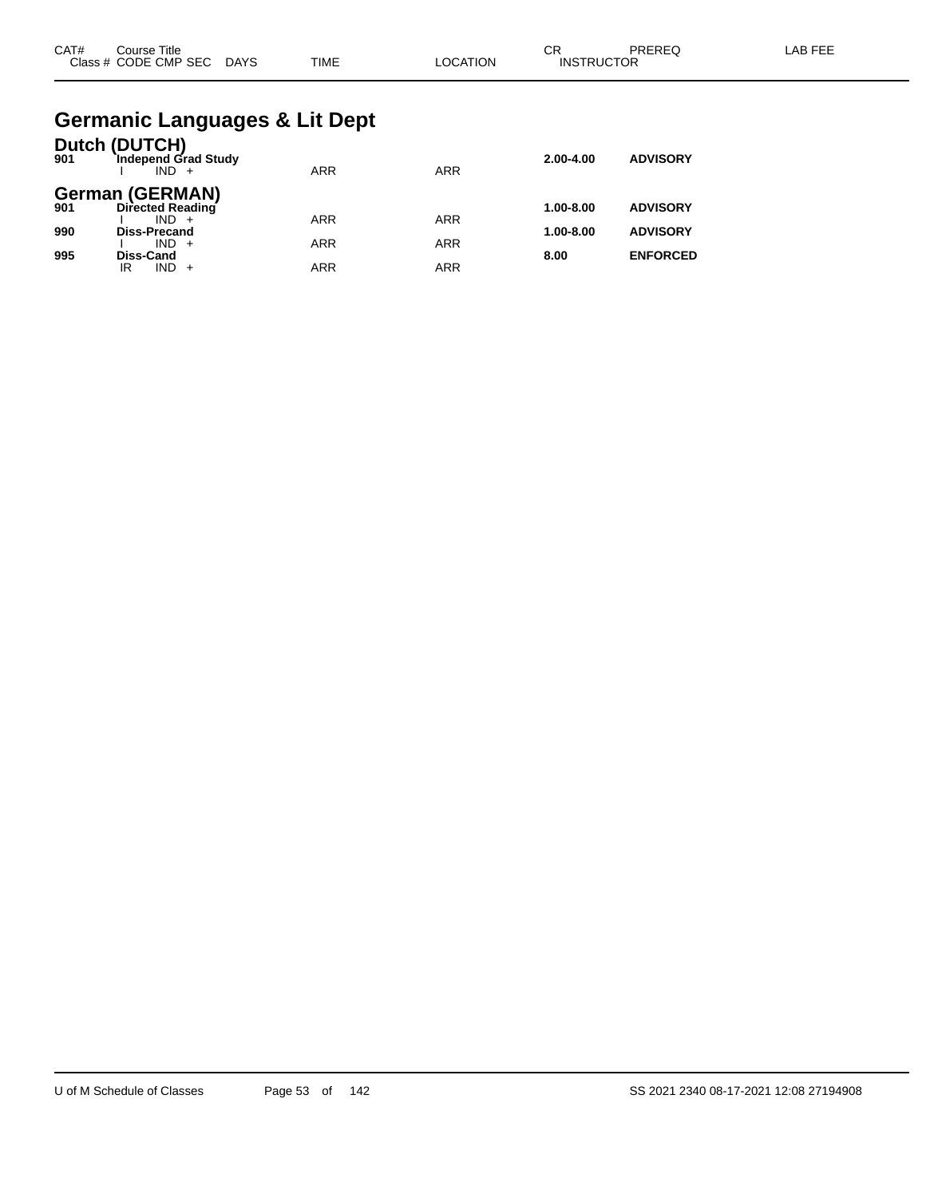| CAT# | Course Title<br>Class # CODE CMP SEC DAYS | TIME | LOCATION | CR<br>INSTRUCTOR | PREREQ | LAB FEE |
|---|---|---|---|---|---|---|

# Germanic Languages & Lit Dept

## Dutch (DUTCH)

| CAT# | Course Title / Class # CODE CMP SEC DAYS | TIME | LOCATION | CR | PREREQ | LAB FEE |
|---|---|---|---|---|---|---|
| **901** | **Independ Grad Study** | | | **2.00-4.00** | **ADVISORY** | |
| | I IND + | ARR | ARR | | | |

## German (GERMAN)

| CAT# | Course Title / Class # CODE CMP SEC DAYS | TIME | LOCATION | CR | PREREQ | LAB FEE |
|---|---|---|---|---|---|---|
| **901** | **Directed Reading** | | | **1.00-8.00** | **ADVISORY** | |
| | I IND + | ARR | ARR | | | |
| **990** | **Diss-Precand** | | | **1.00-8.00** | **ADVISORY** | |
| | I IND + | ARR | ARR | | | |
| **995** | **Diss-Cand** | | | **8.00** | **ENFORCED** | |
| | IR IND + | ARR | ARR | | | |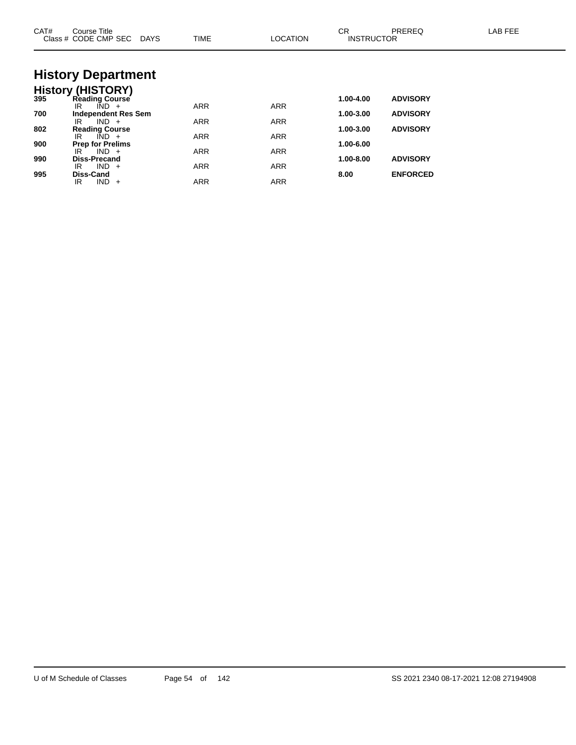# History Department

## History (HISTORY)

| CAT# | Course Title / Class # CODE CMP SEC DAYS | TIME | LOCATION | CR / INSTRUCTOR | PREREQ | LAB FEE |
|---|---|---|---|---|---|---|
| **395** | **Reading Course** | | | **1.00-4.00** | **ADVISORY** | |
| | IR IND + | ARR | ARR | | | |
| **700** | **Independent Res Sem** | | | **1.00-3.00** | **ADVISORY** | |
| | IR IND + | ARR | ARR | | | |
| **802** | **Reading Course** | | | **1.00-3.00** | **ADVISORY** | |
| | IR IND + | ARR | ARR | | | |
| **900** | **Prep for Prelims** | | | **1.00-6.00** | | |
| | IR IND + | ARR | ARR | | | |
| **990** | **Diss-Precand** | | | **1.00-8.00** | **ADVISORY** | |
| | IR IND + | ARR | ARR | | | |
| **995** | **Diss-Cand** | | | **8.00** | **ENFORCED** | |
| | IR IND + | ARR | ARR | | | |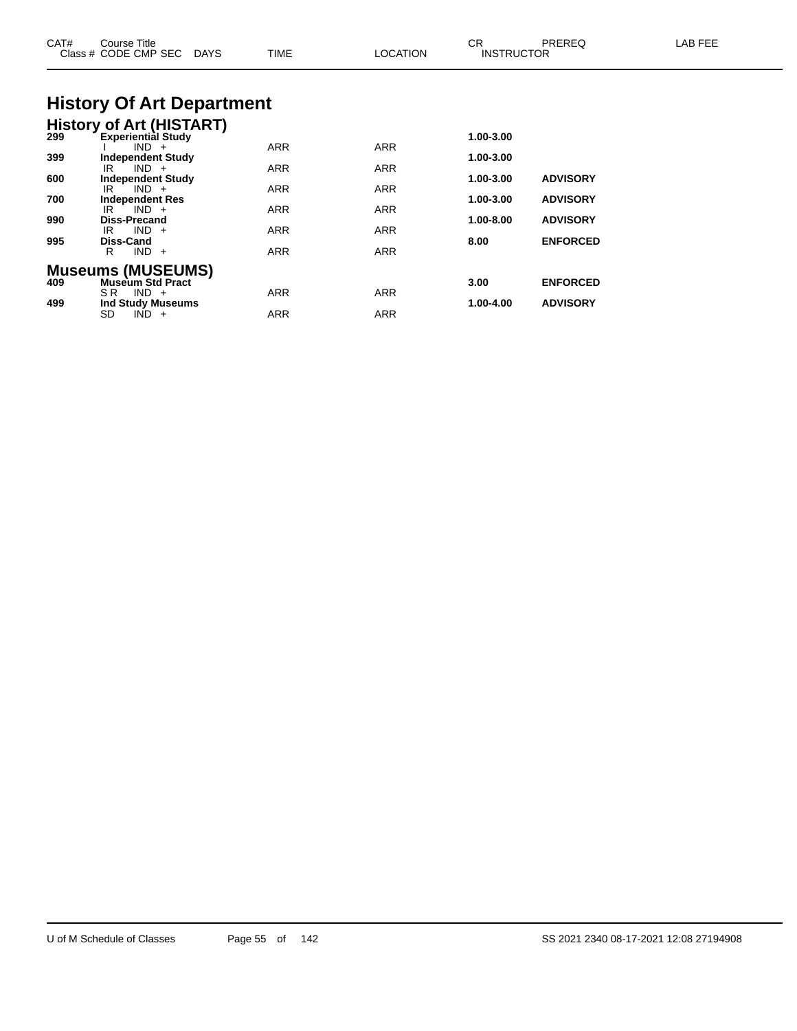| CAT# | Course Title<br>Class # CODE CMP SEC DAYS | TIME | LOCATION | CR<br>INSTRUCTOR | PREREQ | LAB FEE |
|---|---|---|---|---|---|---|

# History Of Art Department

## History of Art (HISTART)

| CAT# | Course Title / Class # CODE CMP SEC DAYS | TIME | LOCATION | CR / INSTRUCTOR | PREREQ | LAB FEE |
|---|---|---|---|---|---|---|
| **299** | **Experiential Study** | | | **1.00-3.00** | | |
| | I IND + | ARR | ARR | | | |
| **399** | **Independent Study** | | | **1.00-3.00** | | |
| | IR IND + | ARR | ARR | | | |
| **600** | **Independent Study** | | | **1.00-3.00** | **ADVISORY** | |
| | IR IND + | ARR | ARR | | | |
| **700** | **Independent Res** | | | **1.00-3.00** | **ADVISORY** | |
| | IR IND + | ARR | ARR | | | |
| **990** | **Diss-Precand** | | | **1.00-8.00** | **ADVISORY** | |
| | IR IND + | ARR | ARR | | | |
| **995** | **Diss-Cand** | | | **8.00** | **ENFORCED** | |
| | R IND + | ARR | ARR | | | |

## Museums (MUSEUMS)

| CAT# | Course Title / Class # CODE CMP SEC DAYS | TIME | LOCATION | CR / INSTRUCTOR | PREREQ | LAB FEE |
|---|---|---|---|---|---|---|
| **409** | **Museum Std Pract** | | | **3.00** | **ENFORCED** | |
| | S R IND + | ARR | ARR | | | |
| **499** | **Ind Study Museums** | | | **1.00-4.00** | **ADVISORY** | |
| | SD IND + | ARR | ARR | | | |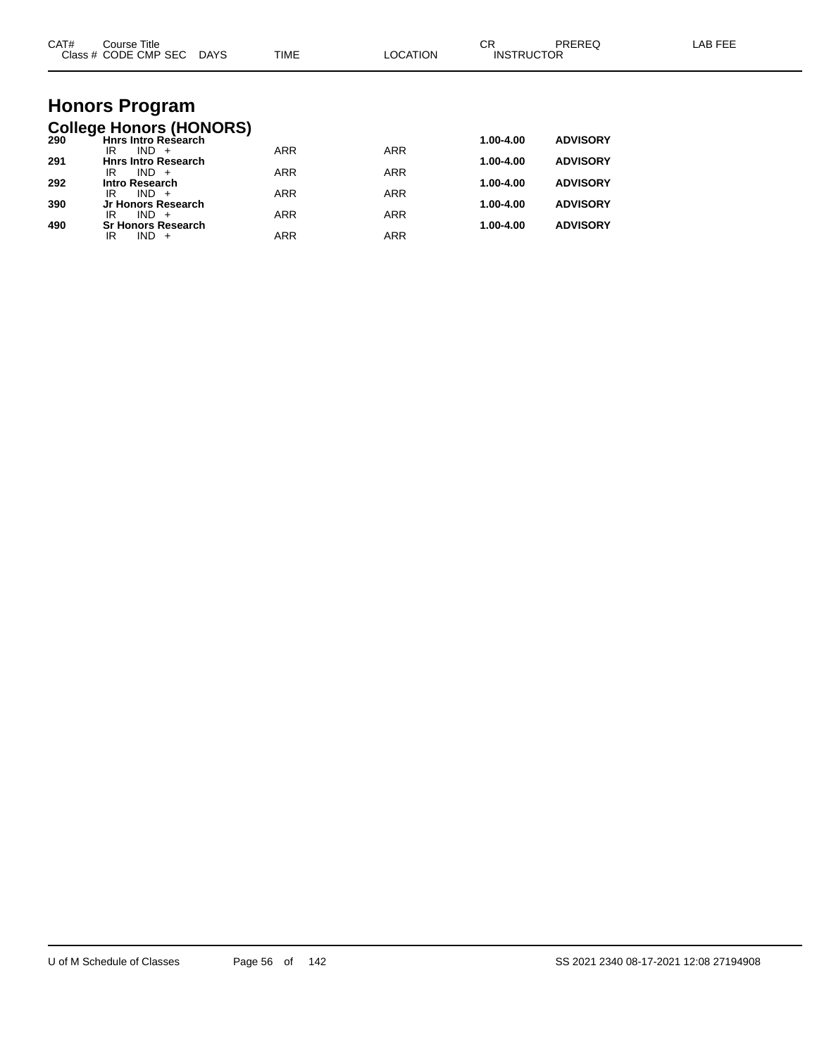| CAT# | Course Title<br>Class # CODE CMP SEC DAYS | TIME | LOCATION | CR<br>INSTRUCTOR | PREREQ | LAB FEE |
|---|---|---|---|---|---|---|

# Honors Program

## College Honors (HONORS)

| CAT# | Course Title / Class # CODE CMP SEC DAYS | TIME | LOCATION | CR / INSTRUCTOR | PREREQ | LAB FEE |
|---|---|---|---|---|---|---|
| **290** | **Hnrs Intro Research** | | | **1.00-4.00** | **ADVISORY** | |
| | IR IND + | ARR | ARR | | | |
| **291** | **Hnrs Intro Research** | | | **1.00-4.00** | **ADVISORY** | |
| | IR IND + | ARR | ARR | | | |
| **292** | **Intro Research** | | | **1.00-4.00** | **ADVISORY** | |
| | IR IND + | ARR | ARR | | | |
| **390** | **Jr Honors Research** | | | **1.00-4.00** | **ADVISORY** | |
| | IR IND + | ARR | ARR | | | |
| **490** | **Sr Honors Research** | | | **1.00-4.00** | **ADVISORY** | |
| | IR IND + | ARR | ARR | | | |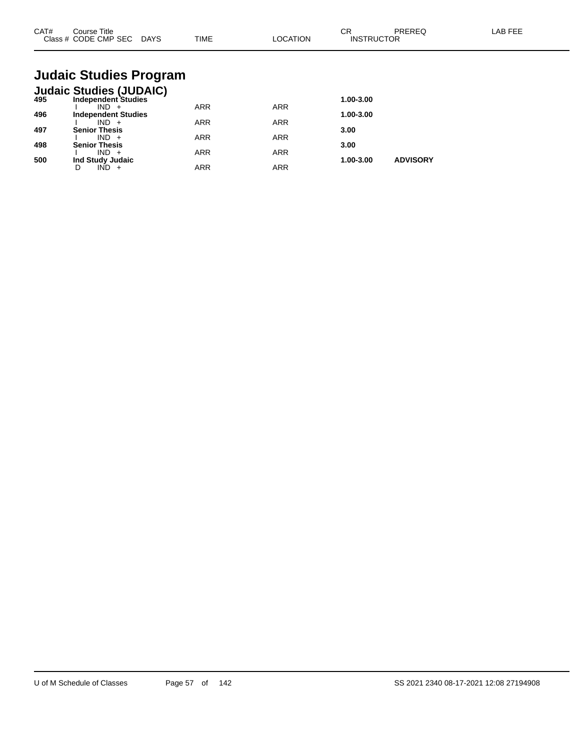| CAT# | Course Title<br>Class # CODE CMP SEC DAYS | TIME | LOCATION | CR<br>INSTRUCTOR | PREREQ | LAB FEE |
|---|---|---|---|---|---|---|

# Judaic Studies Program

## Judaic Studies (JUDAIC)

| CAT# | Course Title<br>Class # CODE CMP SEC DAYS | TIME | LOCATION | CR<br>INSTRUCTOR | PREREQ | LAB FEE |
|---|---|---|---|---|---|---|
| **495** | **Independent Studies** | | | **1.00-3.00** | | |
| | I IND + | ARR | ARR | | | |
| **496** | **Independent Studies** | | | **1.00-3.00** | | |
| | I IND + | ARR | ARR | | | |
| **497** | **Senior Thesis** | | | **3.00** | | |
| | I IND + | ARR | ARR | | | |
| **498** | **Senior Thesis** | | | **3.00** | | |
| | I IND + | ARR | ARR | | | |
| **500** | **Ind Study Judaic** | | | **1.00-3.00** | **ADVISORY** | |
| | D IND + | ARR | ARR | | | |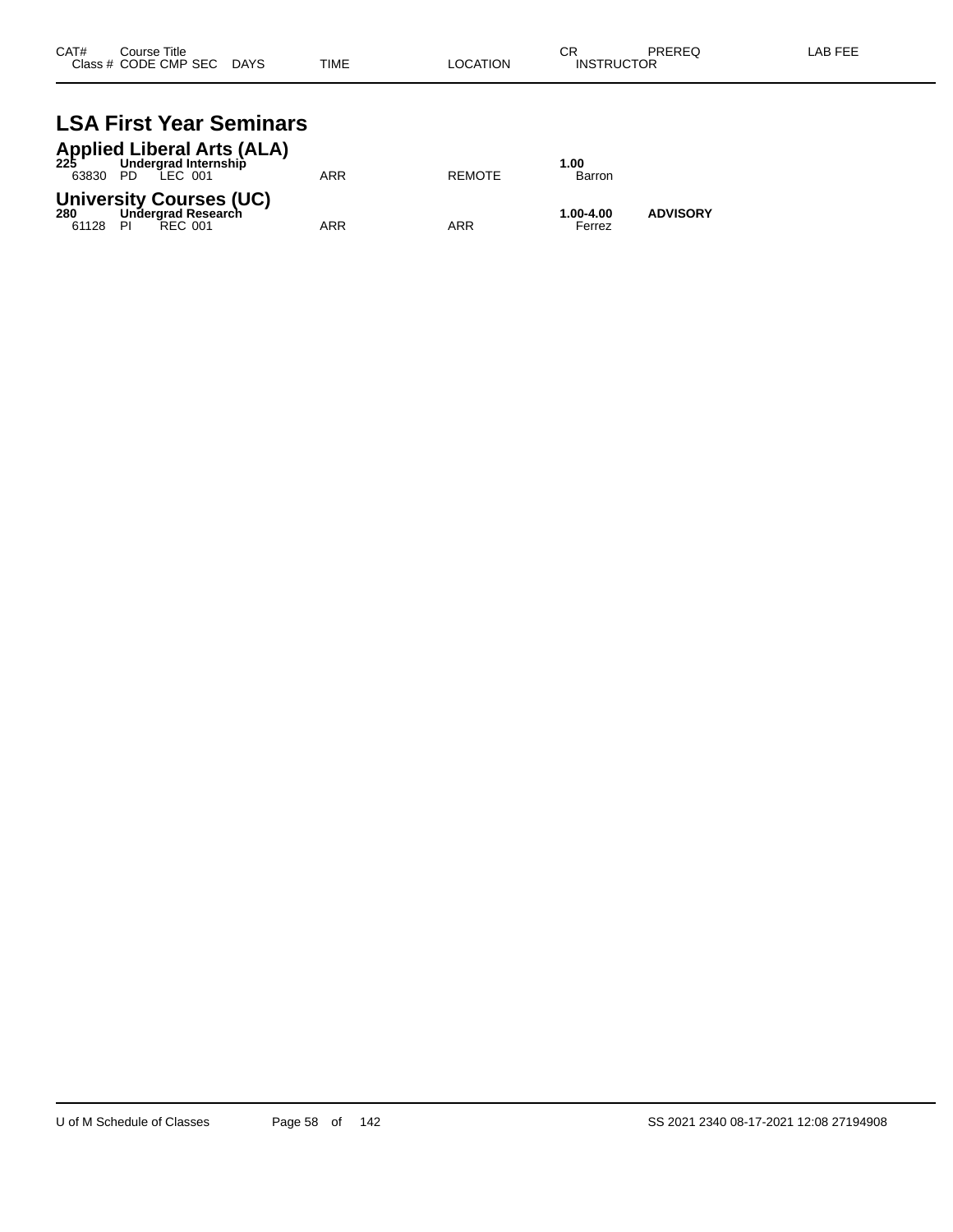| CAT# Class # | Course Title CODE CMP SEC | DAYS | TIME | LOCATION | CR INSTRUCTOR | PREREQ | LAB FEE |
|---|---|---|---|---|---|---|---|

# LSA First Year Seminars

## Applied Liberal Arts (ALA)

| CAT# Class # | Course Title CODE CMP SEC | DAYS | TIME | LOCATION | CR INSTRUCTOR | PREREQ | LAB FEE |
|---|---|---|---|---|---|---|---|
| **225** | **Undergrad Internship** | | | | **1.00** | | |
| 63830 | PD LEC 001 | | ARR | REMOTE | Barron | | |

## University Courses (UC)

| CAT# Class # | Course Title CODE CMP SEC | DAYS | TIME | LOCATION | CR INSTRUCTOR | PREREQ | LAB FEE |
|---|---|---|---|---|---|---|---|
| **280** | **Undergrad Research** | | | | **1.00-4.00** | **ADVISORY** | |
| 61128 | PI REC 001 | | ARR | ARR | Ferrez | | |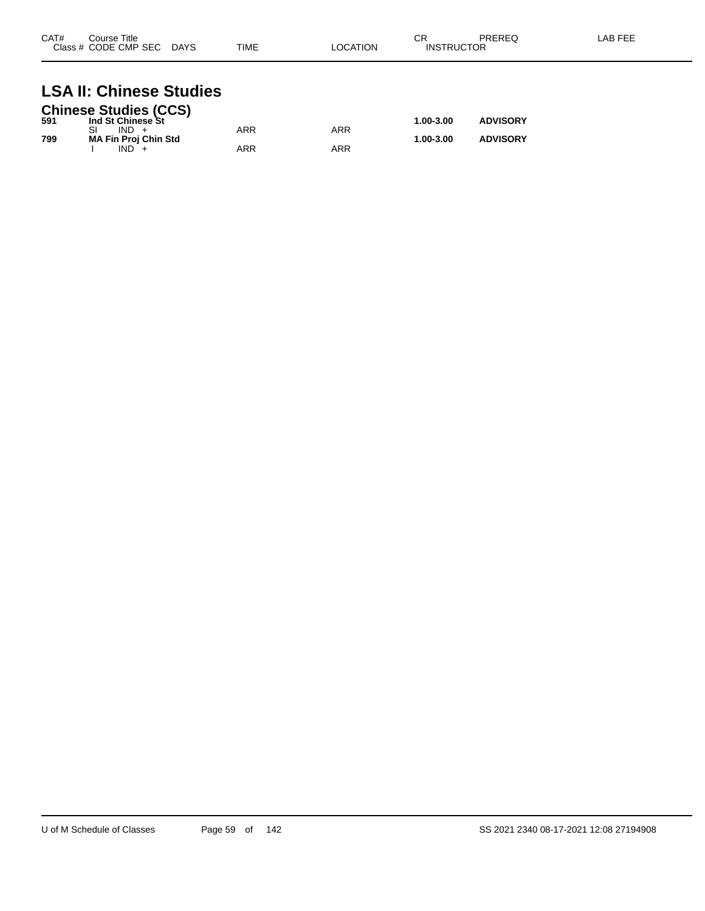| CAT# | Course Title<br>Class # CODE CMP SEC DAYS | TIME | LOCATION | CR<br>INSTRUCTOR | PREREQ | LAB FEE |
|---|---|---|---|---|---|---|

# LSA II: Chinese Studies

## Chinese Studies (CCS)

| CAT# | Course Title / Class # CODE CMP SEC DAYS | TIME | LOCATION | CR / INSTRUCTOR | PREREQ | LAB FEE |
|---|---|---|---|---|---|---|
| **591** | **Ind St Chinese St** | | | **1.00-3.00** | **ADVISORY** | |
| | SI IND + | ARR | ARR | | | |
| **799** | **MA Fin Proj Chin Std** | | | **1.00-3.00** | **ADVISORY** | |
| | I IND + | ARR | ARR | | | |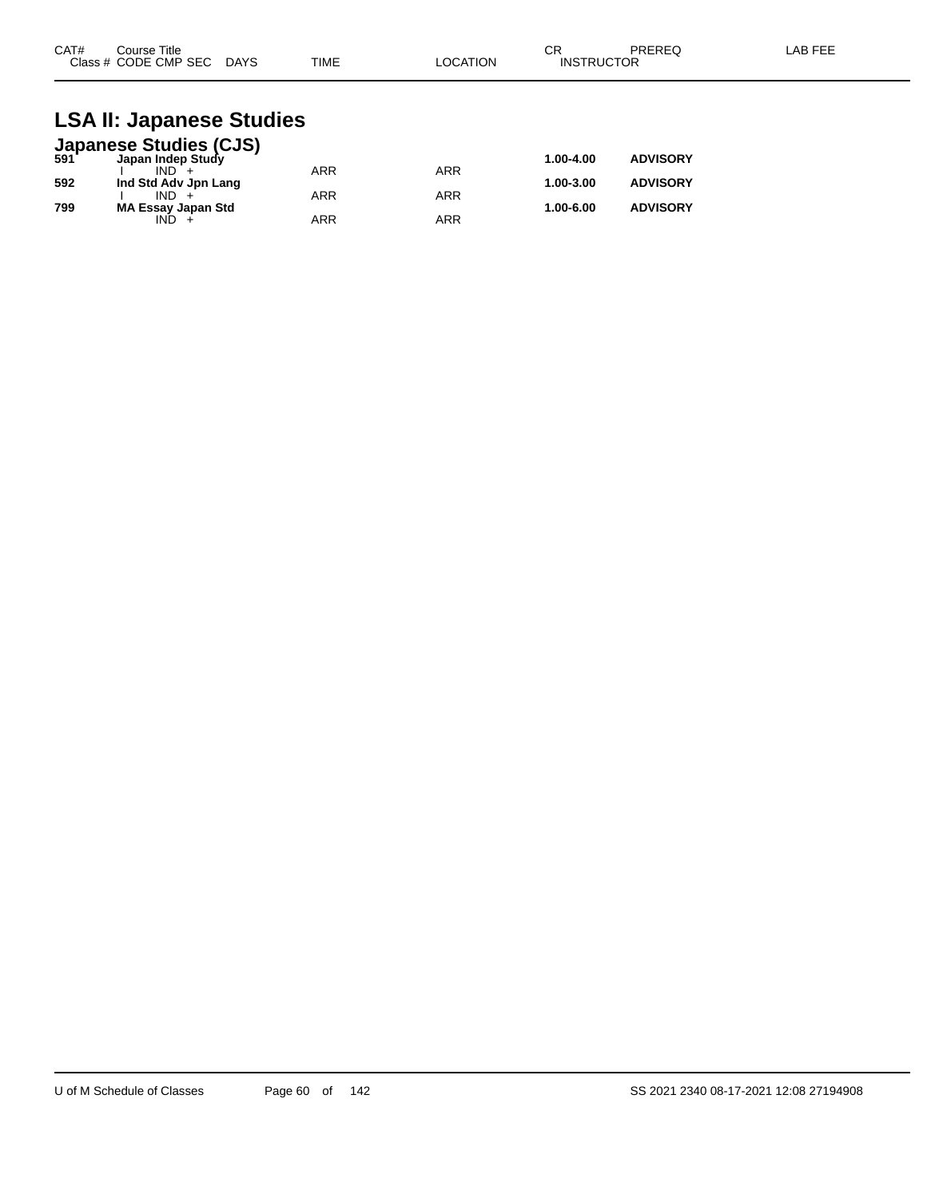| CAT# | Course Title<br>Class # CODE CMP SEC DAYS | TIME | LOCATION | CR<br>INSTRUCTOR | PREREQ | LAB FEE |
|---|---|---|---|---|---|---|

# LSA II: Japanese Studies

## Japanese Studies (CJS)

| CAT# | Course Title / Class # CODE CMP SEC DAYS | TIME | LOCATION | CR | PREREQ | LAB FEE |
|---|---|---|---|---|---|---|
| **591** | **Japan Indep Study** | | | **1.00-4.00** | **ADVISORY** | |
| | I IND + | ARR | ARR | | | |
| **592** | **Ind Std Adv Jpn Lang** | | | **1.00-3.00** | **ADVISORY** | |
| | I IND + | ARR | ARR | | | |
| **799** | **MA Essay Japan Std** | | | **1.00-6.00** | **ADVISORY** | |
| | IND + | ARR | ARR | | | |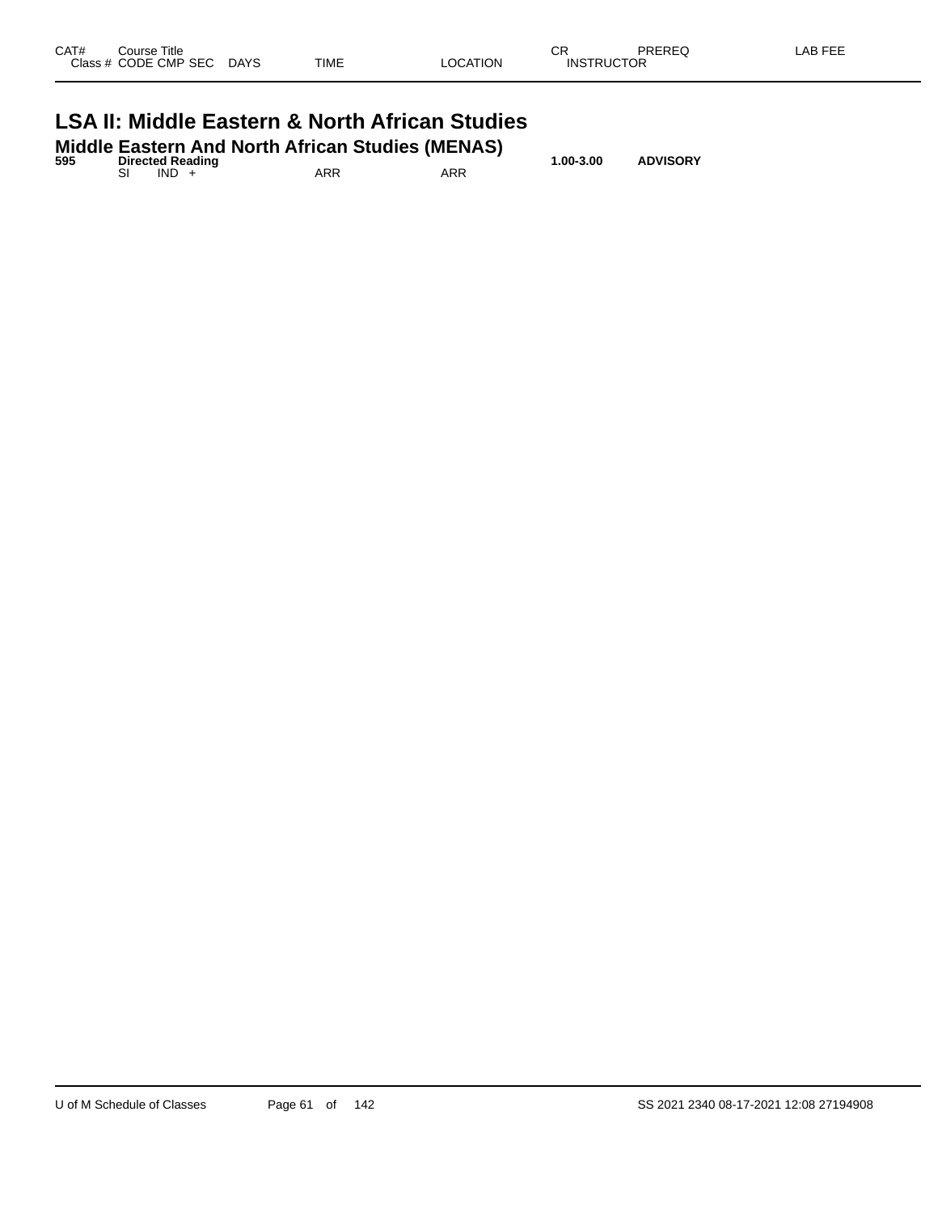| CAT# | Course Title<br>Class # CODE CMP SEC DAYS | TIME | LOCATION | CR<br>INSTRUCTOR | PREREQ | LAB FEE |
|---|---|---|---|---|---|---|

# LSA II: Middle Eastern & North African Studies

## Middle Eastern And North African Studies (MENAS)

| CAT# | Course Title / Class # CODE CMP SEC DAYS | TIME | LOCATION | CR / INSTRUCTOR | PREREQ | LAB FEE |
|---|---|---|---|---|---|---|
| **595** | **Directed Reading** | | | **1.00-3.00** | **ADVISORY** | |
| | SI IND + | ARR | ARR | | | |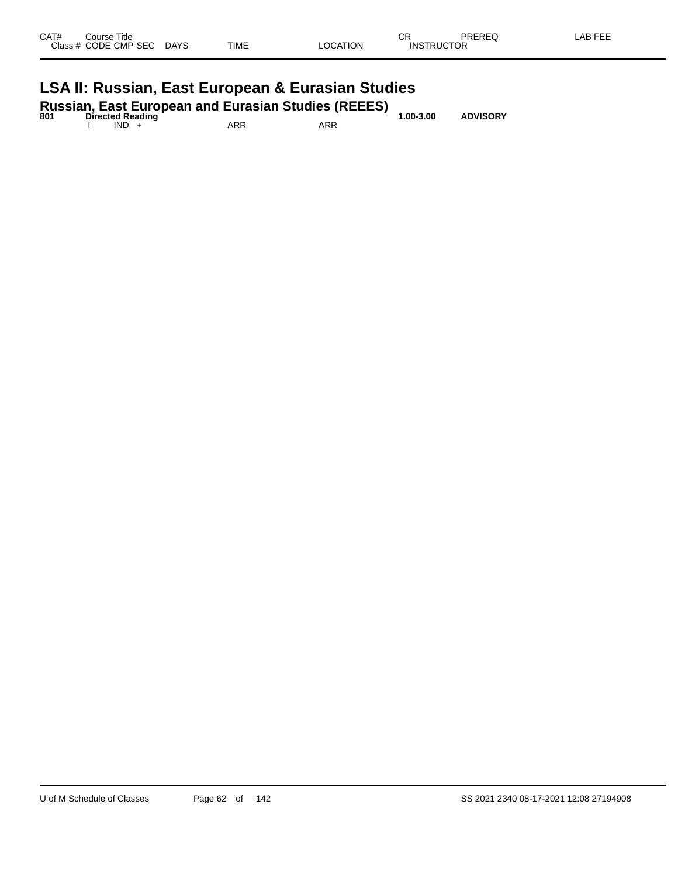| CAT# | Course Title |  |  |  | CR | PREREQ | LAB FEE |
|---|---|---|---|---|---|---|---|
| Class # | CODE CMP SEC | DAYS | TIME | LOCATION | INSTRUCTOR |  |  |

# LSA II: Russian, East European & Eurasian Studies

## Russian, East European and Eurasian Studies (REEES)

| CAT# | Course Title |  |  |  | CR | PREREQ | LAB FEE |
|---|---|---|---|---|---|---|---|
| **801** | **Directed Reading** |  |  |  | **1.00-3.00** | **ADVISORY** |  |
|  | I IND + |  | ARR | ARR |  |  |  |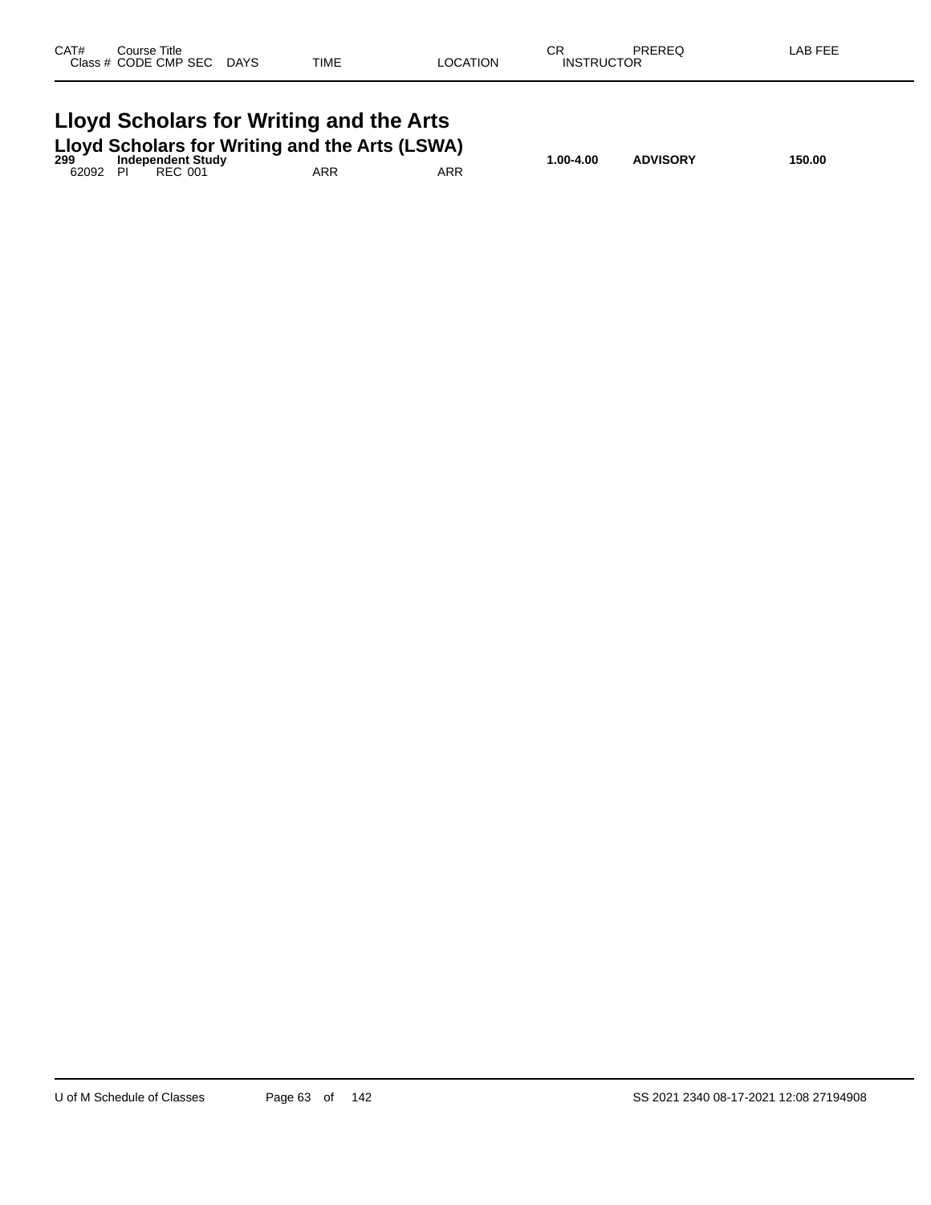| CAT# | Course Title | | | | | CR | PREREQ | LAB FEE |
|---|---|---|---|---|---|---|---|---|
| Class # | CODE CMP SEC | DAYS | TIME | LOCATION | | INSTRUCTOR | | |

# Lloyd Scholars for Writing and the Arts

## Lloyd Scholars for Writing and the Arts (LSWA)

| CAT# | Course Title | | | | | CR | PREREQ | LAB FEE |
|---|---|---|---|---|---|---|---|---|
| **299** | **Independent Study** | | | | | **1.00-4.00** | **ADVISORY** | **150.00** |
| 62092 | PI REC 001 | | ARR | ARR | | | | |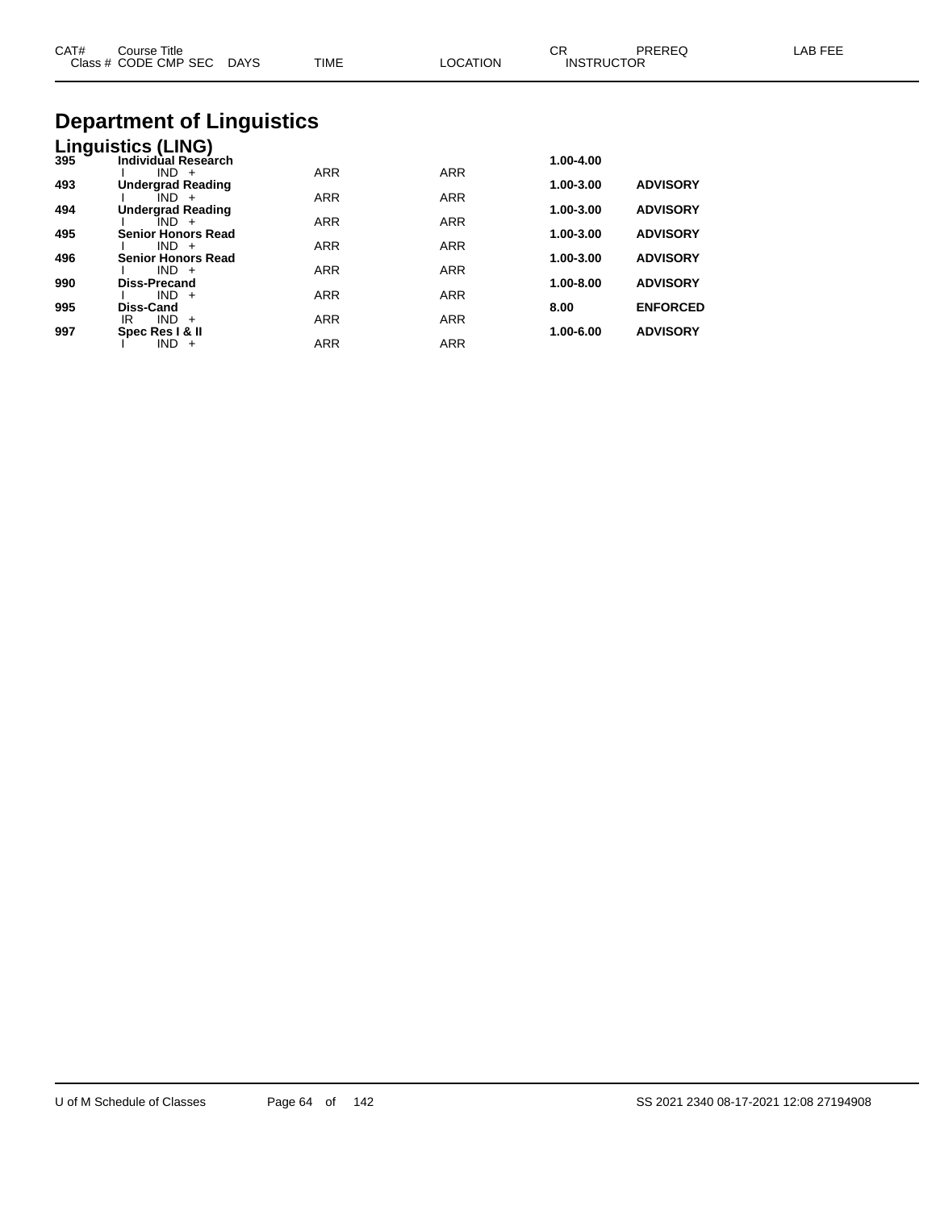| CAT# | Course Title | | | | CR | PREREQ | LAB FEE |
|---|---|---|---|---|---|---|---|
| Class # | CODE CMP SEC | DAYS | TIME | LOCATION | INSTRUCTOR | | |

# Department of Linguistics

## Linguistics (LING)

| CAT# | Course Title / Class # CODE CMP SEC | DAYS | TIME | LOCATION | CR / INSTRUCTOR | PREREQ | LAB FEE |
|---|---|---|---|---|---|---|---|
| **395** | **Individual Research** | | | | **1.00-4.00** | | |
| | I IND + | | ARR | ARR | | | |
| **493** | **Undergrad Reading** | | | | **1.00-3.00** | **ADVISORY** | |
| | I IND + | | ARR | ARR | | | |
| **494** | **Undergrad Reading** | | | | **1.00-3.00** | **ADVISORY** | |
| | I IND + | | ARR | ARR | | | |
| **495** | **Senior Honors Read** | | | | **1.00-3.00** | **ADVISORY** | |
| | I IND + | | ARR | ARR | | | |
| **496** | **Senior Honors Read** | | | | **1.00-3.00** | **ADVISORY** | |
| | I IND + | | ARR | ARR | | | |
| **990** | **Diss-Precand** | | | | **1.00-8.00** | **ADVISORY** | |
| | I IND + | | ARR | ARR | | | |
| **995** | **Diss-Cand** | | | | **8.00** | **ENFORCED** | |
| | IR IND + | | ARR | ARR | | | |
| **997** | **Spec Res I & II** | | | | **1.00-6.00** | **ADVISORY** | |
| | I IND + | | ARR | ARR | | | |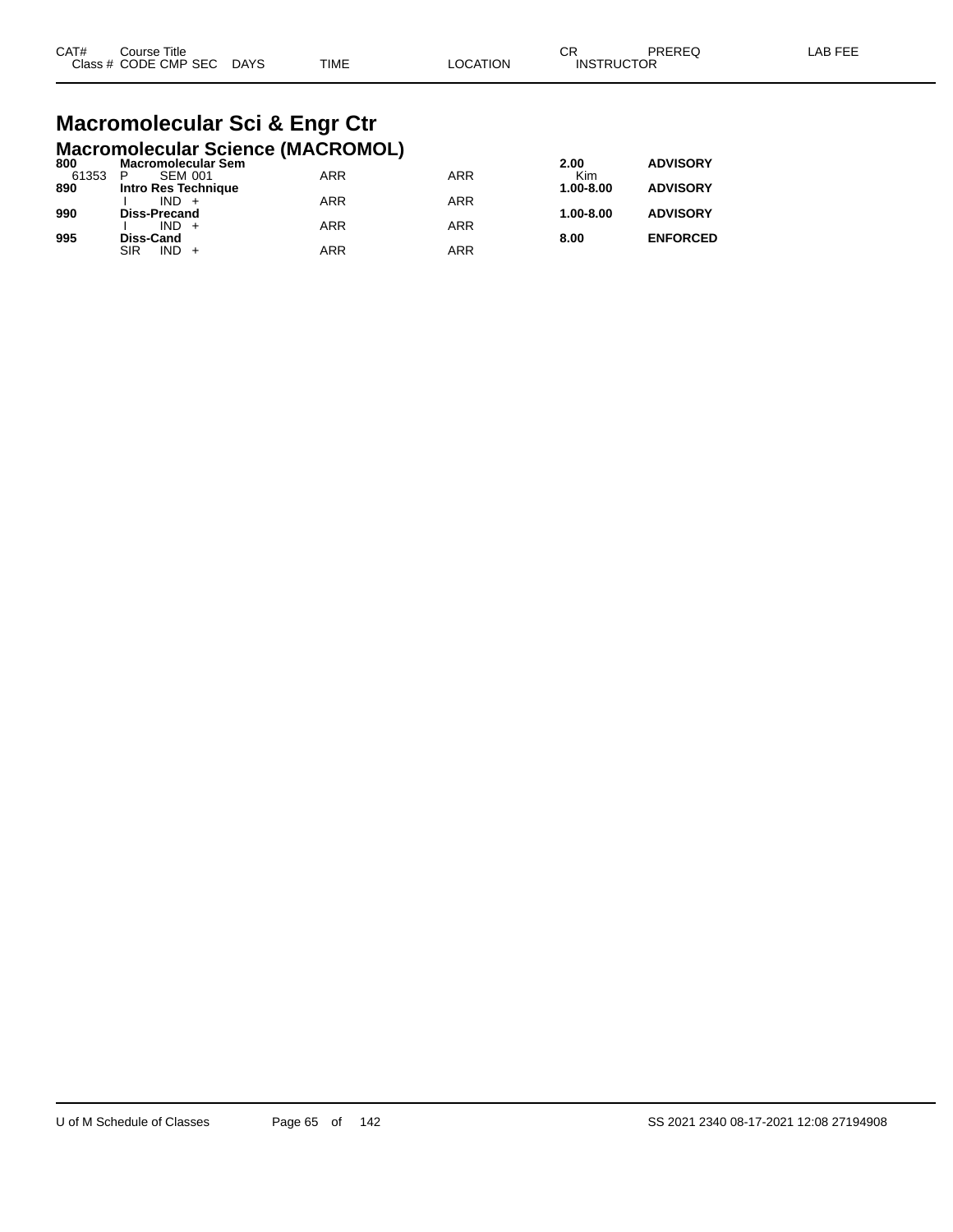| CAT# | Course Title | | | | | CR | PREREQ | LAB FEE |
|---|---|---|---|---|---|---|---|---|
| Class # | CODE CMP SEC | DAYS | TIME | LOCATION | | INSTRUCTOR | | |

# Macromolecular Sci & Engr Ctr

## Macromolecular Science (MACROMOL)

| CAT# | Course Title | | TIME | LOCATION | CR | PREREQ |
|---|---|---|---|---|---|---|
| **800** | **Macromolecular Sem** | | | | **2.00** | **ADVISORY** |
| 61353 | P SEM 001 | | ARR | ARR | Kim | |
| **890** | **Intro Res Technique** | | | | **1.00-8.00** | **ADVISORY** |
| | I IND + | | ARR | ARR | | |
| **990** | **Diss-Precand** | | | | **1.00-8.00** | **ADVISORY** |
| | I IND + | | ARR | ARR | | |
| **995** | **Diss-Cand** | | | | **8.00** | **ENFORCED** |
| | SIR IND + | | ARR | ARR | | |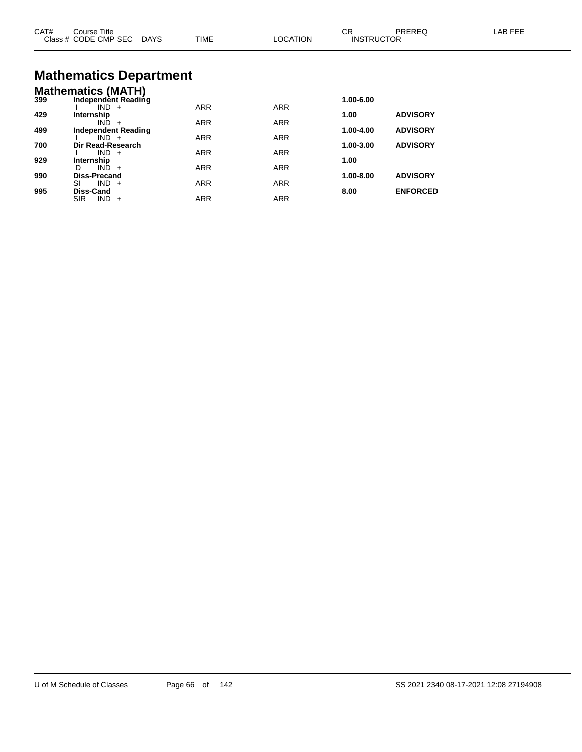# Mathematics Department

## Mathematics (MATH)

| CAT# | Course Title / Class # CODE CMP SEC | DAYS | TIME | LOCATION | CR / INSTRUCTOR | PREREQ | LAB FEE |
|---|---|---|---|---|---|---|---|
| 399 | **Independent Reading** | | | | 1.00-6.00 | | |
| | I IND + | | ARR | ARR | | | |
| 429 | **Internship** | | | | 1.00 | ADVISORY | |
| | IND + | | ARR | ARR | | | |
| 499 | **Independent Reading** | | | | 1.00-4.00 | ADVISORY | |
| | I IND + | | ARR | ARR | | | |
| 700 | **Dir Read-Research** | | | | 1.00-3.00 | ADVISORY | |
| | I IND + | | ARR | ARR | | | |
| 929 | **Internship** | | | | 1.00 | | |
| | D IND + | | ARR | ARR | | | |
| 990 | **Diss-Precand** | | | | 1.00-8.00 | ADVISORY | |
| | SI IND + | | ARR | ARR | | | |
| 995 | **Diss-Cand** | | | | 8.00 | ENFORCED | |
| | SIR IND + | | ARR | ARR | | | |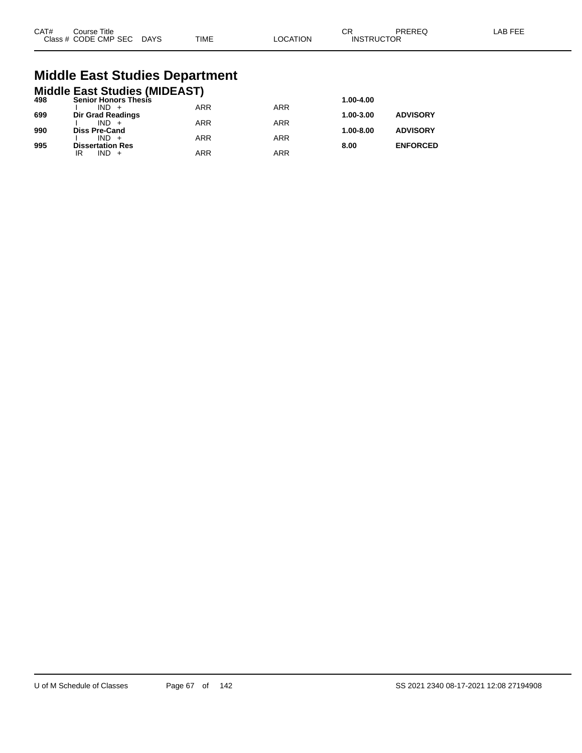| CAT# | Course Title | | | | | CR | PREREQ | LAB FEE |
|---|---|---|---|---|---|---|---|---|
| Class # | CODE CMP SEC | DAYS | TIME | LOCATION | INSTRUCTOR | | | |

# Middle East Studies Department

## Middle East Studies (MIDEAST)

| CAT# | Course Title | | TIME | LOCATION | CR | PREREQ |
|---|---|---|---|---|---|---|
| **498** | **Senior Honors Thesis** | | | | **1.00-4.00** | |
| | I | IND + | ARR | ARR | | |
| **699** | **Dir Grad Readings** | | | | **1.00-3.00** | **ADVISORY** |
| | I | IND + | ARR | ARR | | |
| **990** | **Diss Pre-Cand** | | | | **1.00-8.00** | **ADVISORY** |
| | I | IND + | ARR | ARR | | |
| **995** | **Dissertation Res** | | | | **8.00** | **ENFORCED** |
| | IR | IND + | ARR | ARR | | |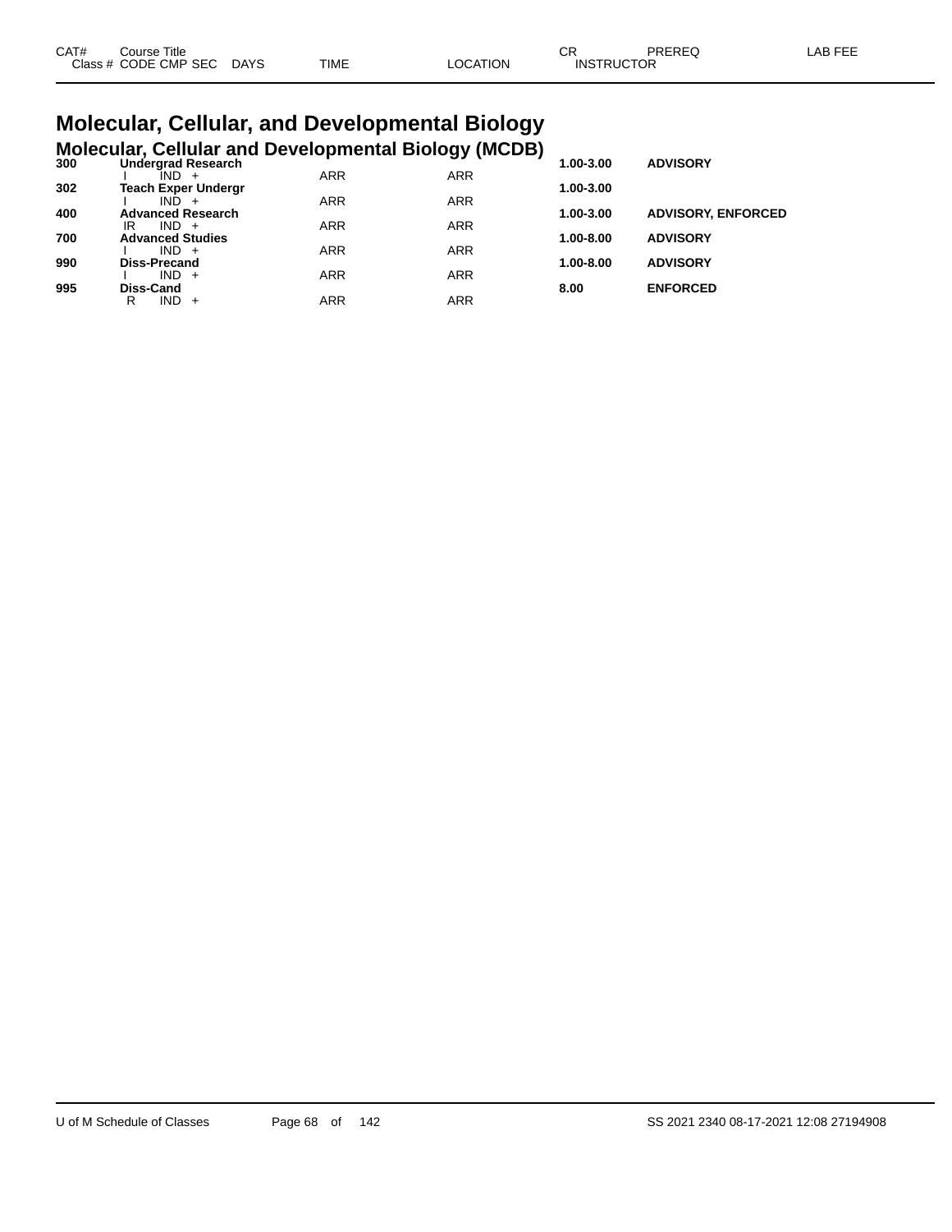# Molecular, Cellular, and Developmental Biology

## Molecular, Cellular and Developmental Biology (MCDB)

| CAT# | Course Title / Class # CODE CMP SEC | DAYS | TIME | LOCATION | CR / INSTRUCTOR | PREREQ | LAB FEE |
|---|---|---|---|---|---|---|---|
| 300 | **Undergrad Research** | | | | **1.00-3.00** | **ADVISORY** | |
| | I IND + | | ARR | ARR | | | |
| 302 | **Teach Exper Undergr** | | | | **1.00-3.00** | | |
| | I IND + | | ARR | ARR | | | |
| 400 | **Advanced Research** | | | | **1.00-3.00** | **ADVISORY, ENFORCED** | |
| | IR IND + | | ARR | ARR | | | |
| 700 | **Advanced Studies** | | | | **1.00-8.00** | **ADVISORY** | |
| | I IND + | | ARR | ARR | | | |
| 990 | **Diss-Precand** | | | | **1.00-8.00** | **ADVISORY** | |
| | I IND + | | ARR | ARR | | | |
| 995 | **Diss-Cand** | | | | **8.00** | **ENFORCED** | |
| | R IND + | | ARR | ARR | | | |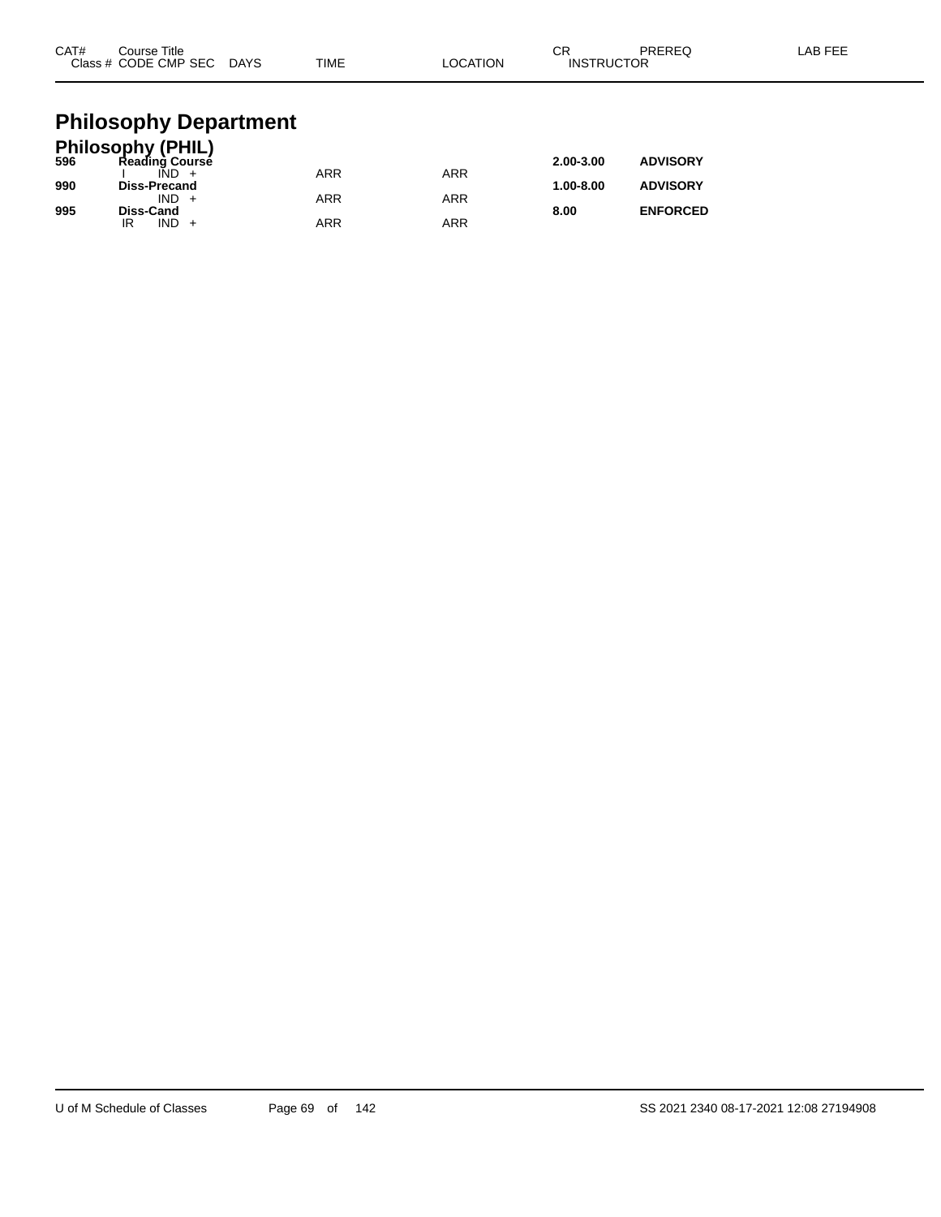| CAT# | Course Title<br>Class # CODE CMP SEC | DAYS | TIME | LOCATION | CR<br>INSTRUCTOR | PREREQ | LAB FEE |
|---|---|---|---|---|---|---|---|

# Philosophy Department

## Philosophy (PHIL)

| CAT# | Course Title<br>Class # CODE CMP SEC | DAYS | TIME | LOCATION | CR<br>INSTRUCTOR | PREREQ | LAB FEE |
|---|---|---|---|---|---|---|---|
| **596** | **Reading Course** | | | | **2.00-3.00** | **ADVISORY** | |
| | I IND + | | ARR | ARR | | | |
| **990** | **Diss-Precand** | | | | **1.00-8.00** | **ADVISORY** | |
| | IND + | | ARR | ARR | | | |
| **995** | **Diss-Cand** | | | | **8.00** | **ENFORCED** | |
| | IR IND + | | ARR | ARR | | | |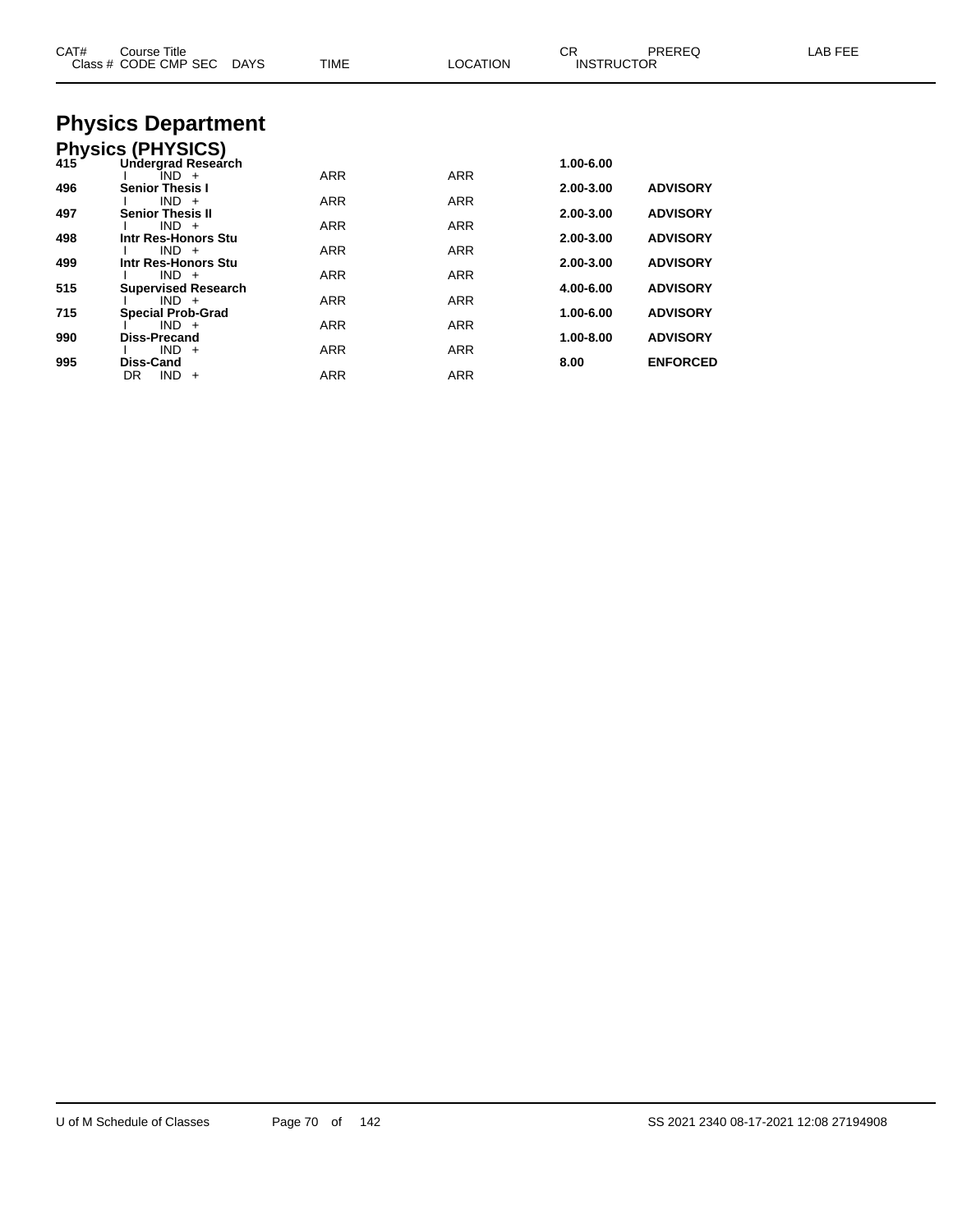| CAT# | Course Title<br>Class # CODE CMP SEC DAYS | TIME | LOCATION | CR<br>INSTRUCTOR | PREREQ | LAB FEE |
|---|---|---|---|---|---|---|

# Physics Department

## Physics (PHYSICS)

| CAT# | Course Title / Class # CODE CMP SEC DAYS | TIME | LOCATION | CR / INSTRUCTOR | PREREQ | LAB FEE |
|---|---|---|---|---|---|---|
| **415** | **Undergrad Research** | | | **1.00-6.00** | | |
| | I IND + | ARR | ARR | | | |
| **496** | **Senior Thesis I** | | | **2.00-3.00** | **ADVISORY** | |
| | I IND + | ARR | ARR | | | |
| **497** | **Senior Thesis II** | | | **2.00-3.00** | **ADVISORY** | |
| | I IND + | ARR | ARR | | | |
| **498** | **Intr Res-Honors Stu** | | | **2.00-3.00** | **ADVISORY** | |
| | I IND + | ARR | ARR | | | |
| **499** | **Intr Res-Honors Stu** | | | **2.00-3.00** | **ADVISORY** | |
| | I IND + | ARR | ARR | | | |
| **515** | **Supervised Research** | | | **4.00-6.00** | **ADVISORY** | |
| | I IND + | ARR | ARR | | | |
| **715** | **Special Prob-Grad** | | | **1.00-6.00** | **ADVISORY** | |
| | I IND + | ARR | ARR | | | |
| **990** | **Diss-Precand** | | | **1.00-8.00** | **ADVISORY** | |
| | I IND + | ARR | ARR | | | |
| **995** | **Diss-Cand** | | | **8.00** | **ENFORCED** | |
| | DR IND + | ARR | ARR | | | |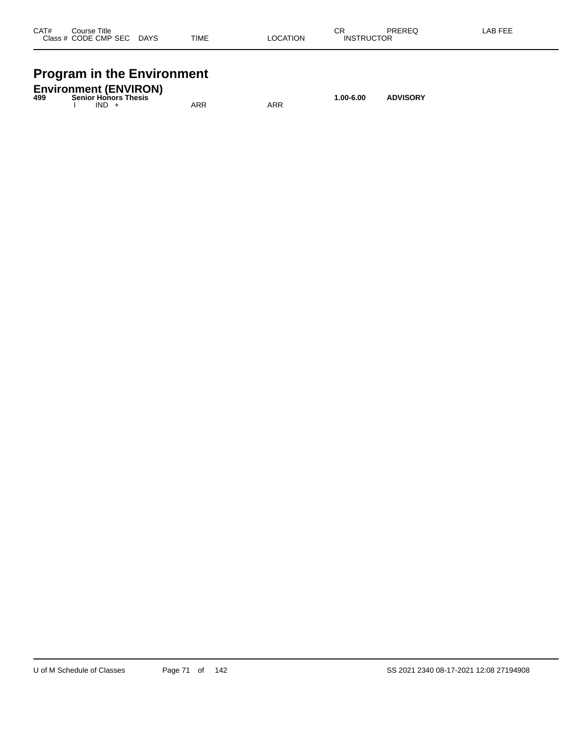| CAT# | Course Title | | | | | CR | PREREQ | LAB FEE |
|---|---|---|---|---|---|---|---|---|
| | Class # CODE CMP SEC | DAYS | TIME | LOCATION | | INSTRUCTOR | | |

# Program in the Environment

## Environment (ENVIRON)

| CAT# | Course Title | | TIME | LOCATION | CR | PREREQ | LAB FEE |
|---|---|---|---|---|---|---|---|
| **499** | **Senior Honors Thesis** | | | | **1.00-6.00** | **ADVISORY** | |
| | I IND + | | ARR | ARR | | | |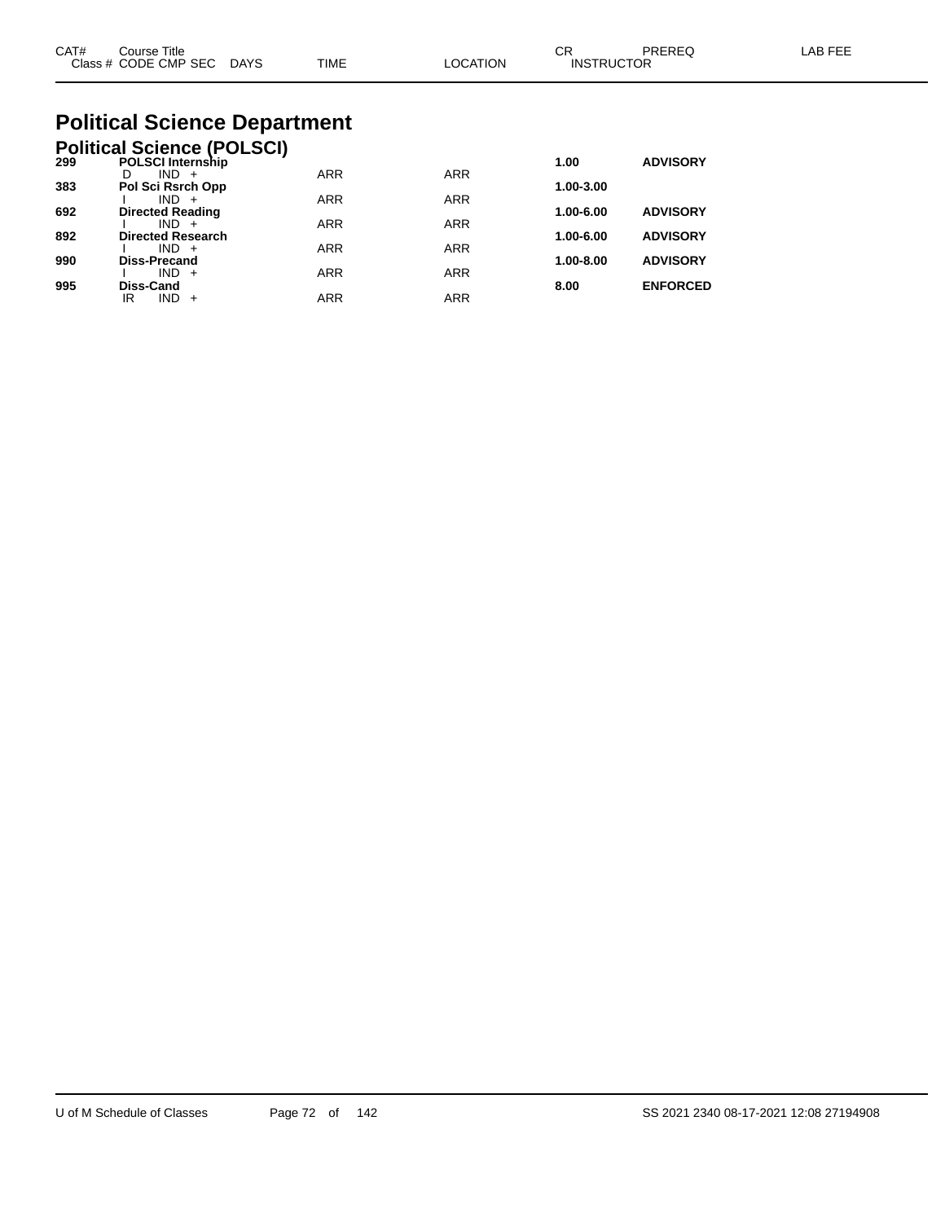# Political Science Department

## Political Science (POLSCI)

| CAT# | Course Title / Class # CODE CMP SEC DAYS | TIME | LOCATION | CR / INSTRUCTOR | PREREQ | LAB FEE |
|---|---|---|---|---|---|---|
| **299** | **POLSCI Internship** | | | **1.00** | **ADVISORY** | |
| | D IND + | ARR | ARR | | | |
| **383** | **Pol Sci Rsrch Opp** | | | **1.00-3.00** | | |
| | I IND + | ARR | ARR | | | |
| **692** | **Directed Reading** | | | **1.00-6.00** | **ADVISORY** | |
| | I IND + | ARR | ARR | | | |
| **892** | **Directed Research** | | | **1.00-6.00** | **ADVISORY** | |
| | I IND + | ARR | ARR | | | |
| **990** | **Diss-Precand** | | | **1.00-8.00** | **ADVISORY** | |
| | I IND + | ARR | ARR | | | |
| **995** | **Diss-Cand** | | | **8.00** | **ENFORCED** | |
| | IR IND + | ARR | ARR | | | |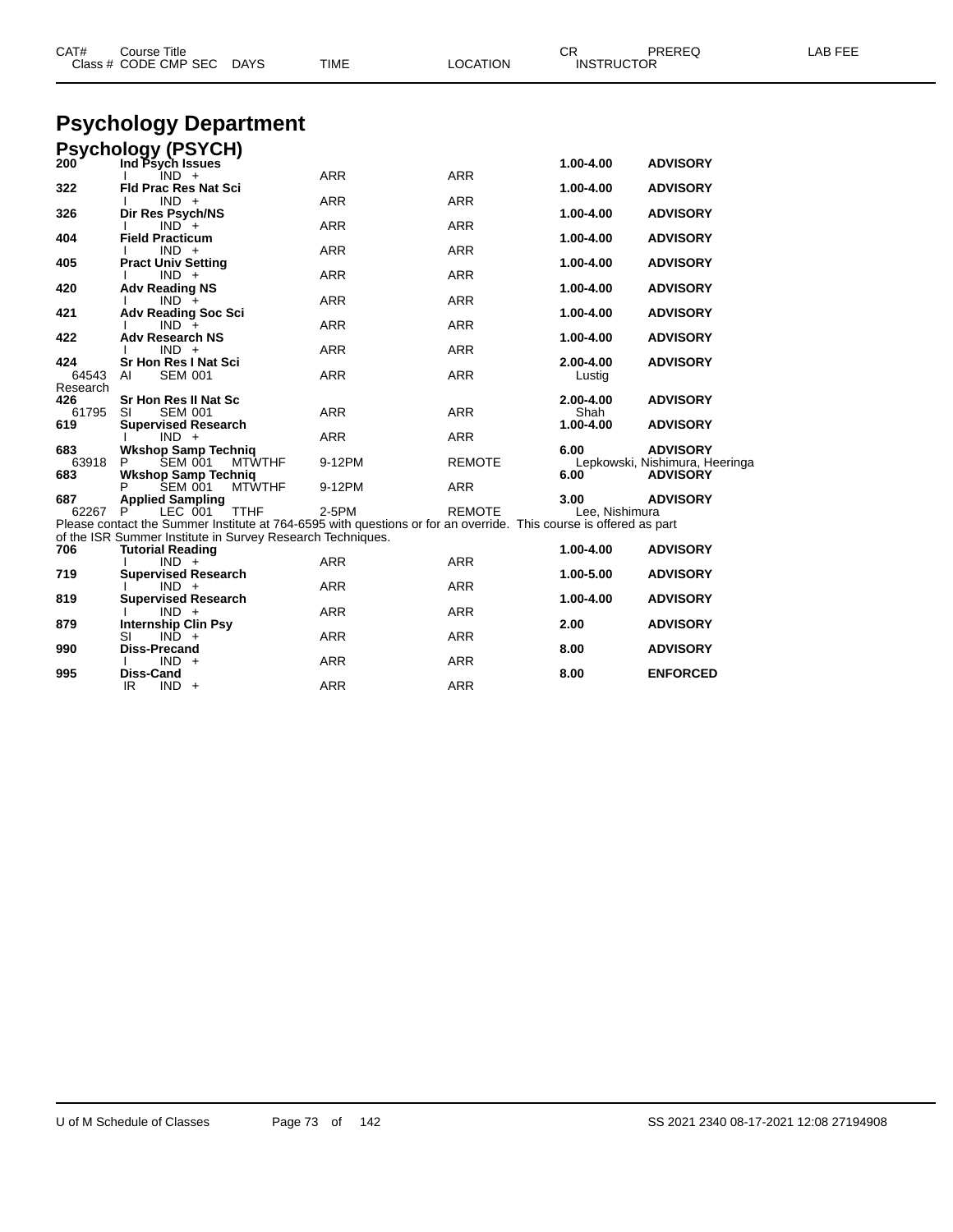# Psychology Department

## Psychology (PSYCH)

| CAT# / Class # | Course Title / CODE CMP SEC | DAYS | TIME | LOCATION | CR / INSTRUCTOR | PREREQ | LAB FEE |
|---|---|---|---|---|---|---|---|
| **200** | **Ind Psych Issues** | | | | **1.00-4.00** | **ADVISORY** | |
| | I IND + | | ARR | ARR | | | |
| **322** | **Fld Prac Res Nat Sci** | | | | **1.00-4.00** | **ADVISORY** | |
| | I IND + | | ARR | ARR | | | |
| **326** | **Dir Res Psych/NS** | | | | **1.00-4.00** | **ADVISORY** | |
| | I IND + | | ARR | ARR | | | |
| **404** | **Field Practicum** | | | | **1.00-4.00** | **ADVISORY** | |
| | I IND + | | ARR | ARR | | | |
| **405** | **Pract Univ Setting** | | | | **1.00-4.00** | **ADVISORY** | |
| | I IND + | | ARR | ARR | | | |
| **420** | **Adv Reading NS** | | | | **1.00-4.00** | **ADVISORY** | |
| | I IND + | | ARR | ARR | | | |
| **421** | **Adv Reading Soc Sci** | | | | **1.00-4.00** | **ADVISORY** | |
| | I IND + | | ARR | ARR | | | |
| **422** | **Adv Research NS** | | | | **1.00-4.00** | **ADVISORY** | |
| | I IND + | | ARR | ARR | | | |
| **424** | **Sr Hon Res I Nat Sci** | | | | **2.00-4.00** | **ADVISORY** | |
| 64543 | AI SEM 001 | | ARR | ARR | Lustig | | |
| Research | | | | | | | |
| **426** | **Sr Hon Res II Nat Sc** | | | | **2.00-4.00** | **ADVISORY** | |
| 61795 | SI SEM 001 | | ARR | ARR | Shah | | |
| **619** | **Supervised Research** | | | | **1.00-4.00** | **ADVISORY** | |
| | I IND + | | ARR | ARR | | | |
| **683** | **Wkshop Samp Techniq** | | | | **6.00** | **ADVISORY** | |
| 63918 | P SEM 001 | MTWTHF | 9-12PM | REMOTE | Lepkowski, Nishimura, Heeringa | | |
| **683** | **Wkshop Samp Techniq** | | | | **6.00** | **ADVISORY** | |
| | P SEM 001 | MTWTHF | 9-12PM | ARR | | | |
| **687** | **Applied Sampling** | | | | **3.00** | **ADVISORY** | |
| 62267 | P LEC 001 | TTHF | 2-5PM | REMOTE | Lee, Nishimura | | |

Please contact the Summer Institute at 764-6595 with questions or for an override. This course is offered as part of the ISR Summer Institute in Survey Research Techniques.

| CAT# / Class # | Course Title / CODE CMP SEC | DAYS | TIME | LOCATION | CR / INSTRUCTOR | PREREQ | LAB FEE |
|---|---|---|---|---|---|---|---|
| **706** | **Tutorial Reading** | | | | **1.00-4.00** | **ADVISORY** | |
| | I IND + | | ARR | ARR | | | |
| **719** | **Supervised Research** | | | | **1.00-5.00** | **ADVISORY** | |
| | I IND + | | ARR | ARR | | | |
| **819** | **Supervised Research** | | | | **1.00-4.00** | **ADVISORY** | |
| | I IND + | | ARR | ARR | | | |
| **879** | **Internship Clin Psy** | | | | **2.00** | **ADVISORY** | |
| | SI IND + | | ARR | ARR | | | |
| **990** | **Diss-Precand** | | | | **8.00** | **ADVISORY** | |
| | I IND + | | ARR | ARR | | | |
| **995** | **Diss-Cand** | | | | **8.00** | **ENFORCED** | |
| | IR IND + | | ARR | ARR | | | |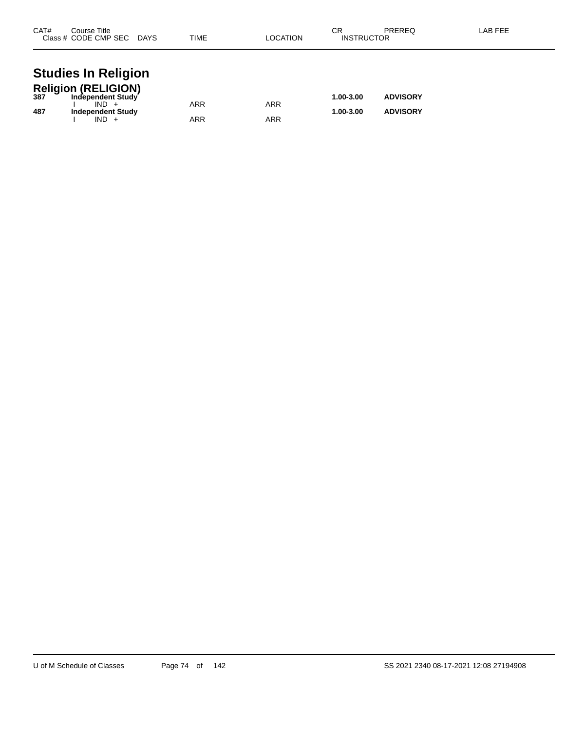| CAT# | Course Title Class # CODE CMP SEC DAYS | TIME | LOCATION | CR INSTRUCTOR | PREREQ | LAB FEE |
|---|---|---|---|---|---|---|

# Studies In Religion

## Religion (RELIGION)

| CAT# | Course Title Class # CODE CMP SEC DAYS | TIME | LOCATION | CR INSTRUCTOR | PREREQ | LAB FEE |
|---|---|---|---|---|---|---|
| **387** | **Independent Study** | | | **1.00-3.00** | **ADVISORY** | |
| | I IND + | ARR | ARR | | | |
| **487** | **Independent Study** | | | **1.00-3.00** | **ADVISORY** | |
| | I IND + | ARR | ARR | | | |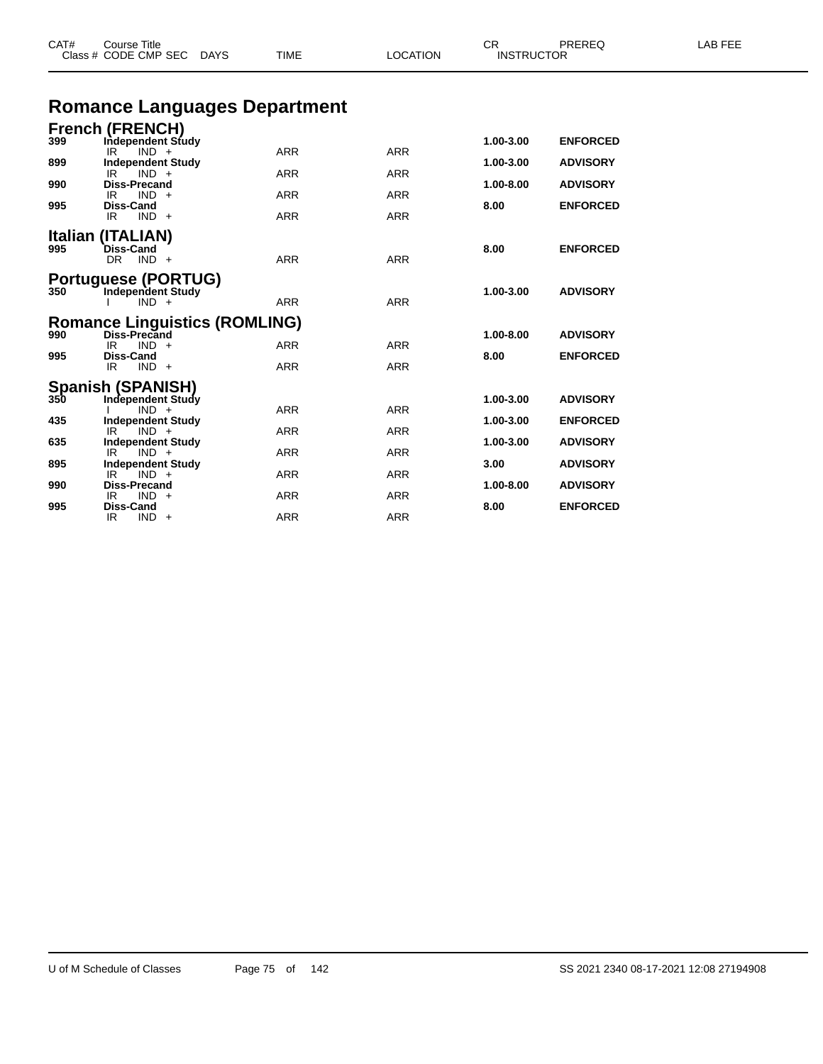| CAT# | Course Title<br>Class # CODE CMP SEC DAYS | TIME | LOCATION | CR<br>INSTRUCTOR | PREREQ | LAB FEE |
|---|---|---|---|---|---|---|

# Romance Languages Department

## French (FRENCH)

| CAT# | Course Title / Class # CODE CMP SEC DAYS | TIME | LOCATION | CR | PREREQ |
|---|---|---|---|---|---|
| **399** | **Independent Study** | | | **1.00-3.00** | **ENFORCED** |
| | IR IND + | ARR | ARR | | |
| **899** | **Independent Study** | | | **1.00-3.00** | **ADVISORY** |
| | IR IND + | ARR | ARR | | |
| **990** | **Diss-Precand** | | | **1.00-8.00** | **ADVISORY** |
| | IR IND + | ARR | ARR | | |
| **995** | **Diss-Cand** | | | **8.00** | **ENFORCED** |
| | IR IND + | ARR | ARR | | |

## Italian (ITALIAN)

| CAT# | Course Title / Class # CODE CMP SEC DAYS | TIME | LOCATION | CR | PREREQ |
|---|---|---|---|---|---|
| **995** | **Diss-Cand** | | | **8.00** | **ENFORCED** |
| | DR IND + | ARR | ARR | | |

## Portuguese (PORTUG)

| CAT# | Course Title / Class # CODE CMP SEC DAYS | TIME | LOCATION | CR | PREREQ |
|---|---|---|---|---|---|
| **350** | **Independent Study** | | | **1.00-3.00** | **ADVISORY** |
| | I IND + | ARR | ARR | | |

## Romance Linguistics (ROMLING)

| CAT# | Course Title / Class # CODE CMP SEC DAYS | TIME | LOCATION | CR | PREREQ |
|---|---|---|---|---|---|
| **990** | **Diss-Precand** | | | **1.00-8.00** | **ADVISORY** |
| | IR IND + | ARR | ARR | | |
| **995** | **Diss-Cand** | | | **8.00** | **ENFORCED** |
| | IR IND + | ARR | ARR | | |

## Spanish (SPANISH)

| CAT# | Course Title / Class # CODE CMP SEC DAYS | TIME | LOCATION | CR | PREREQ |
|---|---|---|---|---|---|
| **350** | **Independent Study** | | | **1.00-3.00** | **ADVISORY** |
| | I IND + | ARR | ARR | | |
| **435** | **Independent Study** | | | **1.00-3.00** | **ENFORCED** |
| | IR IND + | ARR | ARR | | |
| **635** | **Independent Study** | | | **1.00-3.00** | **ADVISORY** |
| | IR IND + | ARR | ARR | | |
| **895** | **Independent Study** | | | **3.00** | **ADVISORY** |
| | IR IND + | ARR | ARR | | |
| **990** | **Diss-Precand** | | | **1.00-8.00** | **ADVISORY** |
| | IR IND + | ARR | ARR | | |
| **995** | **Diss-Cand** | | | **8.00** | **ENFORCED** |
| | IR IND + | ARR | ARR | | |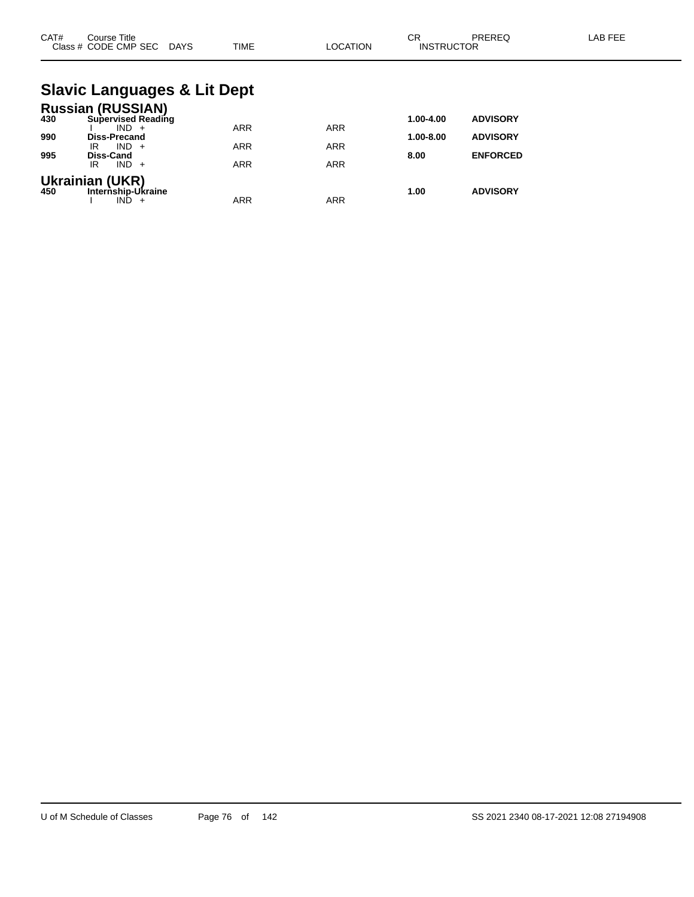| CAT# | Course Title<br>Class # CODE CMP SEC DAYS | TIME | LOCATION | CR<br>INSTRUCTOR | PREREQ | LAB FEE |
|---|---|---|---|---|---|---|

# Slavic Languages & Lit Dept

## Russian (RUSSIAN)

| CAT# | Course Title / Class # CODE CMP SEC DAYS | TIME | LOCATION | CR | PREREQ |
|---|---|---|---|---|---|
| **430** | **Supervised Reading** | | | **1.00-4.00** | **ADVISORY** |
| | I IND + | ARR | ARR | | |
| **990** | **Diss-Precand** | | | **1.00-8.00** | **ADVISORY** |
| | IR IND + | ARR | ARR | | |
| **995** | **Diss-Cand** | | | **8.00** | **ENFORCED** |
| | IR IND + | ARR | ARR | | |

## Ukrainian (UKR)

| CAT# | Course Title / Class # CODE CMP SEC DAYS | TIME | LOCATION | CR | PREREQ |
|---|---|---|---|---|---|
| **450** | **Internship-Ukraine** | | | **1.00** | **ADVISORY** |
| | I IND + | ARR | ARR | | |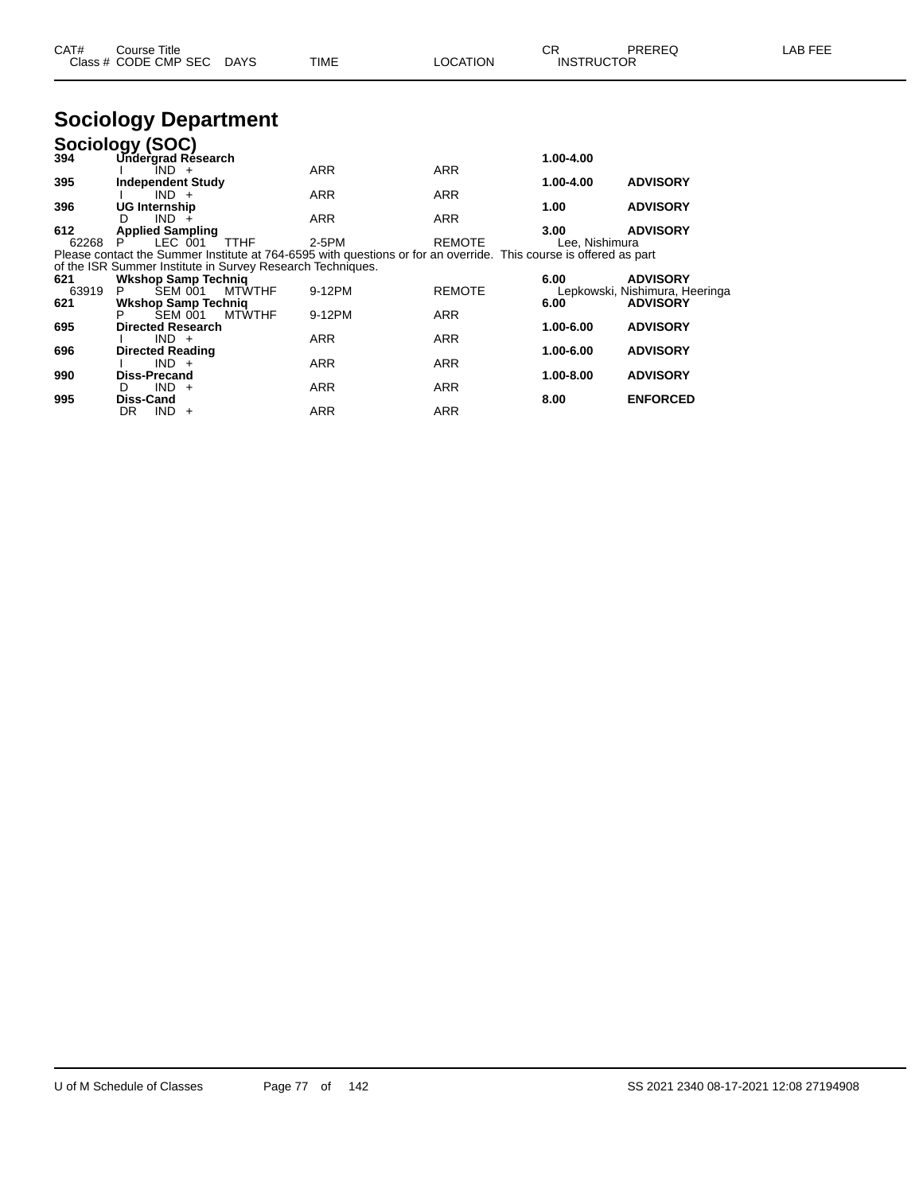# Sociology Department

## Sociology (SOC)

| CAT# | Course Title / Class # CODE CMP SEC | DAYS | TIME | LOCATION | CR / INSTRUCTOR | PREREQ | LAB FEE |
|---|---|---|---|---|---|---|---|
| 394 | **Undergrad Research** | | | | **1.00-4.00** | | |
| | I IND + | | ARR | ARR | | | |
| 395 | **Independent Study** | | | | **1.00-4.00** | **ADVISORY** | |
| | I IND + | | ARR | ARR | | | |
| 396 | **UG Internship** | | | | **1.00** | **ADVISORY** | |
| | D IND + | | ARR | ARR | | | |
| 612 | **Applied Sampling** | | | | **3.00** | **ADVISORY** | |
| 62268 | P LEC 001 | TTHF | 2-5PM | REMOTE | Lee, Nishimura | | |

Please contact the Summer Institute at 764-6595 with questions or for an override. This course is offered as part of the ISR Summer Institute in Survey Research Techniques.

| CAT# | Course Title / Class # CODE CMP SEC | DAYS | TIME | LOCATION | CR / INSTRUCTOR | PREREQ | LAB FEE |
|---|---|---|---|---|---|---|---|
| 621 | **Wkshop Samp Techniq** | | | | **6.00** | **ADVISORY** | |
| 63919 | P SEM 001 | MTWTHF | 9-12PM | REMOTE | Lepkowski, Nishimura, Heeringa | | |
| 621 | **Wkshop Samp Techniq** | | | | **6.00** | **ADVISORY** | |
| | P SEM 001 | MTWTHF | 9-12PM | ARR | | | |
| 695 | **Directed Research** | | | | **1.00-6.00** | **ADVISORY** | |
| | I IND + | | ARR | ARR | | | |
| 696 | **Directed Reading** | | | | **1.00-6.00** | **ADVISORY** | |
| | I IND + | | ARR | ARR | | | |
| 990 | **Diss-Precand** | | | | **1.00-8.00** | **ADVISORY** | |
| | D IND + | | ARR | ARR | | | |
| 995 | **Diss-Cand** | | | | **8.00** | **ENFORCED** | |
| | DR IND + | | ARR | ARR | | | |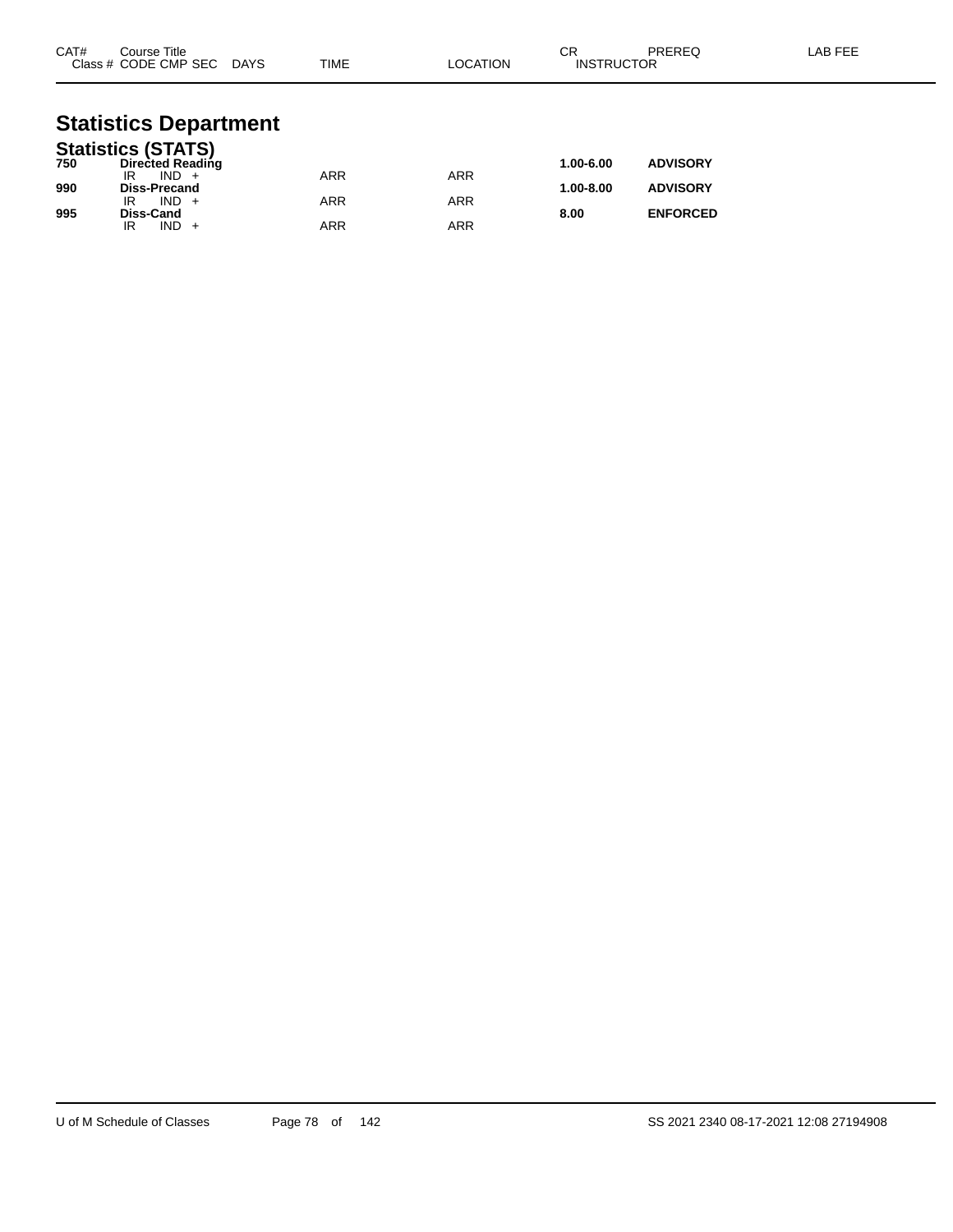# Statistics Department

## Statistics (STATS)

| CAT# | Course Title / Class # CODE CMP SEC | DAYS | TIME | LOCATION | CR | PREREQ / INSTRUCTOR | LAB FEE |
|---|---|---|---|---|---|---|---|
| 750 | **Directed Reading** | | | | 1.00-6.00 | **ADVISORY** | |
| | IR IND + | | ARR | ARR | | | |
| 990 | **Diss-Precand** | | | | 1.00-8.00 | **ADVISORY** | |
| | IR IND + | | ARR | ARR | | | |
| 995 | **Diss-Cand** | | | | 8.00 | **ENFORCED** | |
| | IR IND + | | ARR | ARR | | | |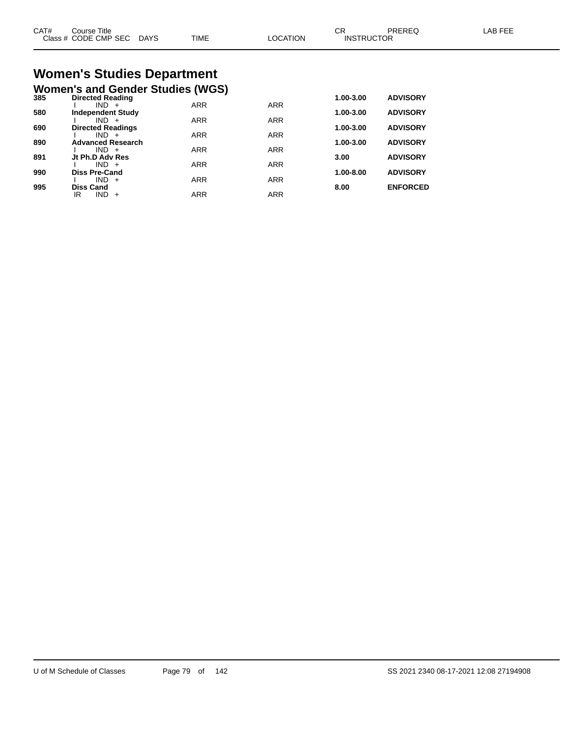| CAT# | Course Title | | | | | CR | PREREQ | LAB FEE |
|---|---|---|---|---|---|---|---|---|
| Class # | CODE CMP SEC | DAYS | TIME | LOCATION | INSTRUCTOR | | | |

# Women's Studies Department

## Women's and Gender Studies (WGS)

| CAT# | Course Title / Class # CODE CMP SEC | TIME | LOCATION | CR | PREREQ |
|---|---|---|---|---|---|
| **385** | **Directed Reading** | | | **1.00-3.00** | **ADVISORY** |
| | I IND + | ARR | ARR | | |
| **580** | **Independent Study** | | | **1.00-3.00** | **ADVISORY** |
| | I IND + | ARR | ARR | | |
| **690** | **Directed Readings** | | | **1.00-3.00** | **ADVISORY** |
| | I IND + | ARR | ARR | | |
| **890** | **Advanced Research** | | | **1.00-3.00** | **ADVISORY** |
| | I IND + | ARR | ARR | | |
| **891** | **Jt Ph.D Adv Res** | | | **3.00** | **ADVISORY** |
| | I IND + | ARR | ARR | | |
| **990** | **Diss Pre-Cand** | | | **1.00-8.00** | **ADVISORY** |
| | I IND + | ARR | ARR | | |
| **995** | **Diss Cand** | | | **8.00** | **ENFORCED** |
| | IR IND + | ARR | ARR | | |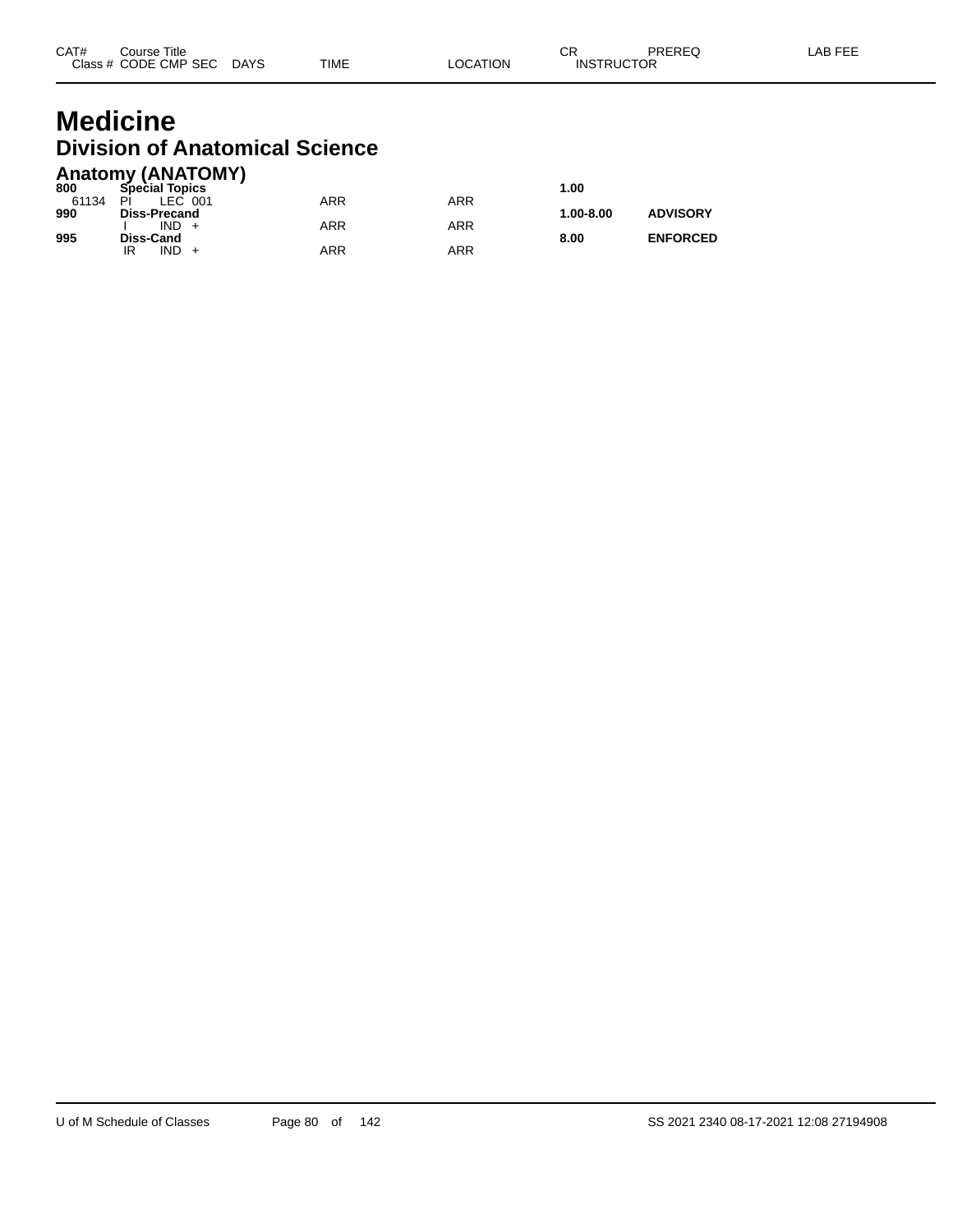# Medicine

## Division of Anatomical Science

### Anatomy (ANATOMY)

| CAT# | Course Title | | | | | CR | PREREQ | LAB FEE |
|---|---|---|---|---|---|---|---|---|
| Class # | CODE CMP SEC | DAYS | TIME | LOCATION | INSTRUCTOR | | | |
| **800** | **Special Topics** | | | | | **1.00** | | |
| 61134 | PI LEC 001 | | ARR | ARR | | | | |
| **990** | **Diss-Precand** | | | | | **1.00-8.00** | **ADVISORY** | |
| | I IND + | | ARR | ARR | | | | |
| **995** | **Diss-Cand** | | | | | **8.00** | **ENFORCED** | |
| | IR IND + | | ARR | ARR | | | | |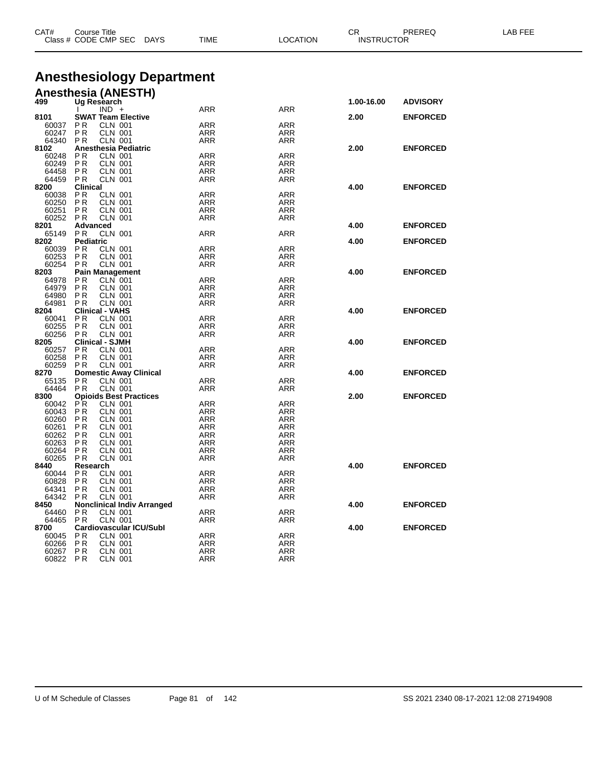# Anesthesiology Department

## Anesthesia (ANESTH)

| CAT# / Class # | Course Title / CODE CMP SEC | DAYS | TIME | LOCATION | CR / INSTRUCTOR | PREREQ | LAB FEE |
|---|---|---|---|---|---|---|---|
| **499** | **Ug Research** | | | | **1.00-16.00** | **ADVISORY** | |
| | I IND + | | ARR | ARR | | | |
| **8101** | **SWAT Team Elective** | | | | **2.00** | **ENFORCED** | |
| 60037 | P R CLN 001 | | ARR | ARR | | | |
| 60247 | P R CLN 001 | | ARR | ARR | | | |
| 64340 | P R CLN 001 | | ARR | ARR | | | |
| **8102** | **Anesthesia Pediatric** | | | | **2.00** | **ENFORCED** | |
| 60248 | P R CLN 001 | | ARR | ARR | | | |
| 60249 | P R CLN 001 | | ARR | ARR | | | |
| 64458 | P R CLN 001 | | ARR | ARR | | | |
| 64459 | P R CLN 001 | | ARR | ARR | | | |
| **8200** | **Clinical** | | | | **4.00** | **ENFORCED** | |
| 60038 | P R CLN 001 | | ARR | ARR | | | |
| 60250 | P R CLN 001 | | ARR | ARR | | | |
| 60251 | P R CLN 001 | | ARR | ARR | | | |
| 60252 | P R CLN 001 | | ARR | ARR | | | |
| **8201** | **Advanced** | | | | **4.00** | **ENFORCED** | |
| 65149 | P R CLN 001 | | ARR | ARR | | | |
| **8202** | **Pediatric** | | | | **4.00** | **ENFORCED** | |
| 60039 | P R CLN 001 | | ARR | ARR | | | |
| 60253 | P R CLN 001 | | ARR | ARR | | | |
| 60254 | P R CLN 001 | | ARR | ARR | | | |
| **8203** | **Pain Management** | | | | **4.00** | **ENFORCED** | |
| 64978 | P R CLN 001 | | ARR | ARR | | | |
| 64979 | P R CLN 001 | | ARR | ARR | | | |
| 64980 | P R CLN 001 | | ARR | ARR | | | |
| 64981 | P R CLN 001 | | ARR | ARR | | | |
| **8204** | **Clinical - VAHS** | | | | **4.00** | **ENFORCED** | |
| 60041 | P R CLN 001 | | ARR | ARR | | | |
| 60255 | P R CLN 001 | | ARR | ARR | | | |
| 60256 | P R CLN 001 | | ARR | ARR | | | |
| **8205** | **Clinical - SJMH** | | | | **4.00** | **ENFORCED** | |
| 60257 | P R CLN 001 | | ARR | ARR | | | |
| 60258 | P R CLN 001 | | ARR | ARR | | | |
| 60259 | P R CLN 001 | | ARR | ARR | | | |
| **8270** | **Domestic Away Clinical** | | | | **4.00** | **ENFORCED** | |
| 65135 | P R CLN 001 | | ARR | ARR | | | |
| 64464 | P R CLN 001 | | ARR | ARR | | | |
| **8300** | **Opioids Best Practices** | | | | **2.00** | **ENFORCED** | |
| 60042 | P R CLN 001 | | ARR | ARR | | | |
| 60043 | P R CLN 001 | | ARR | ARR | | | |
| 60260 | P R CLN 001 | | ARR | ARR | | | |
| 60261 | P R CLN 001 | | ARR | ARR | | | |
| 60262 | P R CLN 001 | | ARR | ARR | | | |
| 60263 | P R CLN 001 | | ARR | ARR | | | |
| 60264 | P R CLN 001 | | ARR | ARR | | | |
| 60265 | P R CLN 001 | | ARR | ARR | | | |
| **8440** | **Research** | | | | **4.00** | **ENFORCED** | |
| 60044 | P R CLN 001 | | ARR | ARR | | | |
| 60828 | P R CLN 001 | | ARR | ARR | | | |
| 64341 | P R CLN 001 | | ARR | ARR | | | |
| 64342 | P R CLN 001 | | ARR | ARR | | | |
| **8450** | **Nonclinical Indiv Arranged** | | | | **4.00** | **ENFORCED** | |
| 64460 | P R CLN 001 | | ARR | ARR | | | |
| 64465 | P R CLN 001 | | ARR | ARR | | | |
| **8700** | **Cardiovascular ICU/SubI** | | | | **4.00** | **ENFORCED** | |
| 60045 | P R CLN 001 | | ARR | ARR | | | |
| 60266 | P R CLN 001 | | ARR | ARR | | | |
| 60267 | P R CLN 001 | | ARR | ARR | | | |
| 60822 | P R CLN 001 | | ARR | ARR | | | |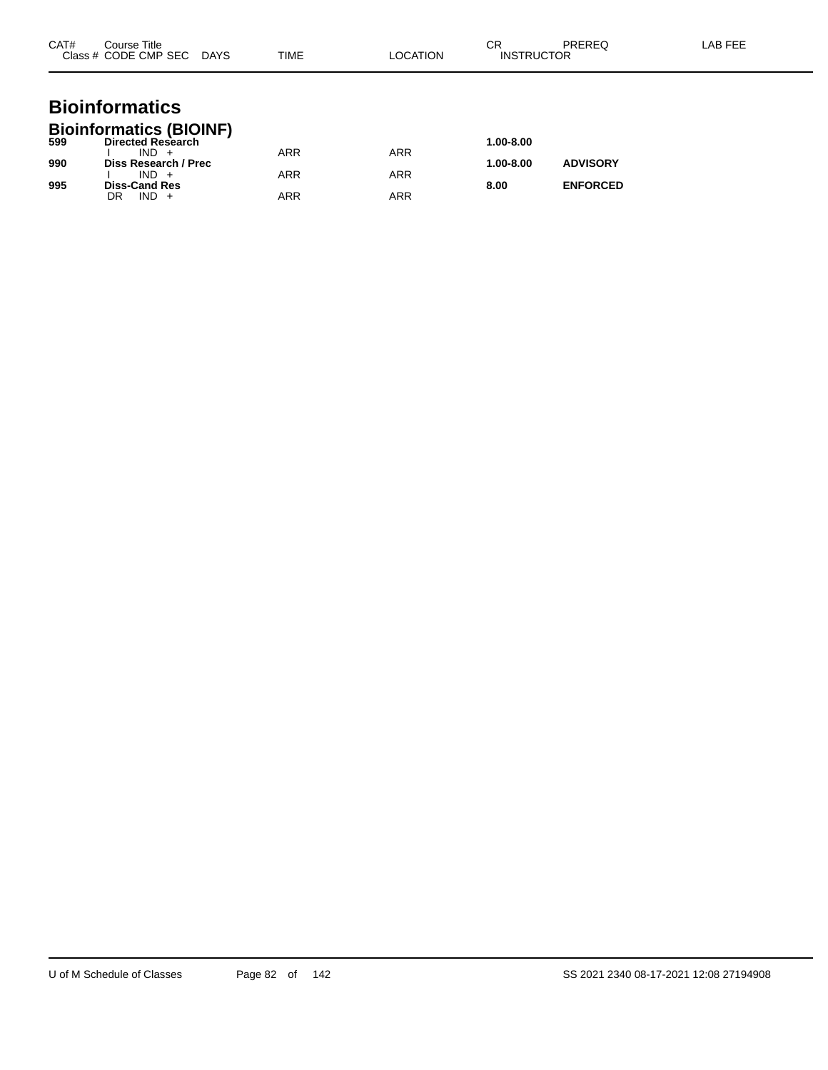# Bioinformatics

## Bioinformatics (BIOINF)

| CAT# | Course Title / Class # CODE CMP SEC DAYS | TIME | LOCATION | CR / INSTRUCTOR | PREREQ | LAB FEE |
|---|---|---|---|---|---|---|
| **599** | **Directed Research** | | | **1.00-8.00** | | |
| | I IND + | ARR | ARR | | | |
| **990** | **Diss Research / Prec** | | | **1.00-8.00** | **ADVISORY** | |
| | I IND + | ARR | ARR | | | |
| **995** | **Diss-Cand Res** | | | **8.00** | **ENFORCED** | |
| | DR IND + | ARR | ARR | | | |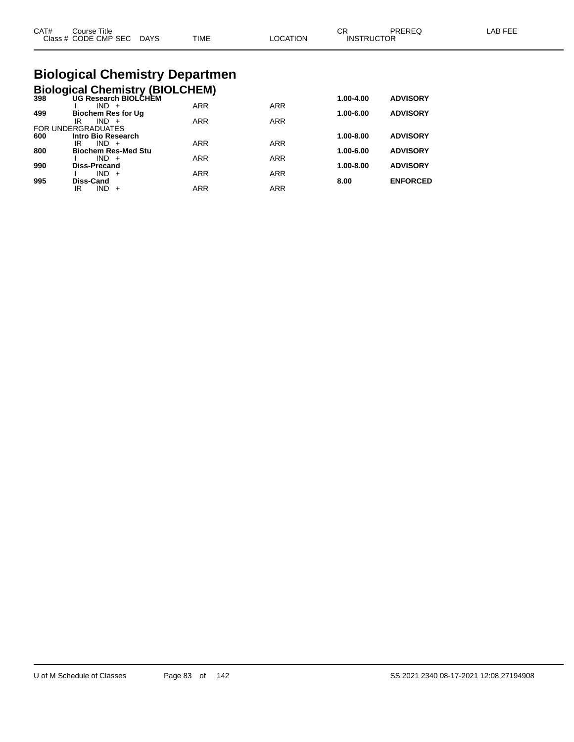| CAT# | Course Title | | | | | CR | PREREQ | LAB FEE |
|---|---|---|---|---|---|---|---|---|
| Class # | CODE CMP SEC | DAYS | TIME | LOCATION | | INSTRUCTOR | | |

# Biological Chemistry Departmen

## Biological Chemistry (BIOLCHEM)

| CAT# | Course Title / Class # CODE CMP SEC | DAYS | TIME | LOCATION | CR | PREREQ |
|---|---|---|---|---|---|---|
| **398** | **UG Research BIOLCHEM** | | | | **1.00-4.00** | **ADVISORY** |
| | I IND + | | ARR | ARR | | |
| **499** | **Biochem Res for Ug** | | | | **1.00-6.00** | **ADVISORY** |
| | IR IND + | | ARR | ARR | | |
| FOR UNDERGRADUATES | | | | | | |
| **600** | **Intro Bio Research** | | | | **1.00-8.00** | **ADVISORY** |
| | IR IND + | | ARR | ARR | | |
| **800** | **Biochem Res-Med Stu** | | | | **1.00-6.00** | **ADVISORY** |
| | I IND + | | ARR | ARR | | |
| **990** | **Diss-Precand** | | | | **1.00-8.00** | **ADVISORY** |
| | I IND + | | ARR | ARR | | |
| **995** | **Diss-Cand** | | | | **8.00** | **ENFORCED** |
| | IR IND + | | ARR | ARR | | |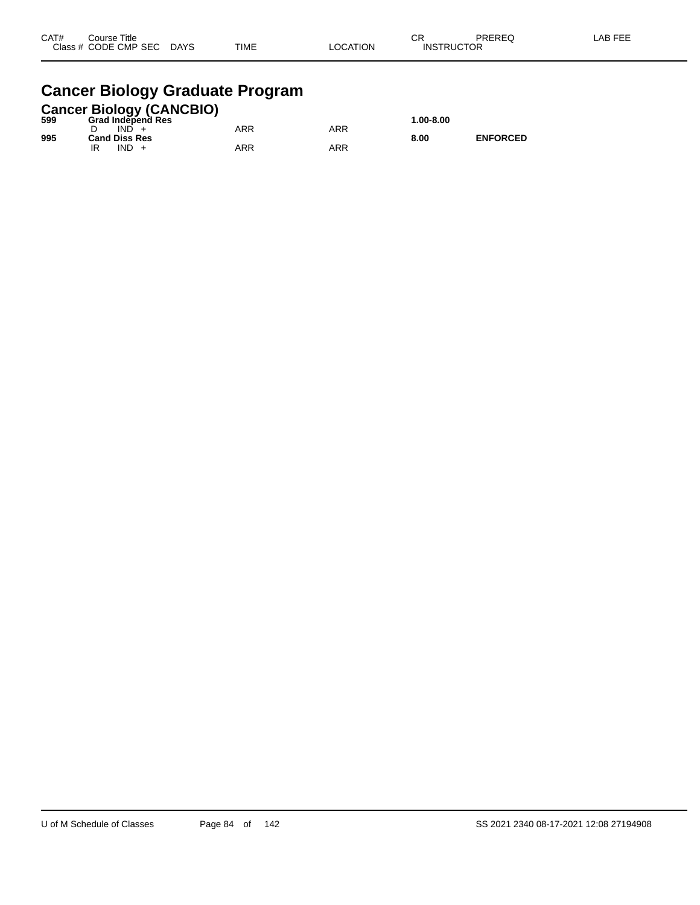| CAT# | Course Title<br>Class # CODE CMP SEC DAYS | TIME | LOCATION | CR<br>INSTRUCTOR | PREREQ | LAB FEE |
|---|---|---|---|---|---|---|

# Cancer Biology Graduate Program

## Cancer Biology (CANCBIO)

| CAT# | Course Title / Class # CODE CMP SEC DAYS | TIME | LOCATION | CR / INSTRUCTOR | PREREQ | LAB FEE |
|---|---|---|---|---|---|---|
| **599** | **Grad Independ Res** | | | **1.00-8.00** | | |
| | D IND + | ARR | ARR | | | |
| **995** | **Cand Diss Res** | | | **8.00** | **ENFORCED** | |
| | IR IND + | ARR | ARR | | | |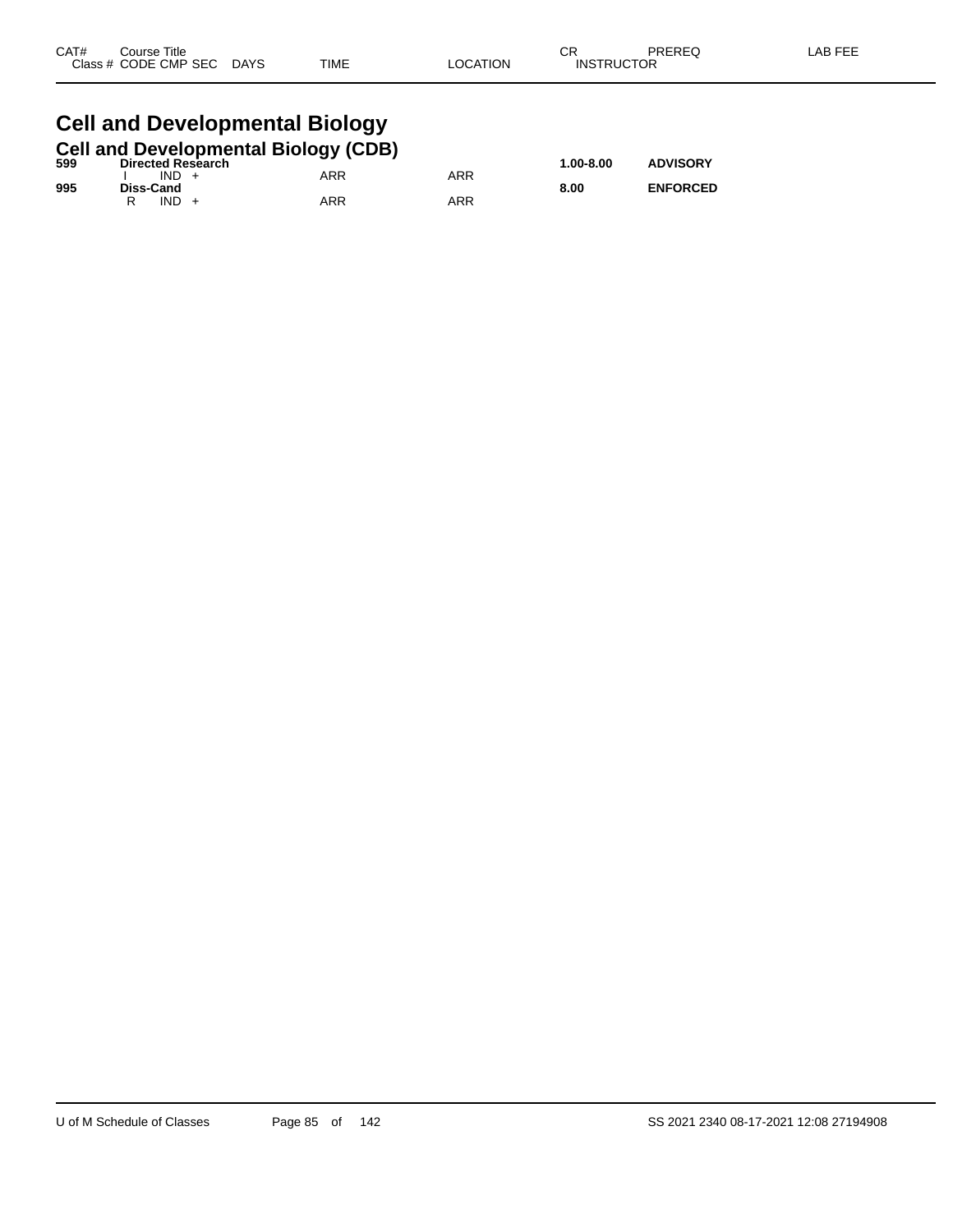| CAT# | Course Title | | | | | CR | PREREQ | LAB FEE |
|---|---|---|---|---|---|---|---|---|
| Class # | CODE | CMP | SEC | DAYS | TIME | LOCATION | INSTRUCTOR | |

# Cell and Developmental Biology

## Cell and Developmental Biology (CDB)

| CAT# | Course Title | | | | TIME | LOCATION | CR | PREREQ |
|---|---|---|---|---|---|---|---|---|
| **599** | **Directed Research** | | | | | | **1.00-8.00** | **ADVISORY** |
| | I | IND | + | | ARR | ARR | | |
| **995** | **Diss-Cand** | | | | | | **8.00** | **ENFORCED** |
| | R | IND | + | | ARR | ARR | | |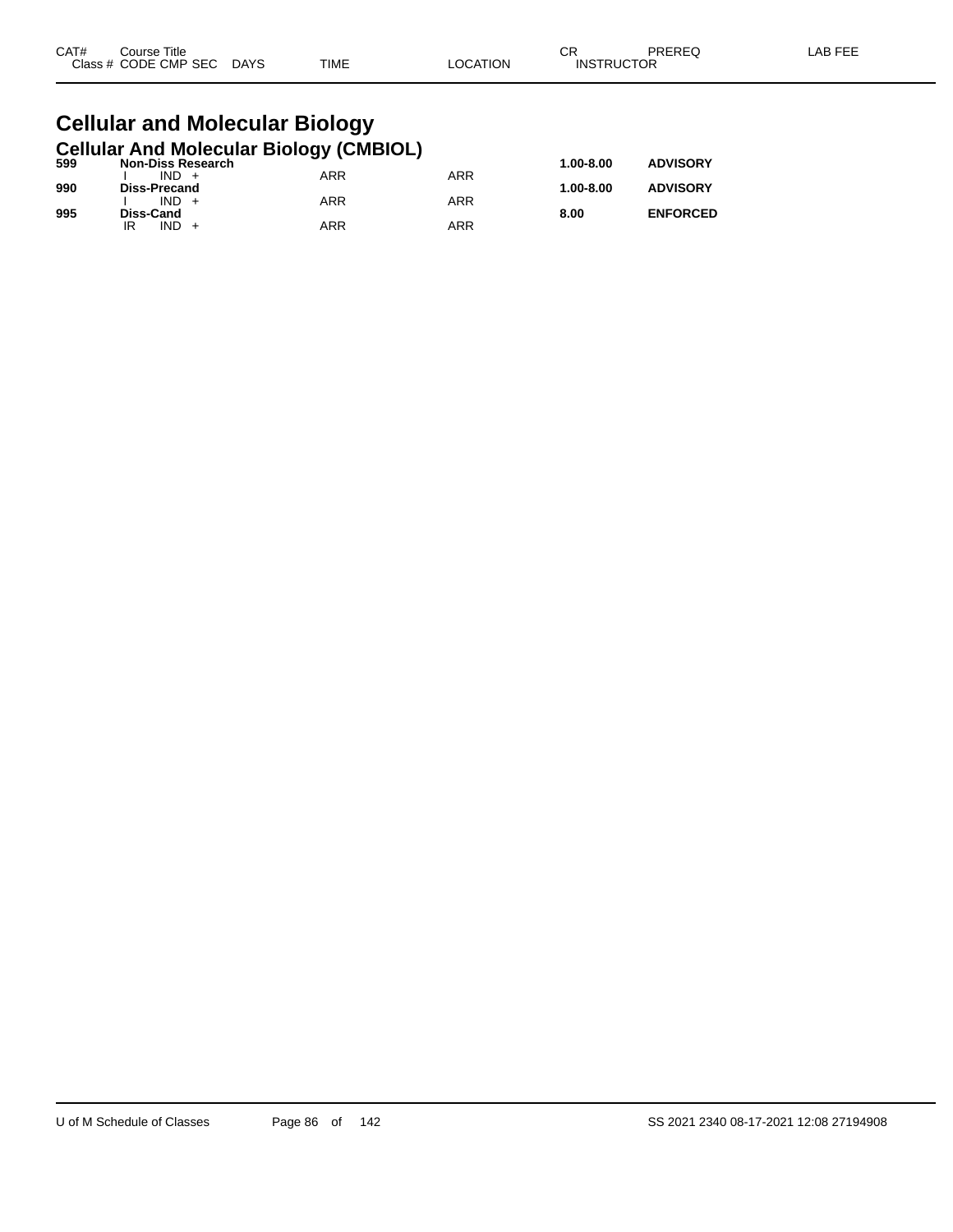| CAT# | Course Title | | | | | CR | PREREQ | LAB FEE |
|---|---|---|---|---|---|---|---|---|
| Class # | CODE CMP SEC | DAYS | TIME | LOCATION | INSTRUCTOR | | | |

# Cellular and Molecular Biology

## Cellular And Molecular Biology (CMBIOL)

| CAT# | Course Title | | | | | CR | PREREQ | LAB FEE |
|---|---|---|---|---|---|---|---|---|
| **599** | **Non-Diss Research** | | | | | **1.00-8.00** | **ADVISORY** | |
| | I IND + | | ARR | ARR | | | | |
| **990** | **Diss-Precand** | | | | | **1.00-8.00** | **ADVISORY** | |
| | I IND + | | ARR | ARR | | | | |
| **995** | **Diss-Cand** | | | | | **8.00** | **ENFORCED** | |
| | IR IND + | | ARR | ARR | | | | |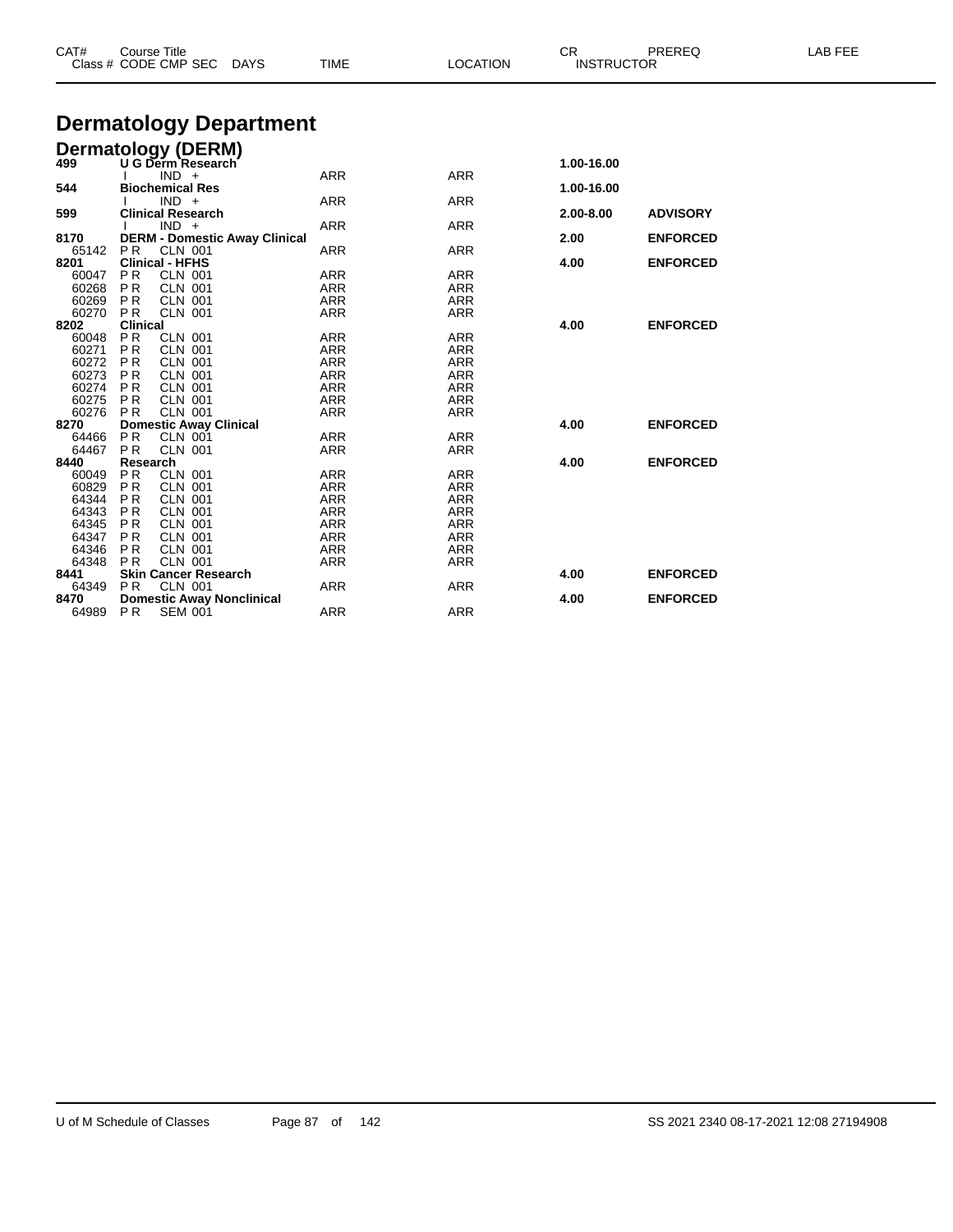# Dermatology Department

## Dermatology (DERM)

| CAT# / Class # | Course Title / CODE CMP SEC | DAYS | TIME | LOCATION | CR | PREREQ |
|---|---|---|---|---|---|---|
| **499** | **U G Derm Research** | | | | **1.00-16.00** | |
| | I IND + | | ARR | ARR | | |
| **544** | **Biochemical Res** | | | | **1.00-16.00** | |
| | I IND + | | ARR | ARR | | |
| **599** | **Clinical Research** | | | | **2.00-8.00** | **ADVISORY** |
| | I IND + | | ARR | ARR | | |
| **8170** | **DERM - Domestic Away Clinical** | | | | **2.00** | **ENFORCED** |
| 65142 | P R CLN 001 | | ARR | ARR | | |
| **8201** | **Clinical - HFHS** | | | | **4.00** | **ENFORCED** |
| 60047 | P R CLN 001 | | ARR | ARR | | |
| 60268 | P R CLN 001 | | ARR | ARR | | |
| 60269 | P R CLN 001 | | ARR | ARR | | |
| 60270 | P R CLN 001 | | ARR | ARR | | |
| **8202** | **Clinical** | | | | **4.00** | **ENFORCED** |
| 60048 | P R CLN 001 | | ARR | ARR | | |
| 60271 | P R CLN 001 | | ARR | ARR | | |
| 60272 | P R CLN 001 | | ARR | ARR | | |
| 60273 | P R CLN 001 | | ARR | ARR | | |
| 60274 | P R CLN 001 | | ARR | ARR | | |
| 60275 | P R CLN 001 | | ARR | ARR | | |
| 60276 | P R CLN 001 | | ARR | ARR | | |
| **8270** | **Domestic Away Clinical** | | | | **4.00** | **ENFORCED** |
| 64466 | P R CLN 001 | | ARR | ARR | | |
| 64467 | P R CLN 001 | | ARR | ARR | | |
| **8440** | **Research** | | | | **4.00** | **ENFORCED** |
| 60049 | P R CLN 001 | | ARR | ARR | | |
| 60829 | P R CLN 001 | | ARR | ARR | | |
| 64344 | P R CLN 001 | | ARR | ARR | | |
| 64343 | P R CLN 001 | | ARR | ARR | | |
| 64345 | P R CLN 001 | | ARR | ARR | | |
| 64347 | P R CLN 001 | | ARR | ARR | | |
| 64346 | P R CLN 001 | | ARR | ARR | | |
| 64348 | P R CLN 001 | | ARR | ARR | | |
| **8441** | **Skin Cancer Research** | | | | **4.00** | **ENFORCED** |
| 64349 | P R CLN 001 | | ARR | ARR | | |
| **8470** | **Domestic Away Nonclinical** | | | | **4.00** | **ENFORCED** |
| 64989 | P R SEM 001 | | ARR | ARR | | |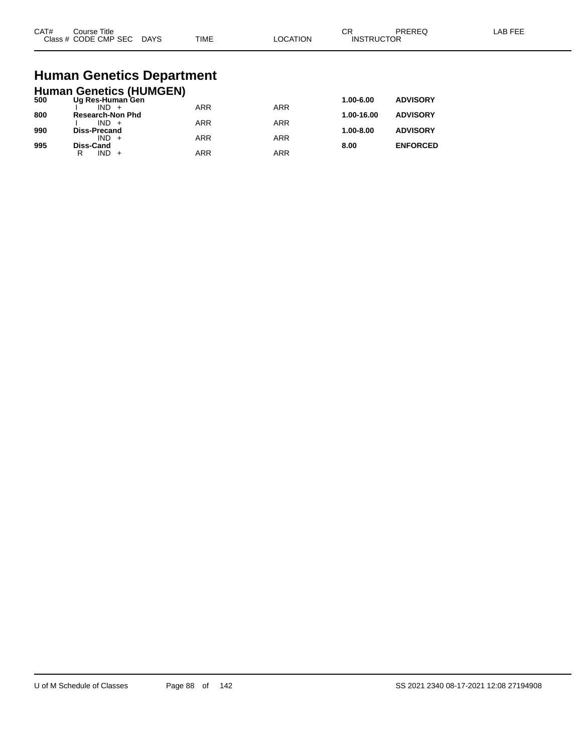# Human Genetics Department

## Human Genetics (HUMGEN)

| CAT# | Course Title / Class # CODE CMP SEC | DAYS | TIME | LOCATION | CR / INSTRUCTOR | PREREQ | LAB FEE |
|---|---|---|---|---|---|---|---|
| **500** | **Ug Res-Human Gen** | | | | **1.00-6.00** | **ADVISORY** | |
| | I IND + | | ARR | ARR | | | |
| **800** | **Research-Non Phd** | | | | **1.00-16.00** | **ADVISORY** | |
| | I IND + | | ARR | ARR | | | |
| **990** | **Diss-Precand** | | | | **1.00-8.00** | **ADVISORY** | |
| | IND + | | ARR | ARR | | | |
| **995** | **Diss-Cand** | | | | **8.00** | **ENFORCED** | |
| | R IND + | | ARR | ARR | | | |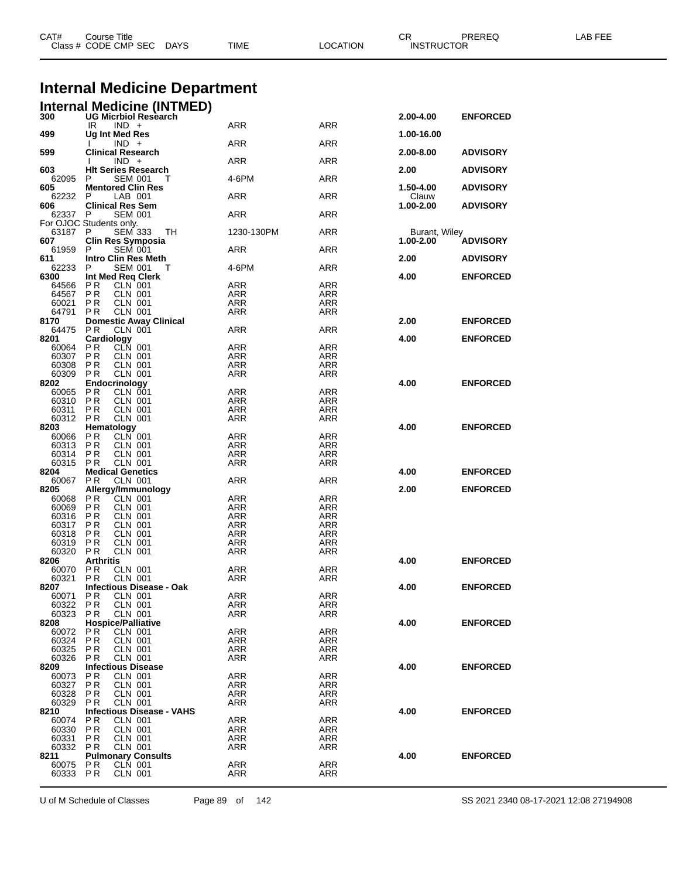# Internal Medicine Department

## Internal Medicine (INTMED)

| CAT# / Class # | Course Title / CODE CMP SEC | DAYS | TIME | LOCATION | CR / INSTRUCTOR | PREREQ | LAB FEE |
|---|---|---|---|---|---|---|---|
| **300** | **UG Micrbiol Research** | | | | **2.00-4.00** | **ENFORCED** | |
| | IR IND + | | ARR | ARR | | | |
| **499** | **Ug Int Med Res** | | | | **1.00-16.00** | | |
| | I IND + | | ARR | ARR | | | |
| **599** | **Clinical Research** | | | | **2.00-8.00** | **ADVISORY** | |
| | I IND + | | ARR | ARR | | | |
| **603** | **Hlt Series Research** | | | | **2.00** | **ADVISORY** | |
| 62095 | P SEM 001 | T | 4-6PM | ARR | | | |
| **605** | **Mentored Clin Res** | | | | **1.50-4.00** | **ADVISORY** | |
| 62232 | P LAB 001 | | ARR | ARR | Clauw | | |
| **606** | **Clinical Res Sem** | | | | **1.00-2.00** | **ADVISORY** | |
| 62337 | P SEM 001 | | ARR | ARR | | | |
| For OJOC Students only. | | | | | | | |
| 63187 | P SEM 333 | TH | 1230-130PM | ARR | Burant, Wiley | | |
| **607** | **Clin Res Symposia** | | | | **1.00-2.00** | **ADVISORY** | |
| 61959 | P SEM 001 | | ARR | ARR | | | |
| **611** | **Intro Clin Res Meth** | | | | **2.00** | **ADVISORY** | |
| 62233 | P SEM 001 | T | 4-6PM | ARR | | | |
| **6300** | **Int Med Req Clerk** | | | | **4.00** | **ENFORCED** | |
| 64566 | P R CLN 001 | | ARR | ARR | | | |
| 64567 | P R CLN 001 | | ARR | ARR | | | |
| 60021 | P R CLN 001 | | ARR | ARR | | | |
| 64791 | P R CLN 001 | | ARR | ARR | | | |
| **8170** | **Domestic Away Clinical** | | | | **2.00** | **ENFORCED** | |
| 64475 | P R CLN 001 | | ARR | ARR | | | |
| **8201** | **Cardiology** | | | | **4.00** | **ENFORCED** | |
| 60064 | P R CLN 001 | | ARR | ARR | | | |
| 60307 | P R CLN 001 | | ARR | ARR | | | |
| 60308 | P R CLN 001 | | ARR | ARR | | | |
| 60309 | P R CLN 001 | | ARR | ARR | | | |
| **8202** | **Endocrinology** | | | | **4.00** | **ENFORCED** | |
| 60065 | P R CLN 001 | | ARR | ARR | | | |
| 60310 | P R CLN 001 | | ARR | ARR | | | |
| 60311 | P R CLN 001 | | ARR | ARR | | | |
| 60312 | P R CLN 001 | | ARR | ARR | | | |
| **8203** | **Hematology** | | | | **4.00** | **ENFORCED** | |
| 60066 | P R CLN 001 | | ARR | ARR | | | |
| 60313 | P R CLN 001 | | ARR | ARR | | | |
| 60314 | P R CLN 001 | | ARR | ARR | | | |
| 60315 | P R CLN 001 | | ARR | ARR | | | |
| **8204** | **Medical Genetics** | | | | **4.00** | **ENFORCED** | |
| 60067 | P R CLN 001 | | ARR | ARR | | | |
| **8205** | **Allergy/Immunology** | | | | **2.00** | **ENFORCED** | |
| 60068 | P R CLN 001 | | ARR | ARR | | | |
| 60069 | P R CLN 001 | | ARR | ARR | | | |
| 60316 | P R CLN 001 | | ARR | ARR | | | |
| 60317 | P R CLN 001 | | ARR | ARR | | | |
| 60318 | P R CLN 001 | | ARR | ARR | | | |
| 60319 | P R CLN 001 | | ARR | ARR | | | |
| 60320 | P R CLN 001 | | ARR | ARR | | | |
| **8206** | **Arthritis** | | | | **4.00** | **ENFORCED** | |
| 60070 | P R CLN 001 | | ARR | ARR | | | |
| 60321 | P R CLN 001 | | ARR | ARR | | | |
| **8207** | **Infectious Disease - Oak** | | | | **4.00** | **ENFORCED** | |
| 60071 | P R CLN 001 | | ARR | ARR | | | |
| 60322 | P R CLN 001 | | ARR | ARR | | | |
| 60323 | P R CLN 001 | | ARR | ARR | | | |
| **8208** | **Hospice/Palliative** | | | | **4.00** | **ENFORCED** | |
| 60072 | P R CLN 001 | | ARR | ARR | | | |
| 60324 | P R CLN 001 | | ARR | ARR | | | |
| 60325 | P R CLN 001 | | ARR | ARR | | | |
| 60326 | P R CLN 001 | | ARR | ARR | | | |
| **8209** | **Infectious Disease** | | | | **4.00** | **ENFORCED** | |
| 60073 | P R CLN 001 | | ARR | ARR | | | |
| 60327 | P R CLN 001 | | ARR | ARR | | | |
| 60328 | P R CLN 001 | | ARR | ARR | | | |
| 60329 | P R CLN 001 | | ARR | ARR | | | |
| **8210** | **Infectious Disease - VAHS** | | | | **4.00** | **ENFORCED** | |
| 60074 | P R CLN 001 | | ARR | ARR | | | |
| 60330 | P R CLN 001 | | ARR | ARR | | | |
| 60331 | P R CLN 001 | | ARR | ARR | | | |
| 60332 | P R CLN 001 | | ARR | ARR | | | |
| **8211** | **Pulmonary Consults** | | | | **4.00** | **ENFORCED** | |
| 60075 | P R CLN 001 | | ARR | ARR | | | |
| 60333 | P R CLN 001 | | ARR | ARR | | | |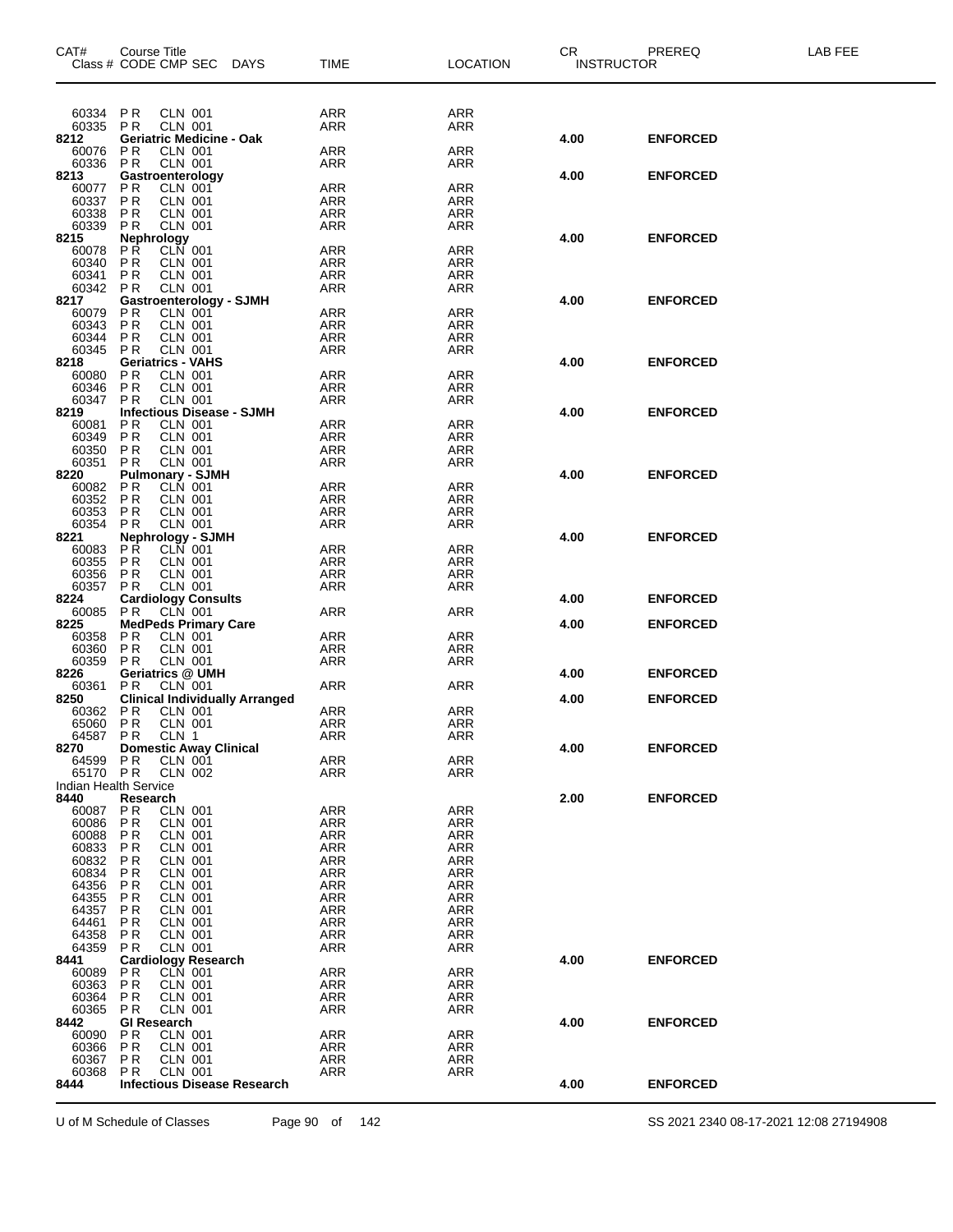| CAT# Class # | Course Title CODE CMP SEC | DAYS | TIME | LOCATION | CR INSTRUCTOR | PREREQ | LAB FEE |
|---|---|---|---|---|---|---|---|
| 60334 | PR CLN 001 | | ARR | ARR | | | |
| 60335 | PR CLN 001 | | ARR | ARR | | | |
| **8212** | **Geriatric Medicine - Oak** | | | | **4.00** | **ENFORCED** | |
| 60076 | PR CLN 001 | | ARR | ARR | | | |
| 60336 | PR CLN 001 | | ARR | ARR | | | |
| **8213** | **Gastroenterology** | | | | **4.00** | **ENFORCED** | |
| 60077 | PR CLN 001 | | ARR | ARR | | | |
| 60337 | PR CLN 001 | | ARR | ARR | | | |
| 60338 | PR CLN 001 | | ARR | ARR | | | |
| 60339 | PR CLN 001 | | ARR | ARR | | | |
| **8215** | **Nephrology** | | | | **4.00** | **ENFORCED** | |
| 60078 | PR CLN 001 | | ARR | ARR | | | |
| 60340 | PR CLN 001 | | ARR | ARR | | | |
| 60341 | PR CLN 001 | | ARR | ARR | | | |
| 60342 | PR CLN 001 | | ARR | ARR | | | |
| **8217** | **Gastroenterology - SJMH** | | | | **4.00** | **ENFORCED** | |
| 60079 | PR CLN 001 | | ARR | ARR | | | |
| 60343 | PR CLN 001 | | ARR | ARR | | | |
| 60344 | PR CLN 001 | | ARR | ARR | | | |
| 60345 | PR CLN 001 | | ARR | ARR | | | |
| **8218** | **Geriatrics - VAHS** | | | | **4.00** | **ENFORCED** | |
| 60080 | PR CLN 001 | | ARR | ARR | | | |
| 60346 | PR CLN 001 | | ARR | ARR | | | |
| 60347 | PR CLN 001 | | ARR | ARR | | | |
| **8219** | **Infectious Disease - SJMH** | | | | **4.00** | **ENFORCED** | |
| 60081 | PR CLN 001 | | ARR | ARR | | | |
| 60349 | PR CLN 001 | | ARR | ARR | | | |
| 60350 | PR CLN 001 | | ARR | ARR | | | |
| 60351 | PR CLN 001 | | ARR | ARR | | | |
| **8220** | **Pulmonary - SJMH** | | | | **4.00** | **ENFORCED** | |
| 60082 | PR CLN 001 | | ARR | ARR | | | |
| 60352 | PR CLN 001 | | ARR | ARR | | | |
| 60353 | PR CLN 001 | | ARR | ARR | | | |
| 60354 | PR CLN 001 | | ARR | ARR | | | |
| **8221** | **Nephrology - SJMH** | | | | **4.00** | **ENFORCED** | |
| 60083 | PR CLN 001 | | ARR | ARR | | | |
| 60355 | PR CLN 001 | | ARR | ARR | | | |
| 60356 | PR CLN 001 | | ARR | ARR | | | |
| 60357 | PR CLN 001 | | ARR | ARR | | | |
| **8224** | **Cardiology Consults** | | | | **4.00** | **ENFORCED** | |
| 60085 | PR CLN 001 | | ARR | ARR | | | |
| **8225** | **MedPeds Primary Care** | | | | **4.00** | **ENFORCED** | |
| 60358 | PR CLN 001 | | ARR | ARR | | | |
| 60360 | PR CLN 001 | | ARR | ARR | | | |
| 60359 | PR CLN 001 | | ARR | ARR | | | |
| **8226** | **Geriatrics @ UMH** | | | | **4.00** | **ENFORCED** | |
| 60361 | PR CLN 001 | | ARR | ARR | | | |
| **8250** | **Clinical Individually Arranged** | | | | **4.00** | **ENFORCED** | |
| 60362 | PR CLN 001 | | ARR | ARR | | | |
| 65060 | PR CLN 001 | | ARR | ARR | | | |
| 64587 | PR CLN 1 | | ARR | ARR | | | |
| **8270** | **Domestic Away Clinical** | | | | **4.00** | **ENFORCED** | |
| 64599 | PR CLN 001 | | ARR | ARR | | | |
| 65170 | PR CLN 002 | | ARR | ARR | | | |
| Indian Health Service | | | | | | | |
| **8440** | **Research** | | | | **2.00** | **ENFORCED** | |
| 60087 | PR CLN 001 | | ARR | ARR | | | |
| 60086 | PR CLN 001 | | ARR | ARR | | | |
| 60088 | PR CLN 001 | | ARR | ARR | | | |
| 60833 | PR CLN 001 | | ARR | ARR | | | |
| 60832 | PR CLN 001 | | ARR | ARR | | | |
| 60834 | PR CLN 001 | | ARR | ARR | | | |
| 64356 | PR CLN 001 | | ARR | ARR | | | |
| 64355 | PR CLN 001 | | ARR | ARR | | | |
| 64357 | PR CLN 001 | | ARR | ARR | | | |
| 64461 | PR CLN 001 | | ARR | ARR | | | |
| 64358 | PR CLN 001 | | ARR | ARR | | | |
| 64359 | PR CLN 001 | | ARR | ARR | | | |
| **8441** | **Cardiology Research** | | | | **4.00** | **ENFORCED** | |
| 60089 | PR CLN 001 | | ARR | ARR | | | |
| 60363 | PR CLN 001 | | ARR | ARR | | | |
| 60364 | PR CLN 001 | | ARR | ARR | | | |
| 60365 | PR CLN 001 | | ARR | ARR | | | |
| **8442** | **GI Research** | | | | **4.00** | **ENFORCED** | |
| 60090 | PR CLN 001 | | ARR | ARR | | | |
| 60366 | PR CLN 001 | | ARR | ARR | | | |
| 60367 | PR CLN 001 | | ARR | ARR | | | |
| 60368 | PR CLN 001 | | ARR | ARR | | | |
| **8444** | **Infectious Disease Research** | | | | **4.00** | **ENFORCED** | |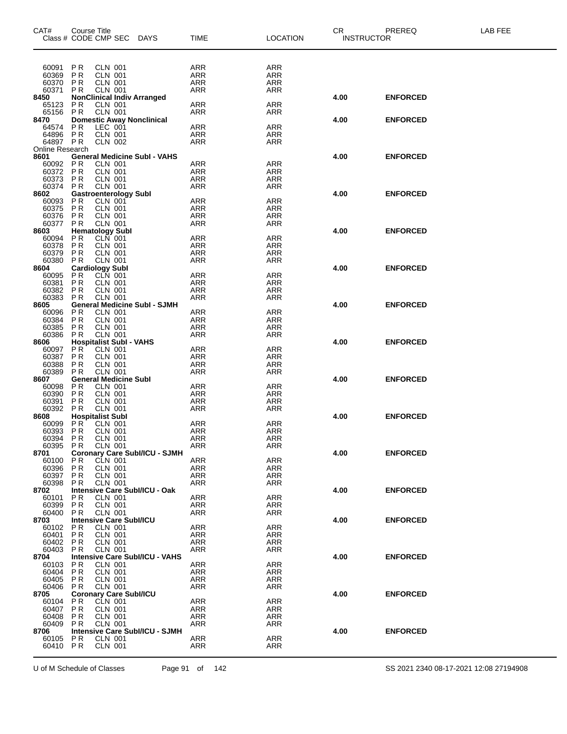| CAT# | Course Title | | | | | | CR | PREREQ | LAB FEE |
|---|---|---|---|---|---|---|---|---|---|
| Class # | CODE | CMP SEC | DAYS | TIME | LOCATION | | INSTRUCTOR | | |
| 60091 | P R | CLN 001 | | ARR | ARR | | | | |
| 60369 | P R | CLN 001 | | ARR | ARR | | | | |
| 60370 | P R | CLN 001 | | ARR | ARR | | | | |
| 60371 | P R | CLN 001 | | ARR | ARR | | | | |
| **8450** | **NonClinical Indiv Arranged** | | | | | | **4.00** | **ENFORCED** | |
| 65123 | P R | CLN 001 | | ARR | ARR | | | | |
| 65156 | P R | CLN 001 | | ARR | ARR | | | | |
| **8470** | **Domestic Away Nonclinical** | | | | | | **4.00** | **ENFORCED** | |
| 64574 | P R | LEC 001 | | ARR | ARR | | | | |
| 64896 | P R | CLN 001 | | ARR | ARR | | | | |
| 64897 | P R | CLN 002 | | ARR | ARR | | | | |
| Online Research | | | | | | | | | |
| **8601** | **General Medicine Subl - VAHS** | | | | | | **4.00** | **ENFORCED** | |
| 60092 | P R | CLN 001 | | ARR | ARR | | | | |
| 60372 | P R | CLN 001 | | ARR | ARR | | | | |
| 60373 | P R | CLN 001 | | ARR | ARR | | | | |
| 60374 | P R | CLN 001 | | ARR | ARR | | | | |
| **8602** | **Gastroenterology Subl** | | | | | | **4.00** | **ENFORCED** | |
| 60093 | P R | CLN 001 | | ARR | ARR | | | | |
| 60375 | P R | CLN 001 | | ARR | ARR | | | | |
| 60376 | P R | CLN 001 | | ARR | ARR | | | | |
| 60377 | P R | CLN 001 | | ARR | ARR | | | | |
| **8603** | **Hematology Subl** | | | | | | **4.00** | **ENFORCED** | |
| 60094 | P R | CLN 001 | | ARR | ARR | | | | |
| 60378 | P R | CLN 001 | | ARR | ARR | | | | |
| 60379 | P R | CLN 001 | | ARR | ARR | | | | |
| 60380 | P R | CLN 001 | | ARR | ARR | | | | |
| **8604** | **Cardiology Subl** | | | | | | **4.00** | **ENFORCED** | |
| 60095 | P R | CLN 001 | | ARR | ARR | | | | |
| 60381 | P R | CLN 001 | | ARR | ARR | | | | |
| 60382 | P R | CLN 001 | | ARR | ARR | | | | |
| 60383 | P R | CLN 001 | | ARR | ARR | | | | |
| **8605** | **General Medicine Subl - SJMH** | | | | | | **4.00** | **ENFORCED** | |
| 60096 | P R | CLN 001 | | ARR | ARR | | | | |
| 60384 | P R | CLN 001 | | ARR | ARR | | | | |
| 60385 | P R | CLN 001 | | ARR | ARR | | | | |
| 60386 | P R | CLN 001 | | ARR | ARR | | | | |
| **8606** | **Hospitalist Subl - VAHS** | | | | | | **4.00** | **ENFORCED** | |
| 60097 | P R | CLN 001 | | ARR | ARR | | | | |
| 60387 | P R | CLN 001 | | ARR | ARR | | | | |
| 60388 | P R | CLN 001 | | ARR | ARR | | | | |
| 60389 | P R | CLN 001 | | ARR | ARR | | | | |
| **8607** | **General Medicine Subl** | | | | | | **4.00** | **ENFORCED** | |
| 60098 | P R | CLN 001 | | ARR | ARR | | | | |
| 60390 | P R | CLN 001 | | ARR | ARR | | | | |
| 60391 | P R | CLN 001 | | ARR | ARR | | | | |
| 60392 | P R | CLN 001 | | ARR | ARR | | | | |
| **8608** | **Hospitalist Subl** | | | | | | **4.00** | **ENFORCED** | |
| 60099 | P R | CLN 001 | | ARR | ARR | | | | |
| 60393 | P R | CLN 001 | | ARR | ARR | | | | |
| 60394 | P R | CLN 001 | | ARR | ARR | | | | |
| 60395 | P R | CLN 001 | | ARR | ARR | | | | |
| **8701** | **Coronary Care Subl/ICU - SJMH** | | | | | | **4.00** | **ENFORCED** | |
| 60100 | P R | CLN 001 | | ARR | ARR | | | | |
| 60396 | P R | CLN 001 | | ARR | ARR | | | | |
| 60397 | P R | CLN 001 | | ARR | ARR | | | | |
| 60398 | P R | CLN 001 | | ARR | ARR | | | | |
| **8702** | **Intensive Care Subl/ICU - Oak** | | | | | | **4.00** | **ENFORCED** | |
| 60101 | P R | CLN 001 | | ARR | ARR | | | | |
| 60399 | P R | CLN 001 | | ARR | ARR | | | | |
| 60400 | P R | CLN 001 | | ARR | ARR | | | | |
| **8703** | **Intensive Care Subl/ICU** | | | | | | **4.00** | **ENFORCED** | |
| 60102 | P R | CLN 001 | | ARR | ARR | | | | |
| 60401 | P R | CLN 001 | | ARR | ARR | | | | |
| 60402 | P R | CLN 001 | | ARR | ARR | | | | |
| 60403 | P R | CLN 001 | | ARR | ARR | | | | |
| **8704** | **Intensive Care Subl/ICU - VAHS** | | | | | | **4.00** | **ENFORCED** | |
| 60103 | P R | CLN 001 | | ARR | ARR | | | | |
| 60404 | P R | CLN 001 | | ARR | ARR | | | | |
| 60405 | P R | CLN 001 | | ARR | ARR | | | | |
| 60406 | P R | CLN 001 | | ARR | ARR | | | | |
| **8705** | **Coronary Care Subl/ICU** | | | | | | **4.00** | **ENFORCED** | |
| 60104 | P R | CLN 001 | | ARR | ARR | | | | |
| 60407 | P R | CLN 001 | | ARR | ARR | | | | |
| 60408 | P R | CLN 001 | | ARR | ARR | | | | |
| 60409 | P R | CLN 001 | | ARR | ARR | | | | |
| **8706** | **Intensive Care Subl/ICU - SJMH** | | | | | | **4.00** | **ENFORCED** | |
| 60105 | P R | CLN 001 | | ARR | ARR | | | | |
| 60410 | P R | CLN 001 | | ARR | ARR | | | | |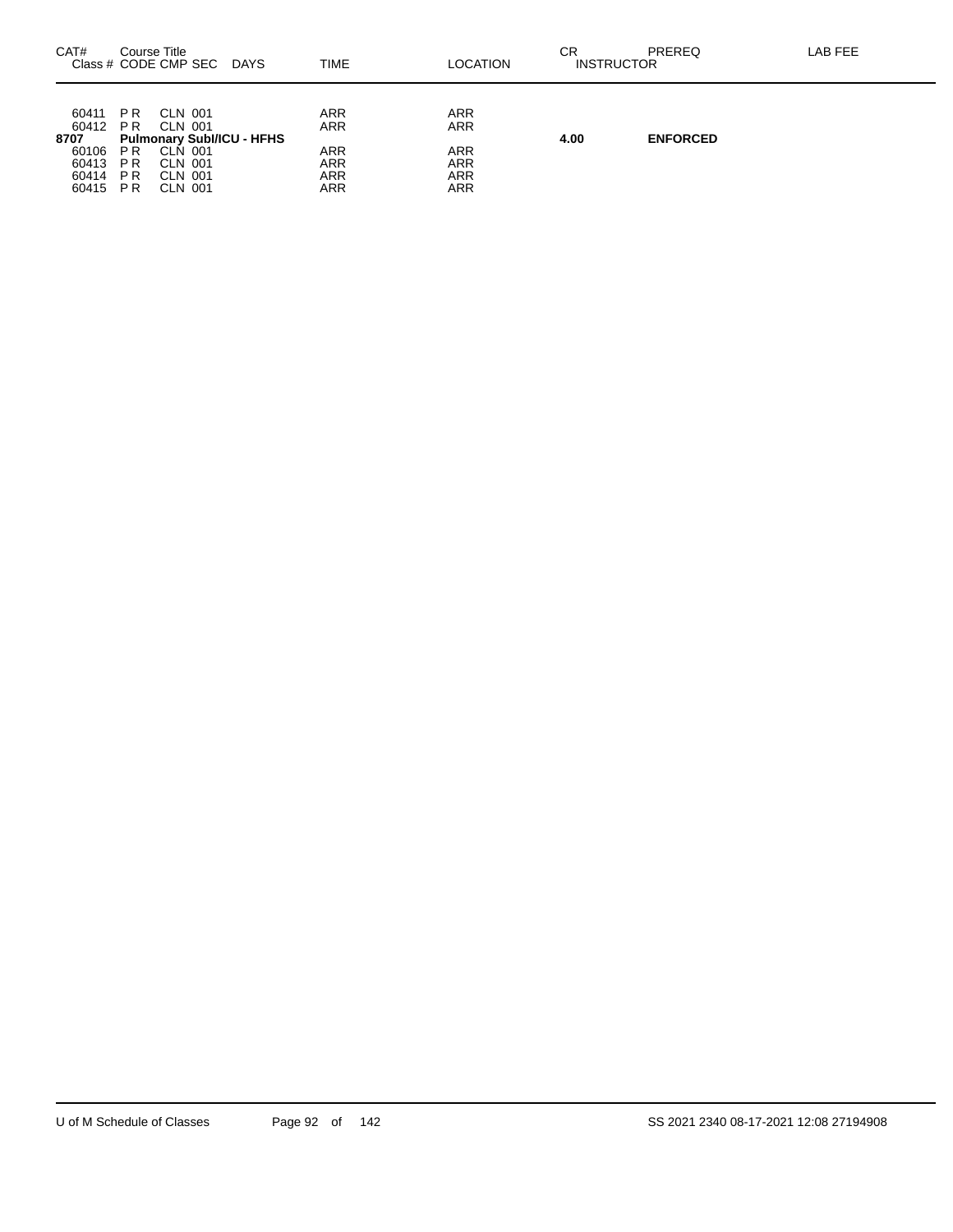| CAT# Class # | Course Title CODE CMP SEC | DAYS | TIME | LOCATION | CR INSTRUCTOR | PREREQ | LAB FEE |
|---|---|---|---|---|---|---|---|
| 60411 | P R CLN 001 | | ARR | ARR | | | |
| 60412 | P R CLN 001 | | ARR | ARR | | | |
| **8707** | **Pulmonary SubI/ICU - HFHS** | | | | **4.00** | **ENFORCED** | |
| 60106 | P R CLN 001 | | ARR | ARR | | | |
| 60413 | P R CLN 001 | | ARR | ARR | | | |
| 60414 | P R CLN 001 | | ARR | ARR | | | |
| 60415 | P R CLN 001 | | ARR | ARR | | | |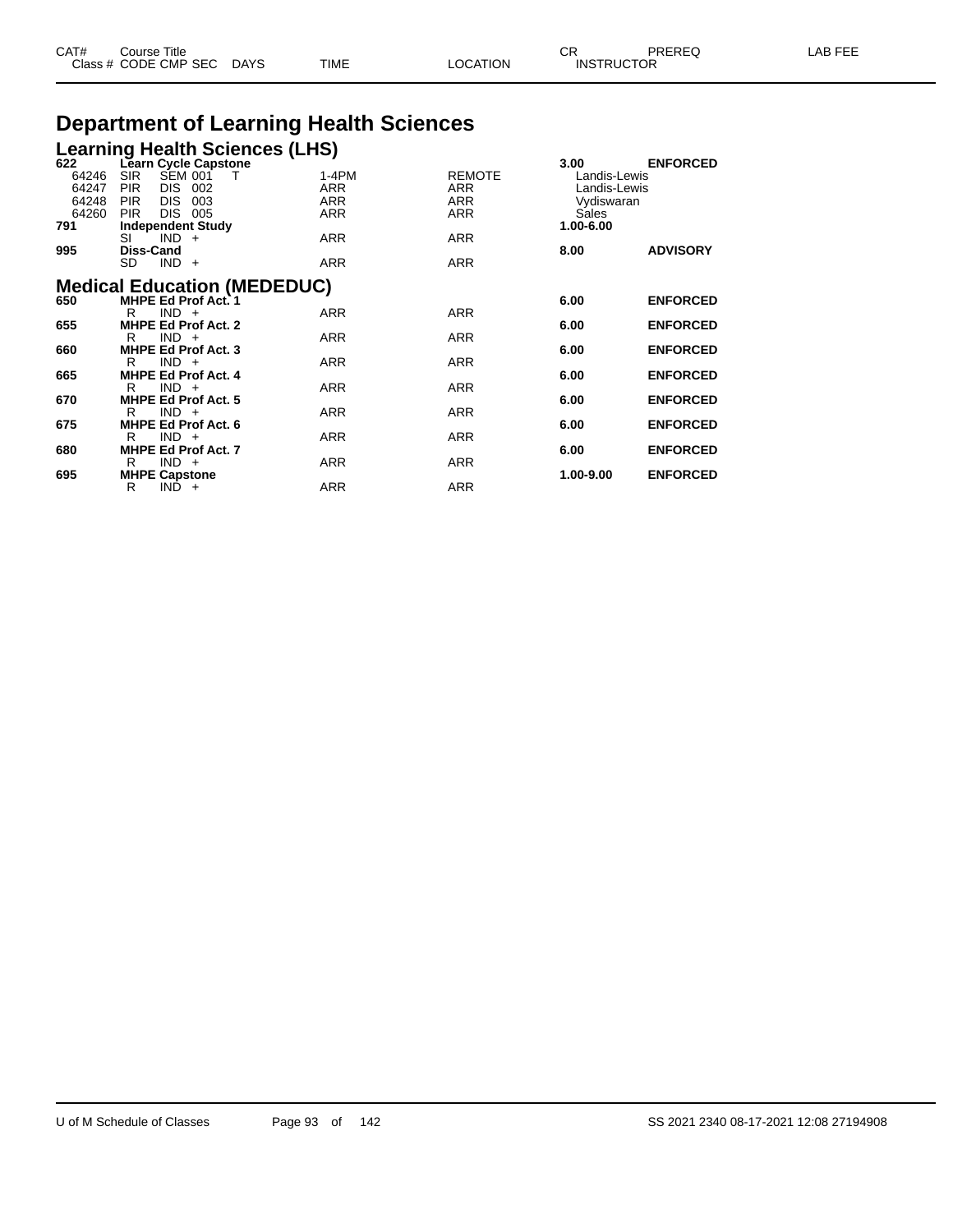| CAT# | Course Title | | | | | | CR | PREREQ | LAB FEE |
|---|---|---|---|---|---|---|---|---|---|
| Class # | CODE | CMP | SEC | DAYS | TIME | LOCATION | INSTRUCTOR | | |

# Department of Learning Health Sciences

## Learning Health Sciences (LHS)

| CAT# / Class # | CODE | CMP | SEC | DAYS | TIME | LOCATION | CR / INSTRUCTOR | PREREQ |
|---|---|---|---|---|---|---|---|---|
| **622** | **Learn Cycle Capstone** | | | | | | **3.00** | **ENFORCED** |
| 64246 | SIR | SEM | 001 | T | 1-4PM | REMOTE | Landis-Lewis | |
| 64247 | PIR | DIS | 002 | | ARR | ARR | Landis-Lewis | |
| 64248 | PIR | DIS | 003 | | ARR | ARR | Vydiswaran | |
| 64260 | PIR | DIS | 005 | | ARR | ARR | Sales | |
| **791** | **Independent Study** | | | | | | **1.00-6.00** | |
| | SI | IND | + | | ARR | ARR | | |
| **995** | **Diss-Cand** | | | | | | **8.00** | **ADVISORY** |
| | SD | IND | + | | ARR | ARR | | |

## Medical Education (MEDEDUC)

| CAT# / Class # | CODE | CMP | SEC | DAYS | TIME | LOCATION | CR / INSTRUCTOR | PREREQ |
|---|---|---|---|---|---|---|---|---|
| **650** | **MHPE Ed Prof Act. 1** | | | | | | **6.00** | **ENFORCED** |
| | R | IND | + | | ARR | ARR | | |
| **655** | **MHPE Ed Prof Act. 2** | | | | | | **6.00** | **ENFORCED** |
| | R | IND | + | | ARR | ARR | | |
| **660** | **MHPE Ed Prof Act. 3** | | | | | | **6.00** | **ENFORCED** |
| | R | IND | + | | ARR | ARR | | |
| **665** | **MHPE Ed Prof Act. 4** | | | | | | **6.00** | **ENFORCED** |
| | R | IND | + | | ARR | ARR | | |
| **670** | **MHPE Ed Prof Act. 5** | | | | | | **6.00** | **ENFORCED** |
| | R | IND | + | | ARR | ARR | | |
| **675** | **MHPE Ed Prof Act. 6** | | | | | | **6.00** | **ENFORCED** |
| | R | IND | + | | ARR | ARR | | |
| **680** | **MHPE Ed Prof Act. 7** | | | | | | **6.00** | **ENFORCED** |
| | R | IND | + | | ARR | ARR | | |
| **695** | **MHPE Capstone** | | | | | | **1.00-9.00** | **ENFORCED** |
| | R | IND | + | | ARR | ARR | | |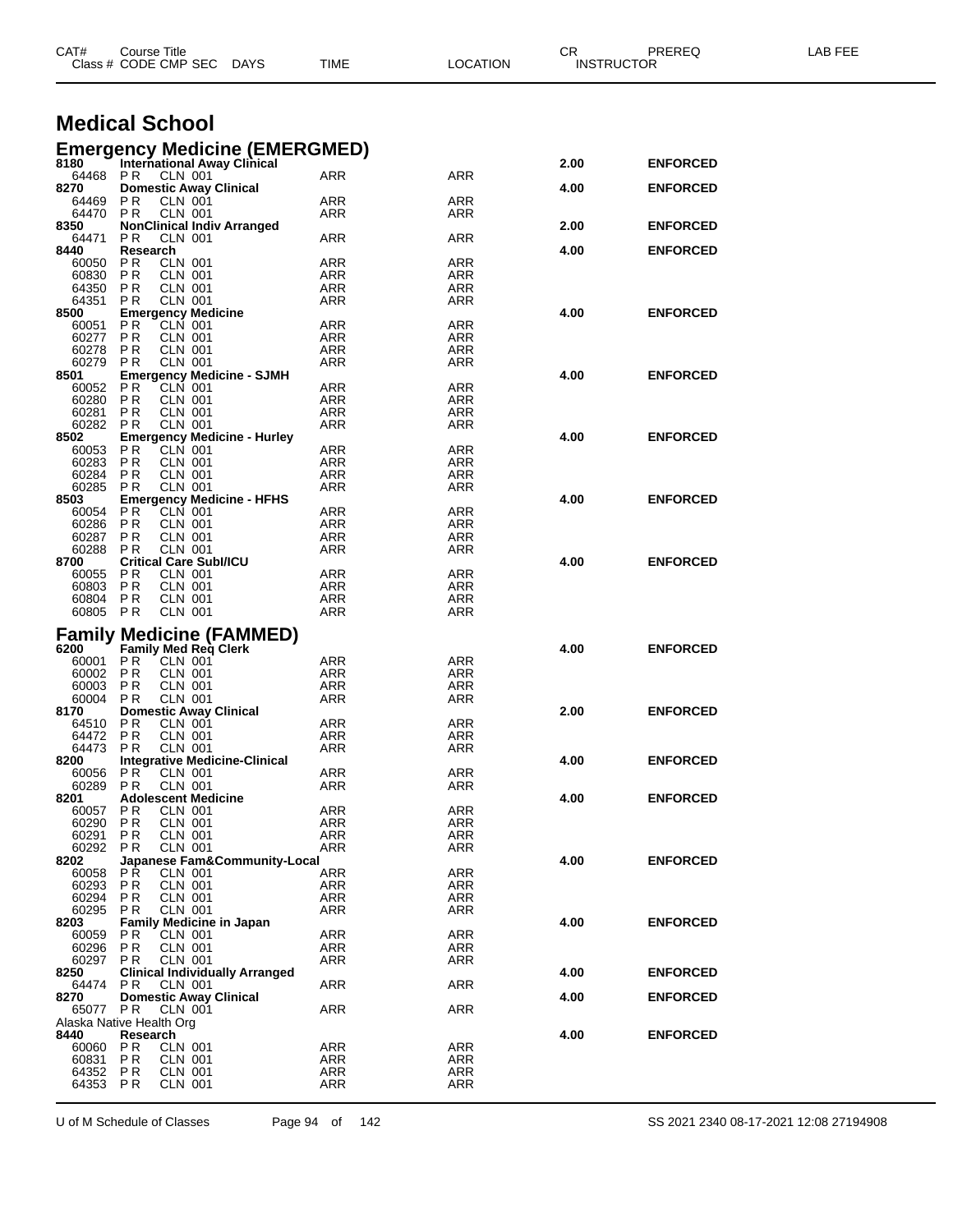| CAT# | Course Title Class # CODE CMP SEC | DAYS | TIME | LOCATION | CR INSTRUCTOR | PREREQ | LAB FEE |
|---|---|---|---|---|---|---|---|

# Medical School

## Emergency Medicine (EMERGMED)

| CAT# / Class # | Course Title / CODE CMP SEC | TIME | LOCATION | CR | PREREQ |
|---|---|---|---|---|---|
| **8180** | **International Away Clinical** | | | **2.00** | **ENFORCED** |
| 64468 | P R CLN 001 | ARR | ARR | | |
| **8270** | **Domestic Away Clinical** | | | **4.00** | **ENFORCED** |
| 64469 | P R CLN 001 | ARR | ARR | | |
| 64470 | P R CLN 001 | ARR | ARR | | |
| **8350** | **NonClinical Indiv Arranged** | | | **2.00** | **ENFORCED** |
| 64471 | P R CLN 001 | ARR | ARR | | |
| **8440** | **Research** | | | **4.00** | **ENFORCED** |
| 60050 | P R CLN 001 | ARR | ARR | | |
| 60830 | P R CLN 001 | ARR | ARR | | |
| 64350 | P R CLN 001 | ARR | ARR | | |
| 64351 | P R CLN 001 | ARR | ARR | | |
| **8500** | **Emergency Medicine** | | | **4.00** | **ENFORCED** |
| 60051 | P R CLN 001 | ARR | ARR | | |
| 60277 | P R CLN 001 | ARR | ARR | | |
| 60278 | P R CLN 001 | ARR | ARR | | |
| 60279 | P R CLN 001 | ARR | ARR | | |
| **8501** | **Emergency Medicine - SJMH** | | | **4.00** | **ENFORCED** |
| 60052 | P R CLN 001 | ARR | ARR | | |
| 60280 | P R CLN 001 | ARR | ARR | | |
| 60281 | P R CLN 001 | ARR | ARR | | |
| 60282 | P R CLN 001 | ARR | ARR | | |
| **8502** | **Emergency Medicine - Hurley** | | | **4.00** | **ENFORCED** |
| 60053 | P R CLN 001 | ARR | ARR | | |
| 60283 | P R CLN 001 | ARR | ARR | | |
| 60284 | P R CLN 001 | ARR | ARR | | |
| 60285 | P R CLN 001 | ARR | ARR | | |
| **8503** | **Emergency Medicine - HFHS** | | | **4.00** | **ENFORCED** |
| 60054 | P R CLN 001 | ARR | ARR | | |
| 60286 | P R CLN 001 | ARR | ARR | | |
| 60287 | P R CLN 001 | ARR | ARR | | |
| 60288 | P R CLN 001 | ARR | ARR | | |
| **8700** | **Critical Care SubI/ICU** | | | **4.00** | **ENFORCED** |
| 60055 | P R CLN 001 | ARR | ARR | | |
| 60803 | P R CLN 001 | ARR | ARR | | |
| 60804 | P R CLN 001 | ARR | ARR | | |
| 60805 | P R CLN 001 | ARR | ARR | | |

## Family Medicine (FAMMED)

| CAT# / Class # | Course Title / CODE CMP SEC | TIME | LOCATION | CR | PREREQ |
|---|---|---|---|---|---|
| **6200** | **Family Med Req Clerk** | | | **4.00** | **ENFORCED** |
| 60001 | P R CLN 001 | ARR | ARR | | |
| 60002 | P R CLN 001 | ARR | ARR | | |
| 60003 | P R CLN 001 | ARR | ARR | | |
| 60004 | P R CLN 001 | ARR | ARR | | |
| **8170** | **Domestic Away Clinical** | | | **2.00** | **ENFORCED** |
| 64510 | P R CLN 001 | ARR | ARR | | |
| 64472 | P R CLN 001 | ARR | ARR | | |
| 64473 | P R CLN 001 | ARR | ARR | | |
| **8200** | **Integrative Medicine-Clinical** | | | **4.00** | **ENFORCED** |
| 60056 | P R CLN 001 | ARR | ARR | | |
| 60289 | P R CLN 001 | ARR | ARR | | |
| **8201** | **Adolescent Medicine** | | | **4.00** | **ENFORCED** |
| 60057 | P R CLN 001 | ARR | ARR | | |
| 60290 | P R CLN 001 | ARR | ARR | | |
| 60291 | P R CLN 001 | ARR | ARR | | |
| 60292 | P R CLN 001 | ARR | ARR | | |
| **8202** | **Japanese Fam&Community-Local** | | | **4.00** | **ENFORCED** |
| 60058 | P R CLN 001 | ARR | ARR | | |
| 60293 | P R CLN 001 | ARR | ARR | | |
| 60294 | P R CLN 001 | ARR | ARR | | |
| 60295 | P R CLN 001 | ARR | ARR | | |
| **8203** | **Family Medicine in Japan** | | | **4.00** | **ENFORCED** |
| 60059 | P R CLN 001 | ARR | ARR | | |
| 60296 | P R CLN 001 | ARR | ARR | | |
| 60297 | P R CLN 001 | ARR | ARR | | |
| **8250** | **Clinical Individually Arranged** | | | **4.00** | **ENFORCED** |
| 64474 | P R CLN 001 | ARR | ARR | | |
| **8270** | **Domestic Away Clinical** | | | **4.00** | **ENFORCED** |
| 65077 | P R CLN 001 | ARR | ARR | | |
| Alaska Native Health Org | | | | | |
| **8440** | **Research** | | | **4.00** | **ENFORCED** |
| 60060 | P R CLN 001 | ARR | ARR | | |
| 60831 | P R CLN 001 | ARR | ARR | | |
| 64352 | P R CLN 001 | ARR | ARR | | |
| 64353 | P R CLN 001 | ARR | ARR | | |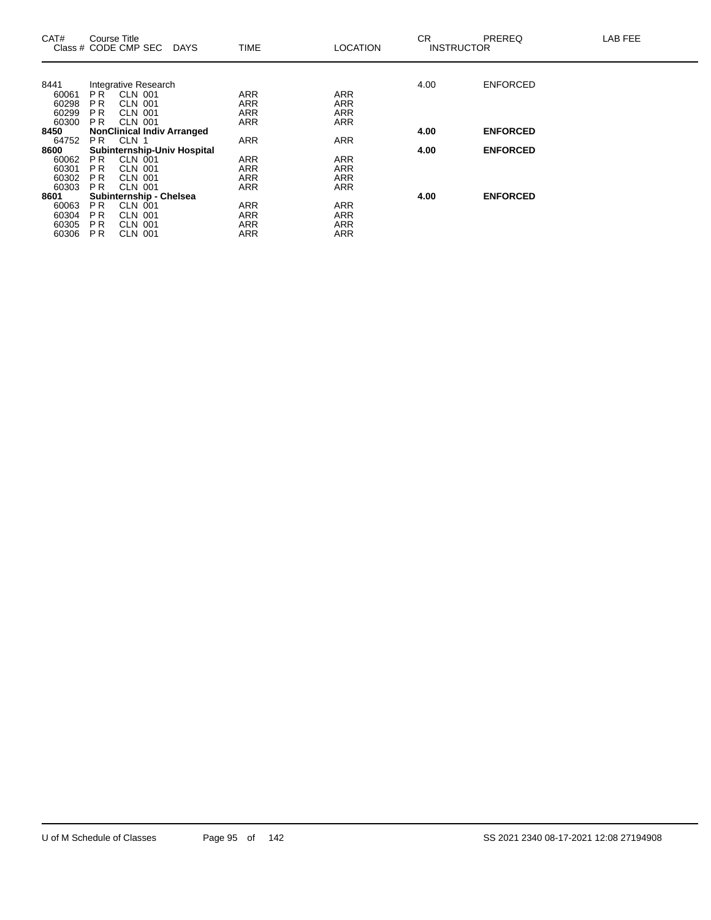| CAT# | Course Title<br>Class # CODE CMP SEC DAYS | TIME | LOCATION | CR<br>INSTRUCTOR | PREREQ | LAB FEE |
|---|---|---|---|---|---|---|
| 8441 | Integrative Research | | | 4.00 | ENFORCED | |
| 60061 | P R CLN 001 | ARR | ARR | | | |
| 60298 | P R CLN 001 | ARR | ARR | | | |
| 60299 | P R CLN 001 | ARR | ARR | | | |
| 60300 | P R CLN 001 | ARR | ARR | | | |
| **8450** | **NonClinical Indiv Arranged** | | | **4.00** | **ENFORCED** | |
| 64752 | P R CLN 1 | ARR | ARR | | | |
| **8600** | **Subinternship-Univ Hospital** | | | **4.00** | **ENFORCED** | |
| 60062 | P R CLN 001 | ARR | ARR | | | |
| 60301 | P R CLN 001 | ARR | ARR | | | |
| 60302 | P R CLN 001 | ARR | ARR | | | |
| 60303 | P R CLN 001 | ARR | ARR | | | |
| **8601** | **Subinternship - Chelsea** | | | **4.00** | **ENFORCED** | |
| 60063 | P R CLN 001 | ARR | ARR | | | |
| 60304 | P R CLN 001 | ARR | ARR | | | |
| 60305 | P R CLN 001 | ARR | ARR | | | |
| 60306 | P R CLN 001 | ARR | ARR | | | |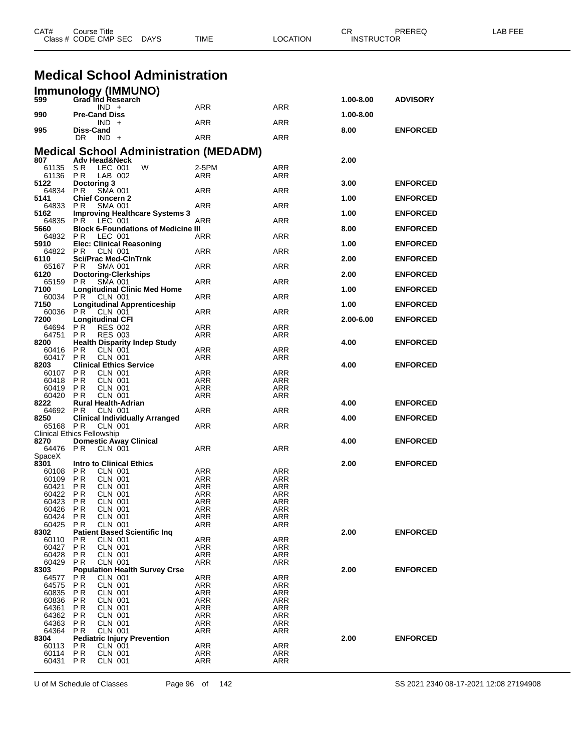| CAT# | Course Title | | | | | CR | PREREQ | LAB FEE |
|---|---|---|---|---|---|---|---|---|
| Class # | CODE CMP SEC | DAYS | TIME | LOCATION | | INSTRUCTOR | | |

# Medical School Administration

## Immunology (IMMUNO)

| CAT# | Course Title / Class # | CODE CMP SEC | DAYS | TIME | LOCATION | CR | PREREQ |
|---|---|---|---|---|---|---|---|
| **599** | **Grad Ind Research** | | | | | **1.00-8.00** | **ADVISORY** |
| | | IND + | | ARR | ARR | | |
| **990** | **Pre-Cand Diss** | | | | | **1.00-8.00** | |
| | | IND + | | ARR | ARR | | |
| **995** | **Diss-Cand** | | | | | **8.00** | **ENFORCED** |
| | | DR IND + | | ARR | ARR | | |

## Medical School Administration (MEDADM)

| CAT# | Course Title / Class # | CODE CMP SEC | DAYS | TIME | LOCATION | CR | PREREQ |
|---|---|---|---|---|---|---|---|
| **807** | **Adv Head&Neck** | | | | | **2.00** | |
| | 61135 | S R LEC 001 | W | 2-5PM | ARR | | |
| | 61136 | P R LAB 002 | | ARR | ARR | | |
| **5122** | **Doctoring 3** | | | | | **3.00** | **ENFORCED** |
| | 64834 | P R SMA 001 | | ARR | ARR | | |
| **5141** | **Chief Concern 2** | | | | | **1.00** | **ENFORCED** |
| | 64833 | P R SMA 001 | | ARR | ARR | | |
| **5162** | **Improving Healthcare Systems 3** | | | | | **1.00** | **ENFORCED** |
| | 64835 | P R LEC 001 | | ARR | ARR | | |
| **5660** | **Block 6-Foundations of Medicine III** | | | | | **8.00** | **ENFORCED** |
| | 64832 | P R LEC 001 | | ARR | ARR | | |
| **5910** | **Elec: Clinical Reasoning** | | | | | **1.00** | **ENFORCED** |
| | 64822 | P R CLN 001 | | ARR | ARR | | |
| **6110** | **Sci/Prac Med-ClnTrnk** | | | | | **2.00** | **ENFORCED** |
| | 65167 | P R SMA 001 | | ARR | ARR | | |
| **6120** | **Doctoring-Clerkships** | | | | | **2.00** | **ENFORCED** |
| | 65159 | P R SMA 001 | | ARR | ARR | | |
| **7100** | **Longitudinal Clinic Med Home** | | | | | **1.00** | **ENFORCED** |
| | 60034 | P R CLN 001 | | ARR | ARR | | |
| **7150** | **Longitudinal Apprenticeship** | | | | | **1.00** | **ENFORCED** |
| | 60036 | P R CLN 001 | | ARR | ARR | | |
| **7200** | **Longitudinal CFI** | | | | | **2.00-6.00** | **ENFORCED** |
| | 64694 | P R RES 002 | | ARR | ARR | | |
| | 64751 | P R RES 003 | | ARR | ARR | | |
| **8200** | **Health Disparity Indep Study** | | | | | **4.00** | **ENFORCED** |
| | 60416 | P R CLN 001 | | ARR | ARR | | |
| | 60417 | P R CLN 001 | | ARR | ARR | | |
| **8203** | **Clinical Ethics Service** | | | | | **4.00** | **ENFORCED** |
| | 60107 | P R CLN 001 | | ARR | ARR | | |
| | 60418 | P R CLN 001 | | ARR | ARR | | |
| | 60419 | P R CLN 001 | | ARR | ARR | | |
| | 60420 | P R CLN 001 | | ARR | ARR | | |
| **8222** | **Rural Health-Adrian** | | | | | **4.00** | **ENFORCED** |
| | 64692 | P R CLN 001 | | ARR | ARR | | |
| **8250** | **Clinical Individually Arranged** | | | | | **4.00** | **ENFORCED** |
| | 65168 | P R CLN 001 | | ARR | ARR | | |
| | Clinical Ethics Fellowship | | | | | | |
| **8270** | **Domestic Away Clinical** | | | | | **4.00** | **ENFORCED** |
| | 64476 | P R CLN 001 | | ARR | ARR | | |
| | SpaceX | | | | | | |
| **8301** | **Intro to Clinical Ethics** | | | | | **2.00** | **ENFORCED** |
| | 60108 | P R CLN 001 | | ARR | ARR | | |
| | 60109 | P R CLN 001 | | ARR | ARR | | |
| | 60421 | P R CLN 001 | | ARR | ARR | | |
| | 60422 | P R CLN 001 | | ARR | ARR | | |
| | 60423 | P R CLN 001 | | ARR | ARR | | |
| | 60426 | P R CLN 001 | | ARR | ARR | | |
| | 60424 | P R CLN 001 | | ARR | ARR | | |
| | 60425 | P R CLN 001 | | ARR | ARR | | |
| **8302** | **Patient Based Scientific Inq** | | | | | **2.00** | **ENFORCED** |
| | 60110 | P R CLN 001 | | ARR | ARR | | |
| | 60427 | P R CLN 001 | | ARR | ARR | | |
| | 60428 | P R CLN 001 | | ARR | ARR | | |
| | 60429 | P R CLN 001 | | ARR | ARR | | |
| **8303** | **Population Health Survey Crse** | | | | | **2.00** | **ENFORCED** |
| | 64577 | P R CLN 001 | | ARR | ARR | | |
| | 64575 | P R CLN 001 | | ARR | ARR | | |
| | 60835 | P R CLN 001 | | ARR | ARR | | |
| | 60836 | P R CLN 001 | | ARR | ARR | | |
| | 64361 | P R CLN 001 | | ARR | ARR | | |
| | 64362 | P R CLN 001 | | ARR | ARR | | |
| | 64363 | P R CLN 001 | | ARR | ARR | | |
| | 64364 | P R CLN 001 | | ARR | ARR | | |
| **8304** | **Pediatric Injury Prevention** | | | | | **2.00** | **ENFORCED** |
| | 60113 | P R CLN 001 | | ARR | ARR | | |
| | 60114 | P R CLN 001 | | ARR | ARR | | |
| | 60431 | P R CLN 001 | | ARR | ARR | | |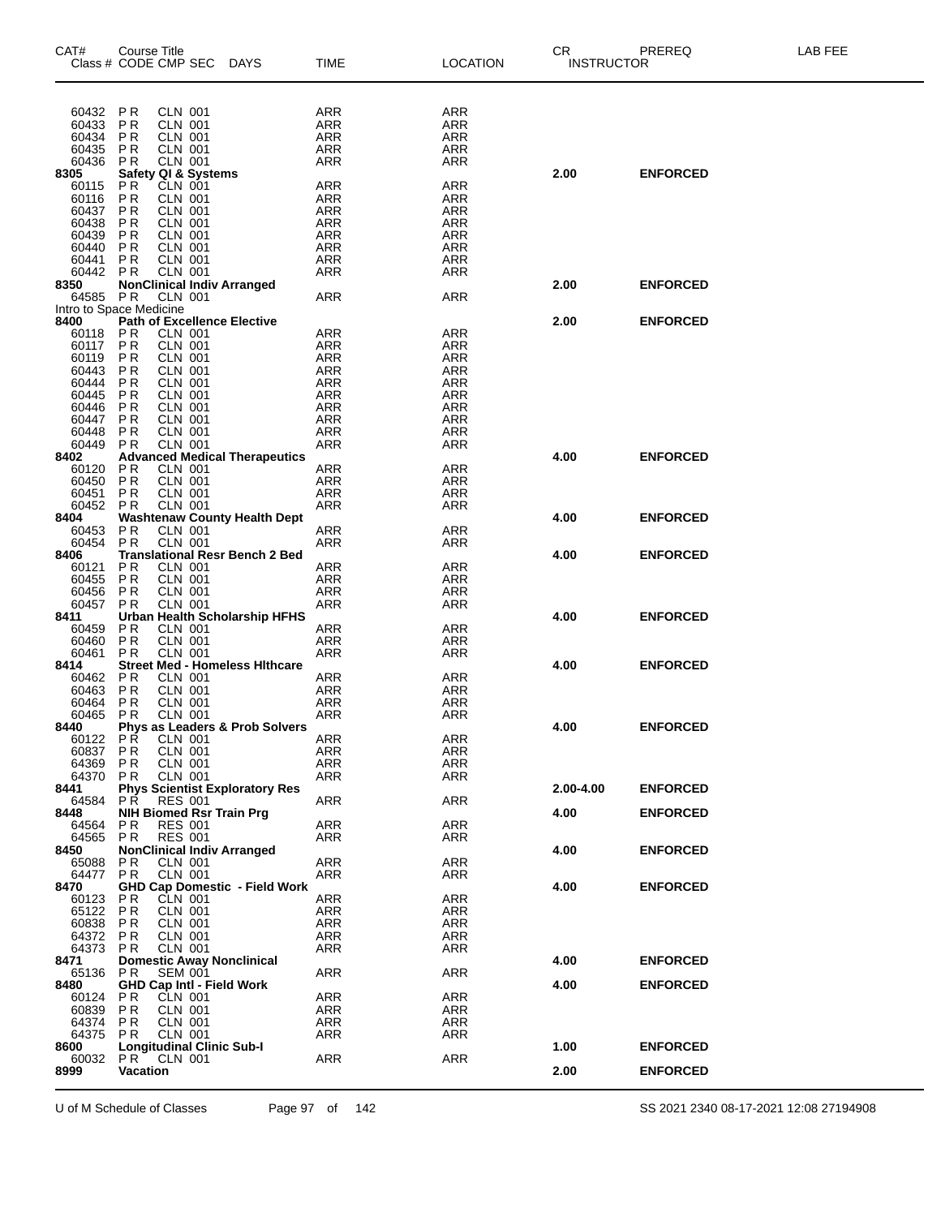| CAT# Class # | Course Title CODE | CMP SEC | DAYS | TIME | LOCATION | CR INSTRUCTOR | PREREQ | LAB FEE |
|---|---|---|---|---|---|---|---|---|
| 60432 | P R | CLN 001 | | ARR | ARR | | | |
| 60433 | P R | CLN 001 | | ARR | ARR | | | |
| 60434 | P R | CLN 001 | | ARR | ARR | | | |
| 60435 | P R | CLN 001 | | ARR | ARR | | | |
| 60436 | P R | CLN 001 | | ARR | ARR | | | |
| **8305** | **Safety QI & Systems** | | | | | **2.00** | **ENFORCED** | |
| 60115 | P R | CLN 001 | | ARR | ARR | | | |
| 60116 | P R | CLN 001 | | ARR | ARR | | | |
| 60437 | P R | CLN 001 | | ARR | ARR | | | |
| 60438 | P R | CLN 001 | | ARR | ARR | | | |
| 60439 | P R | CLN 001 | | ARR | ARR | | | |
| 60440 | P R | CLN 001 | | ARR | ARR | | | |
| 60441 | P R | CLN 001 | | ARR | ARR | | | |
| 60442 | P R | CLN 001 | | ARR | ARR | | | |
| **8350** | **NonClinical Indiv Arranged** | | | | | **2.00** | **ENFORCED** | |
| 64585 | P R | CLN 001 | | ARR | ARR | | | |
| Intro to Space Medicine | | | | | | | | |
| **8400** | **Path of Excellence Elective** | | | | | **2.00** | **ENFORCED** | |
| 60118 | P R | CLN 001 | | ARR | ARR | | | |
| 60117 | P R | CLN 001 | | ARR | ARR | | | |
| 60119 | P R | CLN 001 | | ARR | ARR | | | |
| 60443 | P R | CLN 001 | | ARR | ARR | | | |
| 60444 | P R | CLN 001 | | ARR | ARR | | | |
| 60445 | P R | CLN 001 | | ARR | ARR | | | |
| 60446 | P R | CLN 001 | | ARR | ARR | | | |
| 60447 | P R | CLN 001 | | ARR | ARR | | | |
| 60448 | P R | CLN 001 | | ARR | ARR | | | |
| 60449 | P R | CLN 001 | | ARR | ARR | | | |
| **8402** | **Advanced Medical Therapeutics** | | | | | **4.00** | **ENFORCED** | |
| 60120 | P R | CLN 001 | | ARR | ARR | | | |
| 60450 | P R | CLN 001 | | ARR | ARR | | | |
| 60451 | P R | CLN 001 | | ARR | ARR | | | |
| 60452 | P R | CLN 001 | | ARR | ARR | | | |
| **8404** | **Washtenaw County Health Dept** | | | | | **4.00** | **ENFORCED** | |
| 60453 | P R | CLN 001 | | ARR | ARR | | | |
| 60454 | P R | CLN 001 | | ARR | ARR | | | |
| **8406** | **Translational Resr Bench 2 Bed** | | | | | **4.00** | **ENFORCED** | |
| 60121 | P R | CLN 001 | | ARR | ARR | | | |
| 60455 | P R | CLN 001 | | ARR | ARR | | | |
| 60456 | P R | CLN 001 | | ARR | ARR | | | |
| 60457 | P R | CLN 001 | | ARR | ARR | | | |
| **8411** | **Urban Health Scholarship HFHS** | | | | | **4.00** | **ENFORCED** | |
| 60459 | P R | CLN 001 | | ARR | ARR | | | |
| 60460 | P R | CLN 001 | | ARR | ARR | | | |
| 60461 | P R | CLN 001 | | ARR | ARR | | | |
| **8414** | **Street Med - Homeless Hlthcare** | | | | | **4.00** | **ENFORCED** | |
| 60462 | P R | CLN 001 | | ARR | ARR | | | |
| 60463 | P R | CLN 001 | | ARR | ARR | | | |
| 60464 | P R | CLN 001 | | ARR | ARR | | | |
| 60465 | P R | CLN 001 | | ARR | ARR | | | |
| **8440** | **Phys as Leaders & Prob Solvers** | | | | | **4.00** | **ENFORCED** | |
| 60122 | P R | CLN 001 | | ARR | ARR | | | |
| 60837 | P R | CLN 001 | | ARR | ARR | | | |
| 64369 | P R | CLN 001 | | ARR | ARR | | | |
| 64370 | P R | CLN 001 | | ARR | ARR | | | |
| **8441** | **Phys Scientist Exploratory Res** | | | | | **2.00-4.00** | **ENFORCED** | |
| 64584 | P R | RES 001 | | ARR | ARR | | | |
| **8448** | **NIH Biomed Rsr Train Prg** | | | | | **4.00** | **ENFORCED** | |
| 64564 | P R | RES 001 | | ARR | ARR | | | |
| 64565 | P R | RES 001 | | ARR | ARR | | | |
| **8450** | **NonClinical Indiv Arranged** | | | | | **4.00** | **ENFORCED** | |
| 65088 | P R | CLN 001 | | ARR | ARR | | | |
| 64477 | P R | CLN 001 | | ARR | ARR | | | |
| **8470** | **GHD Cap Domestic - Field Work** | | | | | **4.00** | **ENFORCED** | |
| 60123 | P R | CLN 001 | | ARR | ARR | | | |
| 65122 | P R | CLN 001 | | ARR | ARR | | | |
| 60838 | P R | CLN 001 | | ARR | ARR | | | |
| 64372 | P R | CLN 001 | | ARR | ARR | | | |
| 64373 | P R | CLN 001 | | ARR | ARR | | | |
| **8471** | **Domestic Away Nonclinical** | | | | | **4.00** | **ENFORCED** | |
| 65136 | P R | SEM 001 | | ARR | ARR | | | |
| **8480** | **GHD Cap Intl - Field Work** | | | | | **4.00** | **ENFORCED** | |
| 60124 | P R | CLN 001 | | ARR | ARR | | | |
| 60839 | P R | CLN 001 | | ARR | ARR | | | |
| 64374 | P R | CLN 001 | | ARR | ARR | | | |
| 64375 | P R | CLN 001 | | ARR | ARR | | | |
| **8600** | **Longitudinal Clinic Sub-I** | | | | | **1.00** | **ENFORCED** | |
| 60032 | P R | CLN 001 | | ARR | ARR | | | |
| **8999** | **Vacation** | | | | | **2.00** | **ENFORCED** | |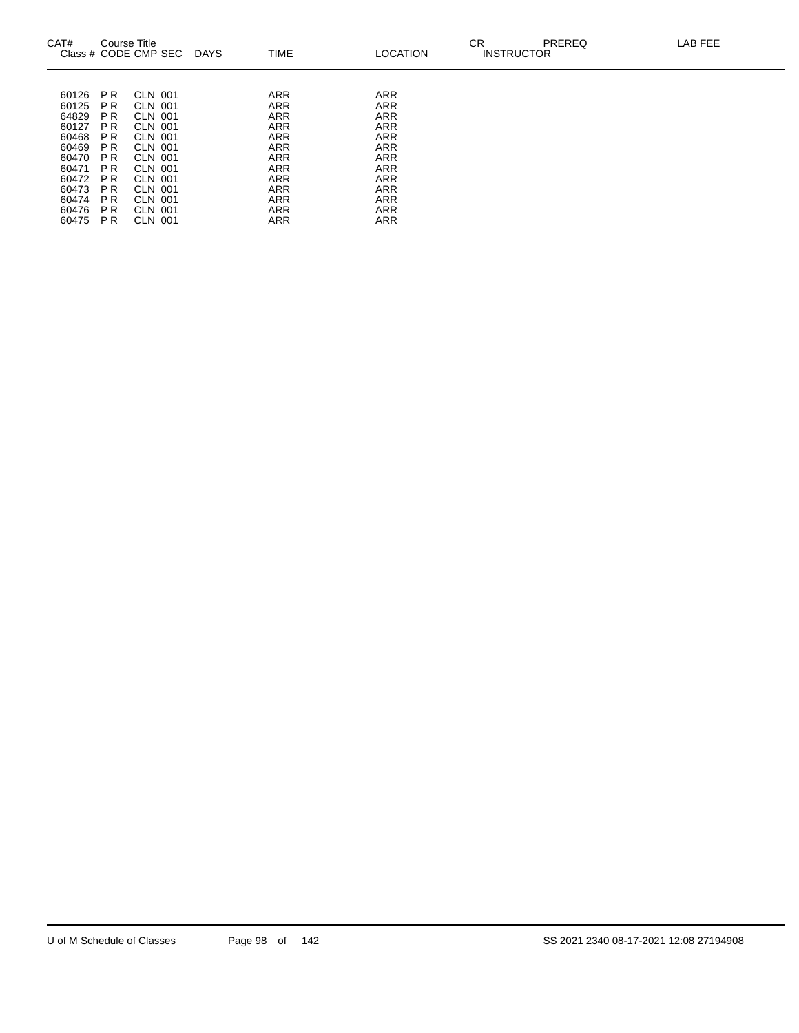| CAT# Class # | Course Title CODE | CMP | SEC | DAYS | TIME | LOCATION | CR INSTRUCTOR | PREREQ | LAB FEE |
|---|---|---|---|---|---|---|---|---|---|
| 60126 | P R | CLN | 001 | | ARR | ARR | | | |
| 60125 | P R | CLN | 001 | | ARR | ARR | | | |
| 64829 | P R | CLN | 001 | | ARR | ARR | | | |
| 60127 | P R | CLN | 001 | | ARR | ARR | | | |
| 60468 | P R | CLN | 001 | | ARR | ARR | | | |
| 60469 | P R | CLN | 001 | | ARR | ARR | | | |
| 60470 | P R | CLN | 001 | | ARR | ARR | | | |
| 60471 | P R | CLN | 001 | | ARR | ARR | | | |
| 60472 | P R | CLN | 001 | | ARR | ARR | | | |
| 60473 | P R | CLN | 001 | | ARR | ARR | | | |
| 60474 | P R | CLN | 001 | | ARR | ARR | | | |
| 60476 | P R | CLN | 001 | | ARR | ARR | | | |
| 60475 | P R | CLN | 001 | | ARR | ARR | | | |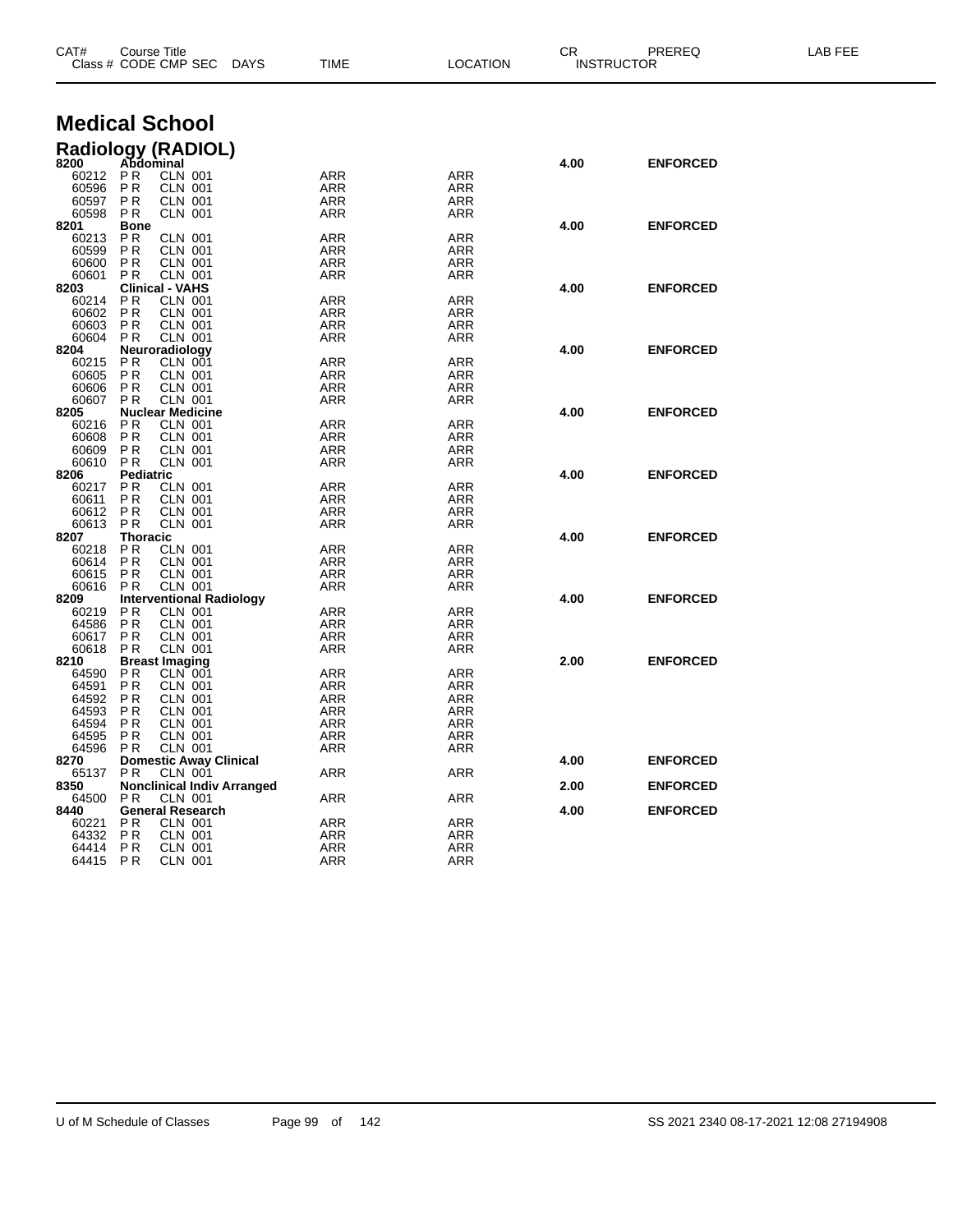# Medical School

## Radiology (RADIOL)

| CAT# / Class # | Course Title / CODE CMP SEC | DAYS | TIME | LOCATION | CR | INSTRUCTOR | PREREQ | LAB FEE |
|---|---|---|---|---|---|---|---|---|
| **8200** | **Abdominal** | | | | **4.00** | | **ENFORCED** | |
| 60212 | P R CLN 001 | | ARR | ARR | | | | |
| 60596 | P R CLN 001 | | ARR | ARR | | | | |
| 60597 | P R CLN 001 | | ARR | ARR | | | | |
| 60598 | P R CLN 001 | | ARR | ARR | | | | |
| **8201** | **Bone** | | | | **4.00** | | **ENFORCED** | |
| 60213 | P R CLN 001 | | ARR | ARR | | | | |
| 60599 | P R CLN 001 | | ARR | ARR | | | | |
| 60600 | P R CLN 001 | | ARR | ARR | | | | |
| 60601 | P R CLN 001 | | ARR | ARR | | | | |
| **8203** | **Clinical - VAHS** | | | | **4.00** | | **ENFORCED** | |
| 60214 | P R CLN 001 | | ARR | ARR | | | | |
| 60602 | P R CLN 001 | | ARR | ARR | | | | |
| 60603 | P R CLN 001 | | ARR | ARR | | | | |
| 60604 | P R CLN 001 | | ARR | ARR | | | | |
| **8204** | **Neuroradiology** | | | | **4.00** | | **ENFORCED** | |
| 60215 | P R CLN 001 | | ARR | ARR | | | | |
| 60605 | P R CLN 001 | | ARR | ARR | | | | |
| 60606 | P R CLN 001 | | ARR | ARR | | | | |
| 60607 | P R CLN 001 | | ARR | ARR | | | | |
| **8205** | **Nuclear Medicine** | | | | **4.00** | | **ENFORCED** | |
| 60216 | P R CLN 001 | | ARR | ARR | | | | |
| 60608 | P R CLN 001 | | ARR | ARR | | | | |
| 60609 | P R CLN 001 | | ARR | ARR | | | | |
| 60610 | P R CLN 001 | | ARR | ARR | | | | |
| **8206** | **Pediatric** | | | | **4.00** | | **ENFORCED** | |
| 60217 | P R CLN 001 | | ARR | ARR | | | | |
| 60611 | P R CLN 001 | | ARR | ARR | | | | |
| 60612 | P R CLN 001 | | ARR | ARR | | | | |
| 60613 | P R CLN 001 | | ARR | ARR | | | | |
| **8207** | **Thoracic** | | | | **4.00** | | **ENFORCED** | |
| 60218 | P R CLN 001 | | ARR | ARR | | | | |
| 60614 | P R CLN 001 | | ARR | ARR | | | | |
| 60615 | P R CLN 001 | | ARR | ARR | | | | |
| 60616 | P R CLN 001 | | ARR | ARR | | | | |
| **8209** | **Interventional Radiology** | | | | **4.00** | | **ENFORCED** | |
| 60219 | P R CLN 001 | | ARR | ARR | | | | |
| 64586 | P R CLN 001 | | ARR | ARR | | | | |
| 60617 | P R CLN 001 | | ARR | ARR | | | | |
| 60618 | P R CLN 001 | | ARR | ARR | | | | |
| **8210** | **Breast Imaging** | | | | **2.00** | | **ENFORCED** | |
| 64590 | P R CLN 001 | | ARR | ARR | | | | |
| 64591 | P R CLN 001 | | ARR | ARR | | | | |
| 64592 | P R CLN 001 | | ARR | ARR | | | | |
| 64593 | P R CLN 001 | | ARR | ARR | | | | |
| 64594 | P R CLN 001 | | ARR | ARR | | | | |
| 64595 | P R CLN 001 | | ARR | ARR | | | | |
| 64596 | P R CLN 001 | | ARR | ARR | | | | |
| **8270** | **Domestic Away Clinical** | | | | **4.00** | | **ENFORCED** | |
| 65137 | P R CLN 001 | | ARR | ARR | | | | |
| **8350** | **Nonclinical Indiv Arranged** | | | | **2.00** | | **ENFORCED** | |
| 64500 | P R CLN 001 | | ARR | ARR | | | | |
| **8440** | **General Research** | | | | **4.00** | | **ENFORCED** | |
| 60221 | P R CLN 001 | | ARR | ARR | | | | |
| 64332 | P R CLN 001 | | ARR | ARR | | | | |
| 64414 | P R CLN 001 | | ARR | ARR | | | | |
| 64415 | P R CLN 001 | | ARR | ARR | | | | |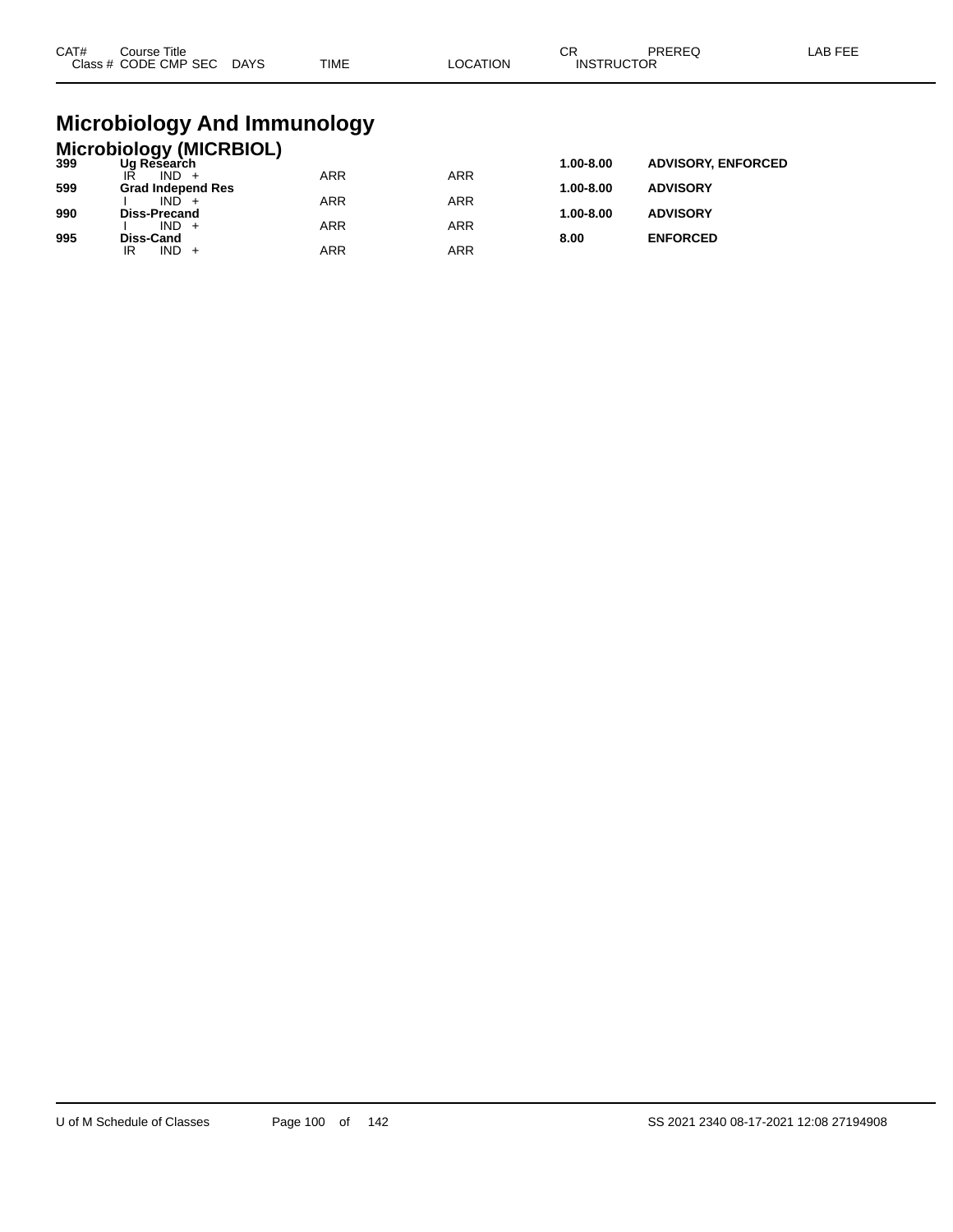| CAT# | Course Title<br>Class # CODE CMP SEC DAYS | TIME | LOCATION | CR<br>INSTRUCTOR | PREREQ | LAB FEE |
|---|---|---|---|---|---|---|

# Microbiology And Immunology

## Microbiology (MICRBIOL)

| CAT# | Course Title / Class # CODE CMP SEC DAYS | TIME | LOCATION | CR | PREREQ | LAB FEE |
|---|---|---|---|---|---|---|
| **399** | **Ug Research** | | | **1.00-8.00** | **ADVISORY, ENFORCED** | |
| | IR IND + | ARR | ARR | | | |
| **599** | **Grad Independ Res** | | | **1.00-8.00** | **ADVISORY** | |
| | I IND + | ARR | ARR | | | |
| **990** | **Diss-Precand** | | | **1.00-8.00** | **ADVISORY** | |
| | I IND + | ARR | ARR | | | |
| **995** | **Diss-Cand** | | | **8.00** | **ENFORCED** | |
| | IR IND + | ARR | ARR | | | |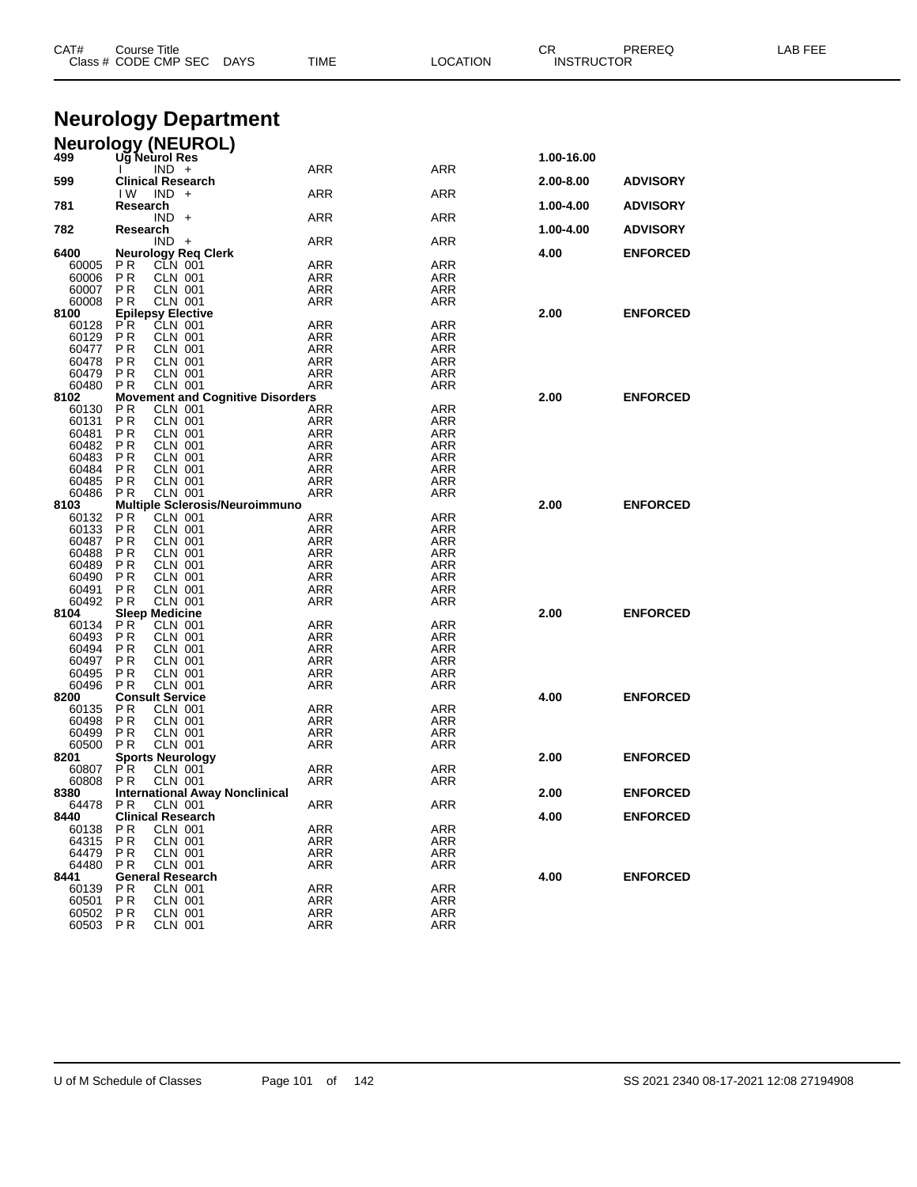# Neurology Department

## Neurology (NEUROL)

| CAT# Class # | Course Title CODE CMP SEC | DAYS | TIME | LOCATION | CR INSTRUCTOR | PREREQ | LAB FEE |
|---|---|---|---|---|---|---|---|
| **499** | **Ug Neurol Res** | | | | **1.00-16.00** | | |
| | I IND + | | ARR | ARR | | | |
| **599** | **Clinical Research** | | | | **2.00-8.00** | **ADVISORY** | |
| | I W IND + | | ARR | ARR | | | |
| **781** | **Research** | | | | **1.00-4.00** | **ADVISORY** | |
| | IND + | | ARR | ARR | | | |
| **782** | **Research** | | | | **1.00-4.00** | **ADVISORY** | |
| | IND + | | ARR | ARR | | | |
| **6400** | **Neurology Req Clerk** | | | | **4.00** | **ENFORCED** | |
| 60005 | P R CLN 001 | | ARR | ARR | | | |
| 60006 | P R CLN 001 | | ARR | ARR | | | |
| 60007 | P R CLN 001 | | ARR | ARR | | | |
| 60008 | P R CLN 001 | | ARR | ARR | | | |
| **8100** | **Epilepsy Elective** | | | | **2.00** | **ENFORCED** | |
| 60128 | P R CLN 001 | | ARR | ARR | | | |
| 60129 | P R CLN 001 | | ARR | ARR | | | |
| 60477 | P R CLN 001 | | ARR | ARR | | | |
| 60478 | P R CLN 001 | | ARR | ARR | | | |
| 60479 | P R CLN 001 | | ARR | ARR | | | |
| 60480 | P R CLN 001 | | ARR | ARR | | | |
| **8102** | **Movement and Cognitive Disorders** | | | | **2.00** | **ENFORCED** | |
| 60130 | P R CLN 001 | | ARR | ARR | | | |
| 60131 | P R CLN 001 | | ARR | ARR | | | |
| 60481 | P R CLN 001 | | ARR | ARR | | | |
| 60482 | P R CLN 001 | | ARR | ARR | | | |
| 60483 | P R CLN 001 | | ARR | ARR | | | |
| 60484 | P R CLN 001 | | ARR | ARR | | | |
| 60485 | P R CLN 001 | | ARR | ARR | | | |
| 60486 | P R CLN 001 | | ARR | ARR | | | |
| **8103** | **Multiple Sclerosis/Neuroimmuno** | | | | **2.00** | **ENFORCED** | |
| 60132 | P R CLN 001 | | ARR | ARR | | | |
| 60133 | P R CLN 001 | | ARR | ARR | | | |
| 60487 | P R CLN 001 | | ARR | ARR | | | |
| 60488 | P R CLN 001 | | ARR | ARR | | | |
| 60489 | P R CLN 001 | | ARR | ARR | | | |
| 60490 | P R CLN 001 | | ARR | ARR | | | |
| 60491 | P R CLN 001 | | ARR | ARR | | | |
| 60492 | P R CLN 001 | | ARR | ARR | | | |
| **8104** | **Sleep Medicine** | | | | **2.00** | **ENFORCED** | |
| 60134 | P R CLN 001 | | ARR | ARR | | | |
| 60493 | P R CLN 001 | | ARR | ARR | | | |
| 60494 | P R CLN 001 | | ARR | ARR | | | |
| 60497 | P R CLN 001 | | ARR | ARR | | | |
| 60495 | P R CLN 001 | | ARR | ARR | | | |
| 60496 | P R CLN 001 | | ARR | ARR | | | |
| **8200** | **Consult Service** | | | | **4.00** | **ENFORCED** | |
| 60135 | P R CLN 001 | | ARR | ARR | | | |
| 60498 | P R CLN 001 | | ARR | ARR | | | |
| 60499 | P R CLN 001 | | ARR | ARR | | | |
| 60500 | P R CLN 001 | | ARR | ARR | | | |
| **8201** | **Sports Neurology** | | | | **2.00** | **ENFORCED** | |
| 60807 | P R CLN 001 | | ARR | ARR | | | |
| 60808 | P R CLN 001 | | ARR | ARR | | | |
| **8380** | **International Away Nonclinical** | | | | **2.00** | **ENFORCED** | |
| 64478 | P R CLN 001 | | ARR | ARR | | | |
| **8440** | **Clinical Research** | | | | **4.00** | **ENFORCED** | |
| 60138 | P R CLN 001 | | ARR | ARR | | | |
| 64315 | P R CLN 001 | | ARR | ARR | | | |
| 64479 | P R CLN 001 | | ARR | ARR | | | |
| 64480 | P R CLN 001 | | ARR | ARR | | | |
| **8441** | **General Research** | | | | **4.00** | **ENFORCED** | |
| 60139 | P R CLN 001 | | ARR | ARR | | | |
| 60501 | P R CLN 001 | | ARR | ARR | | | |
| 60502 | P R CLN 001 | | ARR | ARR | | | |
| 60503 | P R CLN 001 | | ARR | ARR | | | |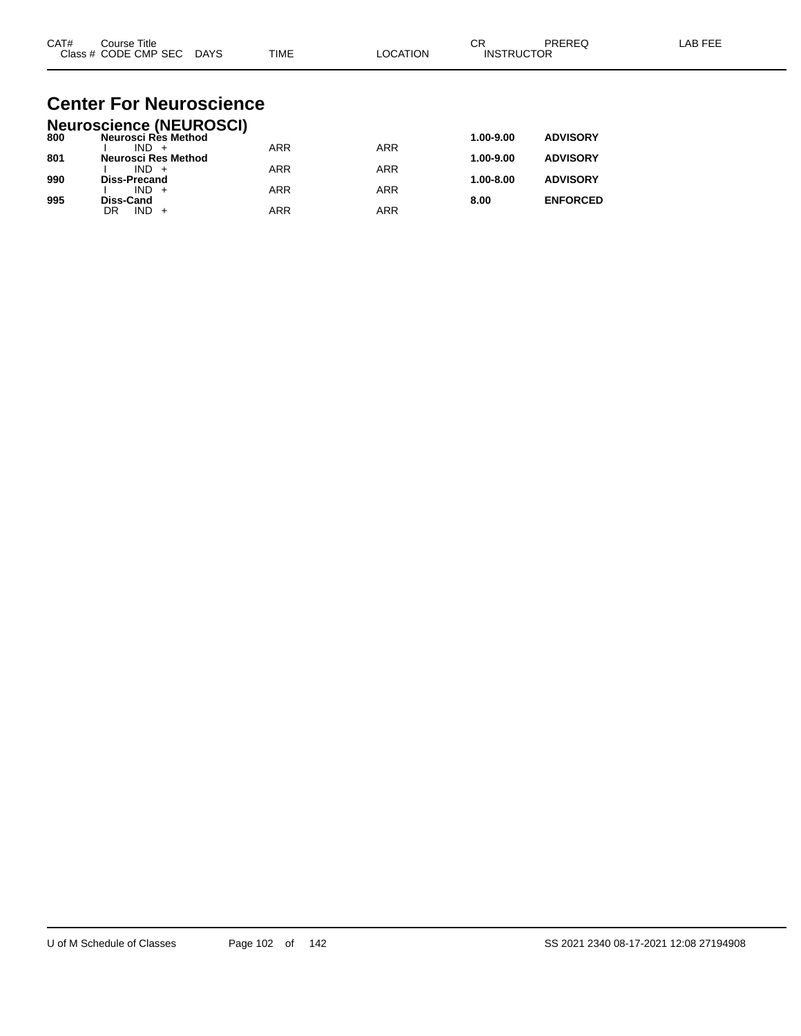# Center For Neuroscience

## Neuroscience (NEUROSCI)

| CAT# | Course Title / Class # CODE CMP SEC DAYS | TIME | LOCATION | CR | PREREQ | LAB FEE |
|---|---|---|---|---|---|---|
| **800** | **Neurosci Res Method** | | | **1.00-9.00** | **ADVISORY** | |
| | I IND + | ARR | ARR | | | |
| **801** | **Neurosci Res Method** | | | **1.00-9.00** | **ADVISORY** | |
| | I IND + | ARR | ARR | | | |
| **990** | **Diss-Precand** | | | **1.00-8.00** | **ADVISORY** | |
| | I IND + | ARR | ARR | | | |
| **995** | **Diss-Cand** | | | **8.00** | **ENFORCED** | |
| | DR IND + | ARR | ARR | | | |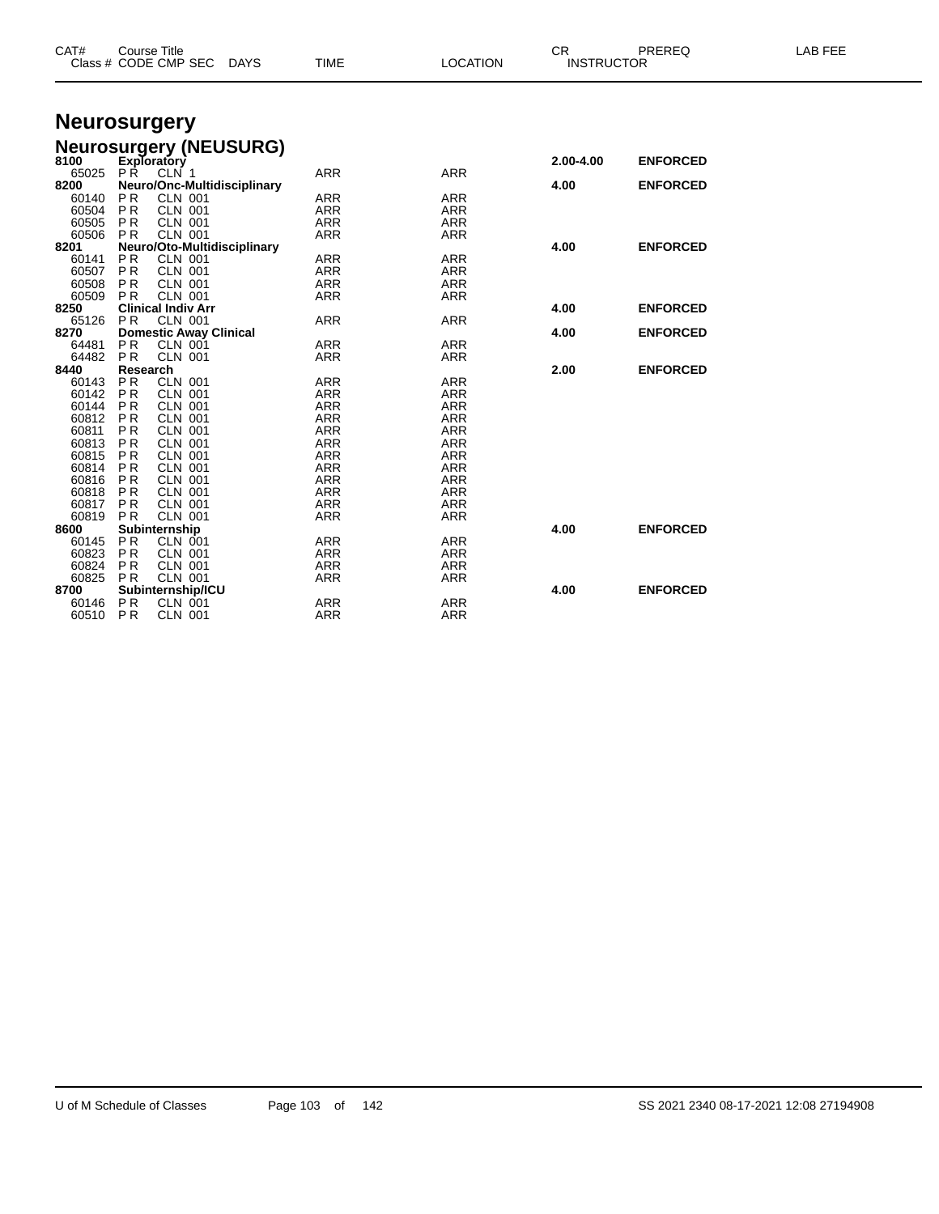| CAT# | Course Title | | | | | CR | PREREQ | LAB FEE |
|---|---|---|---|---|---|---|---|---|
| Class # | CODE CMP SEC | DAYS | TIME | LOCATION | INSTRUCTOR | | | |

# Neurosurgery

## Neurosurgery (NEUSURG)

| CAT# / Class # | Course Title / CODE CMP SEC | TIME | LOCATION | CR | PREREQ |
|---|---|---|---|---|---|
| **8100** | **Exploratory** | | | **2.00-4.00** | **ENFORCED** |
| 65025 | P R CLN 1 | ARR | ARR | | |
| **8200** | **Neuro/Onc-Multidisciplinary** | | | **4.00** | **ENFORCED** |
| 60140 | P R CLN 001 | ARR | ARR | | |
| 60504 | P R CLN 001 | ARR | ARR | | |
| 60505 | P R CLN 001 | ARR | ARR | | |
| 60506 | P R CLN 001 | ARR | ARR | | |
| **8201** | **Neuro/Oto-Multidisciplinary** | | | **4.00** | **ENFORCED** |
| 60141 | P R CLN 001 | ARR | ARR | | |
| 60507 | P R CLN 001 | ARR | ARR | | |
| 60508 | P R CLN 001 | ARR | ARR | | |
| 60509 | P R CLN 001 | ARR | ARR | | |
| **8250** | **Clinical Indiv Arr** | | | **4.00** | **ENFORCED** |
| 65126 | P R CLN 001 | ARR | ARR | | |
| **8270** | **Domestic Away Clinical** | | | **4.00** | **ENFORCED** |
| 64481 | P R CLN 001 | ARR | ARR | | |
| 64482 | P R CLN 001 | ARR | ARR | | |
| **8440** | **Research** | | | **2.00** | **ENFORCED** |
| 60143 | P R CLN 001 | ARR | ARR | | |
| 60142 | P R CLN 001 | ARR | ARR | | |
| 60144 | P R CLN 001 | ARR | ARR | | |
| 60812 | P R CLN 001 | ARR | ARR | | |
| 60811 | P R CLN 001 | ARR | ARR | | |
| 60813 | P R CLN 001 | ARR | ARR | | |
| 60815 | P R CLN 001 | ARR | ARR | | |
| 60814 | P R CLN 001 | ARR | ARR | | |
| 60816 | P R CLN 001 | ARR | ARR | | |
| 60818 | P R CLN 001 | ARR | ARR | | |
| 60817 | P R CLN 001 | ARR | ARR | | |
| 60819 | P R CLN 001 | ARR | ARR | | |
| **8600** | **Subinternship** | | | **4.00** | **ENFORCED** |
| 60145 | P R CLN 001 | ARR | ARR | | |
| 60823 | P R CLN 001 | ARR | ARR | | |
| 60824 | P R CLN 001 | ARR | ARR | | |
| 60825 | P R CLN 001 | ARR | ARR | | |
| **8700** | **Subinternship/ICU** | | | **4.00** | **ENFORCED** |
| 60146 | P R CLN 001 | ARR | ARR | | |
| 60510 | P R CLN 001 | ARR | ARR | | |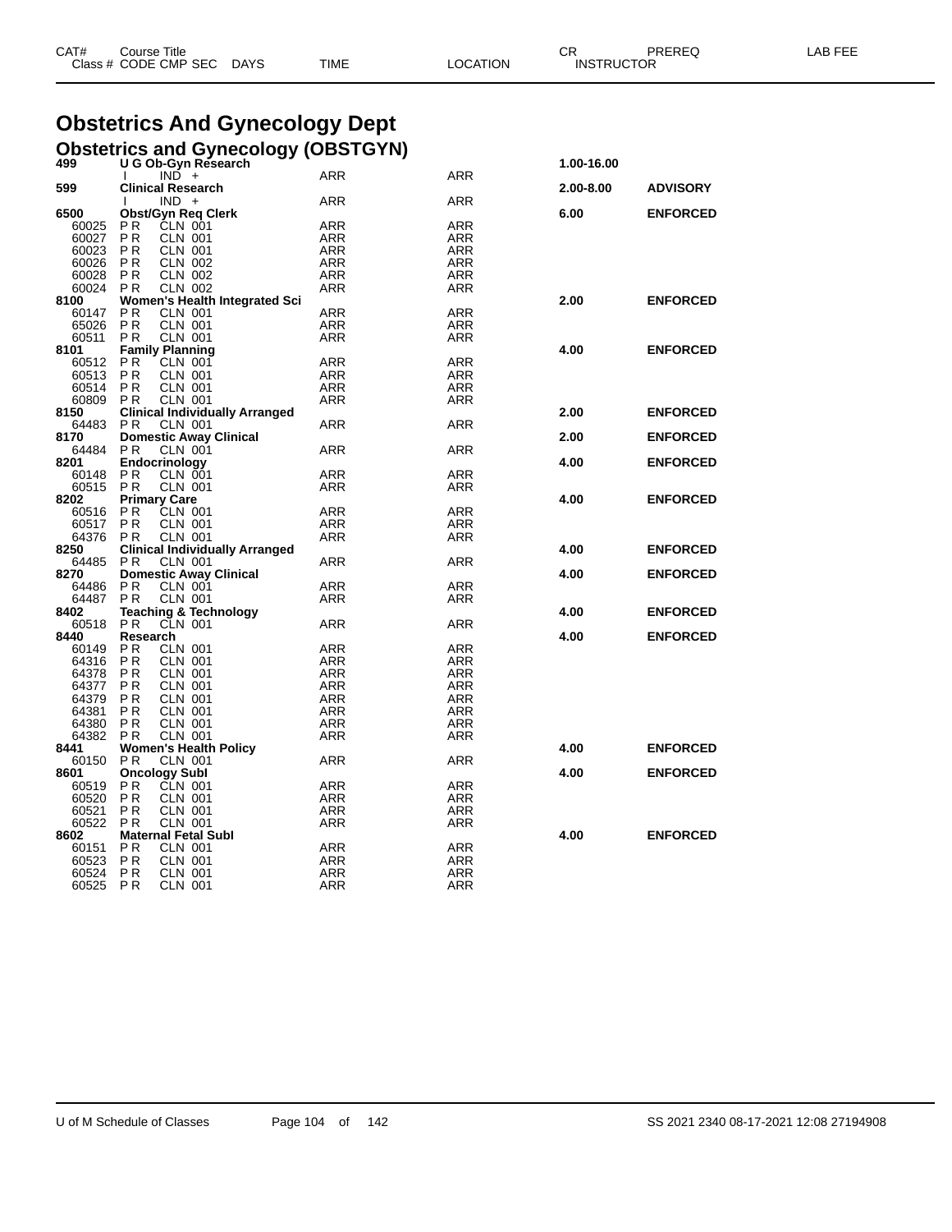# Obstetrics And Gynecology Dept

## Obstetrics and Gynecology (OBSTGYN)

| CAT# / Class # | Course Title / CODE CMP SEC | DAYS | TIME | LOCATION | CR / INSTRUCTOR | PREREQ | LAB FEE |
|---|---|---|---|---|---|---|---|
| **499** | **U G Ob-Gyn Research** | | | | **1.00-16.00** | | |
| | I IND + | | ARR | ARR | | | |
| **599** | **Clinical Research** | | | | **2.00-8.00** | **ADVISORY** | |
| | I IND + | | ARR | ARR | | | |
| **6500** | **Obst/Gyn Req Clerk** | | | | **6.00** | **ENFORCED** | |
| 60025 | P R CLN 001 | | ARR | ARR | | | |
| 60027 | P R CLN 001 | | ARR | ARR | | | |
| 60023 | P R CLN 001 | | ARR | ARR | | | |
| 60026 | P R CLN 002 | | ARR | ARR | | | |
| 60028 | P R CLN 002 | | ARR | ARR | | | |
| 60024 | P R CLN 002 | | ARR | ARR | | | |
| **8100** | **Women's Health Integrated Sci** | | | | **2.00** | **ENFORCED** | |
| 60147 | P R CLN 001 | | ARR | ARR | | | |
| 65026 | P R CLN 001 | | ARR | ARR | | | |
| 60511 | P R CLN 001 | | ARR | ARR | | | |
| **8101** | **Family Planning** | | | | **4.00** | **ENFORCED** | |
| 60512 | P R CLN 001 | | ARR | ARR | | | |
| 60513 | P R CLN 001 | | ARR | ARR | | | |
| 60514 | P R CLN 001 | | ARR | ARR | | | |
| 60809 | P R CLN 001 | | ARR | ARR | | | |
| **8150** | **Clinical Individually Arranged** | | | | **2.00** | **ENFORCED** | |
| 64483 | P R CLN 001 | | ARR | ARR | | | |
| **8170** | **Domestic Away Clinical** | | | | **2.00** | **ENFORCED** | |
| 64484 | P R CLN 001 | | ARR | ARR | | | |
| **8201** | **Endocrinology** | | | | **4.00** | **ENFORCED** | |
| 60148 | P R CLN 001 | | ARR | ARR | | | |
| 60515 | P R CLN 001 | | ARR | ARR | | | |
| **8202** | **Primary Care** | | | | **4.00** | **ENFORCED** | |
| 60516 | P R CLN 001 | | ARR | ARR | | | |
| 60517 | P R CLN 001 | | ARR | ARR | | | |
| 64376 | P R CLN 001 | | ARR | ARR | | | |
| **8250** | **Clinical Individually Arranged** | | | | **4.00** | **ENFORCED** | |
| 64485 | P R CLN 001 | | ARR | ARR | | | |
| **8270** | **Domestic Away Clinical** | | | | **4.00** | **ENFORCED** | |
| 64486 | P R CLN 001 | | ARR | ARR | | | |
| 64487 | P R CLN 001 | | ARR | ARR | | | |
| **8402** | **Teaching & Technology** | | | | **4.00** | **ENFORCED** | |
| 60518 | P R CLN 001 | | ARR | ARR | | | |
| **8440** | **Research** | | | | **4.00** | **ENFORCED** | |
| 60149 | P R CLN 001 | | ARR | ARR | | | |
| 64316 | P R CLN 001 | | ARR | ARR | | | |
| 64378 | P R CLN 001 | | ARR | ARR | | | |
| 64377 | P R CLN 001 | | ARR | ARR | | | |
| 64379 | P R CLN 001 | | ARR | ARR | | | |
| 64381 | P R CLN 001 | | ARR | ARR | | | |
| 64380 | P R CLN 001 | | ARR | ARR | | | |
| 64382 | P R CLN 001 | | ARR | ARR | | | |
| **8441** | **Women's Health Policy** | | | | **4.00** | **ENFORCED** | |
| 60150 | P R CLN 001 | | ARR | ARR | | | |
| **8601** | **Oncology Subl** | | | | **4.00** | **ENFORCED** | |
| 60519 | P R CLN 001 | | ARR | ARR | | | |
| 60520 | P R CLN 001 | | ARR | ARR | | | |
| 60521 | P R CLN 001 | | ARR | ARR | | | |
| 60522 | P R CLN 001 | | ARR | ARR | | | |
| **8602** | **Maternal Fetal Subl** | | | | **4.00** | **ENFORCED** | |
| 60151 | P R CLN 001 | | ARR | ARR | | | |
| 60523 | P R CLN 001 | | ARR | ARR | | | |
| 60524 | P R CLN 001 | | ARR | ARR | | | |
| 60525 | P R CLN 001 | | ARR | ARR | | | |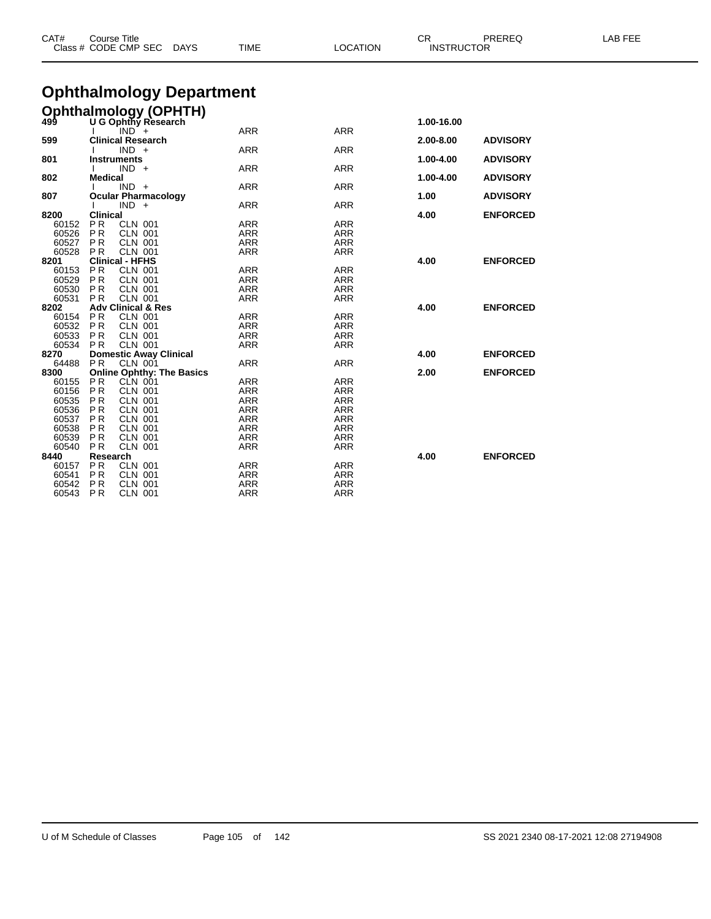# Ophthalmology Department

## Ophthalmology (OPHTH)

| CAT# / Class # | Course Title / CODE CMP SEC | DAYS | TIME | LOCATION | CR / INSTRUCTOR | PREREQ | LAB FEE |
|---|---|---|---|---|---|---|---|
| 499 | U G Ophthy Research | | | | 1.00-16.00 | | |
| | I IND + | | ARR | ARR | | | |
| 599 | Clinical Research | | | | 2.00-8.00 | ADVISORY | |
| | I IND + | | ARR | ARR | | | |
| 801 | Instruments | | | | 1.00-4.00 | ADVISORY | |
| | I IND + | | ARR | ARR | | | |
| 802 | Medical | | | | 1.00-4.00 | ADVISORY | |
| | I IND + | | ARR | ARR | | | |
| 807 | Ocular Pharmacology | | | | 1.00 | ADVISORY | |
| | I IND + | | ARR | ARR | | | |
| 8200 | Clinical | | | | 4.00 | ENFORCED | |
| 60152 | P R CLN 001 | | ARR | ARR | | | |
| 60526 | P R CLN 001 | | ARR | ARR | | | |
| 60527 | P R CLN 001 | | ARR | ARR | | | |
| 60528 | P R CLN 001 | | ARR | ARR | | | |
| 8201 | Clinical - HFHS | | | | 4.00 | ENFORCED | |
| 60153 | P R CLN 001 | | ARR | ARR | | | |
| 60529 | P R CLN 001 | | ARR | ARR | | | |
| 60530 | P R CLN 001 | | ARR | ARR | | | |
| 60531 | P R CLN 001 | | ARR | ARR | | | |
| 8202 | Adv Clinical & Res | | | | 4.00 | ENFORCED | |
| 60154 | P R CLN 001 | | ARR | ARR | | | |
| 60532 | P R CLN 001 | | ARR | ARR | | | |
| 60533 | P R CLN 001 | | ARR | ARR | | | |
| 60534 | P R CLN 001 | | ARR | ARR | | | |
| 8270 | Domestic Away Clinical | | | | 4.00 | ENFORCED | |
| 64488 | P R CLN 001 | | ARR | ARR | | | |
| 8300 | Online Ophthy: The Basics | | | | 2.00 | ENFORCED | |
| 60155 | P R CLN 001 | | ARR | ARR | | | |
| 60156 | P R CLN 001 | | ARR | ARR | | | |
| 60535 | P R CLN 001 | | ARR | ARR | | | |
| 60536 | P R CLN 001 | | ARR | ARR | | | |
| 60537 | P R CLN 001 | | ARR | ARR | | | |
| 60538 | P R CLN 001 | | ARR | ARR | | | |
| 60539 | P R CLN 001 | | ARR | ARR | | | |
| 60540 | P R CLN 001 | | ARR | ARR | | | |
| 8440 | Research | | | | 4.00 | ENFORCED | |
| 60157 | P R CLN 001 | | ARR | ARR | | | |
| 60541 | P R CLN 001 | | ARR | ARR | | | |
| 60542 | P R CLN 001 | | ARR | ARR | | | |
| 60543 | P R CLN 001 | | ARR | ARR | | | |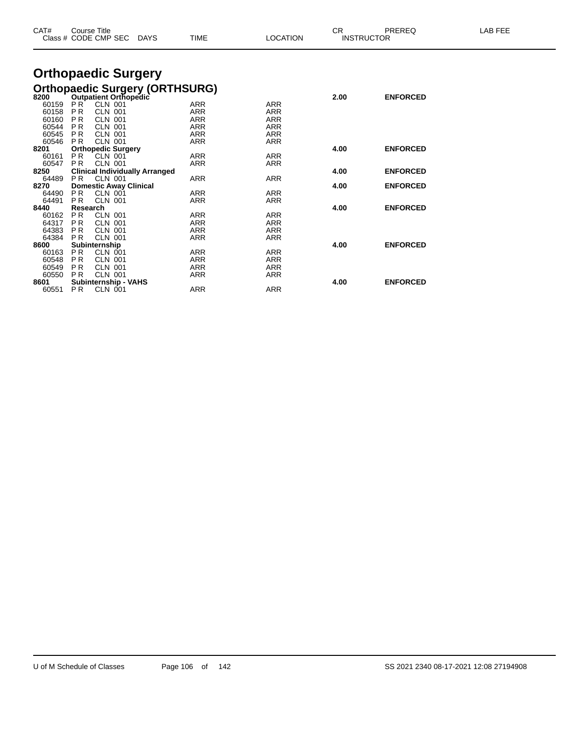# Orthopaedic Surgery

## Orthopaedic Surgery (ORTHSURG)

| CAT# / Class # | Course Title / CODE CMP SEC | DAYS | TIME | LOCATION | CR / INSTRUCTOR | PREREQ | LAB FEE |
|---|---|---|---|---|---|---|---|
| **8200** | **Outpatient Orthopedic** | | | | **2.00** | **ENFORCED** | |
| 60159 | P R CLN 001 | | ARR | ARR | | | |
| 60158 | P R CLN 001 | | ARR | ARR | | | |
| 60160 | P R CLN 001 | | ARR | ARR | | | |
| 60544 | P R CLN 001 | | ARR | ARR | | | |
| 60545 | P R CLN 001 | | ARR | ARR | | | |
| 60546 | P R CLN 001 | | ARR | ARR | | | |
| **8201** | **Orthopedic Surgery** | | | | **4.00** | **ENFORCED** | |
| 60161 | P R CLN 001 | | ARR | ARR | | | |
| 60547 | P R CLN 001 | | ARR | ARR | | | |
| **8250** | **Clinical Individually Arranged** | | | | **4.00** | **ENFORCED** | |
| 64489 | P R CLN 001 | | ARR | ARR | | | |
| **8270** | **Domestic Away Clinical** | | | | **4.00** | **ENFORCED** | |
| 64490 | P R CLN 001 | | ARR | ARR | | | |
| 64491 | P R CLN 001 | | ARR | ARR | | | |
| **8440** | **Research** | | | | **4.00** | **ENFORCED** | |
| 60162 | P R CLN 001 | | ARR | ARR | | | |
| 64317 | P R CLN 001 | | ARR | ARR | | | |
| 64383 | P R CLN 001 | | ARR | ARR | | | |
| 64384 | P R CLN 001 | | ARR | ARR | | | |
| **8600** | **Subinternship** | | | | **4.00** | **ENFORCED** | |
| 60163 | P R CLN 001 | | ARR | ARR | | | |
| 60548 | P R CLN 001 | | ARR | ARR | | | |
| 60549 | P R CLN 001 | | ARR | ARR | | | |
| 60550 | P R CLN 001 | | ARR | ARR | | | |
| **8601** | **Subinternship - VAHS** | | | | **4.00** | **ENFORCED** | |
| 60551 | P R CLN 001 | | ARR | ARR | | | |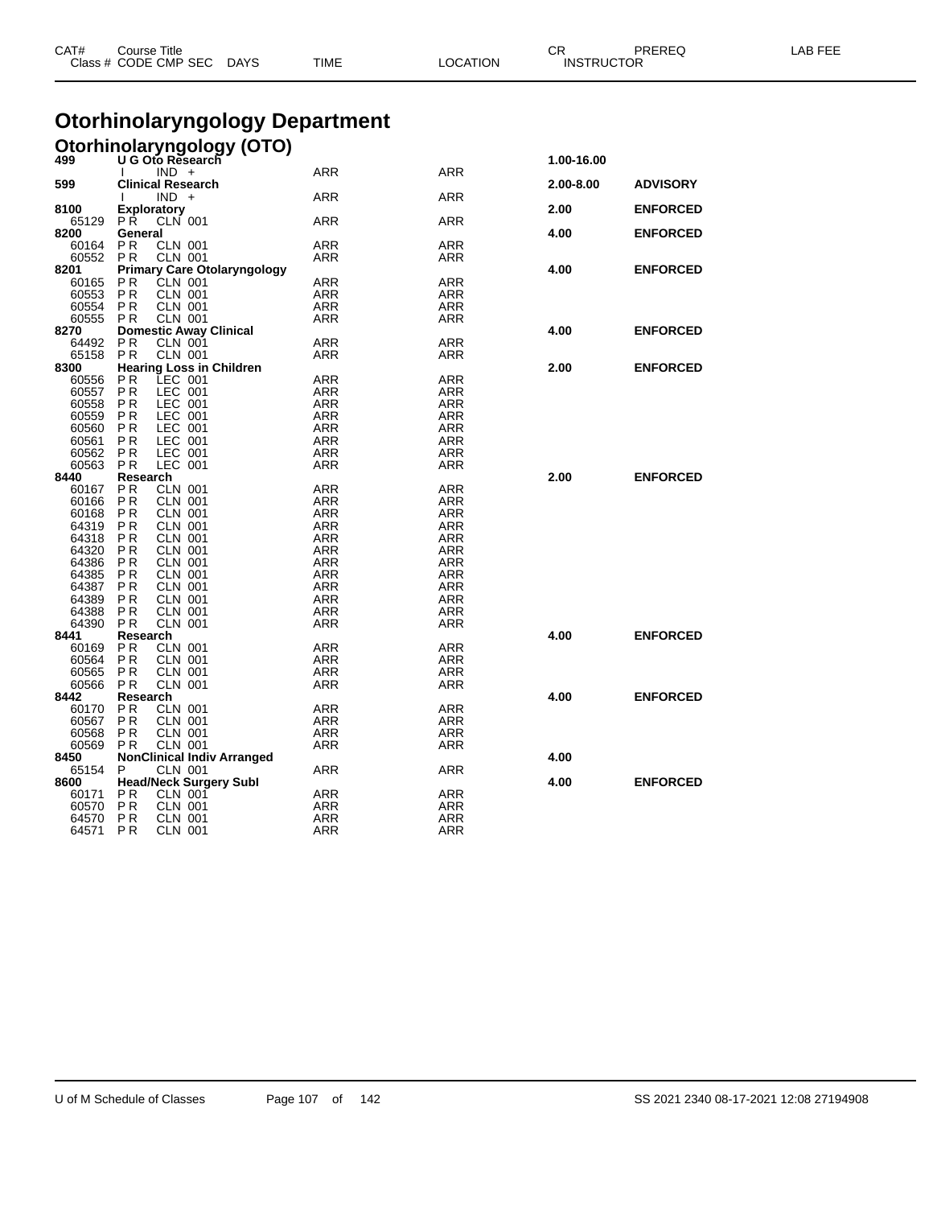# Otorhinolaryngology Department

## Otorhinolaryngology (OTO)

| CAT# / Class # | Course Title / CODE CMP SEC | DAYS | TIME | LOCATION | CR / INSTRUCTOR | PREREQ | LAB FEE |
|---|---|---|---|---|---|---|---|
| **499** | **U G Oto Research** | | | | **1.00-16.00** | | |
| | I IND + | | ARR | ARR | | | |
| **599** | **Clinical Research** | | | | **2.00-8.00** | **ADVISORY** | |
| | I IND + | | ARR | ARR | | | |
| **8100** | **Exploratory** | | | | **2.00** | **ENFORCED** | |
| 65129 | P R CLN 001 | | ARR | ARR | | | |
| **8200** | **General** | | | | **4.00** | **ENFORCED** | |
| 60164 | P R CLN 001 | | ARR | ARR | | | |
| 60552 | P R CLN 001 | | ARR | ARR | | | |
| **8201** | **Primary Care Otolaryngology** | | | | **4.00** | **ENFORCED** | |
| 60165 | P R CLN 001 | | ARR | ARR | | | |
| 60553 | P R CLN 001 | | ARR | ARR | | | |
| 60554 | P R CLN 001 | | ARR | ARR | | | |
| 60555 | P R CLN 001 | | ARR | ARR | | | |
| **8270** | **Domestic Away Clinical** | | | | **4.00** | **ENFORCED** | |
| 64492 | P R CLN 001 | | ARR | ARR | | | |
| 65158 | P R CLN 001 | | ARR | ARR | | | |
| **8300** | **Hearing Loss in Children** | | | | **2.00** | **ENFORCED** | |
| 60556 | P R LEC 001 | | ARR | ARR | | | |
| 60557 | P R LEC 001 | | ARR | ARR | | | |
| 60558 | P R LEC 001 | | ARR | ARR | | | |
| 60559 | P R LEC 001 | | ARR | ARR | | | |
| 60560 | P R LEC 001 | | ARR | ARR | | | |
| 60561 | P R LEC 001 | | ARR | ARR | | | |
| 60562 | P R LEC 001 | | ARR | ARR | | | |
| 60563 | P R LEC 001 | | ARR | ARR | | | |
| **8440** | **Research** | | | | **2.00** | **ENFORCED** | |
| 60167 | P R CLN 001 | | ARR | ARR | | | |
| 60166 | P R CLN 001 | | ARR | ARR | | | |
| 60168 | P R CLN 001 | | ARR | ARR | | | |
| 64319 | P R CLN 001 | | ARR | ARR | | | |
| 64318 | P R CLN 001 | | ARR | ARR | | | |
| 64320 | P R CLN 001 | | ARR | ARR | | | |
| 64386 | P R CLN 001 | | ARR | ARR | | | |
| 64385 | P R CLN 001 | | ARR | ARR | | | |
| 64387 | P R CLN 001 | | ARR | ARR | | | |
| 64389 | P R CLN 001 | | ARR | ARR | | | |
| 64388 | P R CLN 001 | | ARR | ARR | | | |
| 64390 | P R CLN 001 | | ARR | ARR | | | |
| **8441** | **Research** | | | | **4.00** | **ENFORCED** | |
| 60169 | P R CLN 001 | | ARR | ARR | | | |
| 60564 | P R CLN 001 | | ARR | ARR | | | |
| 60565 | P R CLN 001 | | ARR | ARR | | | |
| 60566 | P R CLN 001 | | ARR | ARR | | | |
| **8442** | **Research** | | | | **4.00** | **ENFORCED** | |
| 60170 | P R CLN 001 | | ARR | ARR | | | |
| 60567 | P R CLN 001 | | ARR | ARR | | | |
| 60568 | P R CLN 001 | | ARR | ARR | | | |
| 60569 | P R CLN 001 | | ARR | ARR | | | |
| **8450** | **NonClinical Indiv Arranged** | | | | **4.00** | | |
| 65154 | P CLN 001 | | ARR | ARR | | | |
| **8600** | **Head/Neck Surgery Subl** | | | | **4.00** | **ENFORCED** | |
| 60171 | P R CLN 001 | | ARR | ARR | | | |
| 60570 | P R CLN 001 | | ARR | ARR | | | |
| 64570 | P R CLN 001 | | ARR | ARR | | | |
| 64571 | P R CLN 001 | | ARR | ARR | | | |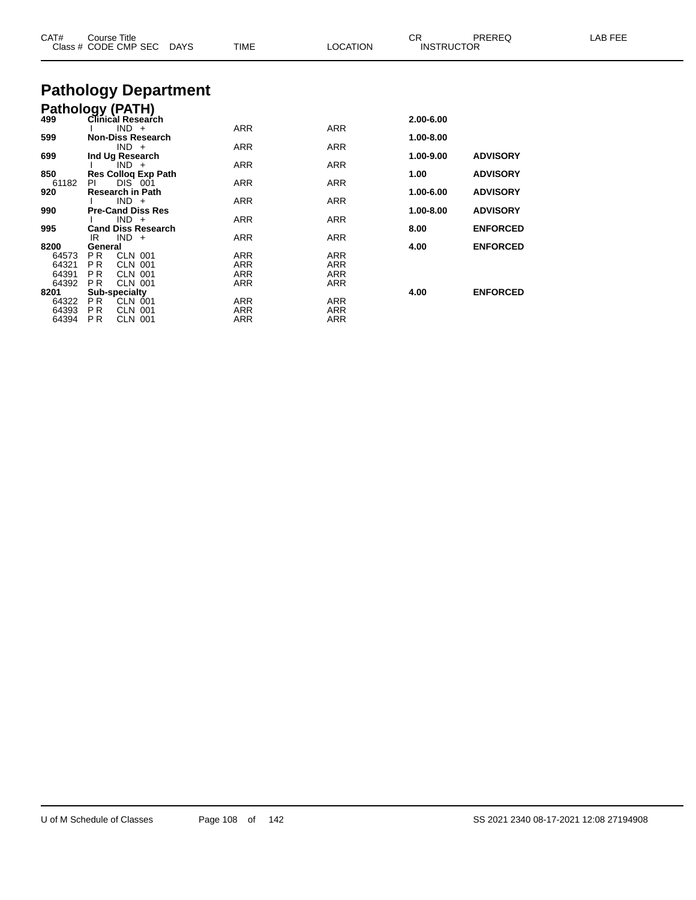# Pathology Department

## Pathology (PATH)

| CAT# / Class # | Course Title / CODE CMP SEC | DAYS | TIME | LOCATION | CR / INSTRUCTOR | PREREQ | LAB FEE |
|---|---|---|---|---|---|---|---|
| **499** | **Clinical Research** | | | | **2.00-6.00** | | |
| | I IND + | | ARR | ARR | | | |
| **599** | **Non-Diss Research** | | | | **1.00-8.00** | | |
| | IND + | | ARR | ARR | | | |
| **699** | **Ind Ug Research** | | | | **1.00-9.00** | **ADVISORY** | |
| | I IND + | | ARR | ARR | | | |
| **850** | **Res Colloq Exp Path** | | | | **1.00** | **ADVISORY** | |
| 61182 | PI DIS 001 | | ARR | ARR | | | |
| **920** | **Research in Path** | | | | **1.00-6.00** | **ADVISORY** | |
| | I IND + | | ARR | ARR | | | |
| **990** | **Pre-Cand Diss Res** | | | | **1.00-8.00** | **ADVISORY** | |
| | I IND + | | ARR | ARR | | | |
| **995** | **Cand Diss Research** | | | | **8.00** | **ENFORCED** | |
| | IR IND + | | ARR | ARR | | | |
| **8200** | **General** | | | | **4.00** | **ENFORCED** | |
| 64573 | P R CLN 001 | | ARR | ARR | | | |
| 64321 | P R CLN 001 | | ARR | ARR | | | |
| 64391 | P R CLN 001 | | ARR | ARR | | | |
| 64392 | P R CLN 001 | | ARR | ARR | | | |
| **8201** | **Sub-specialty** | | | | **4.00** | **ENFORCED** | |
| 64322 | P R CLN 001 | | ARR | ARR | | | |
| 64393 | P R CLN 001 | | ARR | ARR | | | |
| 64394 | P R CLN 001 | | ARR | ARR | | | |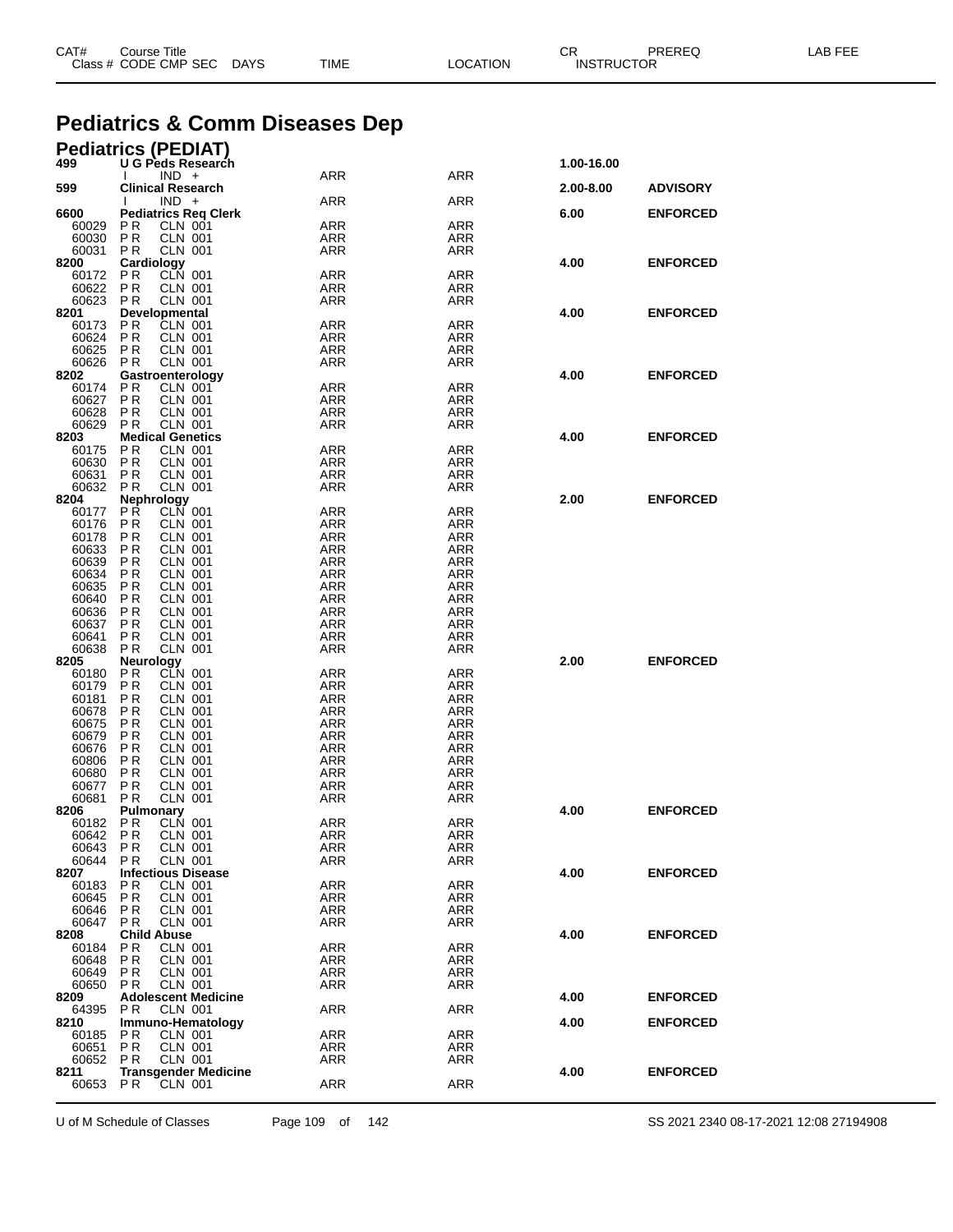# Pediatrics & Comm Diseases Dep

## Pediatrics (PEDIAT)

| CAT# / Class # | Course Title / CODE CMP SEC | DAYS | TIME | LOCATION | CR / INSTRUCTOR | PREREQ | LAB FEE |
|---|---|---|---|---|---|---|---|
| **499** | **U G Peds Research** | | | | **1.00-16.00** | | |
| | I IND + | | ARR | ARR | | | |
| **599** | **Clinical Research** | | | | **2.00-8.00** | **ADVISORY** | |
| | I IND + | | ARR | ARR | | | |
| **6600** | **Pediatrics Req Clerk** | | | | **6.00** | **ENFORCED** | |
| 60029 | P R CLN 001 | | ARR | ARR | | | |
| 60030 | P R CLN 001 | | ARR | ARR | | | |
| 60031 | P R CLN 001 | | ARR | ARR | | | |
| **8200** | **Cardiology** | | | | **4.00** | **ENFORCED** | |
| 60172 | P R CLN 001 | | ARR | ARR | | | |
| 60622 | P R CLN 001 | | ARR | ARR | | | |
| 60623 | P R CLN 001 | | ARR | ARR | | | |
| **8201** | **Developmental** | | | | **4.00** | **ENFORCED** | |
| 60173 | P R CLN 001 | | ARR | ARR | | | |
| 60624 | P R CLN 001 | | ARR | ARR | | | |
| 60625 | P R CLN 001 | | ARR | ARR | | | |
| 60626 | P R CLN 001 | | ARR | ARR | | | |
| **8202** | **Gastroenterology** | | | | **4.00** | **ENFORCED** | |
| 60174 | P R CLN 001 | | ARR | ARR | | | |
| 60627 | P R CLN 001 | | ARR | ARR | | | |
| 60628 | P R CLN 001 | | ARR | ARR | | | |
| 60629 | P R CLN 001 | | ARR | ARR | | | |
| **8203** | **Medical Genetics** | | | | **4.00** | **ENFORCED** | |
| 60175 | P R CLN 001 | | ARR | ARR | | | |
| 60630 | P R CLN 001 | | ARR | ARR | | | |
| 60631 | P R CLN 001 | | ARR | ARR | | | |
| 60632 | P R CLN 001 | | ARR | ARR | | | |
| **8204** | **Nephrology** | | | | **2.00** | **ENFORCED** | |
| 60177 | P R CLN 001 | | ARR | ARR | | | |
| 60176 | P R CLN 001 | | ARR | ARR | | | |
| 60178 | P R CLN 001 | | ARR | ARR | | | |
| 60633 | P R CLN 001 | | ARR | ARR | | | |
| 60639 | P R CLN 001 | | ARR | ARR | | | |
| 60634 | P R CLN 001 | | ARR | ARR | | | |
| 60635 | P R CLN 001 | | ARR | ARR | | | |
| 60640 | P R CLN 001 | | ARR | ARR | | | |
| 60636 | P R CLN 001 | | ARR | ARR | | | |
| 60637 | P R CLN 001 | | ARR | ARR | | | |
| 60641 | P R CLN 001 | | ARR | ARR | | | |
| 60638 | P R CLN 001 | | ARR | ARR | | | |
| **8205** | **Neurology** | | | | **2.00** | **ENFORCED** | |
| 60180 | P R CLN 001 | | ARR | ARR | | | |
| 60179 | P R CLN 001 | | ARR | ARR | | | |
| 60181 | P R CLN 001 | | ARR | ARR | | | |
| 60678 | P R CLN 001 | | ARR | ARR | | | |
| 60675 | P R CLN 001 | | ARR | ARR | | | |
| 60679 | P R CLN 001 | | ARR | ARR | | | |
| 60676 | P R CLN 001 | | ARR | ARR | | | |
| 60806 | P R CLN 001 | | ARR | ARR | | | |
| 60680 | P R CLN 001 | | ARR | ARR | | | |
| 60677 | P R CLN 001 | | ARR | ARR | | | |
| 60681 | P R CLN 001 | | ARR | ARR | | | |
| **8206** | **Pulmonary** | | | | **4.00** | **ENFORCED** | |
| 60182 | P R CLN 001 | | ARR | ARR | | | |
| 60642 | P R CLN 001 | | ARR | ARR | | | |
| 60643 | P R CLN 001 | | ARR | ARR | | | |
| 60644 | P R CLN 001 | | ARR | ARR | | | |
| **8207** | **Infectious Disease** | | | | **4.00** | **ENFORCED** | |
| 60183 | P R CLN 001 | | ARR | ARR | | | |
| 60645 | P R CLN 001 | | ARR | ARR | | | |
| 60646 | P R CLN 001 | | ARR | ARR | | | |
| 60647 | P R CLN 001 | | ARR | ARR | | | |
| **8208** | **Child Abuse** | | | | **4.00** | **ENFORCED** | |
| 60184 | P R CLN 001 | | ARR | ARR | | | |
| 60648 | P R CLN 001 | | ARR | ARR | | | |
| 60649 | P R CLN 001 | | ARR | ARR | | | |
| 60650 | P R CLN 001 | | ARR | ARR | | | |
| **8209** | **Adolescent Medicine** | | | | **4.00** | **ENFORCED** | |
| 64395 | P R CLN 001 | | ARR | ARR | | | |
| **8210** | **Immuno-Hematology** | | | | **4.00** | **ENFORCED** | |
| 60185 | P R CLN 001 | | ARR | ARR | | | |
| 60651 | P R CLN 001 | | ARR | ARR | | | |
| 60652 | P R CLN 001 | | ARR | ARR | | | |
| **8211** | **Transgender Medicine** | | | | **4.00** | **ENFORCED** | |
| 60653 | P R CLN 001 | | ARR | ARR | | | |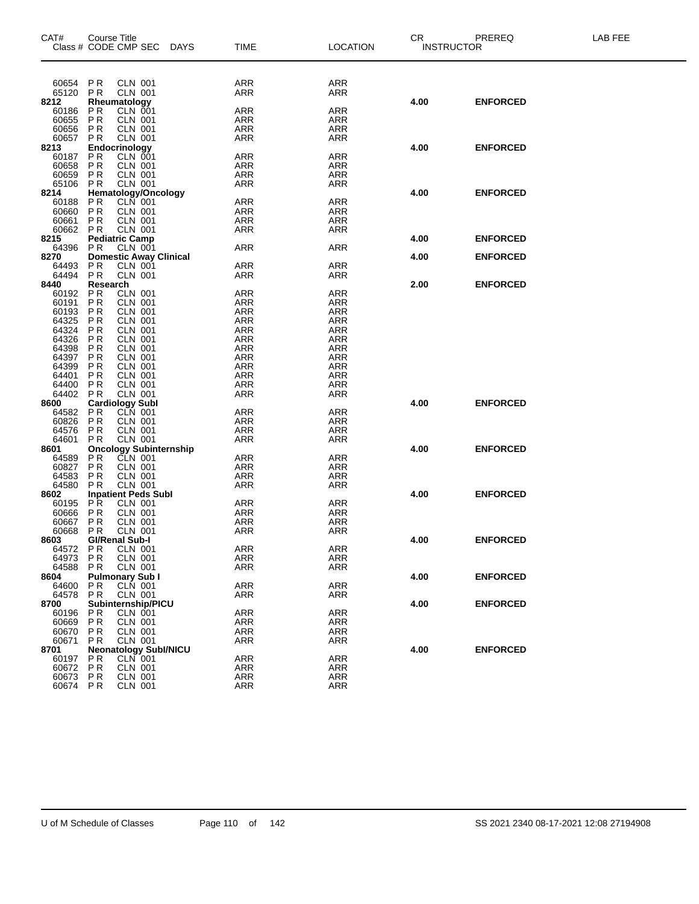| CAT# | Course Title<br>Class # CODE CMP SEC DAYS | TIME | LOCATION | CR INSTRUCTOR | PREREQ | LAB FEE |
|---|---|---|---|---|---|---|
| 60654 | P R CLN 001 | ARR | ARR | | | |
| 65120 | P R CLN 001 | ARR | ARR | | | |
| **8212** | **Rheumatology** | | | **4.00** | **ENFORCED** | |
| 60186 | P R CLN 001 | ARR | ARR | | | |
| 60655 | P R CLN 001 | ARR | ARR | | | |
| 60656 | P R CLN 001 | ARR | ARR | | | |
| 60657 | P R CLN 001 | ARR | ARR | | | |
| **8213** | **Endocrinology** | | | **4.00** | **ENFORCED** | |
| 60187 | P R CLN 001 | ARR | ARR | | | |
| 60658 | P R CLN 001 | ARR | ARR | | | |
| 60659 | P R CLN 001 | ARR | ARR | | | |
| 65106 | P R CLN 001 | ARR | ARR | | | |
| **8214** | **Hematology/Oncology** | | | **4.00** | **ENFORCED** | |
| 60188 | P R CLN 001 | ARR | ARR | | | |
| 60660 | P R CLN 001 | ARR | ARR | | | |
| 60661 | P R CLN 001 | ARR | ARR | | | |
| 60662 | P R CLN 001 | ARR | ARR | | | |
| **8215** | **Pediatric Camp** | | | **4.00** | **ENFORCED** | |
| 64396 | P R CLN 001 | ARR | ARR | | | |
| **8270** | **Domestic Away Clinical** | | | **4.00** | **ENFORCED** | |
| 64493 | P R CLN 001 | ARR | ARR | | | |
| 64494 | P R CLN 001 | ARR | ARR | | | |
| **8440** | **Research** | | | **2.00** | **ENFORCED** | |
| 60192 | P R CLN 001 | ARR | ARR | | | |
| 60191 | P R CLN 001 | ARR | ARR | | | |
| 60193 | P R CLN 001 | ARR | ARR | | | |
| 64325 | P R CLN 001 | ARR | ARR | | | |
| 64324 | P R CLN 001 | ARR | ARR | | | |
| 64326 | P R CLN 001 | ARR | ARR | | | |
| 64398 | P R CLN 001 | ARR | ARR | | | |
| 64397 | P R CLN 001 | ARR | ARR | | | |
| 64399 | P R CLN 001 | ARR | ARR | | | |
| 64401 | P R CLN 001 | ARR | ARR | | | |
| 64400 | P R CLN 001 | ARR | ARR | | | |
| 64402 | P R CLN 001 | ARR | ARR | | | |
| **8600** | **Cardiology SubI** | | | **4.00** | **ENFORCED** | |
| 64582 | P R CLN 001 | ARR | ARR | | | |
| 60826 | P R CLN 001 | ARR | ARR | | | |
| 64576 | P R CLN 001 | ARR | ARR | | | |
| 64601 | P R CLN 001 | ARR | ARR | | | |
| **8601** | **Oncology Subinternship** | | | **4.00** | **ENFORCED** | |
| 64589 | P R CLN 001 | ARR | ARR | | | |
| 60827 | P R CLN 001 | ARR | ARR | | | |
| 64583 | P R CLN 001 | ARR | ARR | | | |
| 64580 | P R CLN 001 | ARR | ARR | | | |
| **8602** | **Inpatient Peds SubI** | | | **4.00** | **ENFORCED** | |
| 60195 | P R CLN 001 | ARR | ARR | | | |
| 60666 | P R CLN 001 | ARR | ARR | | | |
| 60667 | P R CLN 001 | ARR | ARR | | | |
| 60668 | P R CLN 001 | ARR | ARR | | | |
| **8603** | **GI/Renal Sub-I** | | | **4.00** | **ENFORCED** | |
| 64572 | P R CLN 001 | ARR | ARR | | | |
| 64973 | P R CLN 001 | ARR | ARR | | | |
| 64588 | P R CLN 001 | ARR | ARR | | | |
| **8604** | **Pulmonary Sub I** | | | **4.00** | **ENFORCED** | |
| 64600 | P R CLN 001 | ARR | ARR | | | |
| 64578 | P R CLN 001 | ARR | ARR | | | |
| **8700** | **Subinternship/PICU** | | | **4.00** | **ENFORCED** | |
| 60196 | P R CLN 001 | ARR | ARR | | | |
| 60669 | P R CLN 001 | ARR | ARR | | | |
| 60670 | P R CLN 001 | ARR | ARR | | | |
| 60671 | P R CLN 001 | ARR | ARR | | | |
| **8701** | **Neonatology SubI/NICU** | | | **4.00** | **ENFORCED** | |
| 60197 | P R CLN 001 | ARR | ARR | | | |
| 60672 | P R CLN 001 | ARR | ARR | | | |
| 60673 | P R CLN 001 | ARR | ARR | | | |
| 60674 | P R CLN 001 | ARR | ARR | | | |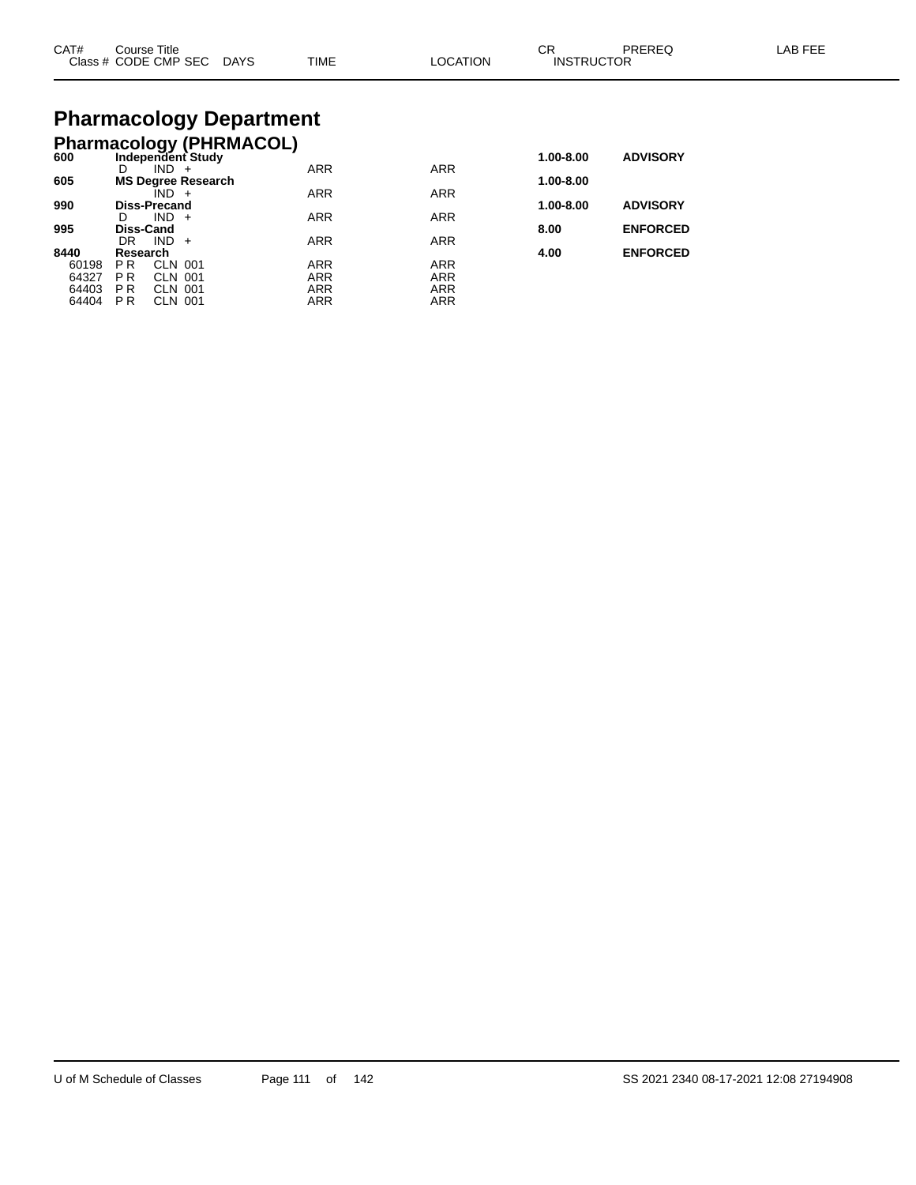| CAT# | Course Title<br>Class # CODE CMP SEC DAYS | TIME | LOCATION | CR<br>INSTRUCTOR | PREREQ | LAB FEE |
|---|---|---|---|---|---|---|

# Pharmacology Department

## Pharmacology (PHRMACOL)

| CAT# | Course Title / Class # CODE CMP SEC DAYS | TIME | LOCATION | CR | PREREQ |
|---|---|---|---|---|---|
| **600** | **Independent Study** | | | **1.00-8.00** | **ADVISORY** |
| | D IND + | ARR | ARR | | |
| **605** | **MS Degree Research** | | | **1.00-8.00** | |
| | IND + | ARR | ARR | | |
| **990** | **Diss-Precand** | | | **1.00-8.00** | **ADVISORY** |
| | D IND + | ARR | ARR | | |
| **995** | **Diss-Cand** | | | **8.00** | **ENFORCED** |
| | DR IND + | ARR | ARR | | |
| **8440** | **Research** | | | **4.00** | **ENFORCED** |
| 60198 | P R CLN 001 | ARR | ARR | | |
| 64327 | P R CLN 001 | ARR | ARR | | |
| 64403 | P R CLN 001 | ARR | ARR | | |
| 64404 | P R CLN 001 | ARR | ARR | | |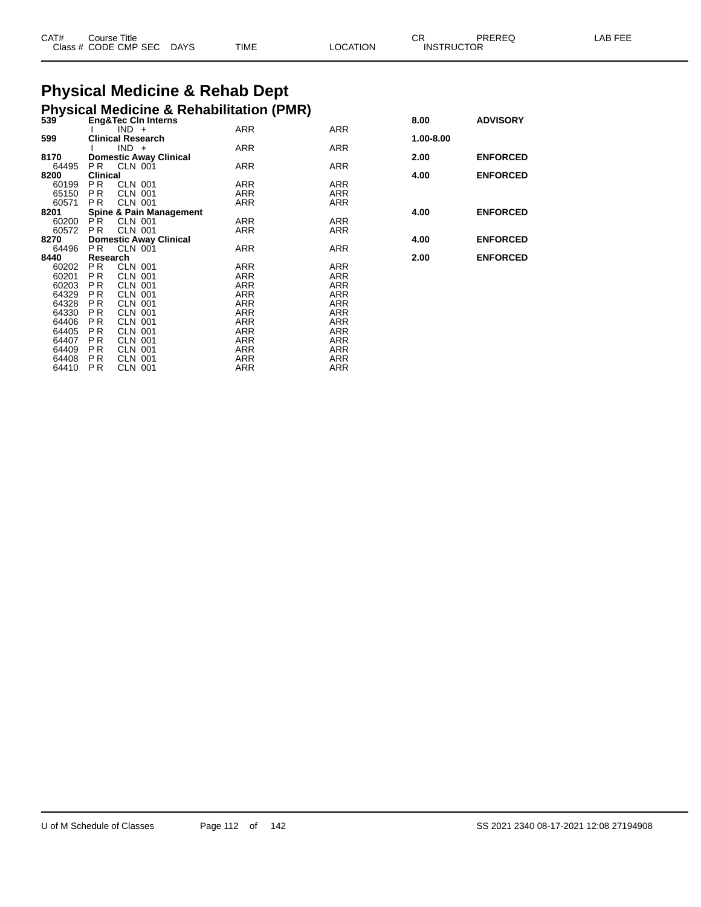| CAT# | Course Title | | | | | CR | PREREQ | LAB FEE |
|---|---|---|---|---|---|---|---|---|
| Class # | CODE CMP SEC | DAYS | TIME | LOCATION | | INSTRUCTOR | | |

# Physical Medicine & Rehab Dept

## Physical Medicine & Rehabilitation (PMR)

| CAT# | Course Title | | | CR | PREREQ |
|---|---|---|---|---|---|
| **539** | **Eng&Tec Cln Interns** | | | **8.00** | **ADVISORY** |
| | I IND + | ARR | ARR | | |
| **599** | **Clinical Research** | | | **1.00-8.00** | |
| | I IND + | ARR | ARR | | |
| **8170** | **Domestic Away Clinical** | | | **2.00** | **ENFORCED** |
| 64495 | P R CLN 001 | ARR | ARR | | |
| **8200** | **Clinical** | | | **4.00** | **ENFORCED** |
| 60199 | P R CLN 001 | ARR | ARR | | |
| 65150 | P R CLN 001 | ARR | ARR | | |
| 60571 | P R CLN 001 | ARR | ARR | | |
| **8201** | **Spine & Pain Management** | | | **4.00** | **ENFORCED** |
| 60200 | P R CLN 001 | ARR | ARR | | |
| 60572 | P R CLN 001 | ARR | ARR | | |
| **8270** | **Domestic Away Clinical** | | | **4.00** | **ENFORCED** |
| 64496 | P R CLN 001 | ARR | ARR | | |
| **8440** | **Research** | | | **2.00** | **ENFORCED** |
| 60202 | P R CLN 001 | ARR | ARR | | |
| 60201 | P R CLN 001 | ARR | ARR | | |
| 60203 | P R CLN 001 | ARR | ARR | | |
| 64329 | P R CLN 001 | ARR | ARR | | |
| 64328 | P R CLN 001 | ARR | ARR | | |
| 64330 | P R CLN 001 | ARR | ARR | | |
| 64406 | P R CLN 001 | ARR | ARR | | |
| 64405 | P R CLN 001 | ARR | ARR | | |
| 64407 | P R CLN 001 | ARR | ARR | | |
| 64409 | P R CLN 001 | ARR | ARR | | |
| 64408 | P R CLN 001 | ARR | ARR | | |
| 64410 | P R CLN 001 | ARR | ARR | | |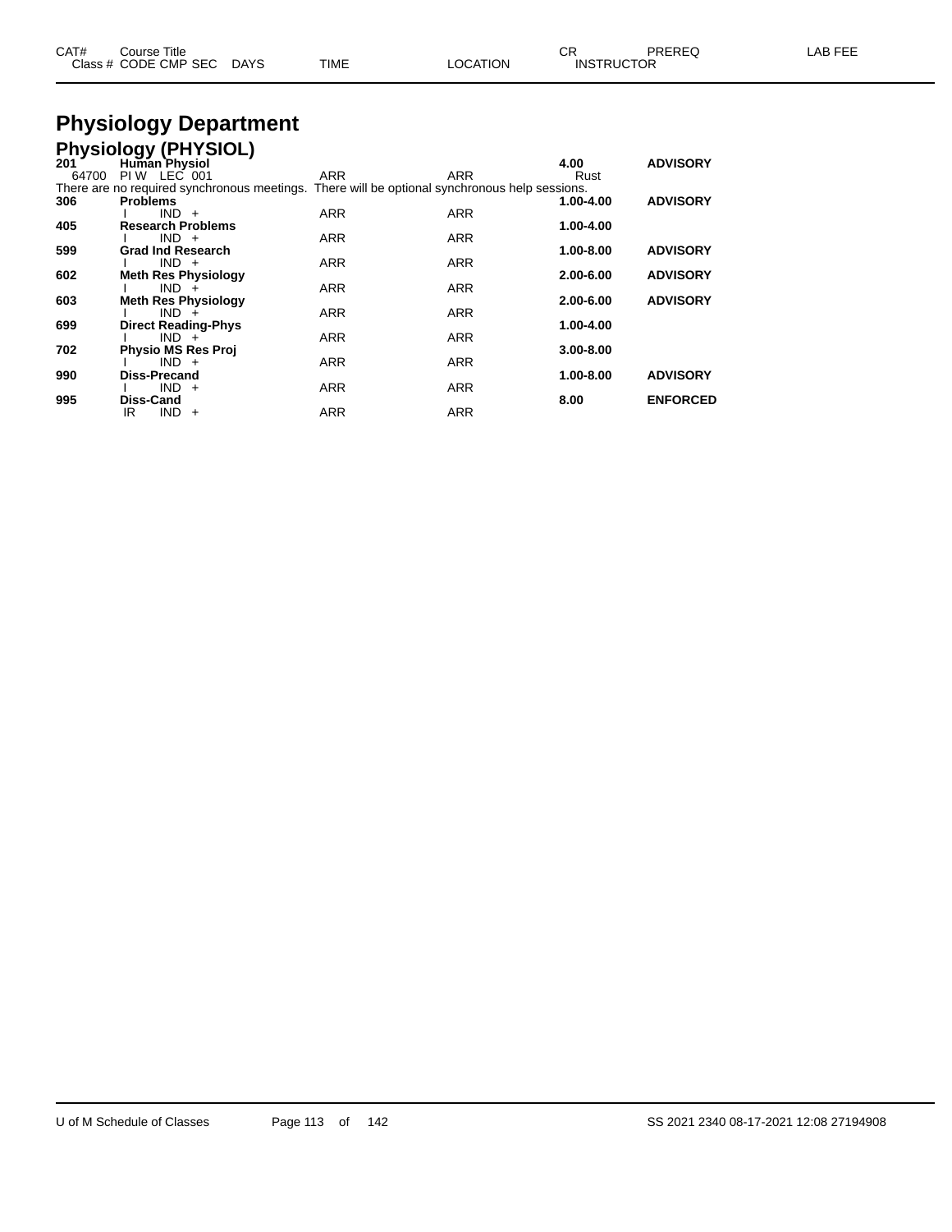| CAT# | Course Title |  |  |  | CR | PREREQ | LAB FEE |
|---|---|---|---|---|---|---|---|
| Class # | CODE CMP SEC | DAYS | TIME | LOCATION | INSTRUCTOR |  |  |

# Physiology Department

## Physiology (PHYSIOL)

| CAT# | Course Title / Class # CODE CMP SEC | TIME | LOCATION | CR / INSTRUCTOR | PREREQ |
|---|---|---|---|---|---|
| **201** | **Human Physiol** |  |  | **4.00** | **ADVISORY** |
| 64700 | PI W LEC 001 | ARR | ARR | Rust |  |
|  | There are no required synchronous meetings. There will be optional synchronous help sessions. |  |  |  |  |
| **306** | **Problems** |  |  | **1.00-4.00** | **ADVISORY** |
|  | I IND + | ARR | ARR |  |  |
| **405** | **Research Problems** |  |  | **1.00-4.00** |  |
|  | I IND + | ARR | ARR |  |  |
| **599** | **Grad Ind Research** |  |  | **1.00-8.00** | **ADVISORY** |
|  | I IND + | ARR | ARR |  |  |
| **602** | **Meth Res Physiology** |  |  | **2.00-6.00** | **ADVISORY** |
|  | I IND + | ARR | ARR |  |  |
| **603** | **Meth Res Physiology** |  |  | **2.00-6.00** | **ADVISORY** |
|  | I IND + | ARR | ARR |  |  |
| **699** | **Direct Reading-Phys** |  |  | **1.00-4.00** |  |
|  | I IND + | ARR | ARR |  |  |
| **702** | **Physio MS Res Proj** |  |  | **3.00-8.00** |  |
|  | I IND + | ARR | ARR |  |  |
| **990** | **Diss-Precand** |  |  | **1.00-8.00** | **ADVISORY** |
|  | I IND + | ARR | ARR |  |  |
| **995** | **Diss-Cand** |  |  | **8.00** | **ENFORCED** |
|  | IR IND + | ARR | ARR |  |  |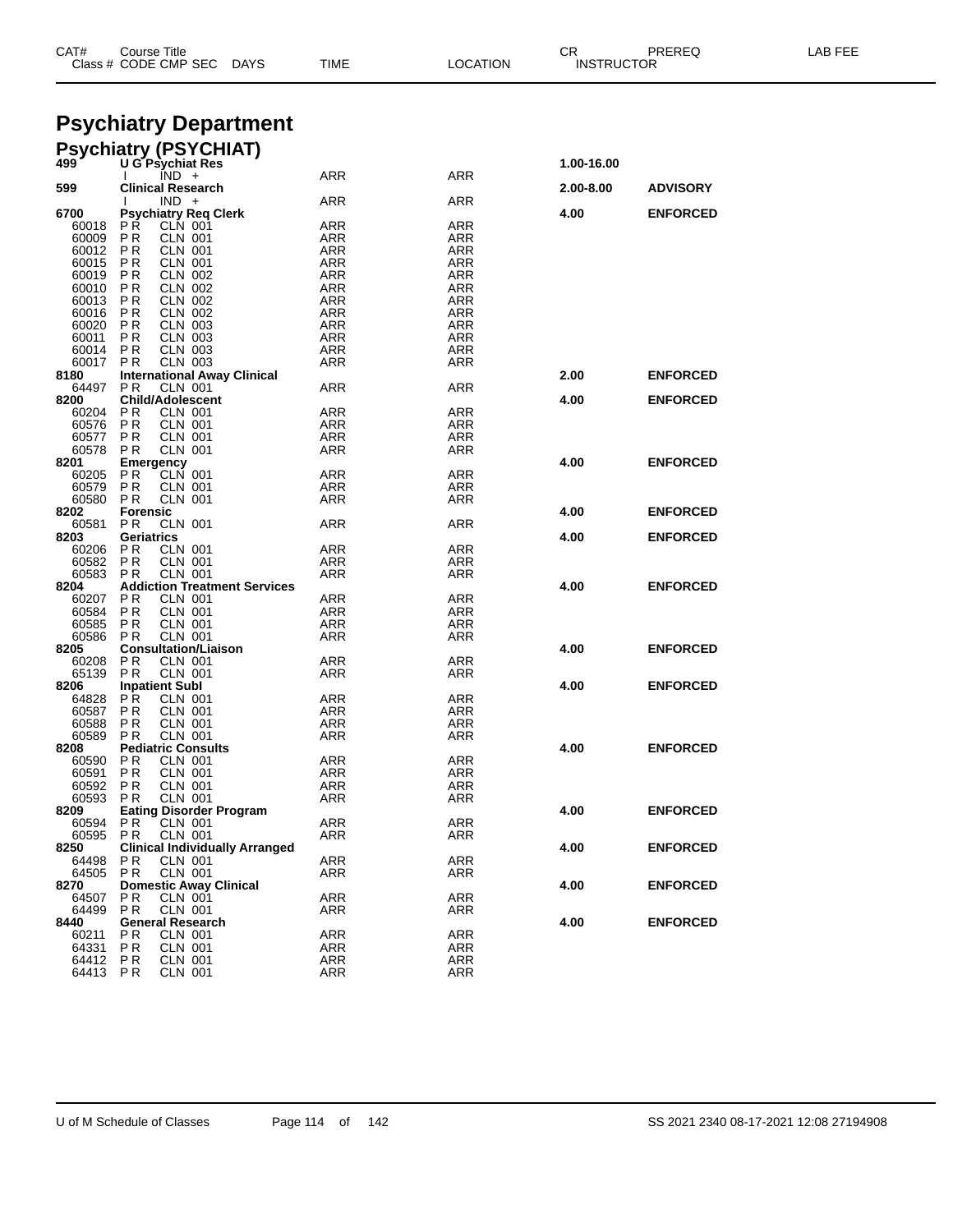| CAT# | Course Title<br>Class # CODE CMP SEC DAYS | TIME | LOCATION | CR<br>INSTRUCTOR | PREREQ | LAB FEE |
|---|---|---|---|---|---|---|

# Psychiatry Department

## Psychiatry (PSYCHIAT)

| CAT# / Class # | Course Title / CODE CMP SEC DAYS | TIME | LOCATION | CR | PREREQ |
|---|---|---|---|---|---|
| **499** | **U G Psychiat Res** | | | **1.00-16.00** | |
| | I IND + | ARR | ARR | | |
| **599** | **Clinical Research** | | | **2.00-8.00** | **ADVISORY** |
| | I IND + | ARR | ARR | | |
| **6700** | **Psychiatry Req Clerk** | | | **4.00** | **ENFORCED** |
| 60018 | P R CLN 001 | ARR | ARR | | |
| 60009 | P R CLN 001 | ARR | ARR | | |
| 60012 | P R CLN 001 | ARR | ARR | | |
| 60015 | P R CLN 001 | ARR | ARR | | |
| 60019 | P R CLN 002 | ARR | ARR | | |
| 60010 | P R CLN 002 | ARR | ARR | | |
| 60013 | P R CLN 002 | ARR | ARR | | |
| 60016 | P R CLN 002 | ARR | ARR | | |
| 60020 | P R CLN 003 | ARR | ARR | | |
| 60011 | P R CLN 003 | ARR | ARR | | |
| 60014 | P R CLN 003 | ARR | ARR | | |
| 60017 | P R CLN 003 | ARR | ARR | | |
| **8180** | **International Away Clinical** | | | **2.00** | **ENFORCED** |
| 64497 | P R CLN 001 | ARR | ARR | | |
| **8200** | **Child/Adolescent** | | | **4.00** | **ENFORCED** |
| 60204 | P R CLN 001 | ARR | ARR | | |
| 60576 | P R CLN 001 | ARR | ARR | | |
| 60577 | P R CLN 001 | ARR | ARR | | |
| 60578 | P R CLN 001 | ARR | ARR | | |
| **8201** | **Emergency** | | | **4.00** | **ENFORCED** |
| 60205 | P R CLN 001 | ARR | ARR | | |
| 60579 | P R CLN 001 | ARR | ARR | | |
| 60580 | P R CLN 001 | ARR | ARR | | |
| **8202** | **Forensic** | | | **4.00** | **ENFORCED** |
| 60581 | P R CLN 001 | ARR | ARR | | |
| **8203** | **Geriatrics** | | | **4.00** | **ENFORCED** |
| 60206 | P R CLN 001 | ARR | ARR | | |
| 60582 | P R CLN 001 | ARR | ARR | | |
| 60583 | P R CLN 001 | ARR | ARR | | |
| **8204** | **Addiction Treatment Services** | | | **4.00** | **ENFORCED** |
| 60207 | P R CLN 001 | ARR | ARR | | |
| 60584 | P R CLN 001 | ARR | ARR | | |
| 60585 | P R CLN 001 | ARR | ARR | | |
| 60586 | P R CLN 001 | ARR | ARR | | |
| **8205** | **Consultation/Liaison** | | | **4.00** | **ENFORCED** |
| 60208 | P R CLN 001 | ARR | ARR | | |
| 65139 | P R CLN 001 | ARR | ARR | | |
| **8206** | **Inpatient Subl** | | | **4.00** | **ENFORCED** |
| 64828 | P R CLN 001 | ARR | ARR | | |
| 60587 | P R CLN 001 | ARR | ARR | | |
| 60588 | P R CLN 001 | ARR | ARR | | |
| 60589 | P R CLN 001 | ARR | ARR | | |
| **8208** | **Pediatric Consults** | | | **4.00** | **ENFORCED** |
| 60590 | P R CLN 001 | ARR | ARR | | |
| 60591 | P R CLN 001 | ARR | ARR | | |
| 60592 | P R CLN 001 | ARR | ARR | | |
| 60593 | P R CLN 001 | ARR | ARR | | |
| **8209** | **Eating Disorder Program** | | | **4.00** | **ENFORCED** |
| 60594 | P R CLN 001 | ARR | ARR | | |
| 60595 | P R CLN 001 | ARR | ARR | | |
| **8250** | **Clinical Individually Arranged** | | | **4.00** | **ENFORCED** |
| 64498 | P R CLN 001 | ARR | ARR | | |
| 64505 | P R CLN 001 | ARR | ARR | | |
| **8270** | **Domestic Away Clinical** | | | **4.00** | **ENFORCED** |
| 64507 | P R CLN 001 | ARR | ARR | | |
| 64499 | P R CLN 001 | ARR | ARR | | |
| **8440** | **General Research** | | | **4.00** | **ENFORCED** |
| 60211 | P R CLN 001 | ARR | ARR | | |
| 64331 | P R CLN 001 | ARR | ARR | | |
| 64412 | P R CLN 001 | ARR | ARR | | |
| 64413 | P R CLN 001 | ARR | ARR | | |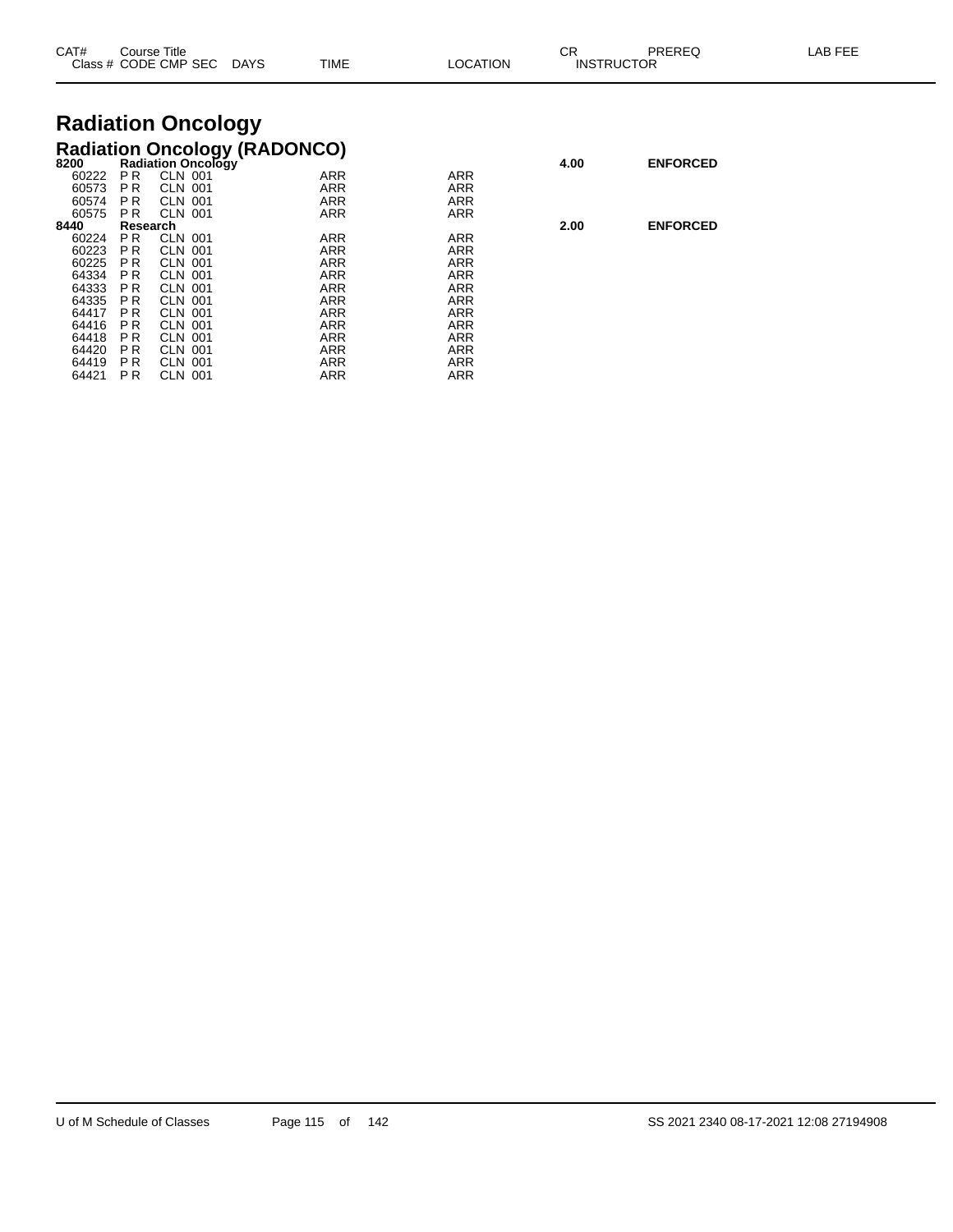# Radiation Oncology

## Radiation Oncology (RADONCO)

| CAT# / Class # | Course Title / CODE CMP SEC | DAYS | TIME | LOCATION | CR / INSTRUCTOR | PREREQ | LAB FEE |
|---|---|---|---|---|---|---|---|
| **8200** | **Radiation Oncology** | | | | **4.00** | **ENFORCED** | |
| 60222 | P R CLN 001 | | ARR | ARR | | | |
| 60573 | P R CLN 001 | | ARR | ARR | | | |
| 60574 | P R CLN 001 | | ARR | ARR | | | |
| 60575 | P R CLN 001 | | ARR | ARR | | | |
| **8440** | **Research** | | | | **2.00** | **ENFORCED** | |
| 60224 | P R CLN 001 | | ARR | ARR | | | |
| 60223 | P R CLN 001 | | ARR | ARR | | | |
| 60225 | P R CLN 001 | | ARR | ARR | | | |
| 64334 | P R CLN 001 | | ARR | ARR | | | |
| 64333 | P R CLN 001 | | ARR | ARR | | | |
| 64335 | P R CLN 001 | | ARR | ARR | | | |
| 64417 | P R CLN 001 | | ARR | ARR | | | |
| 64416 | P R CLN 001 | | ARR | ARR | | | |
| 64418 | P R CLN 001 | | ARR | ARR | | | |
| 64420 | P R CLN 001 | | ARR | ARR | | | |
| 64419 | P R CLN 001 | | ARR | ARR | | | |
| 64421 | P R CLN 001 | | ARR | ARR | | | |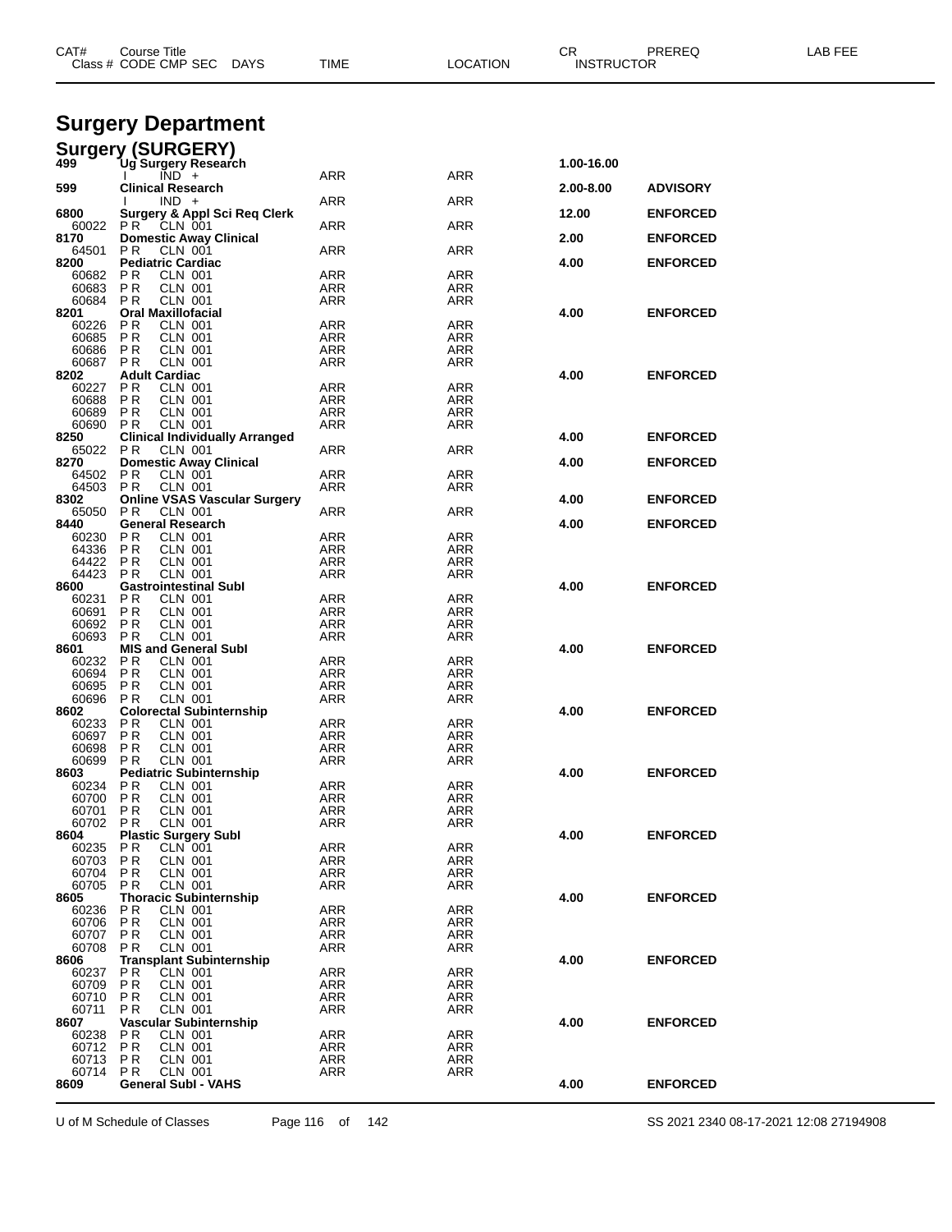# Surgery Department

## Surgery (SURGERY)

| CAT# / Class # | Course Title / CODE CMP SEC | DAYS | TIME | LOCATION | CR / INSTRUCTOR | PREREQ | LAB FEE |
|---|---|---|---|---|---|---|---|
| **499** | **Ug Surgery Research** | | | | **1.00-16.00** | | |
| | I IND + | | ARR | ARR | | | |
| **599** | **Clinical Research** | | | | **2.00-8.00** | **ADVISORY** | |
| | I IND + | | ARR | ARR | | | |
| **6800** | **Surgery & Appl Sci Req Clerk** | | | | **12.00** | **ENFORCED** | |
| 60022 | P R CLN 001 | | ARR | ARR | | | |
| **8170** | **Domestic Away Clinical** | | | | **2.00** | **ENFORCED** | |
| 64501 | P R CLN 001 | | ARR | ARR | | | |
| **8200** | **Pediatric Cardiac** | | | | **4.00** | **ENFORCED** | |
| 60682 | P R CLN 001 | | ARR | ARR | | | |
| 60683 | P R CLN 001 | | ARR | ARR | | | |
| 60684 | P R CLN 001 | | ARR | ARR | | | |
| **8201** | **Oral Maxillofacial** | | | | **4.00** | **ENFORCED** | |
| 60226 | P R CLN 001 | | ARR | ARR | | | |
| 60685 | P R CLN 001 | | ARR | ARR | | | |
| 60686 | P R CLN 001 | | ARR | ARR | | | |
| 60687 | P R CLN 001 | | ARR | ARR | | | |
| **8202** | **Adult Cardiac** | | | | **4.00** | **ENFORCED** | |
| 60227 | P R CLN 001 | | ARR | ARR | | | |
| 60688 | P R CLN 001 | | ARR | ARR | | | |
| 60689 | P R CLN 001 | | ARR | ARR | | | |
| 60690 | P R CLN 001 | | ARR | ARR | | | |
| **8250** | **Clinical Individually Arranged** | | | | **4.00** | **ENFORCED** | |
| 65022 | P R CLN 001 | | ARR | ARR | | | |
| **8270** | **Domestic Away Clinical** | | | | **4.00** | **ENFORCED** | |
| 64502 | P R CLN 001 | | ARR | ARR | | | |
| 64503 | P R CLN 001 | | ARR | ARR | | | |
| **8302** | **Online VSAS Vascular Surgery** | | | | **4.00** | **ENFORCED** | |
| 65050 | P R CLN 001 | | ARR | ARR | | | |
| **8440** | **General Research** | | | | **4.00** | **ENFORCED** | |
| 60230 | P R CLN 001 | | ARR | ARR | | | |
| 64336 | P R CLN 001 | | ARR | ARR | | | |
| 64422 | P R CLN 001 | | ARR | ARR | | | |
| 64423 | P R CLN 001 | | ARR | ARR | | | |
| **8600** | **Gastrointestinal SubI** | | | | **4.00** | **ENFORCED** | |
| 60231 | P R CLN 001 | | ARR | ARR | | | |
| 60691 | P R CLN 001 | | ARR | ARR | | | |
| 60692 | P R CLN 001 | | ARR | ARR | | | |
| 60693 | P R CLN 001 | | ARR | ARR | | | |
| **8601** | **MIS and General SubI** | | | | **4.00** | **ENFORCED** | |
| 60232 | P R CLN 001 | | ARR | ARR | | | |
| 60694 | P R CLN 001 | | ARR | ARR | | | |
| 60695 | P R CLN 001 | | ARR | ARR | | | |
| 60696 | P R CLN 001 | | ARR | ARR | | | |
| **8602** | **Colorectal Subinternship** | | | | **4.00** | **ENFORCED** | |
| 60233 | P R CLN 001 | | ARR | ARR | | | |
| 60697 | P R CLN 001 | | ARR | ARR | | | |
| 60698 | P R CLN 001 | | ARR | ARR | | | |
| 60699 | P R CLN 001 | | ARR | ARR | | | |
| **8603** | **Pediatric Subinternship** | | | | **4.00** | **ENFORCED** | |
| 60234 | P R CLN 001 | | ARR | ARR | | | |
| 60700 | P R CLN 001 | | ARR | ARR | | | |
| 60701 | P R CLN 001 | | ARR | ARR | | | |
| 60702 | P R CLN 001 | | ARR | ARR | | | |
| **8604** | **Plastic Surgery SubI** | | | | **4.00** | **ENFORCED** | |
| 60235 | P R CLN 001 | | ARR | ARR | | | |
| 60703 | P R CLN 001 | | ARR | ARR | | | |
| 60704 | P R CLN 001 | | ARR | ARR | | | |
| 60705 | P R CLN 001 | | ARR | ARR | | | |
| **8605** | **Thoracic Subinternship** | | | | **4.00** | **ENFORCED** | |
| 60236 | P R CLN 001 | | ARR | ARR | | | |
| 60706 | P R CLN 001 | | ARR | ARR | | | |
| 60707 | P R CLN 001 | | ARR | ARR | | | |
| 60708 | P R CLN 001 | | ARR | ARR | | | |
| **8606** | **Transplant Subinternship** | | | | **4.00** | **ENFORCED** | |
| 60237 | P R CLN 001 | | ARR | ARR | | | |
| 60709 | P R CLN 001 | | ARR | ARR | | | |
| 60710 | P R CLN 001 | | ARR | ARR | | | |
| 60711 | P R CLN 001 | | ARR | ARR | | | |
| **8607** | **Vascular Subinternship** | | | | **4.00** | **ENFORCED** | |
| 60238 | P R CLN 001 | | ARR | ARR | | | |
| 60712 | P R CLN 001 | | ARR | ARR | | | |
| 60713 | P R CLN 001 | | ARR | ARR | | | |
| 60714 | P R CLN 001 | | ARR | ARR | | | |
| **8609** | **General SubI - VAHS** | | | | **4.00** | **ENFORCED** | |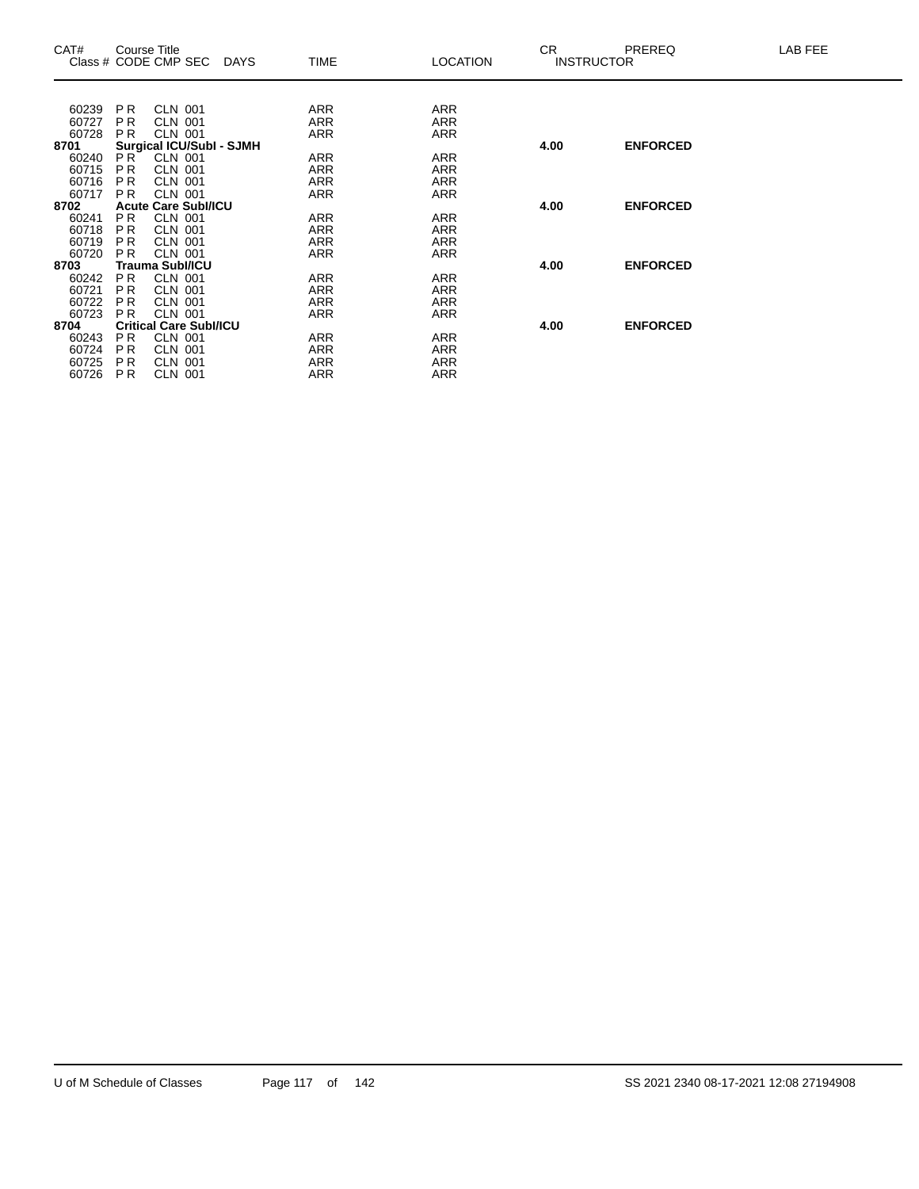| CAT# | Course Title Class # CODE CMP SEC DAYS | TIME | LOCATION | CR INSTRUCTOR | PREREQ | LAB FEE |
|---|---|---|---|---|---|---|
| 60239 | P R CLN 001 | ARR | ARR | | | |
| 60727 | P R CLN 001 | ARR | ARR | | | |
| 60728 | P R CLN 001 | ARR | ARR | | | |
| **8701** | **Surgical ICU/SubI - SJMH** | | | **4.00** | **ENFORCED** | |
| 60240 | P R CLN 001 | ARR | ARR | | | |
| 60715 | P R CLN 001 | ARR | ARR | | | |
| 60716 | P R CLN 001 | ARR | ARR | | | |
| 60717 | P R CLN 001 | ARR | ARR | | | |
| **8702** | **Acute Care SubI/ICU** | | | **4.00** | **ENFORCED** | |
| 60241 | P R CLN 001 | ARR | ARR | | | |
| 60718 | P R CLN 001 | ARR | ARR | | | |
| 60719 | P R CLN 001 | ARR | ARR | | | |
| 60720 | P R CLN 001 | ARR | ARR | | | |
| **8703** | **Trauma SubI/ICU** | | | **4.00** | **ENFORCED** | |
| 60242 | P R CLN 001 | ARR | ARR | | | |
| 60721 | P R CLN 001 | ARR | ARR | | | |
| 60722 | P R CLN 001 | ARR | ARR | | | |
| 60723 | P R CLN 001 | ARR | ARR | | | |
| **8704** | **Critical Care SubI/ICU** | | | **4.00** | **ENFORCED** | |
| 60243 | P R CLN 001 | ARR | ARR | | | |
| 60724 | P R CLN 001 | ARR | ARR | | | |
| 60725 | P R CLN 001 | ARR | ARR | | | |
| 60726 | P R CLN 001 | ARR | ARR | | | |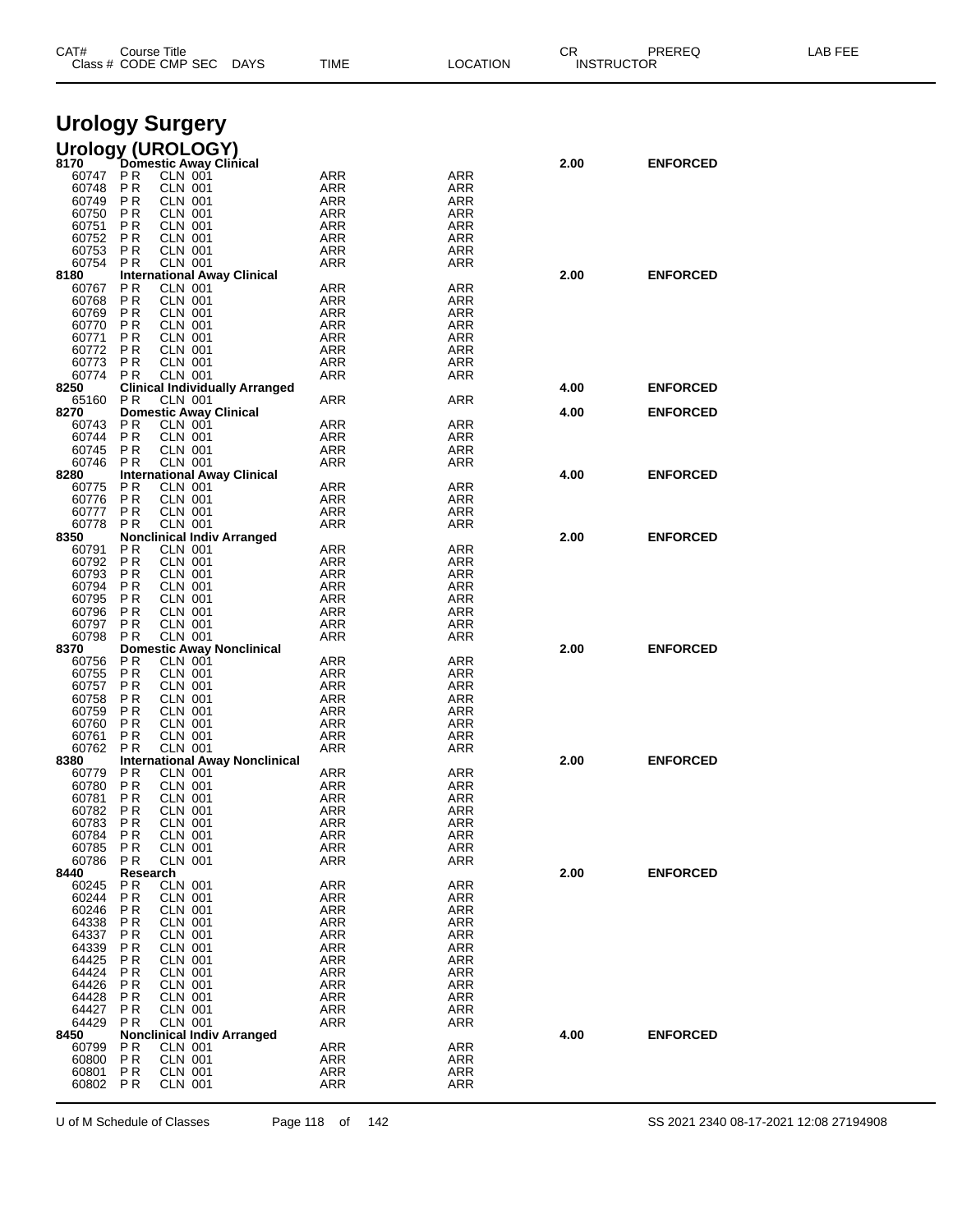# Urology Surgery

## Urology (UROLOGY)

| CAT# Class # | Course Title CODE CMP SEC | DAYS | TIME | LOCATION | CR INSTRUCTOR | PREREQ | LAB FEE |
|---|---|---|---|---|---|---|---|
| **8170** | **Domestic Away Clinical** | | | | **2.00** | **ENFORCED** | |
| 60747 | P R CLN 001 | | ARR | ARR | | | |
| 60748 | P R CLN 001 | | ARR | ARR | | | |
| 60749 | P R CLN 001 | | ARR | ARR | | | |
| 60750 | P R CLN 001 | | ARR | ARR | | | |
| 60751 | P R CLN 001 | | ARR | ARR | | | |
| 60752 | P R CLN 001 | | ARR | ARR | | | |
| 60753 | P R CLN 001 | | ARR | ARR | | | |
| 60754 | P R CLN 001 | | ARR | ARR | | | |
| **8180** | **International Away Clinical** | | | | **2.00** | **ENFORCED** | |
| 60767 | P R CLN 001 | | ARR | ARR | | | |
| 60768 | P R CLN 001 | | ARR | ARR | | | |
| 60769 | P R CLN 001 | | ARR | ARR | | | |
| 60770 | P R CLN 001 | | ARR | ARR | | | |
| 60771 | P R CLN 001 | | ARR | ARR | | | |
| 60772 | P R CLN 001 | | ARR | ARR | | | |
| 60773 | P R CLN 001 | | ARR | ARR | | | |
| 60774 | P R CLN 001 | | ARR | ARR | | | |
| **8250** | **Clinical Individually Arranged** | | | | **4.00** | **ENFORCED** | |
| 65160 | P R CLN 001 | | ARR | ARR | | | |
| **8270** | **Domestic Away Clinical** | | | | **4.00** | **ENFORCED** | |
| 60743 | P R CLN 001 | | ARR | ARR | | | |
| 60744 | P R CLN 001 | | ARR | ARR | | | |
| 60745 | P R CLN 001 | | ARR | ARR | | | |
| 60746 | P R CLN 001 | | ARR | ARR | | | |
| **8280** | **International Away Clinical** | | | | **4.00** | **ENFORCED** | |
| 60775 | P R CLN 001 | | ARR | ARR | | | |
| 60776 | P R CLN 001 | | ARR | ARR | | | |
| 60777 | P R CLN 001 | | ARR | ARR | | | |
| 60778 | P R CLN 001 | | ARR | ARR | | | |
| **8350** | **Nonclinical Indiv Arranged** | | | | **2.00** | **ENFORCED** | |
| 60791 | P R CLN 001 | | ARR | ARR | | | |
| 60792 | P R CLN 001 | | ARR | ARR | | | |
| 60793 | P R CLN 001 | | ARR | ARR | | | |
| 60794 | P R CLN 001 | | ARR | ARR | | | |
| 60795 | P R CLN 001 | | ARR | ARR | | | |
| 60796 | P R CLN 001 | | ARR | ARR | | | |
| 60797 | P R CLN 001 | | ARR | ARR | | | |
| 60798 | P R CLN 001 | | ARR | ARR | | | |
| **8370** | **Domestic Away Nonclinical** | | | | **2.00** | **ENFORCED** | |
| 60756 | P R CLN 001 | | ARR | ARR | | | |
| 60755 | P R CLN 001 | | ARR | ARR | | | |
| 60757 | P R CLN 001 | | ARR | ARR | | | |
| 60758 | P R CLN 001 | | ARR | ARR | | | |
| 60759 | P R CLN 001 | | ARR | ARR | | | |
| 60760 | P R CLN 001 | | ARR | ARR | | | |
| 60761 | P R CLN 001 | | ARR | ARR | | | |
| 60762 | P R CLN 001 | | ARR | ARR | | | |
| **8380** | **International Away Nonclinical** | | | | **2.00** | **ENFORCED** | |
| 60779 | P R CLN 001 | | ARR | ARR | | | |
| 60780 | P R CLN 001 | | ARR | ARR | | | |
| 60781 | P R CLN 001 | | ARR | ARR | | | |
| 60782 | P R CLN 001 | | ARR | ARR | | | |
| 60783 | P R CLN 001 | | ARR | ARR | | | |
| 60784 | P R CLN 001 | | ARR | ARR | | | |
| 60785 | P R CLN 001 | | ARR | ARR | | | |
| 60786 | P R CLN 001 | | ARR | ARR | | | |
| **8440** | **Research** | | | | **2.00** | **ENFORCED** | |
| 60245 | P R CLN 001 | | ARR | ARR | | | |
| 60244 | P R CLN 001 | | ARR | ARR | | | |
| 60246 | P R CLN 001 | | ARR | ARR | | | |
| 64338 | P R CLN 001 | | ARR | ARR | | | |
| 64337 | P R CLN 001 | | ARR | ARR | | | |
| 64339 | P R CLN 001 | | ARR | ARR | | | |
| 64425 | P R CLN 001 | | ARR | ARR | | | |
| 64424 | P R CLN 001 | | ARR | ARR | | | |
| 64426 | P R CLN 001 | | ARR | ARR | | | |
| 64428 | P R CLN 001 | | ARR | ARR | | | |
| 64427 | P R CLN 001 | | ARR | ARR | | | |
| 64429 | P R CLN 001 | | ARR | ARR | | | |
| **8450** | **Nonclinical Indiv Arranged** | | | | **4.00** | **ENFORCED** | |
| 60799 | P R CLN 001 | | ARR | ARR | | | |
| 60800 | P R CLN 001 | | ARR | ARR | | | |
| 60801 | P R CLN 001 | | ARR | ARR | | | |
| 60802 | P R CLN 001 | | ARR | ARR | | | |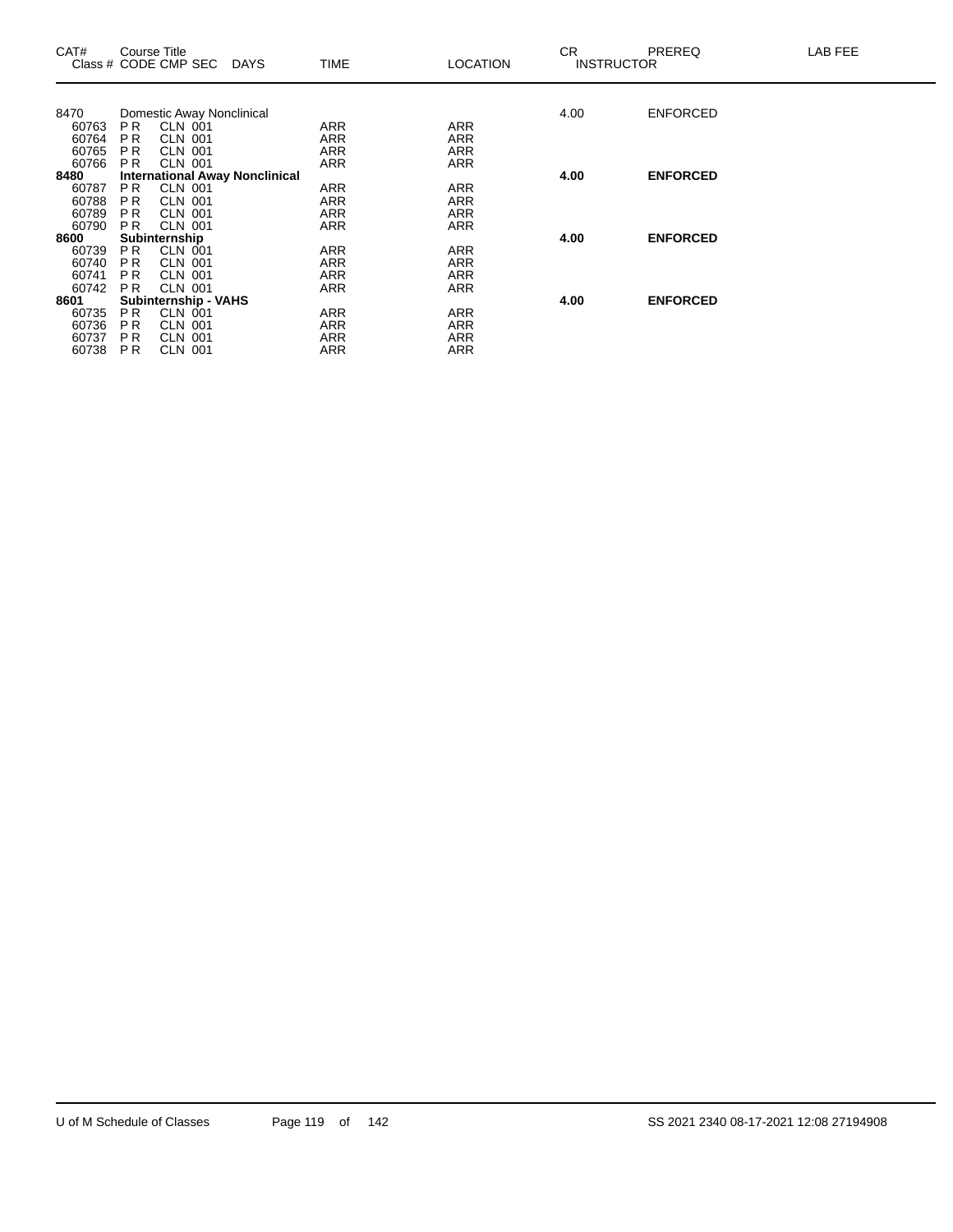| CAT# | Course Title<br>Class # CODE CMP SEC DAYS | TIME | LOCATION | CR<br>INSTRUCTOR | PREREQ | LAB FEE |
|---|---|---|---|---|---|---|
| 8470 | Domestic Away Nonclinical | | | 4.00 | ENFORCED | |
| 60763 | P R CLN 001 | ARR | ARR | | | |
| 60764 | P R CLN 001 | ARR | ARR | | | |
| 60765 | P R CLN 001 | ARR | ARR | | | |
| 60766 | P R CLN 001 | ARR | ARR | | | |
| **8480** | **International Away Nonclinical** | | | **4.00** | **ENFORCED** | |
| 60787 | P R CLN 001 | ARR | ARR | | | |
| 60788 | P R CLN 001 | ARR | ARR | | | |
| 60789 | P R CLN 001 | ARR | ARR | | | |
| 60790 | P R CLN 001 | ARR | ARR | | | |
| **8600** | **Subinternship** | | | **4.00** | **ENFORCED** | |
| 60739 | P R CLN 001 | ARR | ARR | | | |
| 60740 | P R CLN 001 | ARR | ARR | | | |
| 60741 | P R CLN 001 | ARR | ARR | | | |
| 60742 | P R CLN 001 | ARR | ARR | | | |
| **8601** | **Subinternship - VAHS** | | | **4.00** | **ENFORCED** | |
| 60735 | P R CLN 001 | ARR | ARR | | | |
| 60736 | P R CLN 001 | ARR | ARR | | | |
| 60737 | P R CLN 001 | ARR | ARR | | | |
| 60738 | P R CLN 001 | ARR | ARR | | | |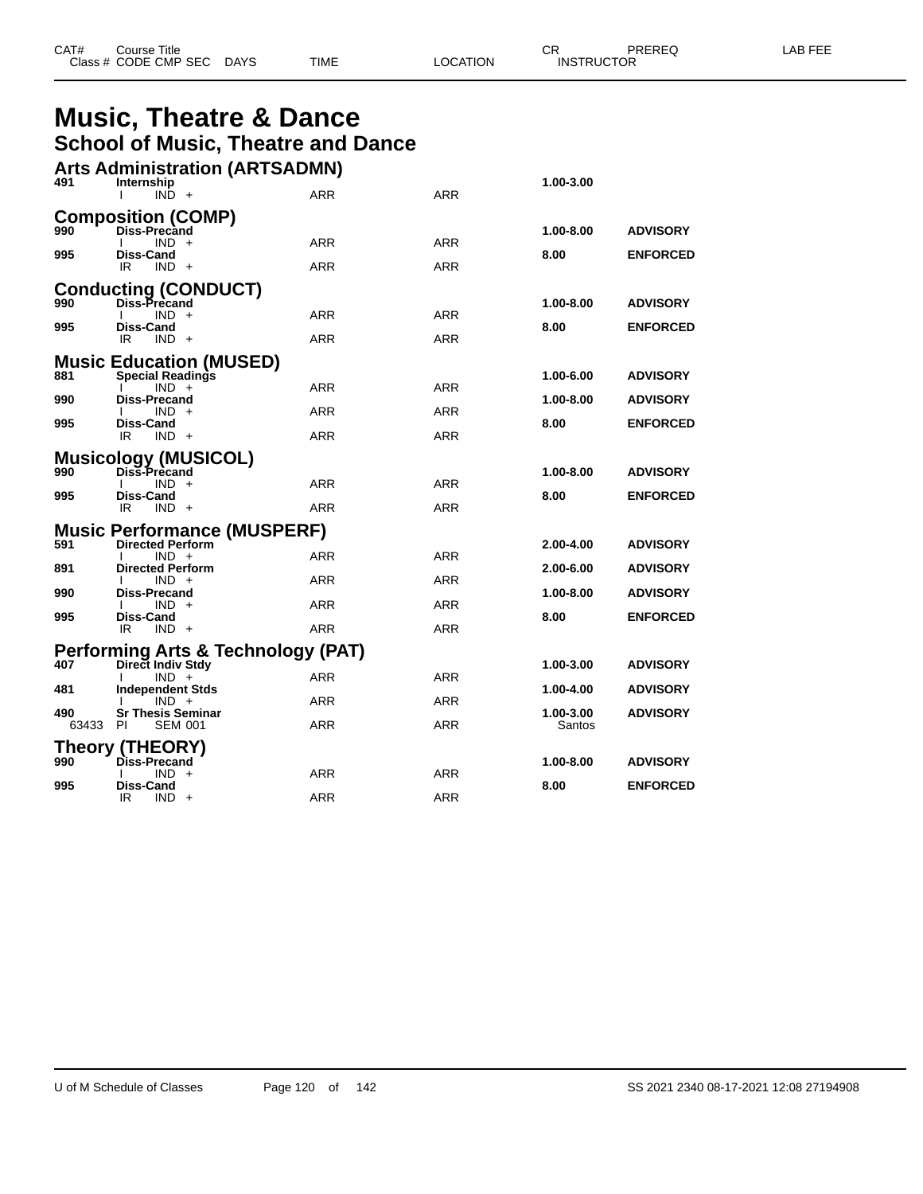# Music, Theatre & Dance

## School of Music, Theatre and Dance

| CAT# Class # | Course Title CODE CMP SEC | DAYS | TIME | LOCATION | CR INSTRUCTOR | PREREQ | LAB FEE |
|---|---|---|---|---|---|---|---|

### Arts Administration (ARTSADMN)

| CAT# Class # | Course Title CODE CMP SEC | DAYS | TIME | LOCATION | CR INSTRUCTOR | PREREQ | LAB FEE |
|---|---|---|---|---|---|---|---|
| **491** | **Internship** | | | | **1.00-3.00** | | |
| | I IND + | | ARR | ARR | | | |

### Composition (COMP)

| CAT# Class # | Course Title CODE CMP SEC | DAYS | TIME | LOCATION | CR INSTRUCTOR | PREREQ | LAB FEE |
|---|---|---|---|---|---|---|---|
| **990** | **Diss-Precand** | | | | **1.00-8.00** | **ADVISORY** | |
| | I IND + | | ARR | ARR | | | |
| **995** | **Diss-Cand** | | | | **8.00** | **ENFORCED** | |
| | IR IND + | | ARR | ARR | | | |

### Conducting (CONDUCT)

| CAT# Class # | Course Title CODE CMP SEC | DAYS | TIME | LOCATION | CR INSTRUCTOR | PREREQ | LAB FEE |
|---|---|---|---|---|---|---|---|
| **990** | **Diss-Precand** | | | | **1.00-8.00** | **ADVISORY** | |
| | I IND + | | ARR | ARR | | | |
| **995** | **Diss-Cand** | | | | **8.00** | **ENFORCED** | |
| | IR IND + | | ARR | ARR | | | |

### Music Education (MUSED)

| CAT# Class # | Course Title CODE CMP SEC | DAYS | TIME | LOCATION | CR INSTRUCTOR | PREREQ | LAB FEE |
|---|---|---|---|---|---|---|---|
| **881** | **Special Readings** | | | | **1.00-6.00** | **ADVISORY** | |
| | I IND + | | ARR | ARR | | | |
| **990** | **Diss-Precand** | | | | **1.00-8.00** | **ADVISORY** | |
| | I IND + | | ARR | ARR | | | |
| **995** | **Diss-Cand** | | | | **8.00** | **ENFORCED** | |
| | IR IND + | | ARR | ARR | | | |

### Musicology (MUSICOL)

| CAT# Class # | Course Title CODE CMP SEC | DAYS | TIME | LOCATION | CR INSTRUCTOR | PREREQ | LAB FEE |
|---|---|---|---|---|---|---|---|
| **990** | **Diss-Precand** | | | | **1.00-8.00** | **ADVISORY** | |
| | I IND + | | ARR | ARR | | | |
| **995** | **Diss-Cand** | | | | **8.00** | **ENFORCED** | |
| | IR IND + | | ARR | ARR | | | |

### Music Performance (MUSPERF)

| CAT# Class # | Course Title CODE CMP SEC | DAYS | TIME | LOCATION | CR INSTRUCTOR | PREREQ | LAB FEE |
|---|---|---|---|---|---|---|---|
| **591** | **Directed Perform** | | | | **2.00-4.00** | **ADVISORY** | |
| | I IND + | | ARR | ARR | | | |
| **891** | **Directed Perform** | | | | **2.00-6.00** | **ADVISORY** | |
| | I IND + | | ARR | ARR | | | |
| **990** | **Diss-Precand** | | | | **1.00-8.00** | **ADVISORY** | |
| | I IND + | | ARR | ARR | | | |
| **995** | **Diss-Cand** | | | | **8.00** | **ENFORCED** | |
| | IR IND + | | ARR | ARR | | | |

### Performing Arts & Technology (PAT)

| CAT# Class # | Course Title CODE CMP SEC | DAYS | TIME | LOCATION | CR INSTRUCTOR | PREREQ | LAB FEE |
|---|---|---|---|---|---|---|---|
| **407** | **Direct Indiv Stdy** | | | | **1.00-3.00** | **ADVISORY** | |
| | I IND + | | ARR | ARR | | | |
| **481** | **Independent Stds** | | | | **1.00-4.00** | **ADVISORY** | |
| | I IND + | | ARR | ARR | | | |
| **490** | **Sr Thesis Seminar** | | | | **1.00-3.00** | **ADVISORY** | |
| 63433 | PI SEM 001 | | ARR | ARR | Santos | | |

### Theory (THEORY)

| CAT# Class # | Course Title CODE CMP SEC | DAYS | TIME | LOCATION | CR INSTRUCTOR | PREREQ | LAB FEE |
|---|---|---|---|---|---|---|---|
| **990** | **Diss-Precand** | | | | **1.00-8.00** | **ADVISORY** | |
| | I IND + | | ARR | ARR | | | |
| **995** | **Diss-Cand** | | | | **8.00** | **ENFORCED** | |
| | IR IND + | | ARR | ARR | | | |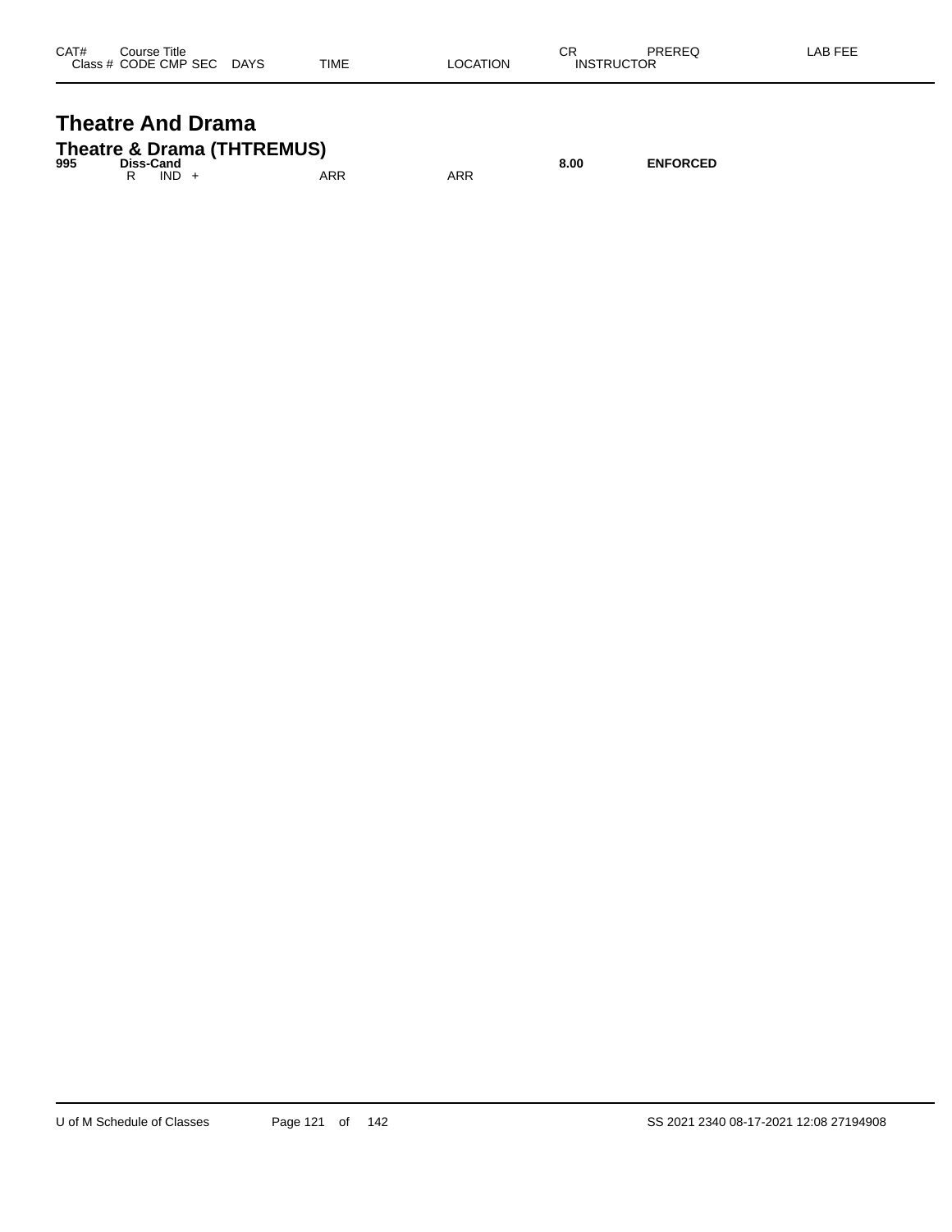| CAT# | Course Title<br>Class # CODE CMP SEC DAYS | TIME | LOCATION | CR<br>INSTRUCTOR | PREREQ | LAB FEE |
|---|---|---|---|---|---|---|

# Theatre And Drama

## Theatre & Drama (THTREMUS)

| CAT# | Course Title / Class # CODE CMP SEC DAYS | TIME | LOCATION | CR / INSTRUCTOR | PREREQ | LAB FEE |
|---|---|---|---|---|---|---|
| **995** | **Diss-Cand** | | | **8.00** | **ENFORCED** | |
| | R IND + | ARR | ARR | | | |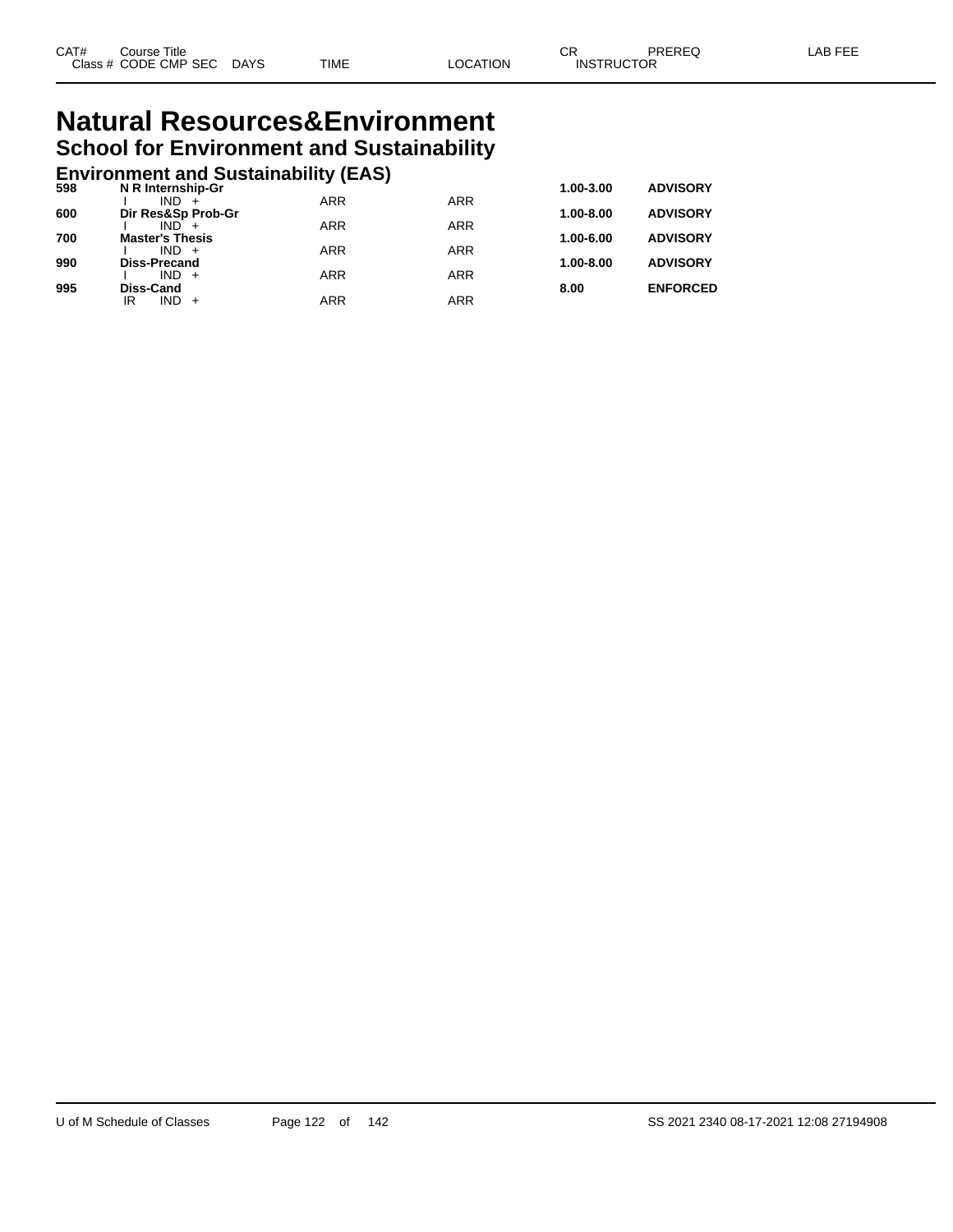| CAT# | Course Title | | | | | | CR | PREREQ | LAB FEE |
|---|---|---|---|---|---|---|---|---|---|
| Class # | CODE | CMP | SEC | DAYS | TIME | LOCATION | INSTRUCTOR | | |

# Natural Resources&Environment

## School for Environment and Sustainability

### Environment and Sustainability (EAS)

| CAT# | Course Title | | | | TIME | LOCATION | CR | PREREQ |
|---|---|---|---|---|---|---|---|---|
| **598** | **N R Internship-Gr** | | | | | | **1.00-3.00** | **ADVISORY** |
| | I | IND | + | | ARR | ARR | | |
| **600** | **Dir Res&Sp Prob-Gr** | | | | | | **1.00-8.00** | **ADVISORY** |
| | I | IND | + | | ARR | ARR | | |
| **700** | **Master's Thesis** | | | | | | **1.00-6.00** | **ADVISORY** |
| | I | IND | + | | ARR | ARR | | |
| **990** | **Diss-Precand** | | | | | | **1.00-8.00** | **ADVISORY** |
| | I | IND | + | | ARR | ARR | | |
| **995** | **Diss-Cand** | | | | | | **8.00** | **ENFORCED** |
| | IR | IND | + | | ARR | ARR | | |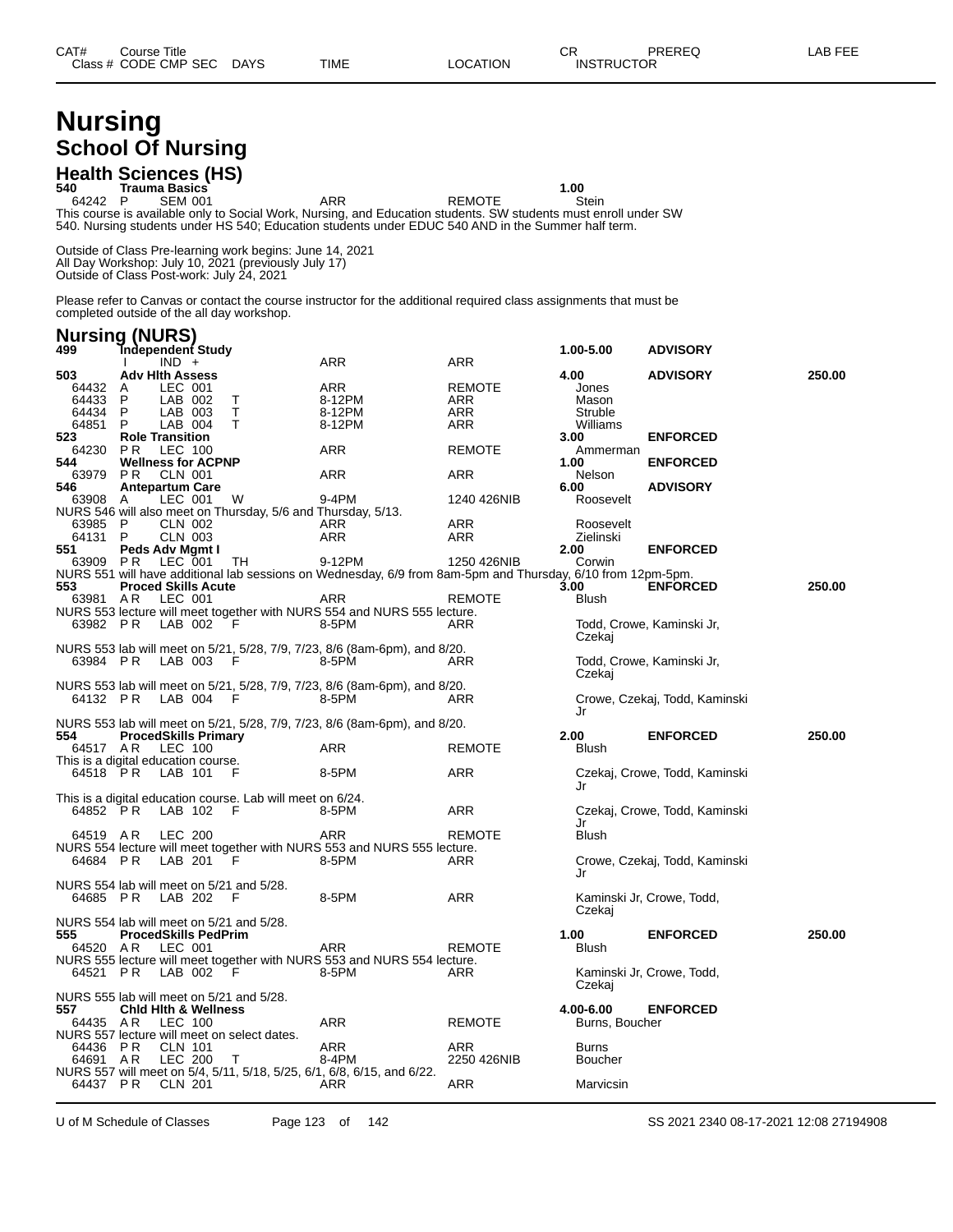# Nursing

## School Of Nursing

### Health Sciences (HS)

| CAT# | Course Title / Class # | CODE | CMP | SEC | DAYS | TIME | LOCATION | CR / INSTRUCTOR | PREREQ | LAB FEE |
|---|---|---|---|---|---|---|---|---|---|---|
| 540 | Trauma Basics | | | | | | | 1.00 | | |
| | 64242 | P | SEM | 001 | | ARR | REMOTE | Stein | | |

This course is available only to Social Work, Nursing, and Education students. SW students must enroll under SW 540. Nursing students under HS 540; Education students under EDUC 540 AND in the Summer half term.

Outside of Class Pre-learning work begins: June 14, 2021
All Day Workshop: July 10, 2021 (previously July 17)
Outside of Class Post-work: July 24, 2021

Please refer to Canvas or contact the course instructor for the additional required class assignments that must be completed outside of the all day workshop.

### Nursing (NURS)

| CAT# | Course Title / Class # | CODE | CMP | SEC | DAYS | TIME | LOCATION | CR / INSTRUCTOR | PREREQ | LAB FEE |
|---|---|---|---|---|---|---|---|---|---|---|
| 499 | Independent Study | | | | | | | 1.00-5.00 | ADVISORY | |
| | | I | IND | + | | ARR | ARR | | | |
| 503 | Adv Hlth Assess | | | | | | | 4.00 | ADVISORY | 250.00 |
| | 64432 | A | LEC | 001 | | ARR | REMOTE | Jones | | |
| | 64433 | P | LAB | 002 | T | 8-12PM | ARR | Mason | | |
| | 64434 | P | LAB | 003 | T | 8-12PM | ARR | Struble | | |
| | 64851 | P | LAB | 004 | T | 8-12PM | ARR | Williams | | |
| 523 | Role Transition | | | | | | | 3.00 | ENFORCED | |
| | 64230 | PR | LEC | 100 | | ARR | REMOTE | Ammerman | | |
| 544 | Wellness for ACPNP | | | | | | | 1.00 | ENFORCED | |
| | 63979 | PR | CLN | 001 | | ARR | ARR | Nelson | | |
| 546 | Antepartum Care | | | | | | | 6.00 | ADVISORY | |
| | 63908 | A | LEC | 001 | W | 9-4PM | 1240 426NIB | Roosevelt | | |

NURS 546 will also meet on Thursday, 5/6 and Thursday, 5/13.

| CAT# | Course Title / Class # | CODE | CMP | SEC | DAYS | TIME | LOCATION | CR / INSTRUCTOR | PREREQ | LAB FEE |
|---|---|---|---|---|---|---|---|---|---|---|
| | 63985 | P | CLN | 002 | | ARR | ARR | Roosevelt | | |
| | 64131 | P | CLN | 003 | | ARR | ARR | Zielinski | | |
| 551 | Peds Adv Mgmt I | | | | | | | 2.00 | ENFORCED | |
| | 63909 | PR | LEC | 001 | TH | 9-12PM | 1250 426NIB | Corwin | | |

NURS 551 will have additional lab sessions on Wednesday, 6/9 from 8am-5pm and Thursday, 6/10 from 12pm-5pm.

| CAT# | Course Title / Class # | CODE | CMP | SEC | DAYS | TIME | LOCATION | CR / INSTRUCTOR | PREREQ | LAB FEE |
|---|---|---|---|---|---|---|---|---|---|---|
| 553 | Proced Skills Acute | | | | | | | 3.00 | ENFORCED | 250.00 |
| | 63981 | AR | LEC | 001 | | ARR | REMOTE | Blush | | |

NURS 553 lecture will meet together with NURS 554 and NURS 555 lecture.

| CAT# | Course Title / Class # | CODE | CMP | SEC | DAYS | TIME | LOCATION | CR / INSTRUCTOR | PREREQ | LAB FEE |
|---|---|---|---|---|---|---|---|---|---|---|
| | 63982 | PR | LAB | 002 | F | 8-5PM | ARR | Todd, Crowe, Kaminski Jr, Czekaj | | |

NURS 553 lab will meet on 5/21, 5/28, 7/9, 7/23, 8/6 (8am-6pm), and 8/20.

| CAT# | Course Title / Class # | CODE | CMP | SEC | DAYS | TIME | LOCATION | CR / INSTRUCTOR | PREREQ | LAB FEE |
|---|---|---|---|---|---|---|---|---|---|---|
| | 63984 | PR | LAB | 003 | F | 8-5PM | ARR | Todd, Crowe, Kaminski Jr, Czekaj | | |

NURS 553 lab will meet on 5/21, 5/28, 7/9, 7/23, 8/6 (8am-6pm), and 8/20.

| CAT# | Course Title / Class # | CODE | CMP | SEC | DAYS | TIME | LOCATION | CR / INSTRUCTOR | PREREQ | LAB FEE |
|---|---|---|---|---|---|---|---|---|---|---|
| | 64132 | PR | LAB | 004 | F | 8-5PM | ARR | Crowe, Czekaj, Todd, Kaminski Jr | | |

NURS 553 lab will meet on 5/21, 5/28, 7/9, 7/23, 8/6 (8am-6pm), and 8/20.

| CAT# | Course Title / Class # | CODE | CMP | SEC | DAYS | TIME | LOCATION | CR / INSTRUCTOR | PREREQ | LAB FEE |
|---|---|---|---|---|---|---|---|---|---|---|
| 554 | ProcedSkills Primary | | | | | | | 2.00 | ENFORCED | 250.00 |
| | 64517 | AR | LEC | 100 | | ARR | REMOTE | Blush | | |

This is a digital education course.

| CAT# | Course Title / Class # | CODE | CMP | SEC | DAYS | TIME | LOCATION | CR / INSTRUCTOR | PREREQ | LAB FEE |
|---|---|---|---|---|---|---|---|---|---|---|
| | 64518 | PR | LAB | 101 | F | 8-5PM | ARR | Czekaj, Crowe, Todd, Kaminski Jr | | |

This is a digital education course. Lab will meet on 6/24.

| CAT# | Course Title / Class # | CODE | CMP | SEC | DAYS | TIME | LOCATION | CR / INSTRUCTOR | PREREQ | LAB FEE |
|---|---|---|---|---|---|---|---|---|---|---|
| | 64852 | PR | LAB | 102 | F | 8-5PM | ARR | Czekaj, Crowe, Todd, Kaminski Jr | | |
| | 64519 | AR | LEC | 200 | | ARR | REMOTE | Blush | | |

NURS 554 lecture will meet together with NURS 553 and NURS 555 lecture.

| CAT# | Course Title / Class # | CODE | CMP | SEC | DAYS | TIME | LOCATION | CR / INSTRUCTOR | PREREQ | LAB FEE |
|---|---|---|---|---|---|---|---|---|---|---|
| | 64684 | PR | LAB | 201 | F | 8-5PM | ARR | Crowe, Czekaj, Todd, Kaminski Jr | | |

NURS 554 lab will meet on 5/21 and 5/28.

| CAT# | Course Title / Class # | CODE | CMP | SEC | DAYS | TIME | LOCATION | CR / INSTRUCTOR | PREREQ | LAB FEE |
|---|---|---|---|---|---|---|---|---|---|---|
| | 64685 | PR | LAB | 202 | F | 8-5PM | ARR | Kaminski Jr, Crowe, Todd, Czekaj | | |

NURS 554 lab will meet on 5/21 and 5/28.

| CAT# | Course Title / Class # | CODE | CMP | SEC | DAYS | TIME | LOCATION | CR / INSTRUCTOR | PREREQ | LAB FEE |
|---|---|---|---|---|---|---|---|---|---|---|
| 555 | ProcedSkills PedPrim | | | | | | | 1.00 | ENFORCED | 250.00 |
| | 64520 | AR | LEC | 001 | | ARR | REMOTE | Blush | | |

NURS 555 lecture will meet together with NURS 553 and NURS 554 lecture.

| CAT# | Course Title / Class # | CODE | CMP | SEC | DAYS | TIME | LOCATION | CR / INSTRUCTOR | PREREQ | LAB FEE |
|---|---|---|---|---|---|---|---|---|---|---|
| | 64521 | PR | LAB | 002 | F | 8-5PM | ARR | Kaminski Jr, Crowe, Todd, Czekaj | | |

NURS 555 lab will meet on 5/21 and 5/28.

| CAT# | Course Title / Class # | CODE | CMP | SEC | DAYS | TIME | LOCATION | CR / INSTRUCTOR | PREREQ | LAB FEE |
|---|---|---|---|---|---|---|---|---|---|---|
| 557 | Chld Hlth & Wellness | | | | | | | 4.00-6.00 | ENFORCED | |
| | 64435 | AR | LEC | 100 | | ARR | REMOTE | Burns, Boucher | | |

NURS 557 lecture will meet on select dates.

| CAT# | Course Title / Class # | CODE | CMP | SEC | DAYS | TIME | LOCATION | CR / INSTRUCTOR | PREREQ | LAB FEE |
|---|---|---|---|---|---|---|---|---|---|---|
| | 64436 | PR | CLN | 101 | | ARR | ARR | Burns | | |
| | 64691 | AR | LEC | 200 | T | 8-4PM | 2250 426NIB | Boucher | | |

NURS 557 will meet on 5/4, 5/11, 5/18, 5/25, 6/1, 6/8, 6/15, and 6/22.

| CAT# | Course Title / Class # | CODE | CMP | SEC | DAYS | TIME | LOCATION | CR / INSTRUCTOR | PREREQ | LAB FEE |
|---|---|---|---|---|---|---|---|---|---|---|
| | 64437 | PR | CLN | 201 | | ARR | ARR | Marvicsin | | |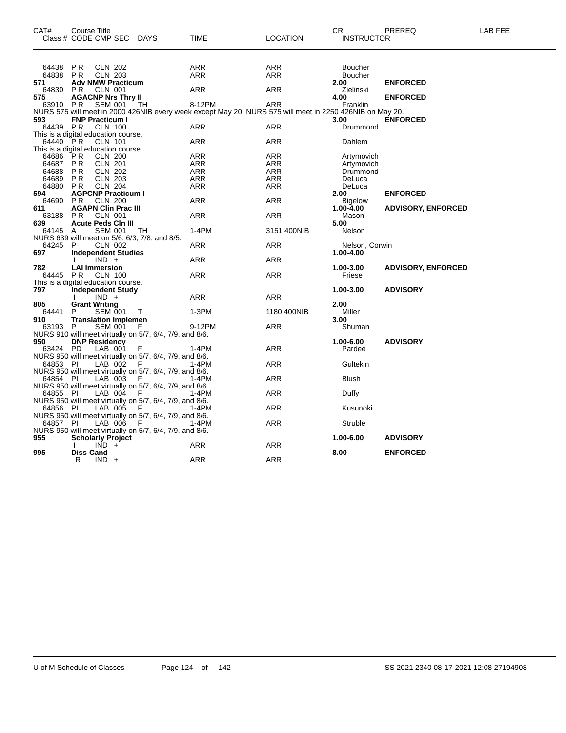| CAT# | Course Title Class # CODE CMP SEC DAYS | TIME | LOCATION | CR INSTRUCTOR | PREREQ | LAB FEE |
|---|---|---|---|---|---|---|
| 64438 | PR CLN 202 | ARR | ARR | Boucher | | |
| 64838 | PR CLN 203 | ARR | ARR | Boucher | | |
| **571** | **Adv NMW Practicum** | | | **2.00** | **ENFORCED** | |
| 64830 | PR CLN 001 | ARR | ARR | Zielinski | | |
| **575** | **AGACNP Nrs Thry II** | | | **4.00** | **ENFORCED** | |
| 63910 | PR SEM 001 TH | 8-12PM | ARR | Franklin | | |

NURS 575 will meet in 2000 426NIB every week except May 20. NURS 575 will meet in 2250 426NIB on May 20.

| CAT# | Course Title Class # CODE CMP SEC DAYS | TIME | LOCATION | CR INSTRUCTOR | PREREQ | LAB FEE |
|---|---|---|---|---|---|---|
| **593** | **FNP Practicum I** | | | **3.00** | **ENFORCED** | |
| 64439 | PR CLN 100 | ARR | ARR | Drummond | | |

This is a digital education course.

| CAT# | Course Title Class # CODE CMP SEC DAYS | TIME | LOCATION | CR INSTRUCTOR | PREREQ | LAB FEE |
|---|---|---|---|---|---|---|
| 64440 | PR CLN 101 | ARR | ARR | Dahlem | | |

This is a digital education course.

| CAT# | Course Title Class # CODE CMP SEC DAYS | TIME | LOCATION | CR INSTRUCTOR | PREREQ | LAB FEE |
|---|---|---|---|---|---|---|
| 64686 | PR CLN 200 | ARR | ARR | Artymovich | | |
| 64687 | PR CLN 201 | ARR | ARR | Artymovich | | |
| 64688 | PR CLN 202 | ARR | ARR | Drummond | | |
| 64689 | PR CLN 203 | ARR | ARR | DeLuca | | |
| 64880 | PR CLN 204 | ARR | ARR | DeLuca | | |
| **594** | **AGPCNP Practicum I** | | | **2.00** | **ENFORCED** | |
| 64690 | PR CLN 200 | ARR | ARR | Bigelow | | |
| **611** | **AGAPN Clin Prac III** | | | **1.00-4.00** | **ADVISORY, ENFORCED** | |
| 63188 | PR CLN 001 | ARR | ARR | Mason | | |
| **639** | **Acute Peds Cln III** | | | **5.00** | | |
| 64145 | A SEM 001 TH | 1-4PM | 3151 400NIB | Nelson | | |

NURS 639 will meet on 5/6, 6/3, 7/8, and 8/5.

| CAT# | Course Title Class # CODE CMP SEC DAYS | TIME | LOCATION | CR INSTRUCTOR | PREREQ | LAB FEE |
|---|---|---|---|---|---|---|
| 64245 | P CLN 002 | ARR | ARR | Nelson, Corwin | | |
| **697** | **Independent Studies** | | | **1.00-4.00** | | |
| | I IND + | ARR | ARR | | | |
| **782** | **LAI Immersion** | | | **1.00-3.00** | **ADVISORY, ENFORCED** | |
| 64445 | PR CLN 100 | ARR | ARR | Friese | | |

This is a digital education course.

| CAT# | Course Title Class # CODE CMP SEC DAYS | TIME | LOCATION | CR INSTRUCTOR | PREREQ | LAB FEE |
|---|---|---|---|---|---|---|
| **797** | **Independent Study** | | | **1.00-3.00** | **ADVISORY** | |
| | I IND + | ARR | ARR | | | |
| **805** | **Grant Writing** | | | **2.00** | | |
| 64441 | P SEM 001 T | 1-3PM | 1180 400NIB | Miller | | |
| **910** | **Translation Implemen** | | | **3.00** | | |
| 63193 | P SEM 001 F | 9-12PM | ARR | Shuman | | |

NURS 910 will meet virtually on 5/7, 6/4, 7/9, and 8/6.

| CAT# | Course Title Class # CODE CMP SEC DAYS | TIME | LOCATION | CR INSTRUCTOR | PREREQ | LAB FEE |
|---|---|---|---|---|---|---|
| **950** | **DNP Residency** | | | **1.00-6.00** | **ADVISORY** | |
| 63424 | PD LAB 001 F | 1-4PM | ARR | Pardee | | |

NURS 950 will meet virtually on 5/7, 6/4, 7/9, and 8/6.

| CAT# | Course Title Class # CODE CMP SEC DAYS | TIME | LOCATION | CR INSTRUCTOR | PREREQ | LAB FEE |
|---|---|---|---|---|---|---|
| 64853 | PI LAB 002 F | 1-4PM | ARR | Gultekin | | |

NURS 950 will meet virtually on 5/7, 6/4, 7/9, and 8/6.

| CAT# | Course Title Class # CODE CMP SEC DAYS | TIME | LOCATION | CR INSTRUCTOR | PREREQ | LAB FEE |
|---|---|---|---|---|---|---|
| 64854 | PI LAB 003 F | 1-4PM | ARR | Blush | | |

NURS 950 will meet virtually on 5/7, 6/4, 7/9, and 8/6.

| CAT# | Course Title Class # CODE CMP SEC DAYS | TIME | LOCATION | CR INSTRUCTOR | PREREQ | LAB FEE |
|---|---|---|---|---|---|---|
| 64855 | PI LAB 004 F | 1-4PM | ARR | Duffy | | |

NURS 950 will meet virtually on 5/7, 6/4, 7/9, and 8/6.

| CAT# | Course Title Class # CODE CMP SEC DAYS | TIME | LOCATION | CR INSTRUCTOR | PREREQ | LAB FEE |
|---|---|---|---|---|---|---|
| 64856 | PI LAB 005 F | 1-4PM | ARR | Kusunoki | | |

NURS 950 will meet virtually on 5/7, 6/4, 7/9, and 8/6.

| CAT# | Course Title Class # CODE CMP SEC DAYS | TIME | LOCATION | CR INSTRUCTOR | PREREQ | LAB FEE |
|---|---|---|---|---|---|---|
| 64857 | PI LAB 006 F | 1-4PM | ARR | Struble | | |

NURS 950 will meet virtually on 5/7, 6/4, 7/9, and 8/6.

| CAT# | Course Title Class # CODE CMP SEC DAYS | TIME | LOCATION | CR INSTRUCTOR | PREREQ | LAB FEE |
|---|---|---|---|---|---|---|
| **955** | **Scholarly Project** | | | **1.00-6.00** | **ADVISORY** | |
| | I IND + | ARR | ARR | | | |
| **995** | **Diss-Cand** | | | **8.00** | **ENFORCED** | |
| | R IND + | ARR | ARR | | | |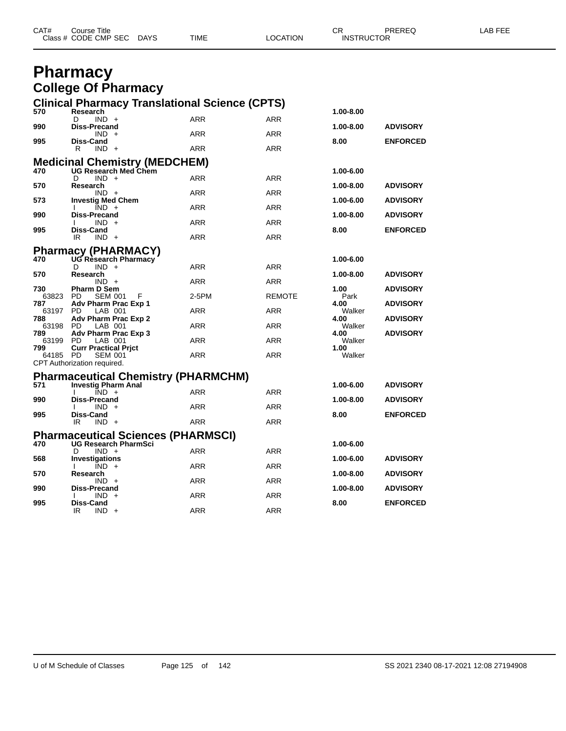# Pharmacy

## College Of Pharmacy

### Clinical Pharmacy Translational Science (CPTS)

| CAT# | Course Title / Class # CODE CMP SEC DAYS | TIME | LOCATION | CR / INSTRUCTOR | PREREQ | LAB FEE |
|---|---|---|---|---|---|---|
| 570 | **Research** | | | 1.00-8.00 | | |
| | D IND + | ARR | ARR | | | |
| 990 | **Diss-Precand** | | | 1.00-8.00 | ADVISORY | |
| | IND + | ARR | ARR | | | |
| 995 | **Diss-Cand** | | | 8.00 | ENFORCED | |
| | R IND + | ARR | ARR | | | |

### Medicinal Chemistry (MEDCHEM)

| CAT# | Course Title / Class # CODE CMP SEC DAYS | TIME | LOCATION | CR / INSTRUCTOR | PREREQ | LAB FEE |
|---|---|---|---|---|---|---|
| 470 | **UG Research Med Chem** | | | 1.00-6.00 | | |
| | D IND + | ARR | ARR | | | |
| 570 | **Research** | | | 1.00-8.00 | ADVISORY | |
| | IND + | ARR | ARR | | | |
| 573 | **Investig Med Chem** | | | 1.00-6.00 | ADVISORY | |
| | I IND + | ARR | ARR | | | |
| 990 | **Diss-Precand** | | | 1.00-8.00 | ADVISORY | |
| | I IND + | ARR | ARR | | | |
| 995 | **Diss-Cand** | | | 8.00 | ENFORCED | |
| | IR IND + | ARR | ARR | | | |

### Pharmacy (PHARMACY)

| CAT# | Course Title / Class # CODE CMP SEC DAYS | TIME | LOCATION | CR / INSTRUCTOR | PREREQ | LAB FEE |
|---|---|---|---|---|---|---|
| 470 | **UG Research Pharmacy** | | | 1.00-6.00 | | |
| | D IND + | ARR | ARR | | | |
| 570 | **Research** | | | 1.00-8.00 | ADVISORY | |
| | IND + | ARR | ARR | | | |
| 730 | **Pharm D Sem** | | | 1.00 | ADVISORY | |
| 63823 | PD SEM 001 F | 2-5PM | REMOTE | Park | | |
| 787 | **Adv Pharm Prac Exp 1** | | | 4.00 | ADVISORY | |
| 63197 | PD LAB 001 | ARR | ARR | Walker | | |
| 788 | **Adv Pharm Prac Exp 2** | | | 4.00 | ADVISORY | |
| 63198 | PD LAB 001 | ARR | ARR | Walker | | |
| 789 | **Adv Pharm Prac Exp 3** | | | 4.00 | ADVISORY | |
| 63199 | PD LAB 001 | ARR | ARR | Walker | | |
| 799 | **Curr Practical Prjct** | | | 1.00 | | |
| 64185 | PD SEM 001 | ARR | ARR | Walker | | |

CPT Authorization required.

### Pharmaceutical Chemistry (PHARMCHM)

| CAT# | Course Title / Class # CODE CMP SEC DAYS | TIME | LOCATION | CR / INSTRUCTOR | PREREQ | LAB FEE |
|---|---|---|---|---|---|---|
| 571 | **Investig Pharm Anal** | | | 1.00-6.00 | ADVISORY | |
| | I IND + | ARR | ARR | | | |
| 990 | **Diss-Precand** | | | 1.00-8.00 | ADVISORY | |
| | I IND + | ARR | ARR | | | |
| 995 | **Diss-Cand** | | | 8.00 | ENFORCED | |
| | IR IND + | ARR | ARR | | | |

### Pharmaceutical Sciences (PHARMSCI)

| CAT# | Course Title / Class # CODE CMP SEC DAYS | TIME | LOCATION | CR / INSTRUCTOR | PREREQ | LAB FEE |
|---|---|---|---|---|---|---|
| 470 | **UG Research PharmSci** | | | 1.00-6.00 | | |
| | D IND + | ARR | ARR | | | |
| 568 | **Investigations** | | | 1.00-6.00 | ADVISORY | |
| | I IND + | ARR | ARR | | | |
| 570 | **Research** | | | 1.00-8.00 | ADVISORY | |
| | IND + | ARR | ARR | | | |
| 990 | **Diss-Precand** | | | 1.00-8.00 | ADVISORY | |
| | I IND + | ARR | ARR | | | |
| 995 | **Diss-Cand** | | | 8.00 | ENFORCED | |
| | IR IND + | ARR | ARR | | | |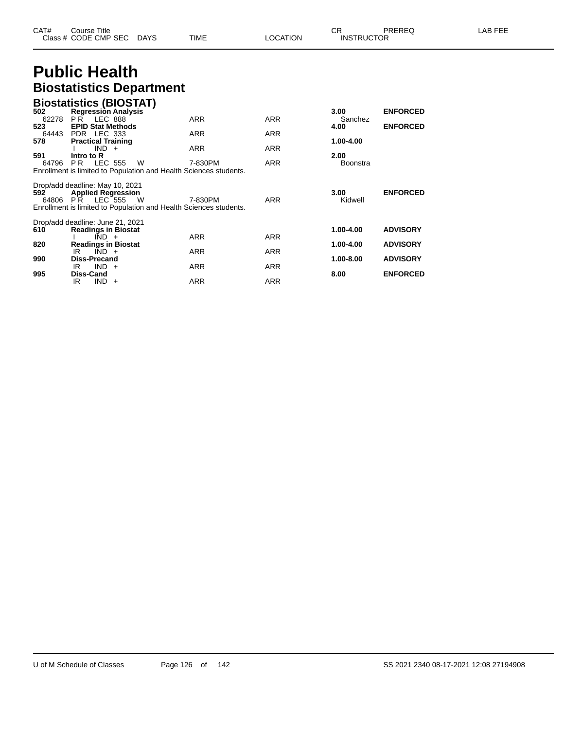# Public Health

## Biostatistics Department

### Biostatistics (BIOSTAT)

| CAT# / Class # | Course Title / CODE CMP SEC | DAYS | TIME | LOCATION | CR / INSTRUCTOR | PREREQ | LAB FEE |
|---|---|---|---|---|---|---|---|
| **502** | **Regression Analysis** | | | | **3.00** | **ENFORCED** | |
| 62278 | P R LEC 888 | | ARR | ARR | Sanchez | | |
| **523** | **EPID Stat Methods** | | | | **4.00** | **ENFORCED** | |
| 64443 | PDR LEC 333 | | ARR | ARR | | | |
| **578** | **Practical Training** | | | | **1.00-4.00** | | |
| | I IND + | | ARR | ARR | | | |
| **591** | **Intro to R** | | | | **2.00** | | |
| 64796 | P R LEC 555 | W | 7-830PM | ARR | Boonstra | | |

Enrollment is limited to Population and Health Sciences students.

Drop/add deadline: May 10, 2021

| CAT# / Class # | Course Title / CODE CMP SEC | DAYS | TIME | LOCATION | CR / INSTRUCTOR | PREREQ | LAB FEE |
|---|---|---|---|---|---|---|---|
| **592** | **Applied Regression** | | | | **3.00** | **ENFORCED** | |
| 64806 | P R LEC 555 | W | 7-830PM | ARR | Kidwell | | |

Enrollment is limited to Population and Health Sciences students.

Drop/add deadline: June 21, 2021

| CAT# / Class # | Course Title / CODE CMP SEC | DAYS | TIME | LOCATION | CR / INSTRUCTOR | PREREQ | LAB FEE |
|---|---|---|---|---|---|---|---|
| **610** | **Readings in Biostat** | | | | **1.00-4.00** | **ADVISORY** | |
| | I IND + | | ARR | ARR | | | |
| **820** | **Readings in Biostat** | | | | **1.00-4.00** | **ADVISORY** | |
| | IR IND + | | ARR | ARR | | | |
| **990** | **Diss-Precand** | | | | **1.00-8.00** | **ADVISORY** | |
| | IR IND + | | ARR | ARR | | | |
| **995** | **Diss-Cand** | | | | **8.00** | **ENFORCED** | |
| | IR IND + | | ARR | ARR | | | |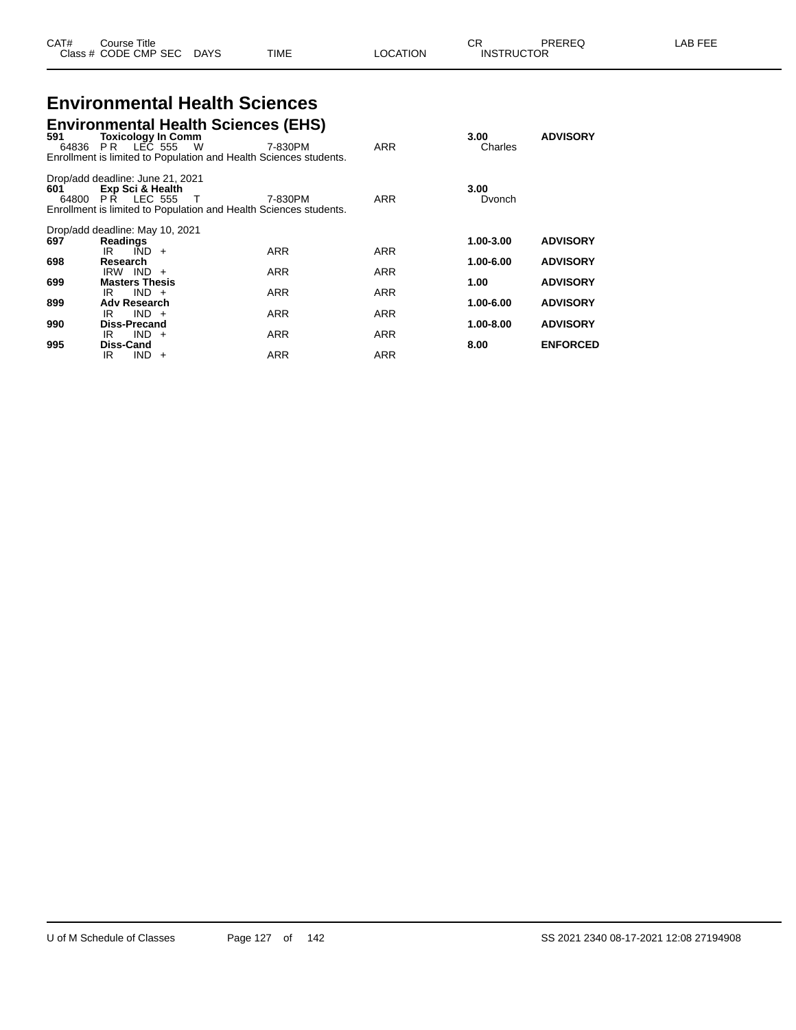# Environmental Health Sciences

## Environmental Health Sciences (EHS)

| CAT# / Class # | Course Title / CODE CMP SEC | DAYS | TIME | LOCATION | CR / INSTRUCTOR | PREREQ | LAB FEE |
|---|---|---|---|---|---|---|---|
| **591** | **Toxicology In Comm** | | | | **3.00** | **ADVISORY** | |
| 64836 | P R LEC 555 | W | 7-830PM | ARR | Charles | | |

Enrollment is limited to Population and Health Sciences students.

Drop/add deadline: June 21, 2021

| CAT# / Class # | Course Title / CODE CMP SEC | DAYS | TIME | LOCATION | CR / INSTRUCTOR | PREREQ | LAB FEE |
|---|---|---|---|---|---|---|---|
| **601** | **Exp Sci & Health** | | | | **3.00** | | |
| 64800 | P R LEC 555 | T | 7-830PM | ARR | Dvonch | | |

Enrollment is limited to Population and Health Sciences students.

Drop/add deadline: May 10, 2021

| CAT# / Class # | Course Title / CODE CMP SEC | DAYS | TIME | LOCATION | CR / INSTRUCTOR | PREREQ | LAB FEE |
|---|---|---|---|---|---|---|---|
| **697** | **Readings** | | | | **1.00-3.00** | **ADVISORY** | |
| | IR IND + | | ARR | ARR | | | |
| **698** | **Research** | | | | **1.00-6.00** | **ADVISORY** | |
| | IRW IND + | | ARR | ARR | | | |
| **699** | **Masters Thesis** | | | | **1.00** | **ADVISORY** | |
| | IR IND + | | ARR | ARR | | | |
| **899** | **Adv Research** | | | | **1.00-6.00** | **ADVISORY** | |
| | IR IND + | | ARR | ARR | | | |
| **990** | **Diss-Precand** | | | | **1.00-8.00** | **ADVISORY** | |
| | IR IND + | | ARR | ARR | | | |
| **995** | **Diss-Cand** | | | | **8.00** | **ENFORCED** | |
| | IR IND + | | ARR | ARR | | | |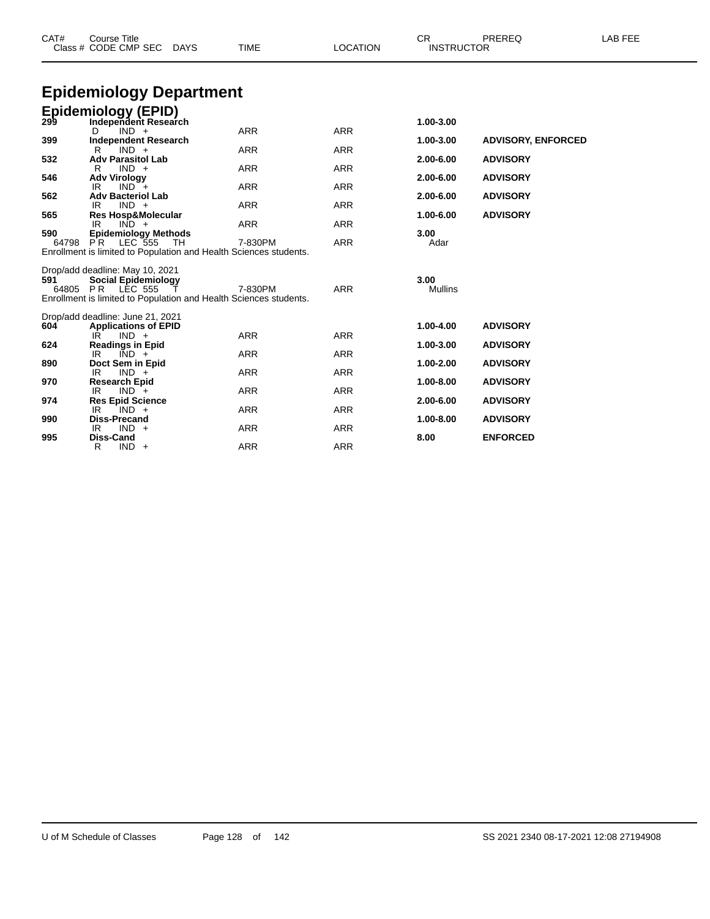| CAT# | Course Title<br>Class # CODE CMP SEC DAYS | TIME | LOCATION | CR<br>INSTRUCTOR | PREREQ | LAB FEE |
|---|---|---|---|---|---|---|

# Epidemiology Department

## Epidemiology (EPID)

| CAT# | Course Title / Class # CODE CMP SEC DAYS | TIME | LOCATION | CR / INSTRUCTOR | PREREQ | LAB FEE |
|---|---|---|---|---|---|---|
| 299 | **Independent Research** | | | 1.00-3.00 | | |
| | D IND + | ARR | ARR | | | |
| 399 | **Independent Research** | | | 1.00-3.00 | ADVISORY, ENFORCED | |
| | R IND + | ARR | ARR | | | |
| 532 | **Adv Parasitol Lab** | | | 2.00-6.00 | ADVISORY | |
| | R IND + | ARR | ARR | | | |
| 546 | **Adv Virology** | | | 2.00-6.00 | ADVISORY | |
| | IR IND + | ARR | ARR | | | |
| 562 | **Adv Bacteriol Lab** | | | 2.00-6.00 | ADVISORY | |
| | IR IND + | ARR | ARR | | | |
| 565 | **Res Hosp&Molecular** | | | 1.00-6.00 | ADVISORY | |
| | IR IND + | ARR | ARR | | | |
| 590 | **Epidemiology Methods** | | | 3.00 | | |
| 64798 | P R LEC 555 TH | 7-830PM | ARR | Adar | | |

Enrollment is limited to Population and Health Sciences students.

Drop/add deadline: May 10, 2021

| CAT# | Course Title / Class # CODE CMP SEC DAYS | TIME | LOCATION | CR / INSTRUCTOR | PREREQ | LAB FEE |
|---|---|---|---|---|---|---|
| 591 | **Social Epidemiology** | | | 3.00 | | |
| 64805 | P R LEC 555 T | 7-830PM | ARR | Mullins | | |

Enrollment is limited to Population and Health Sciences students.

Drop/add deadline: June 21, 2021

| CAT# | Course Title / Class # CODE CMP SEC DAYS | TIME | LOCATION | CR / INSTRUCTOR | PREREQ | LAB FEE |
|---|---|---|---|---|---|---|
| 604 | **Applications of EPID** | | | 1.00-4.00 | ADVISORY | |
| | IR IND + | ARR | ARR | | | |
| 624 | **Readings in Epid** | | | 1.00-3.00 | ADVISORY | |
| | IR IND + | ARR | ARR | | | |
| 890 | **Doct Sem in Epid** | | | 1.00-2.00 | ADVISORY | |
| | IR IND + | ARR | ARR | | | |
| 970 | **Research Epid** | | | 1.00-8.00 | ADVISORY | |
| | IR IND + | ARR | ARR | | | |
| 974 | **Res Epid Science** | | | 2.00-6.00 | ADVISORY | |
| | IR IND + | ARR | ARR | | | |
| 990 | **Diss-Precand** | | | 1.00-8.00 | ADVISORY | |
| | IR IND + | ARR | ARR | | | |
| 995 | **Diss-Cand** | | | 8.00 | ENFORCED | |
| | R IND + | ARR | ARR | | | |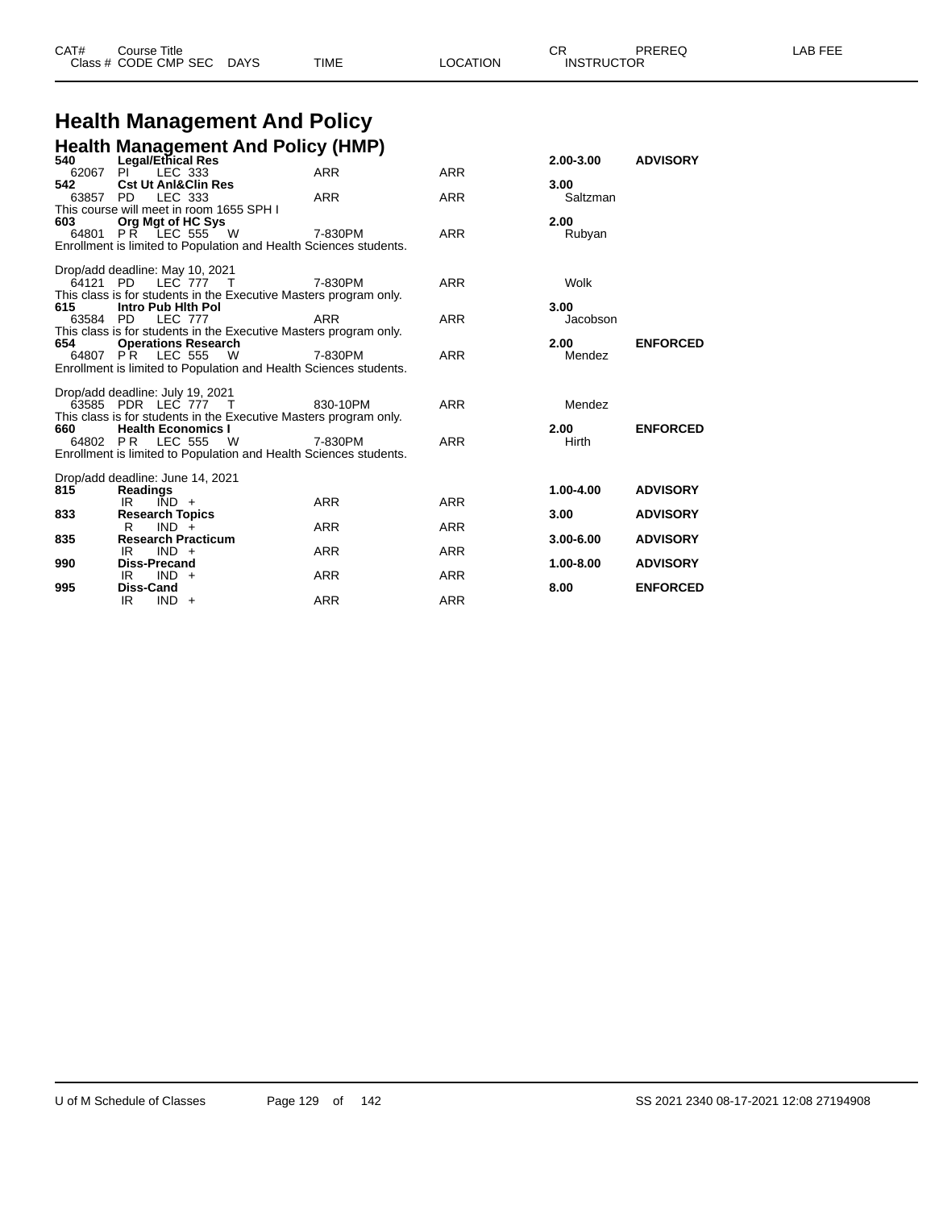# Health Management And Policy

## Health Management And Policy (HMP)

| CAT# / Class # | Course Title / CODE CMP SEC | DAYS | TIME | LOCATION | CR / INSTRUCTOR | PREREQ | LAB FEE |
|---|---|---|---|---|---|---|---|
| **540** | **Legal/Ethical Res** | | | | **2.00-3.00** | **ADVISORY** | |
| 62067 | PI LEC 333 | | ARR | ARR | | | |
| **542** | **Cst Ut Anl&Clin Res** | | | | **3.00** | | |
| 63857 | PD LEC 333 | | ARR | ARR | Saltzman | | |
| | This course will meet in room 1655 SPH I | | | | | | |
| **603** | **Org Mgt of HC Sys** | | | | **2.00** | | |
| 64801 | P R LEC 555 | W | 7-830PM | ARR | Rubyan | | |
| | Enrollment is limited to Population and Health Sciences students. | | | | | | |
| | Drop/add deadline: May 10, 2021 | | | | | | |
| 64121 | PD LEC 777 | T | 7-830PM | ARR | Wolk | | |
| | This class is for students in the Executive Masters program only. | | | | | | |
| **615** | **Intro Pub Hlth Pol** | | | | **3.00** | | |
| 63584 | PD LEC 777 | | ARR | ARR | Jacobson | | |
| | This class is for students in the Executive Masters program only. | | | | | | |
| **654** | **Operations Research** | | | | **2.00** | **ENFORCED** | |
| 64807 | P R LEC 555 | W | 7-830PM | ARR | Mendez | | |
| | Enrollment is limited to Population and Health Sciences students. | | | | | | |
| | Drop/add deadline: July 19, 2021 | | | | | | |
| 63585 | PDR LEC 777 | T | 830-10PM | ARR | Mendez | | |
| | This class is for students in the Executive Masters program only. | | | | | | |
| **660** | **Health Economics I** | | | | **2.00** | **ENFORCED** | |
| 64802 | P R LEC 555 | W | 7-830PM | ARR | Hirth | | |
| | Enrollment is limited to Population and Health Sciences students. | | | | | | |
| | Drop/add deadline: June 14, 2021 | | | | | | |
| **815** | **Readings** | | | | **1.00-4.00** | **ADVISORY** | |
| | IR IND + | | ARR | ARR | | | |
| **833** | **Research Topics** | | | | **3.00** | **ADVISORY** | |
| | R IND + | | ARR | ARR | | | |
| **835** | **Research Practicum** | | | | **3.00-6.00** | **ADVISORY** | |
| | IR IND + | | ARR | ARR | | | |
| **990** | **Diss-Precand** | | | | **1.00-8.00** | **ADVISORY** | |
| | IR IND + | | ARR | ARR | | | |
| **995** | **Diss-Cand** | | | | **8.00** | **ENFORCED** | |
| | IR IND + | | ARR | ARR | | | |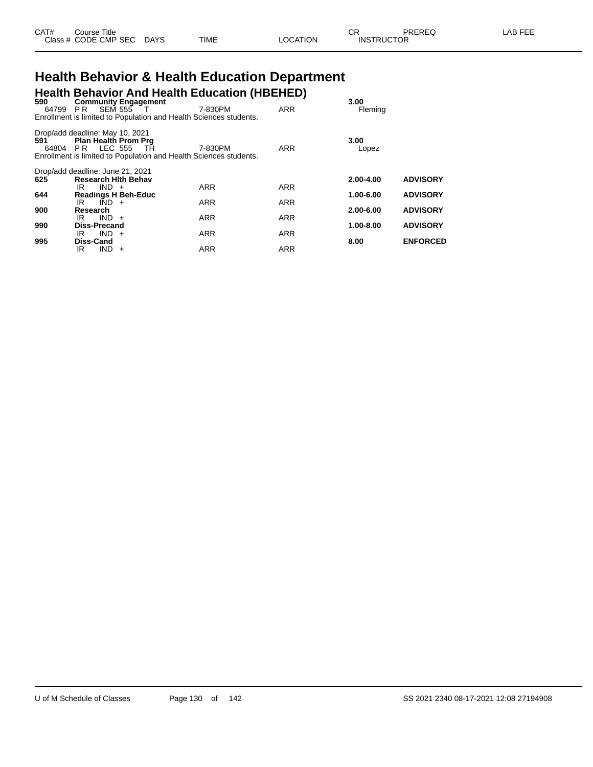| CAT# | Course Title | | | | | CR | PREREQ | LAB FEE |
|---|---|---|---|---|---|---|---|---|
| Class # | CODE CMP SEC | DAYS | TIME | LOCATION | INSTRUCTOR | | | |

# Health Behavior & Health Education Department

## Health Behavior And Health Education (HBEHED)

| CAT# | Course Title / Class # CODE CMP SEC | DAYS | TIME | LOCATION | CR / INSTRUCTOR | PREREQ |
|---|---|---|---|---|---|---|
| **590** | **Community Engagement** | | | | **3.00** | |
| 64799 | P R SEM 555 | T | 7-830PM | ARR | Fleming | |

Enrollment is limited to Population and Health Sciences students.

Drop/add deadline: May 10, 2021

| CAT# | Course Title / Class # CODE CMP SEC | DAYS | TIME | LOCATION | CR / INSTRUCTOR | PREREQ |
|---|---|---|---|---|---|---|
| **591** | **Plan Health Prom Prg** | | | | **3.00** | |
| 64804 | P R LEC 555 | TH | 7-830PM | ARR | Lopez | |

Enrollment is limited to Population and Health Sciences students.

Drop/add deadline: June 21, 2021

| CAT# | Course Title / Class # CODE CMP SEC | DAYS | TIME | LOCATION | CR / INSTRUCTOR | PREREQ |
|---|---|---|---|---|---|---|
| **625** | **Research Hlth Behav** | | | | **2.00-4.00** | **ADVISORY** |
| | IR IND + | | ARR | ARR | | |
| **644** | **Readings H Beh-Educ** | | | | **1.00-6.00** | **ADVISORY** |
| | IR IND + | | ARR | ARR | | |
| **900** | **Research** | | | | **2.00-6.00** | **ADVISORY** |
| | IR IND + | | ARR | ARR | | |
| **990** | **Diss-Precand** | | | | **1.00-8.00** | **ADVISORY** |
| | IR IND + | | ARR | ARR | | |
| **995** | **Diss-Cand** | | | | **8.00** | **ENFORCED** |
| | IR IND + | | ARR | ARR | | |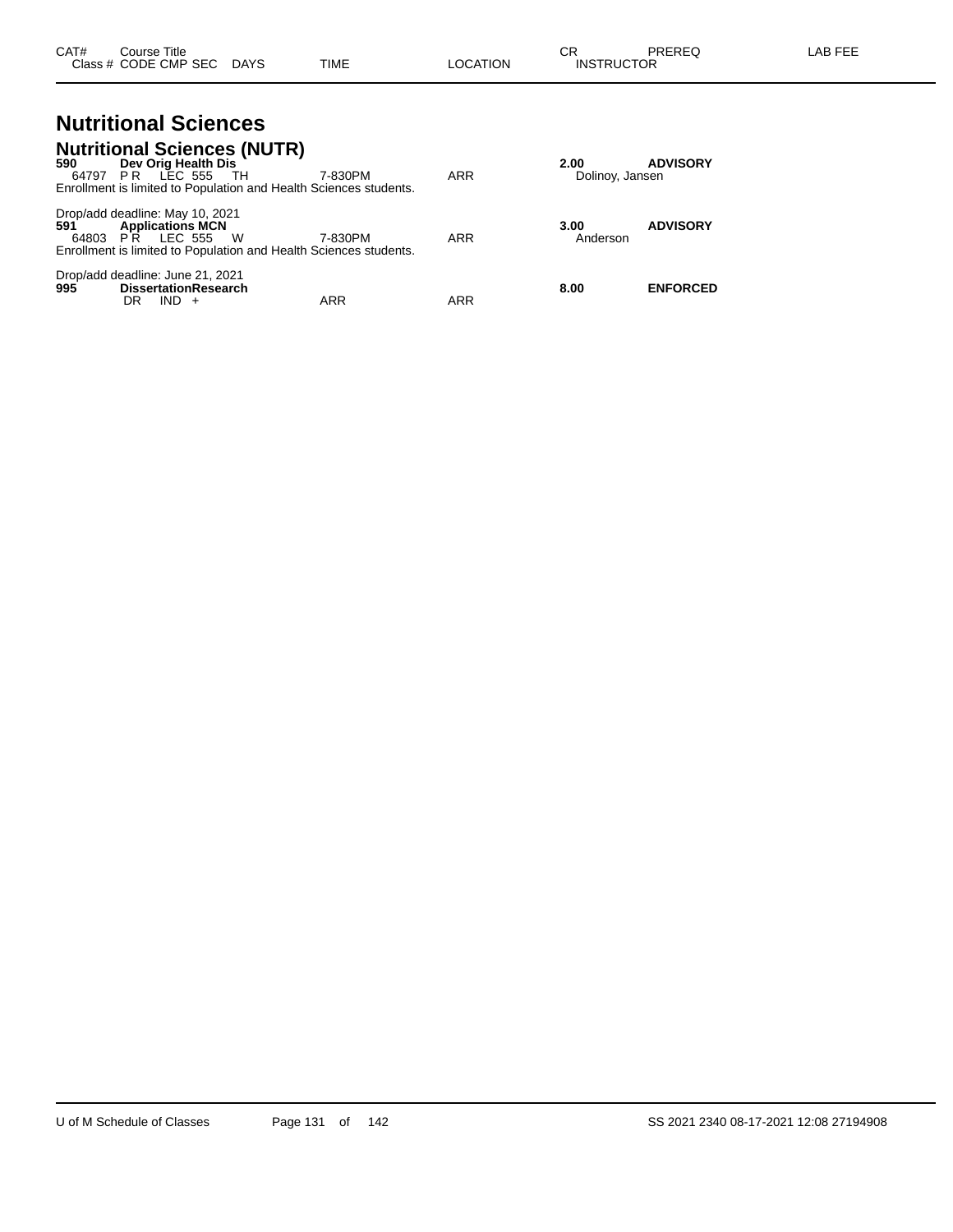| CAT# | Course Title | | | | | | | CR | PREREQ | LAB FEE |
|---|---|---|---|---|---|---|---|---|---|---|
| Class # | CODE | CMP | SEC | DAYS | TIME | LOCATION | | INSTRUCTOR | | |

# Nutritional Sciences

## Nutritional Sciences (NUTR)

**590 Dev Orig Health Dis** — **2.00** — **ADVISORY**

| Class # | CODE | CMP | SEC | DAYS | TIME | LOCATION | INSTRUCTOR |
|---|---|---|---|---|---|---|---|
| 64797 | P R | LEC | 555 | TH | 7-830PM | ARR | Dolinoy, Jansen |

Enrollment is limited to Population and Health Sciences students.

Drop/add deadline: May 10, 2021

**591 Applications MCN** — **3.00** — **ADVISORY**

| Class # | CODE | CMP | SEC | DAYS | TIME | LOCATION | INSTRUCTOR |
|---|---|---|---|---|---|---|---|
| 64803 | P R | LEC | 555 | W | 7-830PM | ARR | Anderson |

Enrollment is limited to Population and Health Sciences students.

Drop/add deadline: June 21, 2021

**995 DissertationResearch** — **8.00** — **ENFORCED**

| Class # | CODE | CMP | SEC | DAYS | TIME | LOCATION | INSTRUCTOR |
|---|---|---|---|---|---|---|---|
| | DR | IND | + | | ARR | ARR | |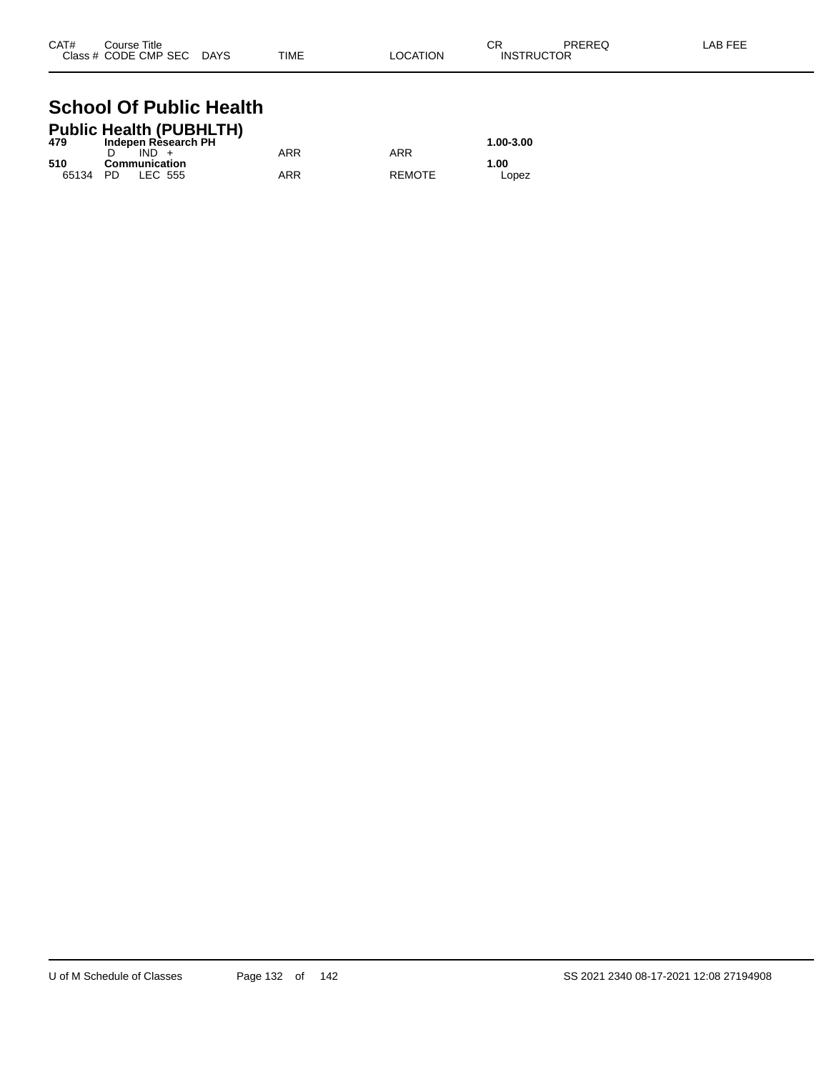| CAT# | Course Title | | | | | | CR | PREREQ | LAB FEE |
|---|---|---|---|---|---|---|---|---|---|
| Class # | CODE | CMP | SEC | DAYS | TIME | LOCATION | INSTRUCTOR | | |

# School Of Public Health

## Public Health (PUBHLTH)

| CAT# | Course Title | | | | | | CR | PREREQ | LAB FEE |
|---|---|---|---|---|---|---|---|---|---|
| **479** | **Indepen Research PH** | | | | | | **1.00-3.00** | | |
| | D | IND | + | | ARR | ARR | | | |
| **510** | **Communication** | | | | | | **1.00** | | |
| 65134 | PD | LEC | 555 | | ARR | REMOTE | Lopez | | |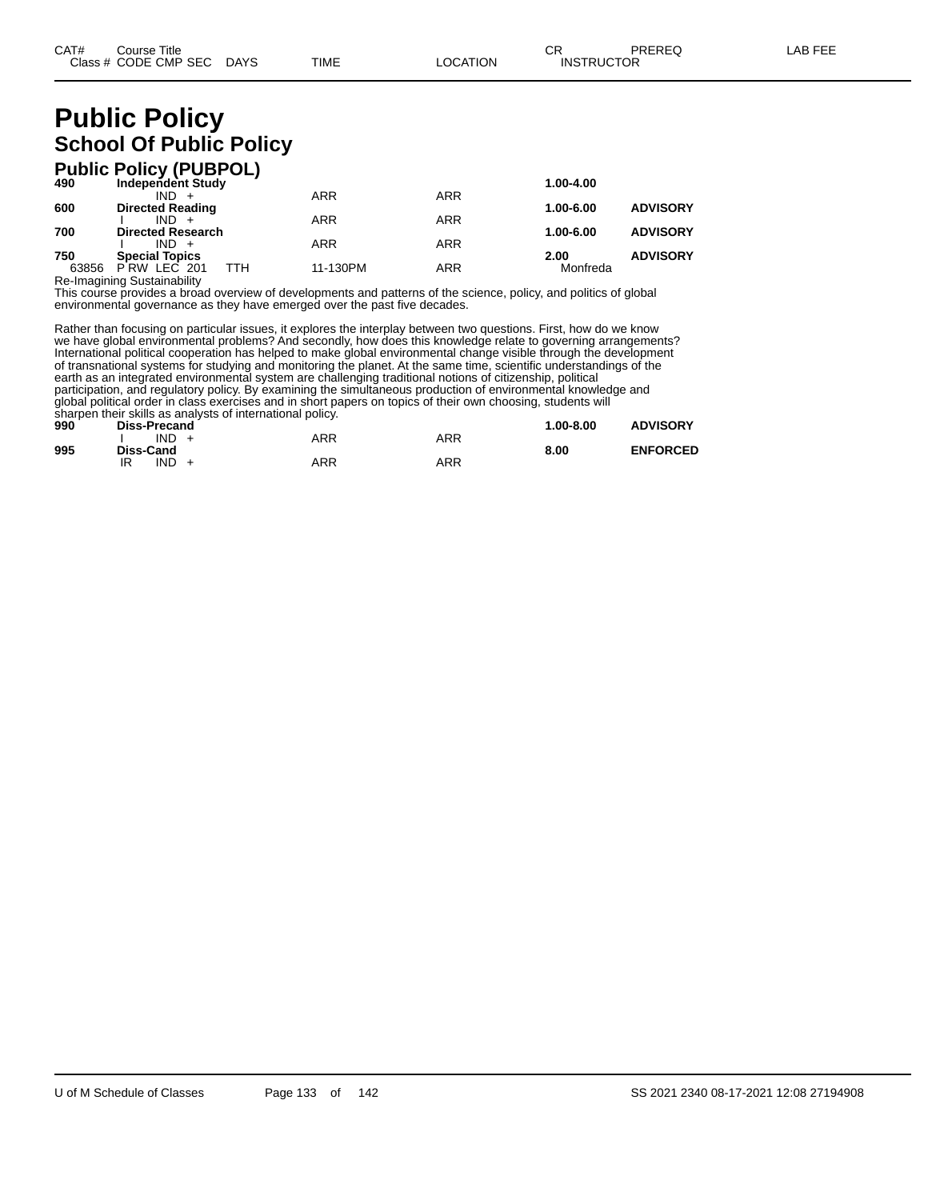| CAT# | Course Title<br>Class # CODE CMP SEC | DAYS | TIME | LOCATION | CR<br>INSTRUCTOR | PREREQ | LAB FEE |
|---|---|---|---|---|---|---|---|

# Public Policy

## School Of Public Policy

### Public Policy (PUBPOL)

| CAT# | Course Title / Class # CODE CMP SEC | DAYS | TIME | LOCATION | CR / INSTRUCTOR | PREREQ | LAB FEE |
|---|---|---|---|---|---|---|---|
| **490** | **Independent Study** | | | | **1.00-4.00** | | |
| | IND + | | ARR | ARR | | | |
| **600** | **Directed Reading** | | | | **1.00-6.00** | **ADVISORY** | |
| | I IND + | | ARR | ARR | | | |
| **700** | **Directed Research** | | | | **1.00-6.00** | **ADVISORY** | |
| | I IND + | | ARR | ARR | | | |
| **750** | **Special Topics** | | | | **2.00** | **ADVISORY** | |
| 63856 | P RW LEC 201 | TTH | 11-130PM | ARR | Monfreda | | |

Re-Imagining Sustainability

This course provides a broad overview of developments and patterns of the science, policy, and politics of global environmental governance as they have emerged over the past five decades.

Rather than focusing on particular issues, it explores the interplay between two questions. First, how do we know we have global environmental problems? And secondly, how does this knowledge relate to governing arrangements? International political cooperation has helped to make global environmental change visible through the development of transnational systems for studying and monitoring the planet. At the same time, scientific understandings of the earth as an integrated environmental system are challenging traditional notions of citizenship, political participation, and regulatory policy. By examining the simultaneous production of environmental knowledge and global political order in class exercises and in short papers on topics of their own choosing, students will sharpen their skills as analysts of international policy.

| CAT# | Course Title / Class # CODE CMP SEC | DAYS | TIME | LOCATION | CR / INSTRUCTOR | PREREQ | LAB FEE |
|---|---|---|---|---|---|---|---|
| **990** | **Diss-Precand** | | | | **1.00-8.00** | **ADVISORY** | |
| | I IND + | | ARR | ARR | | | |
| **995** | **Diss-Cand** | | | | **8.00** | **ENFORCED** | |
| | IR IND + | | ARR | ARR | | | |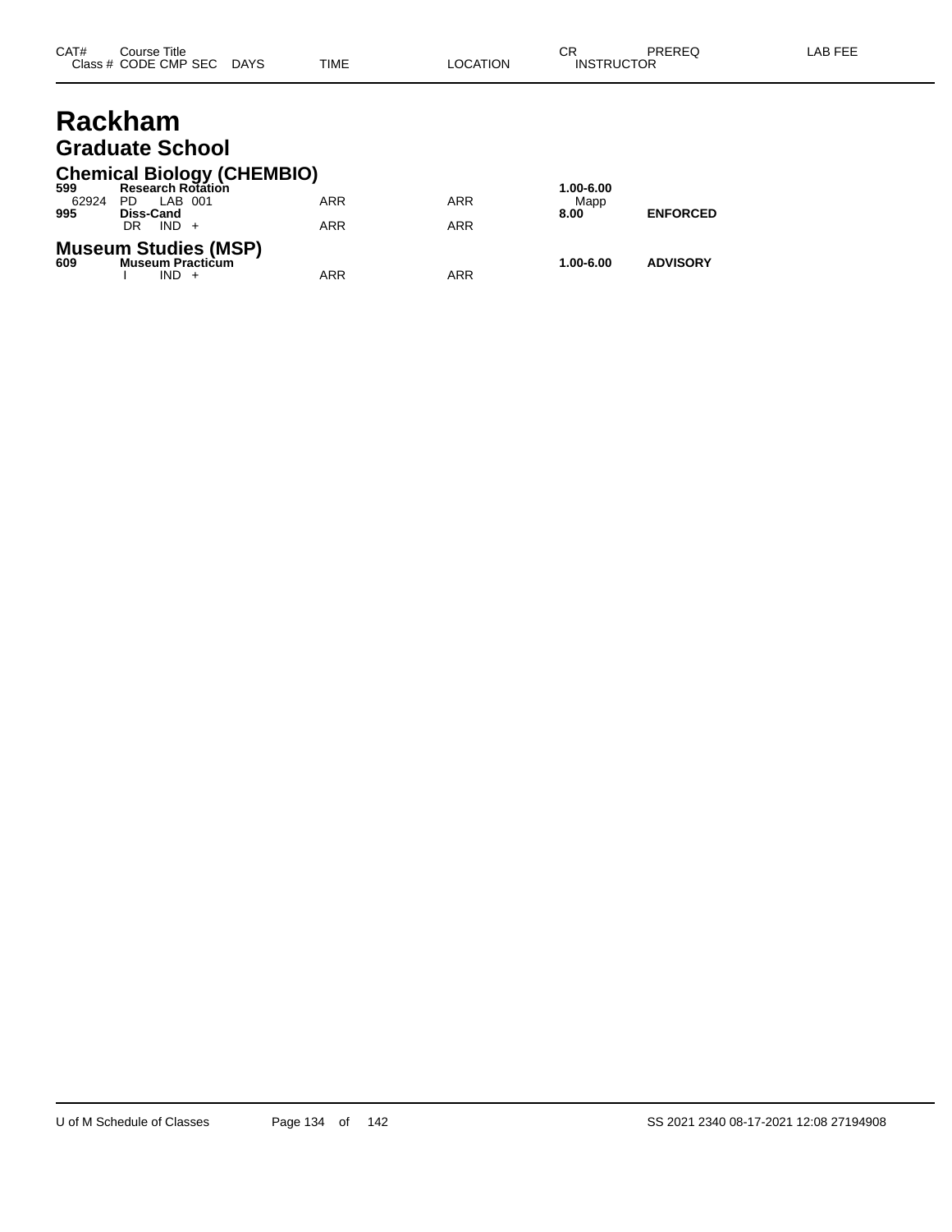# Rackham

## Graduate School

### Chemical Biology (CHEMBIO)

| CAT# | Course Title / Class # CODE CMP SEC | DAYS | TIME | LOCATION | CR / INSTRUCTOR | PREREQ | LAB FEE |
|---|---|---|---|---|---|---|---|
| **599** | **Research Rotation** | | | | **1.00-6.00** | | |
| 62924 | PD LAB 001 | | ARR | ARR | Mapp | | |
| **995** | **Diss-Cand** | | | | **8.00** | **ENFORCED** | |
| | DR IND + | | ARR | ARR | | | |

### Museum Studies (MSP)

| CAT# | Course Title / Class # CODE CMP SEC | DAYS | TIME | LOCATION | CR / INSTRUCTOR | PREREQ | LAB FEE |
|---|---|---|---|---|---|---|---|
| **609** | **Museum Practicum** | | | | **1.00-6.00** | **ADVISORY** | |
| | I IND + | | ARR | ARR | | | |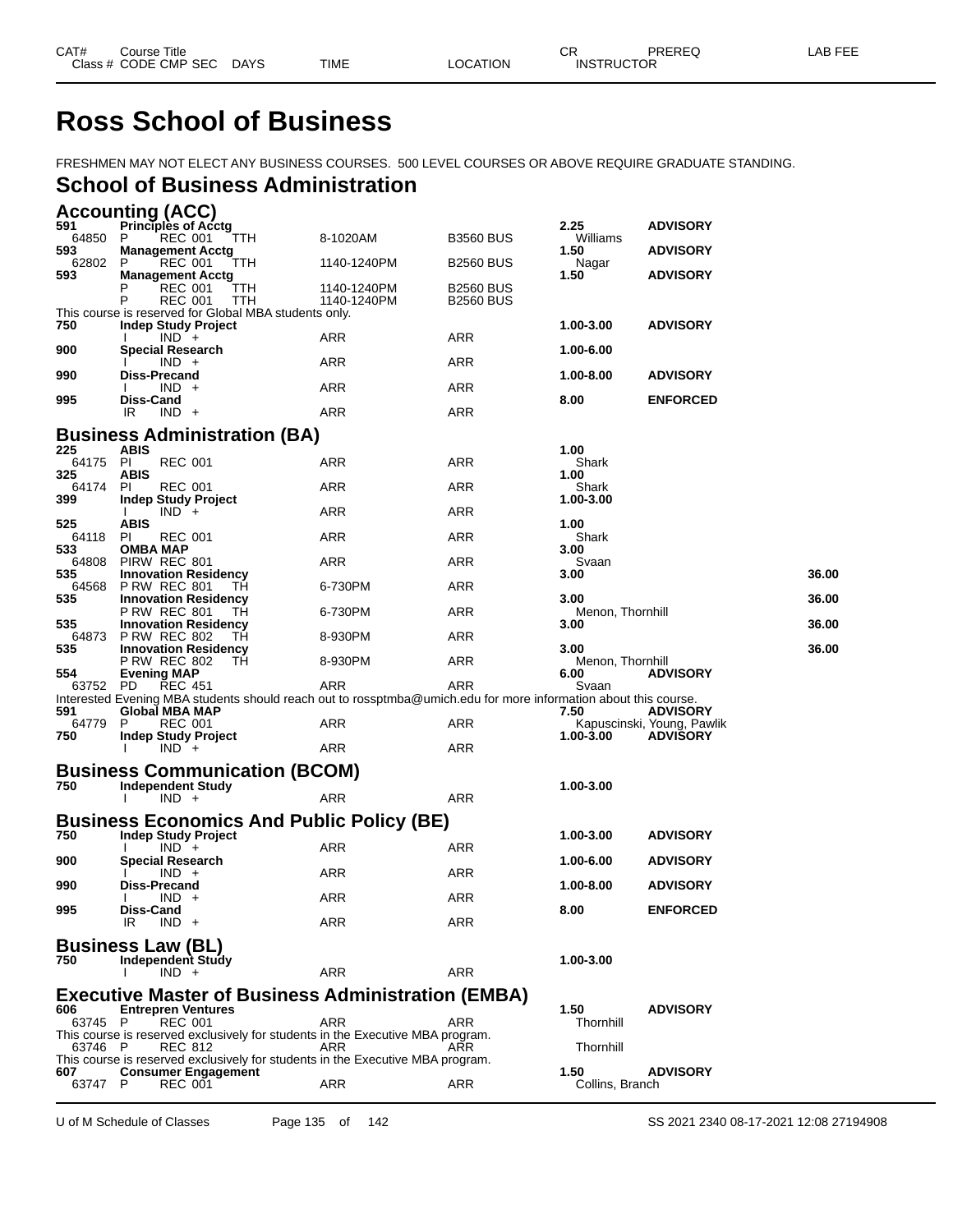# Ross School of Business

FRESHMEN MAY NOT ELECT ANY BUSINESS COURSES. 500 LEVEL COURSES OR ABOVE REQUIRE GRADUATE STANDING.

## School of Business Administration

### Accounting (ACC)

| CAT# / Class # | Course Title / CODE CMP SEC | DAYS | TIME | LOCATION | CR / INSTRUCTOR | PREREQ | LAB FEE |
|---|---|---|---|---|---|---|---|
| 591 | Principles of Acctg | | | | 2.25 | ADVISORY | |
| 64850 | P REC 001 | TTH | 8-1020AM | B3560 BUS | Williams | | |
| 593 | Management Acctg | | | | 1.50 | ADVISORY | |
| 62802 | P REC 001 | TTH | 1140-1240PM | B2560 BUS | Nagar | | |
| 593 | Management Acctg | | | | 1.50 | ADVISORY | |
| | P REC 001 | TTH | 1140-1240PM | B2560 BUS | | | |
| | P REC 001 | TTH | 1140-1240PM | B2560 BUS | | | |
| This course is reserved for Global MBA students only. | | | | | | | |
| 750 | Indep Study Project | | | | 1.00-3.00 | ADVISORY | |
| | I IND + | | ARR | ARR | | | |
| 900 | Special Research | | | | 1.00-6.00 | | |
| | I IND + | | ARR | ARR | | | |
| 990 | Diss-Precand | | | | 1.00-8.00 | ADVISORY | |
| | I IND + | | ARR | ARR | | | |
| 995 | Diss-Cand | | | | 8.00 | ENFORCED | |
| | IR IND + | | ARR | ARR | | | |

### Business Administration (BA)

| CAT# / Class # | Course Title / CODE CMP SEC | DAYS | TIME | LOCATION | CR / INSTRUCTOR | PREREQ | LAB FEE |
|---|---|---|---|---|---|---|---|
| 225 | ABIS | | | | 1.00 | | |
| 64175 | PI REC 001 | | ARR | ARR | Shark | | |
| 325 | ABIS | | | | 1.00 | | |
| 64174 | PI REC 001 | | ARR | ARR | Shark | | |
| 399 | Indep Study Project | | | | 1.00-3.00 | | |
| | I IND + | | ARR | ARR | | | |
| 525 | ABIS | | | | 1.00 | | |
| 64118 | PI REC 001 | | ARR | ARR | Shark | | |
| 533 | OMBA MAP | | | | 3.00 | | |
| 64808 | PIRW REC 801 | | ARR | ARR | Svaan | | |
| 535 | Innovation Residency | | | | 3.00 | | 36.00 |
| 64568 | P RW REC 801 | TH | 6-730PM | ARR | | | |
| 535 | Innovation Residency | | | | 3.00 | | 36.00 |
| | P RW REC 801 | TH | 6-730PM | ARR | Menon, Thornhill | | |
| 535 | Innovation Residency | | | | 3.00 | | 36.00 |
| 64873 | P RW REC 802 | TH | 8-930PM | ARR | | | |
| 535 | Innovation Residency | | | | 3.00 | | 36.00 |
| | P RW REC 802 | TH | 8-930PM | ARR | Menon, Thornhill | | |
| 554 | Evening MAP | | | | 6.00 | ADVISORY | |
| 63752 | PD REC 451 | | ARR | ARR | Svaan | | |
| Interested Evening MBA students should reach out to rossptmba@umich.edu for more information about this course. | | | | | | | |
| 591 | Global MBA MAP | | | | 7.50 | ADVISORY | |
| 64779 | P REC 001 | | ARR | ARR | Kapuscinski, Young, Pawlik | | |
| 750 | Indep Study Project | | | | 1.00-3.00 | ADVISORY | |
| | I IND + | | ARR | ARR | | | |

### Business Communication (BCOM)

| CAT# / Class # | Course Title / CODE CMP SEC | DAYS | TIME | LOCATION | CR / INSTRUCTOR | PREREQ | LAB FEE |
|---|---|---|---|---|---|---|---|
| 750 | Independent Study | | | | 1.00-3.00 | | |
| | I IND + | | ARR | ARR | | | |

### Business Economics And Public Policy (BE)

| CAT# / Class # | Course Title / CODE CMP SEC | DAYS | TIME | LOCATION | CR / INSTRUCTOR | PREREQ | LAB FEE |
|---|---|---|---|---|---|---|---|
| 750 | Indep Study Project | | | | 1.00-3.00 | ADVISORY | |
| | I IND + | | ARR | ARR | | | |
| 900 | Special Research | | | | 1.00-6.00 | ADVISORY | |
| | I IND + | | ARR | ARR | | | |
| 990 | Diss-Precand | | | | 1.00-8.00 | ADVISORY | |
| | I IND + | | ARR | ARR | | | |
| 995 | Diss-Cand | | | | 8.00 | ENFORCED | |
| | IR IND + | | ARR | ARR | | | |

### Business Law (BL)

| CAT# / Class # | Course Title / CODE CMP SEC | DAYS | TIME | LOCATION | CR / INSTRUCTOR | PREREQ | LAB FEE |
|---|---|---|---|---|---|---|---|
| 750 | Independent Study | | | | 1.00-3.00 | | |
| | I IND + | | ARR | ARR | | | |

### Executive Master of Business Administration (EMBA)

| CAT# / Class # | Course Title / CODE CMP SEC | DAYS | TIME | LOCATION | CR / INSTRUCTOR | PREREQ | LAB FEE |
|---|---|---|---|---|---|---|---|
| 606 | Entrepren Ventures | | | | 1.50 | ADVISORY | |
| 63745 | P REC 001 | | ARR | ARR | Thornhill | | |
| This course is reserved exclusively for students in the Executive MBA program. | | | | | | | |
| 63746 | P REC 812 | | ARR | ARR | Thornhill | | |
| This course is reserved exclusively for students in the Executive MBA program. | | | | | | | |
| 607 | Consumer Engagement | | | | 1.50 | ADVISORY | |
| 63747 | P REC 001 | | ARR | ARR | Collins, Branch | | |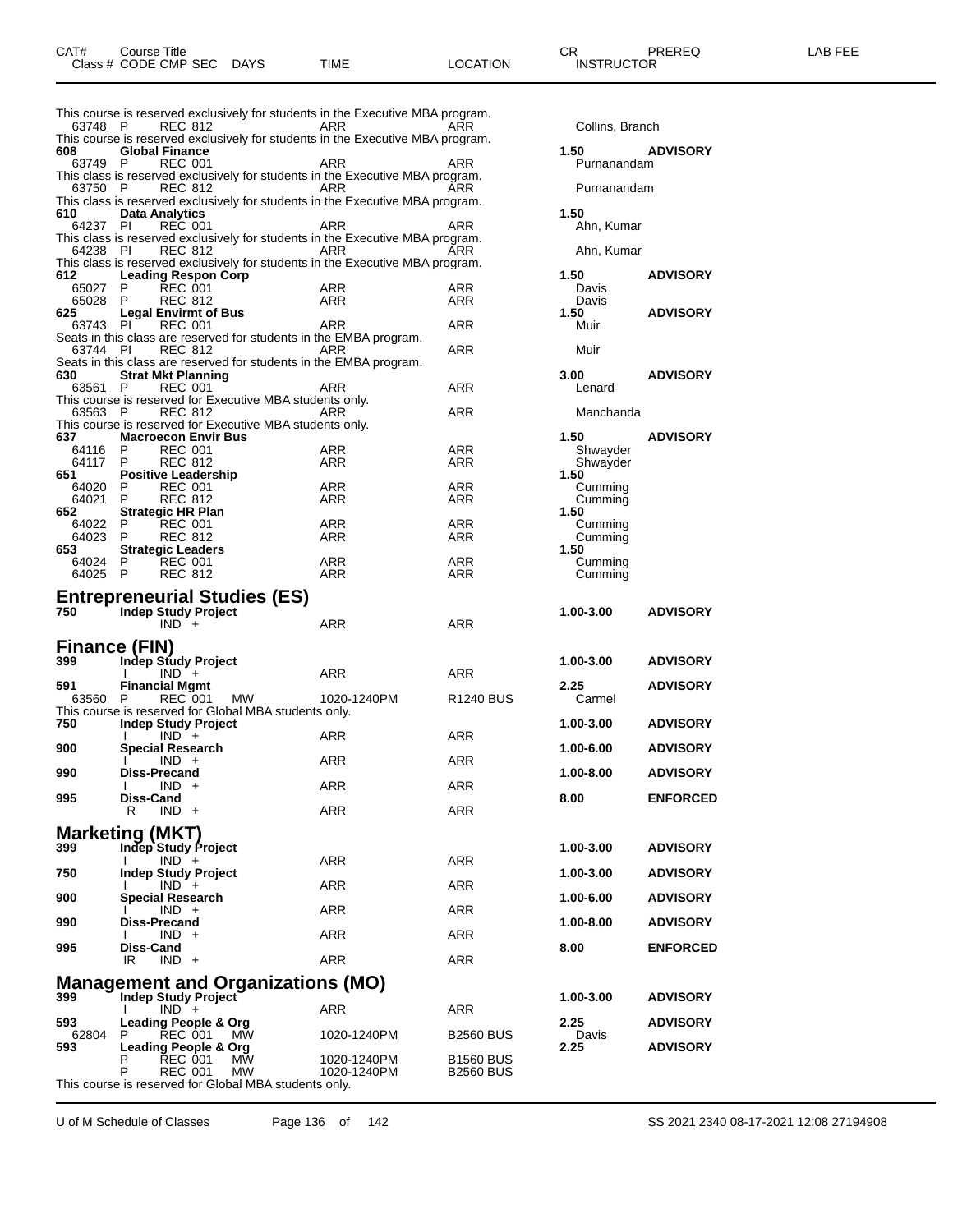| CAT# | Course Title | | | | | | CR | PREREQ | LAB FEE |
|---|---|---|---|---|---|---|---|---|---|
| Class # | CODE | CMP | SEC | DAYS | TIME | LOCATION | INSTRUCTOR | | |

This course is reserved exclusively for students in the Executive MBA program.

| | | | | | | | | |
|---|---|---|---|---|---|---|---|---|
| 63748 | P | REC 812 | | ARR | ARR | Collins, Branch | | |

This course is reserved exclusively for students in the Executive MBA program.

**608 Global Finance** — 1.50 — ADVISORY

| | | | | | | |
|---|---|---|---|---|---|---|
| 63749 | P | REC 001 | | ARR | ARR | Purnanandam |

This class is reserved exclusively for students in the Executive MBA program.

| | | | | | | |
|---|---|---|---|---|---|---|
| 63750 | P | REC 812 | | ARR | ARR | Purnanandam |

This class is reserved exclusively for students in the Executive MBA program.

**610 Data Analytics** — 1.50

| | | | | | | |
|---|---|---|---|---|---|---|
| 64237 | PI | REC 001 | | ARR | ARR | Ahn, Kumar |

This class is reserved exclusively for students in the Executive MBA program.

| | | | | | | |
|---|---|---|---|---|---|---|
| 64238 | PI | REC 812 | | ARR | ARR | Ahn, Kumar |

This class is reserved exclusively for students in the Executive MBA program.

**612 Leading Respon Corp** — 1.50 — ADVISORY

| | | | | | | |
|---|---|---|---|---|---|---|
| 65027 | P | REC 001 | | ARR | ARR | Davis |
| 65028 | P | REC 812 | | ARR | ARR | Davis |

**625 Legal Envirmt of Bus** — 1.50 — ADVISORY

| | | | | | | |
|---|---|---|---|---|---|---|
| 63743 | PI | REC 001 | | ARR | ARR | Muir |

Seats in this class are reserved for students in the EMBA program.

| | | | | | | |
|---|---|---|---|---|---|---|
| 63744 | PI | REC 812 | | ARR | ARR | Muir |

Seats in this class are reserved for students in the EMBA program.

**630 Strat Mkt Planning** — 3.00 — ADVISORY

| | | | | | | |
|---|---|---|---|---|---|---|
| 63561 | P | REC 001 | | ARR | ARR | Lenard |

This course is reserved for Executive MBA students only.

| | | | | | | |
|---|---|---|---|---|---|---|
| 63563 | P | REC 812 | | ARR | ARR | Manchanda |

This course is reserved for Executive MBA students only.

**637 Macroecon Envir Bus** — 1.50 — ADVISORY

| | | | | | | |
|---|---|---|---|---|---|---|
| 64116 | P | REC 001 | | ARR | ARR | Shwayder |
| 64117 | P | REC 812 | | ARR | ARR | Shwayder |

**651 Positive Leadership** — 1.50

| | | | | | | |
|---|---|---|---|---|---|---|
| 64020 | P | REC 001 | | ARR | ARR | Cumming |
| 64021 | P | REC 812 | | ARR | ARR | Cumming |

**652 Strategic HR Plan** — 1.50

| | | | | | | |
|---|---|---|---|---|---|---|
| 64022 | P | REC 001 | | ARR | ARR | Cumming |
| 64023 | P | REC 812 | | ARR | ARR | Cumming |

**653 Strategic Leaders** — 1.50

| | | | | | | |
|---|---|---|---|---|---|---|
| 64024 | P | REC 001 | | ARR | ARR | Cumming |
| 64025 | P | REC 812 | | ARR | ARR | Cumming |

## Entrepreneurial Studies (ES)

**750 Indep Study Project** — 1.00-3.00 — ADVISORY

| | | | | | |
|---|---|---|---|---|---|
| | IND + | | ARR | ARR | |

## Finance (FIN)

**399 Indep Study Project** — 1.00-3.00 — ADVISORY

| | | | | | |
|---|---|---|---|---|---|
| I | IND + | | ARR | ARR | |

**591 Financial Mgmt** — 2.25 — ADVISORY

| | | | | | | |
|---|---|---|---|---|---|---|
| 63560 | P | REC 001 | MW | 1020-1240PM | R1240 BUS | Carmel |

This course is reserved for Global MBA students only.

**750 Indep Study Project** — 1.00-3.00 — ADVISORY

| | | | | |
|---|---|---|---|---|
| I | IND + | | ARR | ARR |

**900 Special Research** — 1.00-6.00 — ADVISORY

| | | | | |
|---|---|---|---|---|
| I | IND + | | ARR | ARR |

**990 Diss-Precand** — 1.00-8.00 — ADVISORY

| | | | | |
|---|---|---|---|---|
| I | IND + | | ARR | ARR |

**995 Diss-Cand** — 8.00 — ENFORCED

| | | | | |
|---|---|---|---|---|
| R | IND + | | ARR | ARR |

## Marketing (MKT)

**399 Indep Study Project** — 1.00-3.00 — ADVISORY

| | | | | |
|---|---|---|---|---|
| I | IND + | | ARR | ARR |

**750 Indep Study Project** — 1.00-3.00 — ADVISORY

| | | | | |
|---|---|---|---|---|
| I | IND + | | ARR | ARR |

**900 Special Research** — 1.00-6.00 — ADVISORY

| | | | | |
|---|---|---|---|---|
| I | IND + | | ARR | ARR |

**990 Diss-Precand** — 1.00-8.00 — ADVISORY

| | | | | |
|---|---|---|---|---|
| I | IND + | | ARR | ARR |

**995 Diss-Cand** — 8.00 — ENFORCED

| | | | | |
|---|---|---|---|---|
| IR | IND + | | ARR | ARR |

## Management and Organizations (MO)

**399 Indep Study Project** — 1.00-3.00 — ADVISORY

| | | | | |
|---|---|---|---|---|
| I | IND + | | ARR | ARR |

**593 Leading People & Org** — 2.25 — ADVISORY

| | | | | | | |
|---|---|---|---|---|---|---|
| 62804 | P | REC 001 | MW | 1020-1240PM | B2560 BUS | Davis |

**593 Leading People & Org** — 2.25 — ADVISORY

| | | | | | |
|---|---|---|---|---|---|
| P | REC 001 | MW | 1020-1240PM | B1560 BUS | |
| P | REC 001 | MW | 1020-1240PM | B2560 BUS | |

This course is reserved for Global MBA students only.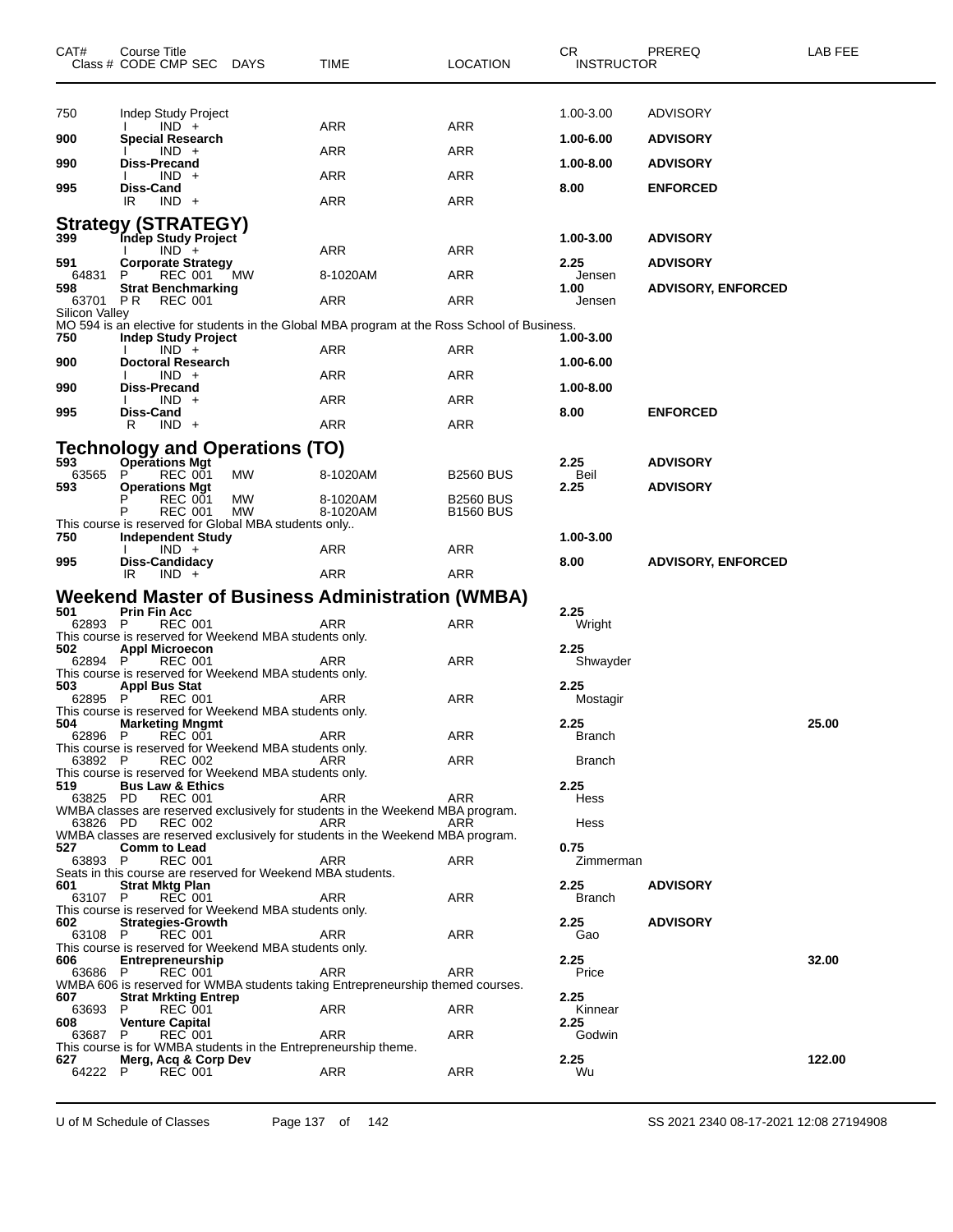| CAT# | Course Title<br>Class # CODE CMP SEC DAYS | TIME | LOCATION | CR<br>INSTRUCTOR | PREREQ | LAB FEE |
|---|---|---|---|---|---|---|
| 750 | Indep Study Project | | | 1.00-3.00 | ADVISORY | |
| | I IND + | ARR | ARR | | | |
| **900** | **Special Research** | | | **1.00-6.00** | **ADVISORY** | |
| | I IND + | ARR | ARR | | | |
| **990** | **Diss-Precand** | | | **1.00-8.00** | **ADVISORY** | |
| | I IND + | ARR | ARR | | | |
| **995** | **Diss-Cand** | | | **8.00** | **ENFORCED** | |
| | IR IND + | ARR | ARR | | | |

## Strategy (STRATEGY)

| CAT# | Course Title<br>Class # CODE CMP SEC DAYS | TIME | LOCATION | CR<br>INSTRUCTOR | PREREQ | LAB FEE |
|---|---|---|---|---|---|---|
| **399** | **Indep Study Project** | | | **1.00-3.00** | **ADVISORY** | |
| | I IND + | ARR | ARR | | | |
| **591** | **Corporate Strategy** | | | **2.25** | **ADVISORY** | |
| 64831 | P REC 001 MW | 8-1020AM | ARR | Jensen | | |
| **598** | **Strat Benchmarking** | | | **1.00** | **ADVISORY, ENFORCED** | |
| 63701 | P R REC 001 | ARR | ARR | Jensen | | |
| Silicon Valley | | | | | | |
| | MO 594 is an elective for students in the Global MBA program at the Ross School of Business. | | | | | |
| **750** | **Indep Study Project** | | | **1.00-3.00** | | |
| | I IND + | ARR | ARR | | | |
| **900** | **Doctoral Research** | | | **1.00-6.00** | | |
| | I IND + | ARR | ARR | | | |
| **990** | **Diss-Precand** | | | **1.00-8.00** | | |
| | I IND + | ARR | ARR | | | |
| **995** | **Diss-Cand** | | | **8.00** | **ENFORCED** | |
| | R IND + | ARR | ARR | | | |

## Technology and Operations (TO)

| CAT# | Course Title<br>Class # CODE CMP SEC DAYS | TIME | LOCATION | CR<br>INSTRUCTOR | PREREQ | LAB FEE |
|---|---|---|---|---|---|---|
| **593** | **Operations Mgt** | | | **2.25** | **ADVISORY** | |
| 63565 | P REC 001 MW | 8-1020AM | B2560 BUS | Beil | | |
| **593** | **Operations Mgt** | | | **2.25** | **ADVISORY** | |
| | P REC 001 MW | 8-1020AM | B2560 BUS | | | |
| | P REC 001 MW | 8-1020AM | B1560 BUS | | | |
| | This course is reserved for Global MBA students only.. | | | | | |
| **750** | **Independent Study** | | | **1.00-3.00** | | |
| | I IND + | ARR | ARR | | | |
| **995** | **Diss-Candidacy** | | | **8.00** | **ADVISORY, ENFORCED** | |
| | IR IND + | ARR | ARR | | | |

## Weekend Master of Business Administration (WMBA)

| CAT# | Course Title<br>Class # CODE CMP SEC DAYS | TIME | LOCATION | CR<br>INSTRUCTOR | PREREQ | LAB FEE |
|---|---|---|---|---|---|---|
| **501** | **Prin Fin Acc** | | | **2.25** | | |
| 62893 | P REC 001 | ARR | ARR | Wright | | |
| | This course is reserved for Weekend MBA students only. | | | | | |
| **502** | **Appl Microecon** | | | **2.25** | | |
| 62894 | P REC 001 | ARR | ARR | Shwayder | | |
| | This course is reserved for Weekend MBA students only. | | | | | |
| **503** | **Appl Bus Stat** | | | **2.25** | | |
| 62895 | P REC 001 | ARR | ARR | Mostagir | | |
| | This course is reserved for Weekend MBA students only. | | | | | |
| **504** | **Marketing Mngmt** | | | **2.25** | | **25.00** |
| 62896 | P REC 001 | ARR | ARR | Branch | | |
| | This course is reserved for Weekend MBA students only. | | | | | |
| 63892 | P REC 002 | ARR | ARR | Branch | | |
| | This course is reserved for Weekend MBA students only. | | | | | |
| **519** | **Bus Law & Ethics** | | | **2.25** | | |
| 63825 | PD REC 001 | ARR | ARR | Hess | | |
| | WMBA classes are reserved exclusively for students in the Weekend MBA program. | | | | | |
| 63826 | PD REC 002 | ARR | ARR | Hess | | |
| | WMBA classes are reserved exclusively for students in the Weekend MBA program. | | | | | |
| **527** | **Comm to Lead** | | | **0.75** | | |
| 63893 | P REC 001 | ARR | ARR | Zimmerman | | |
| | Seats in this course are reserved for Weekend MBA students. | | | | | |
| **601** | **Strat Mktg Plan** | | | **2.25** | **ADVISORY** | |
| 63107 | P REC 001 | ARR | ARR | Branch | | |
| | This course is reserved for Weekend MBA students only. | | | | | |
| **602** | **Strategies-Growth** | | | **2.25** | **ADVISORY** | |
| 63108 | P REC 001 | ARR | ARR | Gao | | |
| | This course is reserved for Weekend MBA students only. | | | | | |
| **606** | **Entrepreneurship** | | | **2.25** | | **32.00** |
| 63686 | P REC 001 | ARR | ARR | Price | | |
| | WMBA 606 is reserved for WMBA students taking Entrepreneurship themed courses. | | | | | |
| **607** | **Strat Mrkting Entrep** | | | **2.25** | | |
| 63693 | P REC 001 | ARR | ARR | Kinnear | | |
| **608** | **Venture Capital** | | | **2.25** | | |
| 63687 | P REC 001 | ARR | ARR | Godwin | | |
| | This course is for WMBA students in the Entrepreneurship theme. | | | | | |
| **627** | **Merg, Acq & Corp Dev** | | | **2.25** | | **122.00** |
| 64222 | P REC 001 | ARR | ARR | Wu | | |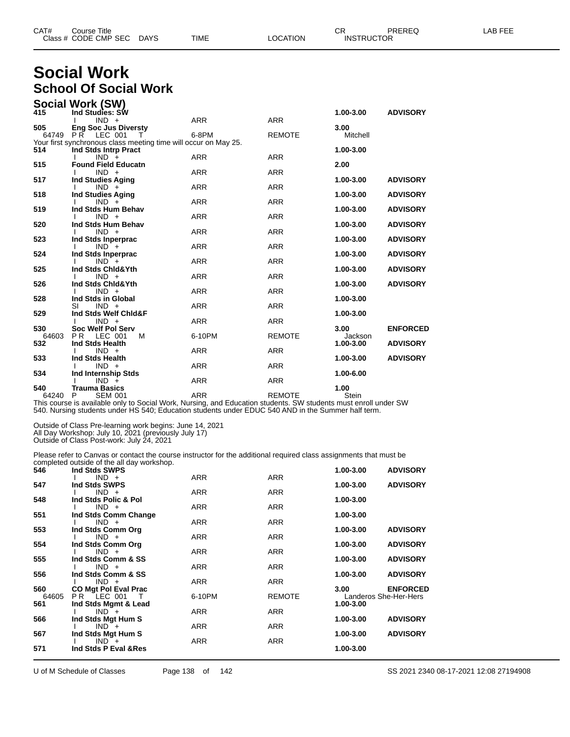# Social Work

## School Of Social Work

### Social Work (SW)

| CAT# Class # | Course Title CODE CMP SEC | DAYS | TIME | LOCATION | CR INSTRUCTOR | PREREQ | LAB FEE |
|---|---|---|---|---|---|---|---|
| **415** | **Ind Studies: SW** | | | | **1.00-3.00** | **ADVISORY** | |
| | I IND + | | ARR | ARR | | | |
| **505** | **Eng Soc Jus Diversty** | | | | **3.00** | | |
| 64749 | P R LEC 001 | T | 6-8PM | REMOTE | Mitchell | | |
| Your first synchronous class meeting time will occur on May 25. | | | | | | | |
| **514** | **Ind Stds Intrp Pract** | | | | **1.00-3.00** | | |
| | I IND + | | ARR | ARR | | | |
| **515** | **Found Field Educatn** | | | | **2.00** | | |
| | I IND + | | ARR | ARR | | | |
| **517** | **Ind Studies Aging** | | | | **1.00-3.00** | **ADVISORY** | |
| | I IND + | | ARR | ARR | | | |
| **518** | **Ind Studies Aging** | | | | **1.00-3.00** | **ADVISORY** | |
| | I IND + | | ARR | ARR | | | |
| **519** | **Ind Stds Hum Behav** | | | | **1.00-3.00** | **ADVISORY** | |
| | I IND + | | ARR | ARR | | | |
| **520** | **Ind Stds Hum Behav** | | | | **1.00-3.00** | **ADVISORY** | |
| | I IND + | | ARR | ARR | | | |
| **523** | **Ind Stds Inperprac** | | | | **1.00-3.00** | **ADVISORY** | |
| | I IND + | | ARR | ARR | | | |
| **524** | **Ind Stds Inperprac** | | | | **1.00-3.00** | **ADVISORY** | |
| | I IND + | | ARR | ARR | | | |
| **525** | **Ind Stds Chld&Yth** | | | | **1.00-3.00** | **ADVISORY** | |
| | I IND + | | ARR | ARR | | | |
| **526** | **Ind Stds Chld&Yth** | | | | **1.00-3.00** | **ADVISORY** | |
| | I IND + | | ARR | ARR | | | |
| **528** | **Ind Stds in Global** | | | | **1.00-3.00** | | |
| | SI IND + | | ARR | ARR | | | |
| **529** | **Ind Stds Welf Chld&F** | | | | **1.00-3.00** | | |
| | I IND + | | ARR | ARR | | | |
| **530** | **Soc Welf Pol Serv** | | | | **3.00** | **ENFORCED** | |
| 64603 | P R LEC 001 | M | 6-10PM | REMOTE | Jackson | | |
| **532** | **Ind Stds Health** | | | | **1.00-3.00** | **ADVISORY** | |
| | I IND + | | ARR | ARR | | | |
| **533** | **Ind Stds Health** | | | | **1.00-3.00** | **ADVISORY** | |
| | I IND + | | ARR | ARR | | | |
| **534** | **Ind Internship Stds** | | | | **1.00-6.00** | | |
| | I IND + | | ARR | ARR | | | |
| **540** | **Trauma Basics** | | | | **1.00** | | |
| 64240 | P SEM 001 | | ARR | REMOTE | Stein | | |

This course is available only to Social Work, Nursing, and Education students. SW students must enroll under SW 540. Nursing students under HS 540; Education students under EDUC 540 AND in the Summer half term.

Outside of Class Pre-learning work begins: June 14, 2021
All Day Workshop: July 10, 2021 (previously July 17)
Outside of Class Post-work: July 24, 2021

Please refer to Canvas or contact the course instructor for the additional required class assignments that must be completed outside of the all day workshop.

| CAT# Class # | Course Title CODE CMP SEC | DAYS | TIME | LOCATION | CR INSTRUCTOR | PREREQ | LAB FEE |
|---|---|---|---|---|---|---|---|
| **546** | **Ind Stds SWPS** | | | | **1.00-3.00** | **ADVISORY** | |
| | I IND + | | ARR | ARR | | | |
| **547** | **Ind Stds SWPS** | | | | **1.00-3.00** | **ADVISORY** | |
| | I IND + | | ARR | ARR | | | |
| **548** | **Ind Stds Polic & Pol** | | | | **1.00-3.00** | | |
| | I IND + | | ARR | ARR | | | |
| **551** | **Ind Stds Comm Change** | | | | **1.00-3.00** | | |
| | I IND + | | ARR | ARR | | | |
| **553** | **Ind Stds Comm Org** | | | | **1.00-3.00** | **ADVISORY** | |
| | I IND + | | ARR | ARR | | | |
| **554** | **Ind Stds Comm Org** | | | | **1.00-3.00** | **ADVISORY** | |
| | I IND + | | ARR | ARR | | | |
| **555** | **Ind Stds Comm & SS** | | | | **1.00-3.00** | **ADVISORY** | |
| | I IND + | | ARR | ARR | | | |
| **556** | **Ind Stds Comm & SS** | | | | **1.00-3.00** | **ADVISORY** | |
| | I IND + | | ARR | ARR | | | |
| **560** | **CO Mgt Pol Eval Prac** | | | | **3.00** | **ENFORCED** | |
| 64605 | P R LEC 001 | T | 6-10PM | REMOTE | Landeros She-Her-Hers | | |
| **561** | **Ind Stds Mgmt & Lead** | | | | **1.00-3.00** | | |
| | I IND + | | ARR | ARR | | | |
| **566** | **Ind Stds Mgt Hum S** | | | | **1.00-3.00** | **ADVISORY** | |
| | I IND + | | ARR | ARR | | | |
| **567** | **Ind Stds Mgt Hum S** | | | | **1.00-3.00** | **ADVISORY** | |
| | I IND + | | ARR | ARR | | | |
| **571** | **Ind Stds P Eval &Res** | | | | **1.00-3.00** | | |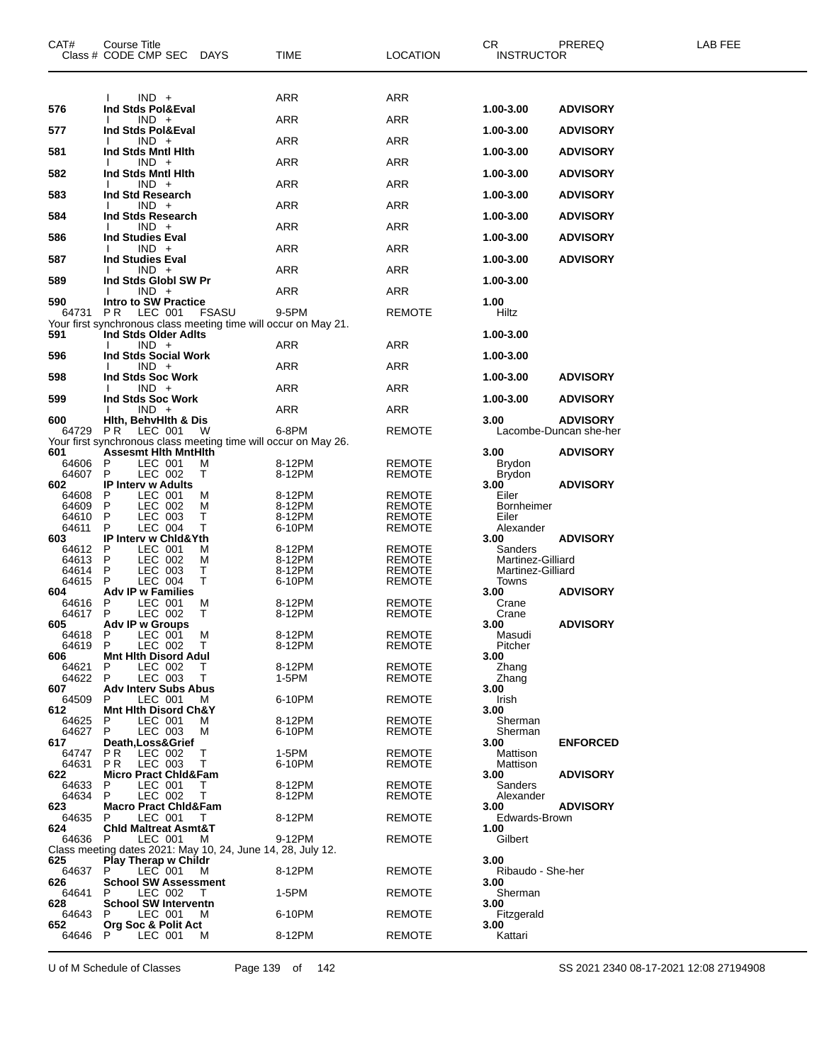| CAT# | Course Title | | | | | CR | PREREQ | LAB FEE |
|---|---|---|---|---|---|---|---|---|
| Class # | CODE | CMP SEC | DAYS | TIME | LOCATION | INSTRUCTOR | | |
| | I | IND + | | ARR | ARR | | | |
| 576 | Ind Stds Pol&Eval | | | | | 1.00-3.00 | ADVISORY | |
| | I | IND + | | ARR | ARR | | | |
| 577 | Ind Stds Pol&Eval | | | | | 1.00-3.00 | ADVISORY | |
| | I | IND + | | ARR | ARR | | | |
| 581 | Ind Stds Mntl Hlth | | | | | 1.00-3.00 | ADVISORY | |
| | I | IND + | | ARR | ARR | | | |
| 582 | Ind Stds Mntl Hlth | | | | | 1.00-3.00 | ADVISORY | |
| | I | IND + | | ARR | ARR | | | |
| 583 | Ind Std Research | | | | | 1.00-3.00 | ADVISORY | |
| | I | IND + | | ARR | ARR | | | |
| 584 | Ind Stds Research | | | | | 1.00-3.00 | ADVISORY | |
| | I | IND + | | ARR | ARR | | | |
| 586 | Ind Studies Eval | | | | | 1.00-3.00 | ADVISORY | |
| | I | IND + | | ARR | ARR | | | |
| 587 | Ind Studies Eval | | | | | 1.00-3.00 | ADVISORY | |
| | I | IND + | | ARR | ARR | | | |
| 589 | Ind Stds Globl SW Pr | | | | | 1.00-3.00 | | |
| | I | IND + | | ARR | ARR | | | |
| 590 | Intro to SW Practice | | | | | 1.00 | | |
| 64731 | P R | LEC 001 | FSASU | 9-5PM | REMOTE | Hiltz | | |
| Your first synchronous class meeting time will occur on May 21. | | | | | | | | |
| 591 | Ind Stds Older Adlts | | | | | 1.00-3.00 | | |
| | I | IND + | | ARR | ARR | | | |
| 596 | Ind Stds Social Work | | | | | 1.00-3.00 | | |
| | I | IND + | | ARR | ARR | | | |
| 598 | Ind Stds Soc Work | | | | | 1.00-3.00 | ADVISORY | |
| | I | IND + | | ARR | ARR | | | |
| 599 | Ind Stds Soc Work | | | | | 1.00-3.00 | ADVISORY | |
| | I | IND + | | ARR | ARR | | | |
| 600 | Hlth, BehvHlth & Dis | | | | | 3.00 | ADVISORY | |
| 64729 | P R | LEC 001 | W | 6-8PM | REMOTE | Lacombe-Duncan she-her | | |
| Your first synchronous class meeting time will occur on May 26. | | | | | | | | |
| 601 | Assesmt Hlth MntHlth | | | | | 3.00 | ADVISORY | |
| 64606 | P | LEC 001 | M | 8-12PM | REMOTE | Brydon | | |
| 64607 | P | LEC 002 | T | 8-12PM | REMOTE | Brydon | | |
| 602 | IP Interv w Adults | | | | | 3.00 | ADVISORY | |
| 64608 | P | LEC 001 | M | 8-12PM | REMOTE | Eiler | | |
| 64609 | P | LEC 002 | M | 8-12PM | REMOTE | Bornheimer | | |
| 64610 | P | LEC 003 | T | 8-12PM | REMOTE | Eiler | | |
| 64611 | P | LEC 004 | T | 6-10PM | REMOTE | Alexander | | |
| 603 | IP Interv w Chld&Yth | | | | | 3.00 | ADVISORY | |
| 64612 | P | LEC 001 | M | 8-12PM | REMOTE | Sanders | | |
| 64613 | P | LEC 002 | M | 8-12PM | REMOTE | Martinez-Gilliard | | |
| 64614 | P | LEC 003 | T | 8-12PM | REMOTE | Martinez-Gilliard | | |
| 64615 | P | LEC 004 | T | 6-10PM | REMOTE | Towns | | |
| 604 | Adv IP w Families | | | | | 3.00 | ADVISORY | |
| 64616 | P | LEC 001 | M | 8-12PM | REMOTE | Crane | | |
| 64617 | P | LEC 002 | T | 8-12PM | REMOTE | Crane | | |
| 605 | Adv IP w Groups | | | | | 3.00 | ADVISORY | |
| 64618 | P | LEC 001 | M | 8-12PM | REMOTE | Masudi | | |
| 64619 | P | LEC 002 | T | 8-12PM | REMOTE | Pitcher | | |
| 606 | Mnt Hlth Disord Adul | | | | | 3.00 | | |
| 64621 | P | LEC 002 | T | 8-12PM | REMOTE | Zhang | | |
| 64622 | P | LEC 003 | T | 1-5PM | REMOTE | Zhang | | |
| 607 | Adv Interv Subs Abus | | | | | 3.00 | | |
| 64509 | P | LEC 001 | M | 6-10PM | REMOTE | Irish | | |
| 612 | Mnt Hlth Disord Ch&Y | | | | | 3.00 | | |
| 64625 | P | LEC 001 | M | 8-12PM | REMOTE | Sherman | | |
| 64627 | P | LEC 003 | M | 6-10PM | REMOTE | Sherman | | |
| 617 | Death,Loss&Grief | | | | | 3.00 | ENFORCED | |
| 64747 | P R | LEC 002 | T | 1-5PM | REMOTE | Mattison | | |
| 64631 | P R | LEC 003 | T | 6-10PM | REMOTE | Mattison | | |
| 622 | Micro Pract Chld&Fam | | | | | 3.00 | ADVISORY | |
| 64633 | P | LEC 001 | T | 8-12PM | REMOTE | Sanders | | |
| 64634 | P | LEC 002 | T | 8-12PM | REMOTE | Alexander | | |
| 623 | Macro Pract Chld&Fam | | | | | 3.00 | ADVISORY | |
| 64635 | P | LEC 001 | T | 8-12PM | REMOTE | Edwards-Brown | | |
| 624 | Chld Maltreat Asmt&T | | | | | 1.00 | | |
| 64636 | P | LEC 001 | M | 9-12PM | REMOTE | Gilbert | | |
| Class meeting dates 2021: May 10, 24, June 14, 28, July 12. | | | | | | | | |
| 625 | Play Therap w Childr | | | | | 3.00 | | |
| 64637 | P | LEC 001 | M | 8-12PM | REMOTE | Ribaudo - She-her | | |
| 626 | School SW Assessment | | | | | 3.00 | | |
| 64641 | P | LEC 002 | T | 1-5PM | REMOTE | Sherman | | |
| 628 | School SW Interventn | | | | | 3.00 | | |
| 64643 | P | LEC 001 | M | 6-10PM | REMOTE | Fitzgerald | | |
| 652 | Org Soc & Polit Act | | | | | 3.00 | | |
| 64646 | P | LEC 001 | M | 8-12PM | REMOTE | Kattari | | |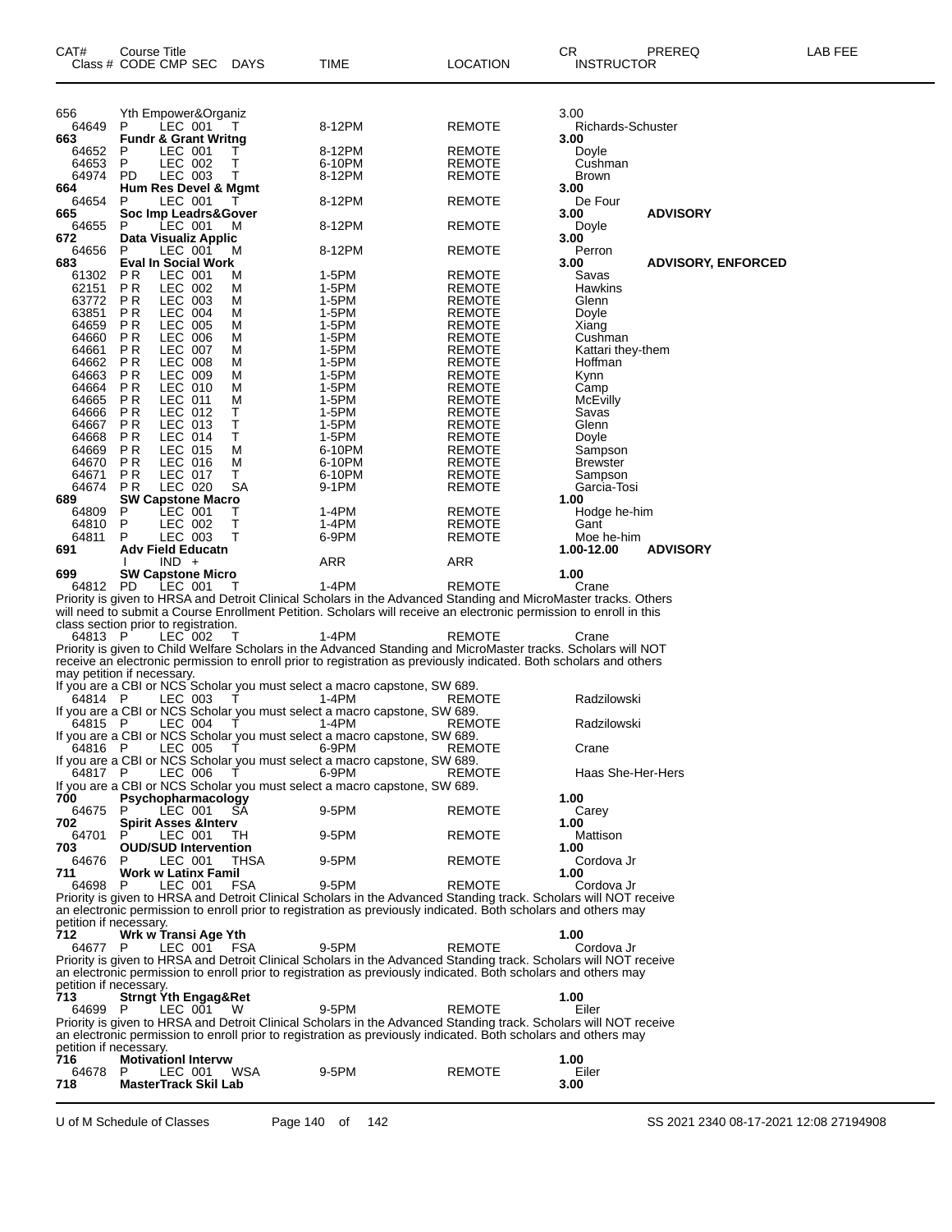| CAT# | Course Title Class # CODE CMP SEC | DAYS | TIME | LOCATION | CR INSTRUCTOR | PREREQ | LAB FEE |
|---|---|---|---|---|---|---|---|
| 656 | Yth Empower&Organiz | | | | 3.00 | | |
| 64649 | P LEC 001 | T | 8-12PM | REMOTE | Richards-Schuster | | |
| **663** | **Fundr & Grant Writng** | | | | **3.00** | | |
| 64652 | P LEC 001 | T | 8-12PM | REMOTE | Doyle | | |
| 64653 | P LEC 002 | T | 6-10PM | REMOTE | Cushman | | |
| 64974 | PD LEC 003 | T | 8-12PM | REMOTE | Brown | | |
| **664** | **Hum Res Devel & Mgmt** | | | | **3.00** | | |
| 64654 | P LEC 001 | T | 8-12PM | REMOTE | De Four | | |
| **665** | **Soc Imp Leadrs&Gover** | | | | **3.00** | **ADVISORY** | |
| 64655 | P LEC 001 | M | 8-12PM | REMOTE | Doyle | | |
| **672** | **Data Visualiz Applic** | | | | **3.00** | | |
| 64656 | P LEC 001 | M | 8-12PM | REMOTE | Perron | | |
| **683** | **Eval In Social Work** | | | | **3.00** | **ADVISORY, ENFORCED** | |
| 61302 | P R LEC 001 | M | 1-5PM | REMOTE | Savas | | |
| 62151 | P R LEC 002 | M | 1-5PM | REMOTE | Hawkins | | |
| 63772 | P R LEC 003 | M | 1-5PM | REMOTE | Glenn | | |
| 63851 | P R LEC 004 | M | 1-5PM | REMOTE | Doyle | | |
| 64659 | P R LEC 005 | M | 1-5PM | REMOTE | Xiang | | |
| 64660 | P R LEC 006 | M | 1-5PM | REMOTE | Cushman | | |
| 64661 | P R LEC 007 | M | 1-5PM | REMOTE | Kattari they-them | | |
| 64662 | P R LEC 008 | M | 1-5PM | REMOTE | Hoffman | | |
| 64663 | P R LEC 009 | M | 1-5PM | REMOTE | Kynn | | |
| 64664 | P R LEC 010 | M | 1-5PM | REMOTE | Camp | | |
| 64665 | P R LEC 011 | M | 1-5PM | REMOTE | McEvilly | | |
| 64666 | P R LEC 012 | T | 1-5PM | REMOTE | Savas | | |
| 64667 | P R LEC 013 | T | 1-5PM | REMOTE | Glenn | | |
| 64668 | P R LEC 014 | T | 1-5PM | REMOTE | Doyle | | |
| 64669 | P R LEC 015 | M | 6-10PM | REMOTE | Sampson | | |
| 64670 | P R LEC 016 | M | 6-10PM | REMOTE | Brewster | | |
| 64671 | P R LEC 017 | T | 6-10PM | REMOTE | Sampson | | |
| 64674 | P R LEC 020 | SA | 9-1PM | REMOTE | Garcia-Tosi | | |
| **689** | **SW Capstone Macro** | | | | **1.00** | | |
| 64809 | P LEC 001 | T | 1-4PM | REMOTE | Hodge he-him | | |
| 64810 | P LEC 002 | T | 1-4PM | REMOTE | Gant | | |
| 64811 | P LEC 003 | T | 6-9PM | REMOTE | Moe he-him | | |
| **691** | **Adv Field Educatn** | | | | **1.00-12.00** | **ADVISORY** | |
| | I IND + | | ARR | ARR | | | |
| **699** | **SW Capstone Micro** | | | | **1.00** | | |
| 64812 | PD LEC 001 | T | 1-4PM | REMOTE | Crane | | |

Priority is given to HRSA and Detroit Clinical Scholars in the Advanced Standing and MicroMaster tracks. Others will need to submit a Course Enrollment Petition. Scholars will receive an electronic permission to enroll in this class section prior to registration.

| | | | | | |
|---|---|---|---|---|---|
| 64813 | P LEC 002 | T | 1-4PM | REMOTE | Crane |

Priority is given to Child Welfare Scholars in the Advanced Standing and MicroMaster tracks. Scholars will NOT receive an electronic permission to enroll prior to registration as previously indicated. Both scholars and others may petition if necessary.

If you are a CBI or NCS Scholar you must select a macro capstone, SW 689.

| | | | | | |
|---|---|---|---|---|---|
| 64814 | P LEC 003 | T | 1-4PM | REMOTE | Radzilowski |

If you are a CBI or NCS Scholar you must select a macro capstone, SW 689.

| | | | | | |
|---|---|---|---|---|---|
| 64815 | P LEC 004 | T | 1-4PM | REMOTE | Radzilowski |

If you are a CBI or NCS Scholar you must select a macro capstone, SW 689.

| | | | | | |
|---|---|---|---|---|---|
| 64816 | P LEC 005 | T | 6-9PM | REMOTE | Crane |

If you are a CBI or NCS Scholar you must select a macro capstone, SW 689.

| | | | | | |
|---|---|---|---|---|---|
| 64817 | P LEC 006 | T | 6-9PM | REMOTE | Haas She-Her-Hers |

If you are a CBI or NCS Scholar you must select a macro capstone, SW 689.

| | | | | | |
|---|---|---|---|---|---|
| **700** | **Psychopharmacology** | | | | **1.00** |
| 64675 | P LEC 001 | SA | 9-5PM | REMOTE | Carey |
| **702** | **Spirit Asses &Interv** | | | | **1.00** |
| 64701 | P LEC 001 | TH | 9-5PM | REMOTE | Mattison |
| **703** | **OUD/SUD Intervention** | | | | **1.00** |
| 64676 | P LEC 001 | THSA | 9-5PM | REMOTE | Cordova Jr |
| **711** | **Work w Latinx Famil** | | | | **1.00** |
| 64698 | P LEC 001 | FSA | 9-5PM | REMOTE | Cordova Jr |

Priority is given to HRSA and Detroit Clinical Scholars in the Advanced Standing track. Scholars will NOT receive an electronic permission to enroll prior to registration as previously indicated. Both scholars and others may petition if necessary.

| | | | | | |
|---|---|---|---|---|---|
| **712** | **Wrk w Transi Age Yth** | | | | **1.00** |
| 64677 | P LEC 001 | FSA | 9-5PM | REMOTE | Cordova Jr |

Priority is given to HRSA and Detroit Clinical Scholars in the Advanced Standing track. Scholars will NOT receive an electronic permission to enroll prior to registration as previously indicated. Both scholars and others may petition if necessary.

| | | | | | |
|---|---|---|---|---|---|
| **713** | **Strngt Yth Engag&Ret** | | | | **1.00** |
| 64699 | P LEC 001 | W | 9-5PM | REMOTE | Eiler |

Priority is given to HRSA and Detroit Clinical Scholars in the Advanced Standing track. Scholars will NOT receive an electronic permission to enroll prior to registration as previously indicated. Both scholars and others may petition if necessary.

| | | | | | |
|---|---|---|---|---|---|
| **716** | **Motivationl Intervw** | | | | **1.00** |
| 64678 | P LEC 001 | WSA | 9-5PM | REMOTE | Eiler |
| **718** | **MasterTrack Skil Lab** | | | | **3.00** |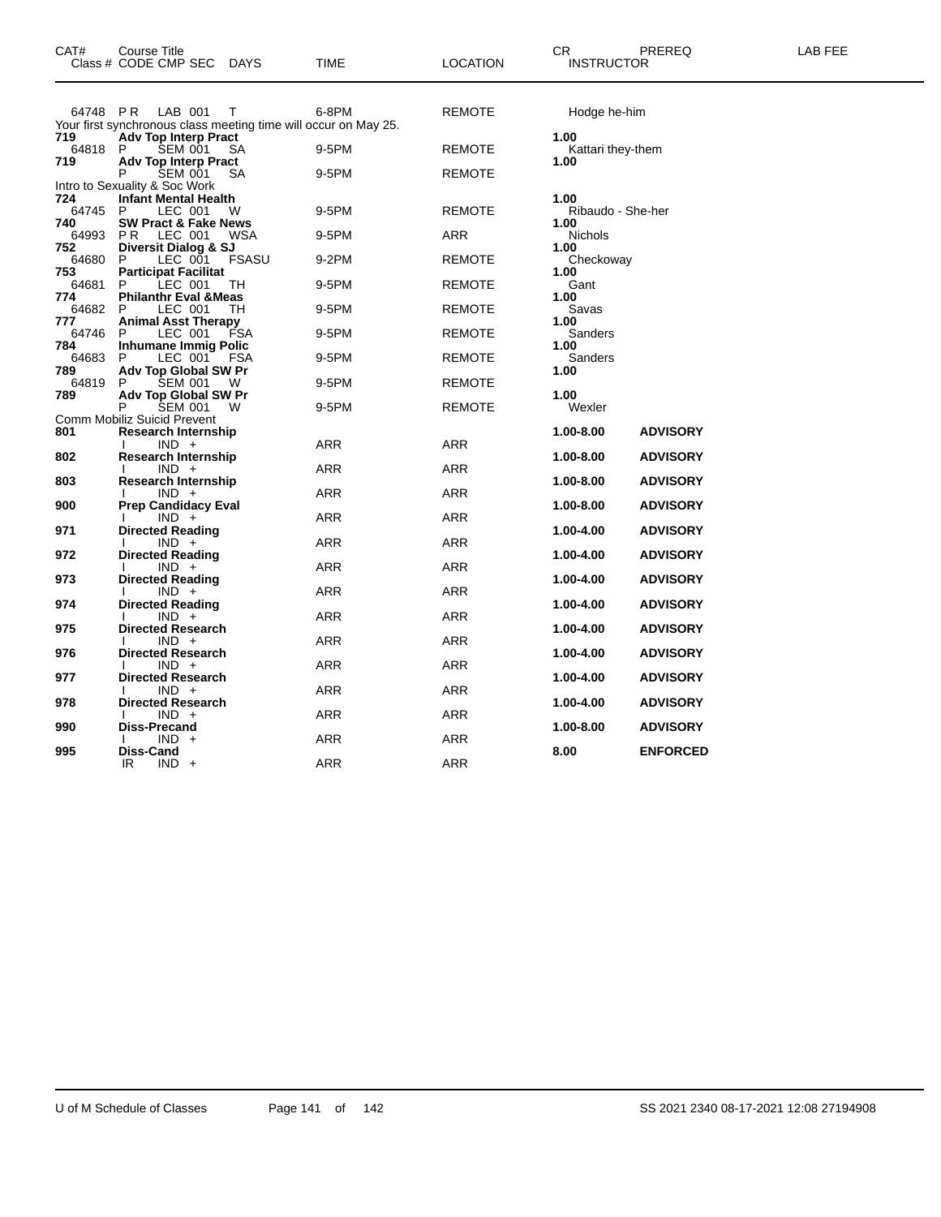| CAT# | Course Title<br>Class # CODE CMP SEC DAYS | TIME | LOCATION | CR<br>INSTRUCTOR | PREREQ | LAB FEE |
|---|---|---|---|---|---|---|
| | 64748 P R LAB 001 T | 6-8PM | REMOTE | Hodge he-him | | |
| | Your first synchronous class meeting time will occur on May 25. | | | | | |
| 719 | **Adv Top Interp Pract** | | | **1.00** | | |
| | 64818 P SEM 001 SA | 9-5PM | REMOTE | Kattari they-them | | |
| 719 | **Adv Top Interp Pract** | | | **1.00** | | |
| | P SEM 001 SA | 9-5PM | REMOTE | | | |
| | Intro to Sexuality & Soc Work | | | | | |
| 724 | **Infant Mental Health** | | | **1.00** | | |
| | 64745 P LEC 001 W | 9-5PM | REMOTE | Ribaudo - She-her | | |
| 740 | **SW Pract & Fake News** | | | **1.00** | | |
| | 64993 P R LEC 001 WSA | 9-5PM | ARR | Nichols | | |
| 752 | **Diversit Dialog & SJ** | | | **1.00** | | |
| | 64680 P LEC 001 FSASU | 9-2PM | REMOTE | Checkoway | | |
| 753 | **Participat Facilitat** | | | **1.00** | | |
| | 64681 P LEC 001 TH | 9-5PM | REMOTE | Gant | | |
| 774 | **Philanthr Eval &Meas** | | | **1.00** | | |
| | 64682 P LEC 001 TH | 9-5PM | REMOTE | Savas | | |
| 777 | **Animal Asst Therapy** | | | **1.00** | | |
| | 64746 P LEC 001 FSA | 9-5PM | REMOTE | Sanders | | |
| 784 | **Inhumane Immig Polic** | | | **1.00** | | |
| | 64683 P LEC 001 FSA | 9-5PM | REMOTE | Sanders | | |
| 789 | **Adv Top Global SW Pr** | | | **1.00** | | |
| | 64819 P SEM 001 W | 9-5PM | REMOTE | | | |
| 789 | **Adv Top Global SW Pr** | | | **1.00** | | |
| | P SEM 001 W | 9-5PM | REMOTE | Wexler | | |
| | Comm Mobiliz Suicid Prevent | | | | | |
| 801 | **Research Internship** | | | **1.00-8.00** | **ADVISORY** | |
| | I IND + | ARR | ARR | | | |
| 802 | **Research Internship** | | | **1.00-8.00** | **ADVISORY** | |
| | I IND + | ARR | ARR | | | |
| 803 | **Research Internship** | | | **1.00-8.00** | **ADVISORY** | |
| | I IND + | ARR | ARR | | | |
| 900 | **Prep Candidacy Eval** | | | **1.00-8.00** | **ADVISORY** | |
| | I IND + | ARR | ARR | | | |
| 971 | **Directed Reading** | | | **1.00-4.00** | **ADVISORY** | |
| | I IND + | ARR | ARR | | | |
| 972 | **Directed Reading** | | | **1.00-4.00** | **ADVISORY** | |
| | I IND + | ARR | ARR | | | |
| 973 | **Directed Reading** | | | **1.00-4.00** | **ADVISORY** | |
| | I IND + | ARR | ARR | | | |
| 974 | **Directed Reading** | | | **1.00-4.00** | **ADVISORY** | |
| | I IND + | ARR | ARR | | | |
| 975 | **Directed Research** | | | **1.00-4.00** | **ADVISORY** | |
| | I IND + | ARR | ARR | | | |
| 976 | **Directed Research** | | | **1.00-4.00** | **ADVISORY** | |
| | I IND + | ARR | ARR | | | |
| 977 | **Directed Research** | | | **1.00-4.00** | **ADVISORY** | |
| | I IND + | ARR | ARR | | | |
| 978 | **Directed Research** | | | **1.00-4.00** | **ADVISORY** | |
| | I IND + | ARR | ARR | | | |
| 990 | **Diss-Precand** | | | **1.00-8.00** | **ADVISORY** | |
| | I IND + | ARR | ARR | | | |
| 995 | **Diss-Cand** | | | **8.00** | **ENFORCED** | |
| | IR IND + | ARR | ARR | | | |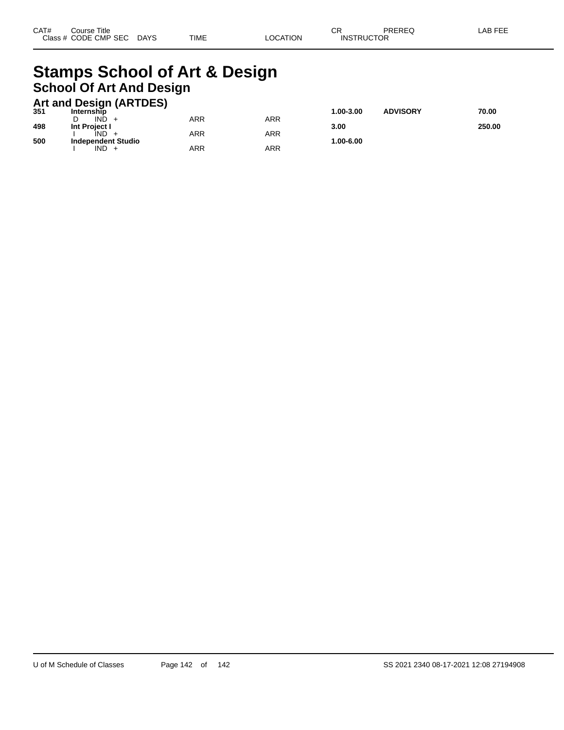| CAT# | Course Title<br>Class # CODE CMP SEC DAYS | TIME | LOCATION | CR<br>INSTRUCTOR | PREREQ | LAB FEE |
|---|---|---|---|---|---|---|

# Stamps School of Art & Design

## School Of Art And Design

### Art and Design (ARTDES)

| | | | | | | |
|---|---|---|---|---|---|---|
| **351** | **Internship** | | | **1.00-3.00** | **ADVISORY** | **70.00** |
| | D IND + | ARR | ARR | | | |
| **498** | **Int Project I** | | | **3.00** | | **250.00** |
| | I IND + | ARR | ARR | | | |
| **500** | **Independent Studio** | | | **1.00-6.00** | | |
| | I IND + | ARR | ARR | | | |